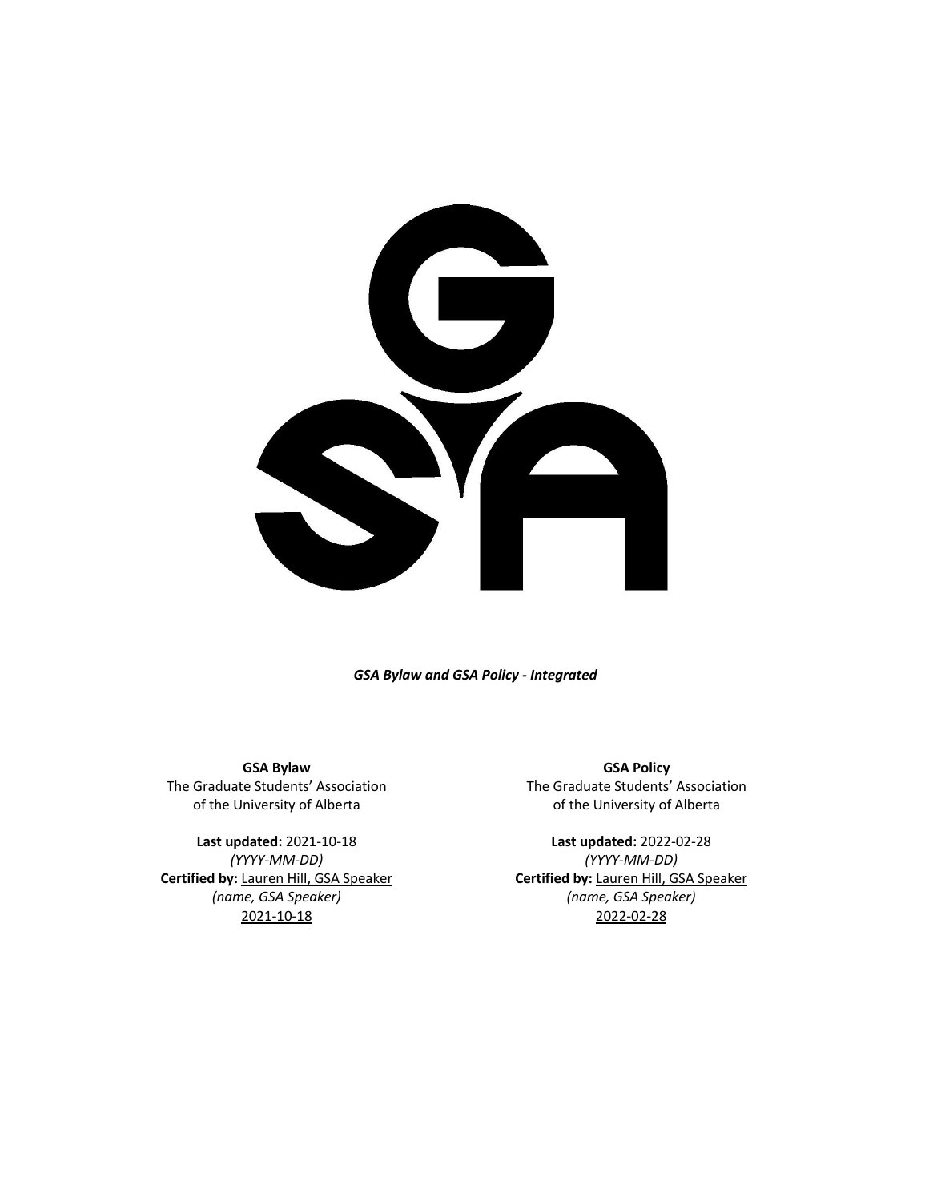*GSA Bylaw and GSA Policy - Integrated*

**GSA Bylaw**
The Graduate Students' Association
of the University of Alberta

**Last updated:** 2021-10-18
*(YYYY-MM-DD)*
**Certified by:** Lauren Hill, GSA Speaker
*(name, GSA Speaker)*
2021-10-18

**GSA Policy**
The Graduate Students' Association
of the University of Alberta

**Last updated:** 2022-02-28
*(YYYY-MM-DD)*
**Certified by:** Lauren Hill, GSA Speaker
*(name, GSA Speaker)*
2022-02-28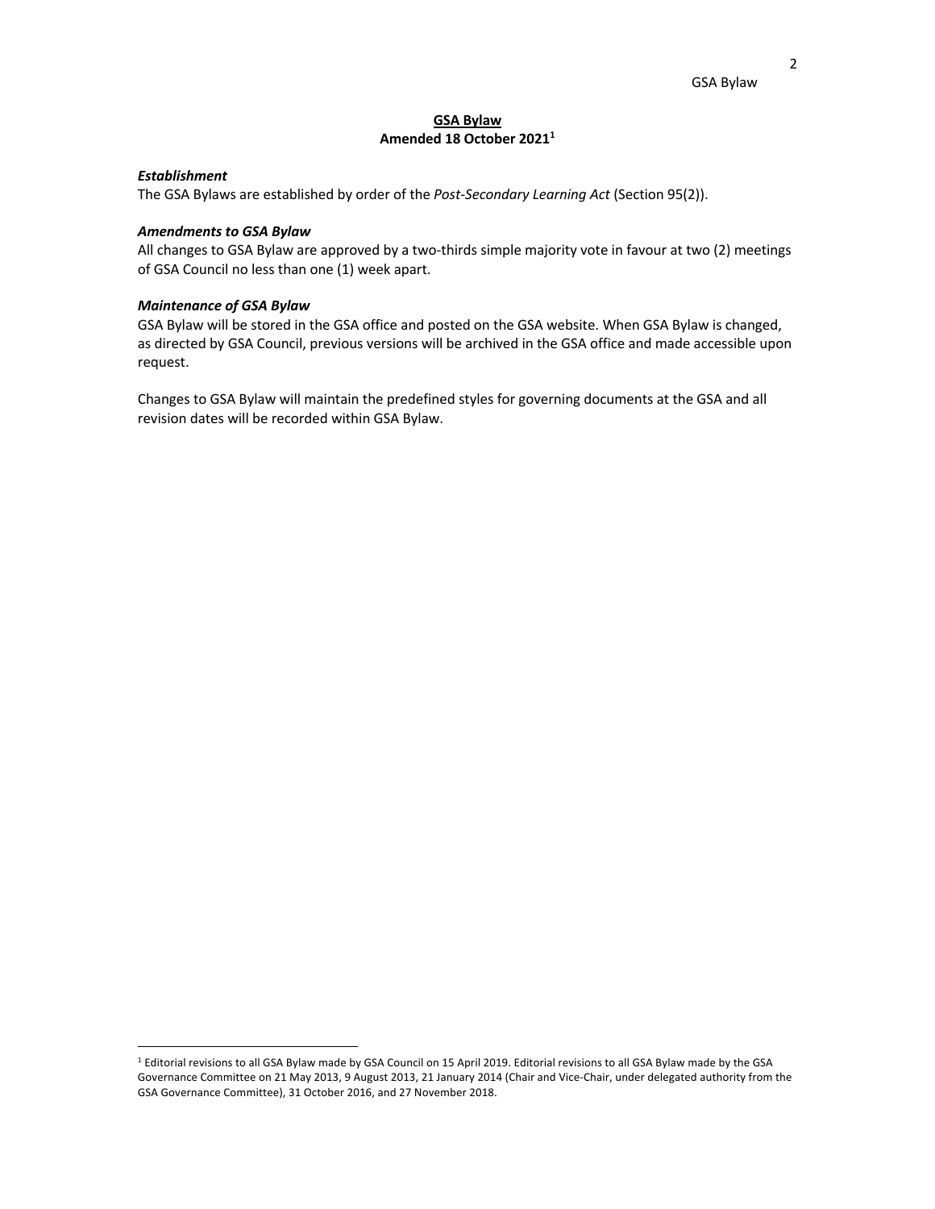# GSA Bylaw

**Amended 18 October 2021**[1]

### *Establishment*

The GSA Bylaws are established by order of the *Post-Secondary Learning Act* (Section 95(2)).

### *Amendments to GSA Bylaw*

All changes to GSA Bylaw are approved by a two-thirds simple majority vote in favour at two (2) meetings of GSA Council no less than one (1) week apart.

### *Maintenance of GSA Bylaw*

GSA Bylaw will be stored in the GSA office and posted on the GSA website. When GSA Bylaw is changed, as directed by GSA Council, previous versions will be archived in the GSA office and made accessible upon request.

Changes to GSA Bylaw will maintain the predefined styles for governing documents at the GSA and all revision dates will be recorded within GSA Bylaw.

---

[1] Editorial revisions to all GSA Bylaw made by GSA Council on 15 April 2019. Editorial revisions to all GSA Bylaw made by the GSA Governance Committee on 21 May 2013, 9 August 2013, 21 January 2014 (Chair and Vice-Chair, under delegated authority from the GSA Governance Committee), 31 October 2016, and 27 November 2018.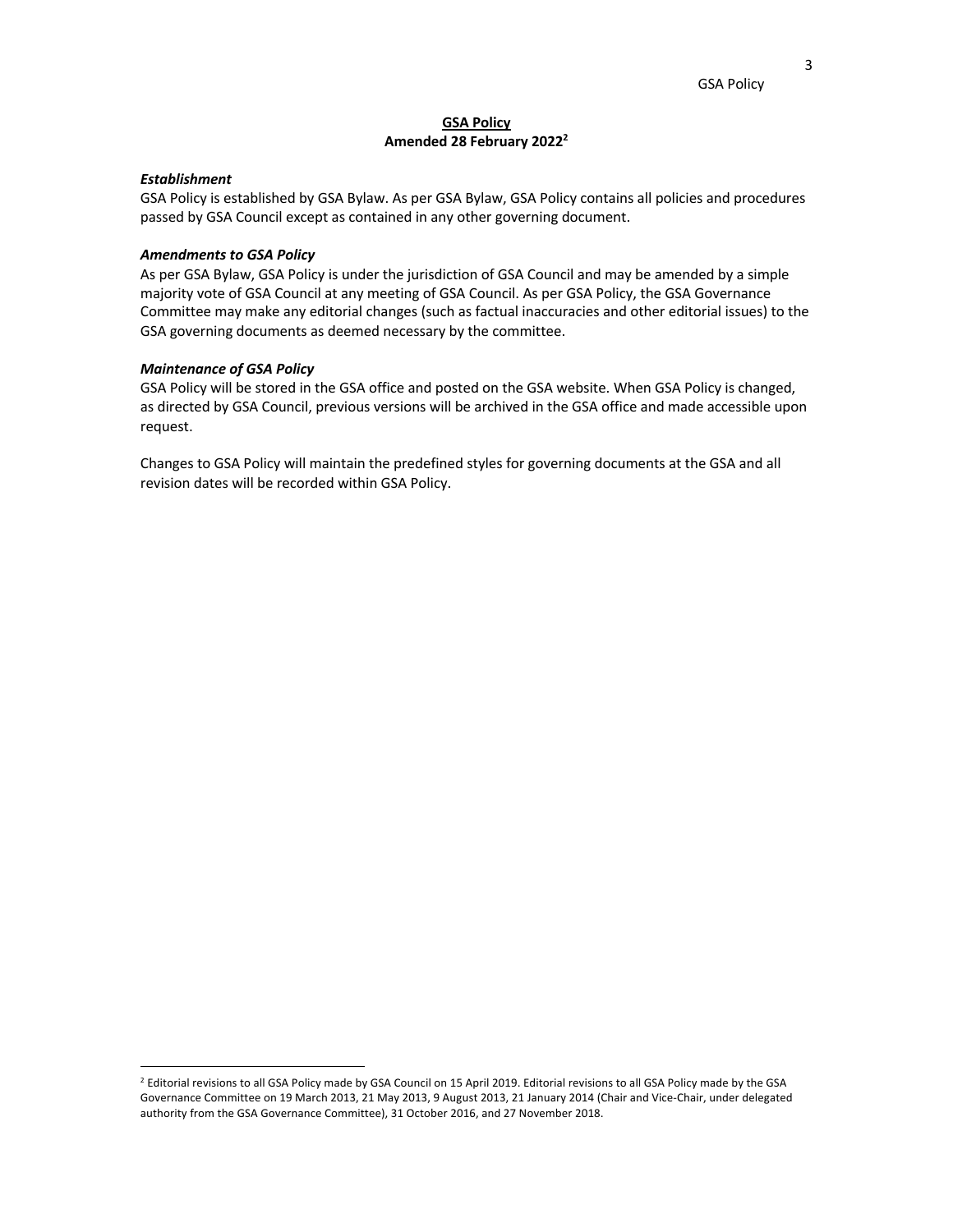## GSA Policy

**Amended 28 February 2022[2]**

***Establishment***

GSA Policy is established by GSA Bylaw. As per GSA Bylaw, GSA Policy contains all policies and procedures passed by GSA Council except as contained in any other governing document.

***Amendments to GSA Policy***

As per GSA Bylaw, GSA Policy is under the jurisdiction of GSA Council and may be amended by a simple majority vote of GSA Council at any meeting of GSA Council. As per GSA Policy, the GSA Governance Committee may make any editorial changes (such as factual inaccuracies and other editorial issues) to the GSA governing documents as deemed necessary by the committee.

***Maintenance of GSA Policy***

GSA Policy will be stored in the GSA office and posted on the GSA website. When GSA Policy is changed, as directed by GSA Council, previous versions will be archived in the GSA office and made accessible upon request.

Changes to GSA Policy will maintain the predefined styles for governing documents at the GSA and all revision dates will be recorded within GSA Policy.

---

[2] Editorial revisions to all GSA Policy made by GSA Council on 15 April 2019. Editorial revisions to all GSA Policy made by the GSA Governance Committee on 19 March 2013, 21 May 2013, 9 August 2013, 21 January 2014 (Chair and Vice-Chair, under delegated authority from the GSA Governance Committee), 31 October 2016, and 27 November 2018.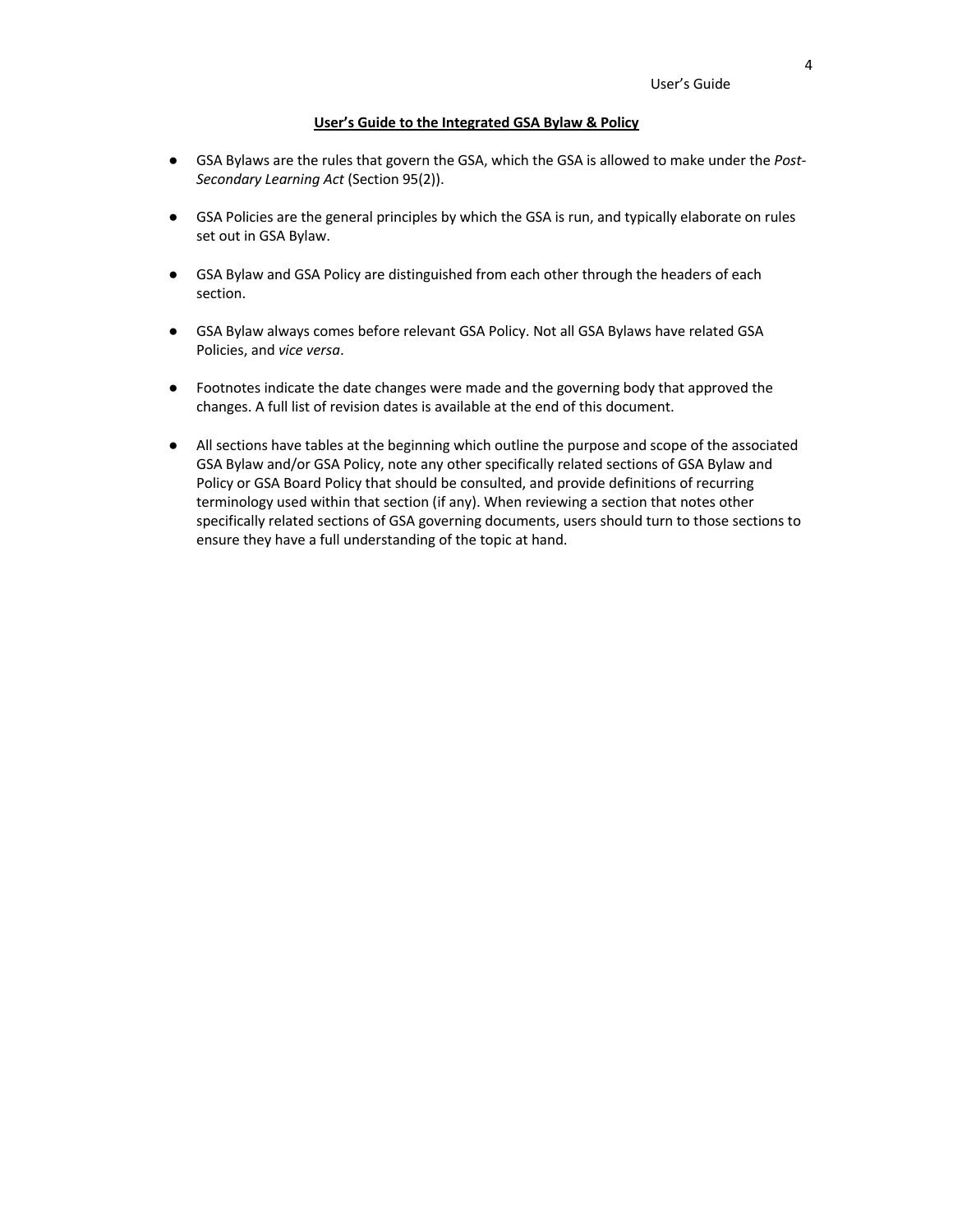## User's Guide to the Integrated GSA Bylaw & Policy

- GSA Bylaws are the rules that govern the GSA, which the GSA is allowed to make under the *Post-Secondary Learning Act* (Section 95(2)).

- GSA Policies are the general principles by which the GSA is run, and typically elaborate on rules set out in GSA Bylaw.

- GSA Bylaw and GSA Policy are distinguished from each other through the headers of each section.

- GSA Bylaw always comes before relevant GSA Policy. Not all GSA Bylaws have related GSA Policies, and *vice versa*.

- Footnotes indicate the date changes were made and the governing body that approved the changes. A full list of revision dates is available at the end of this document.

- All sections have tables at the beginning which outline the purpose and scope of the associated GSA Bylaw and/or GSA Policy, note any other specifically related sections of GSA Bylaw and Policy or GSA Board Policy that should be consulted, and provide definitions of recurring terminology used within that section (if any). When reviewing a section that notes other specifically related sections of GSA governing documents, users should turn to those sections to ensure they have a full understanding of the topic at hand.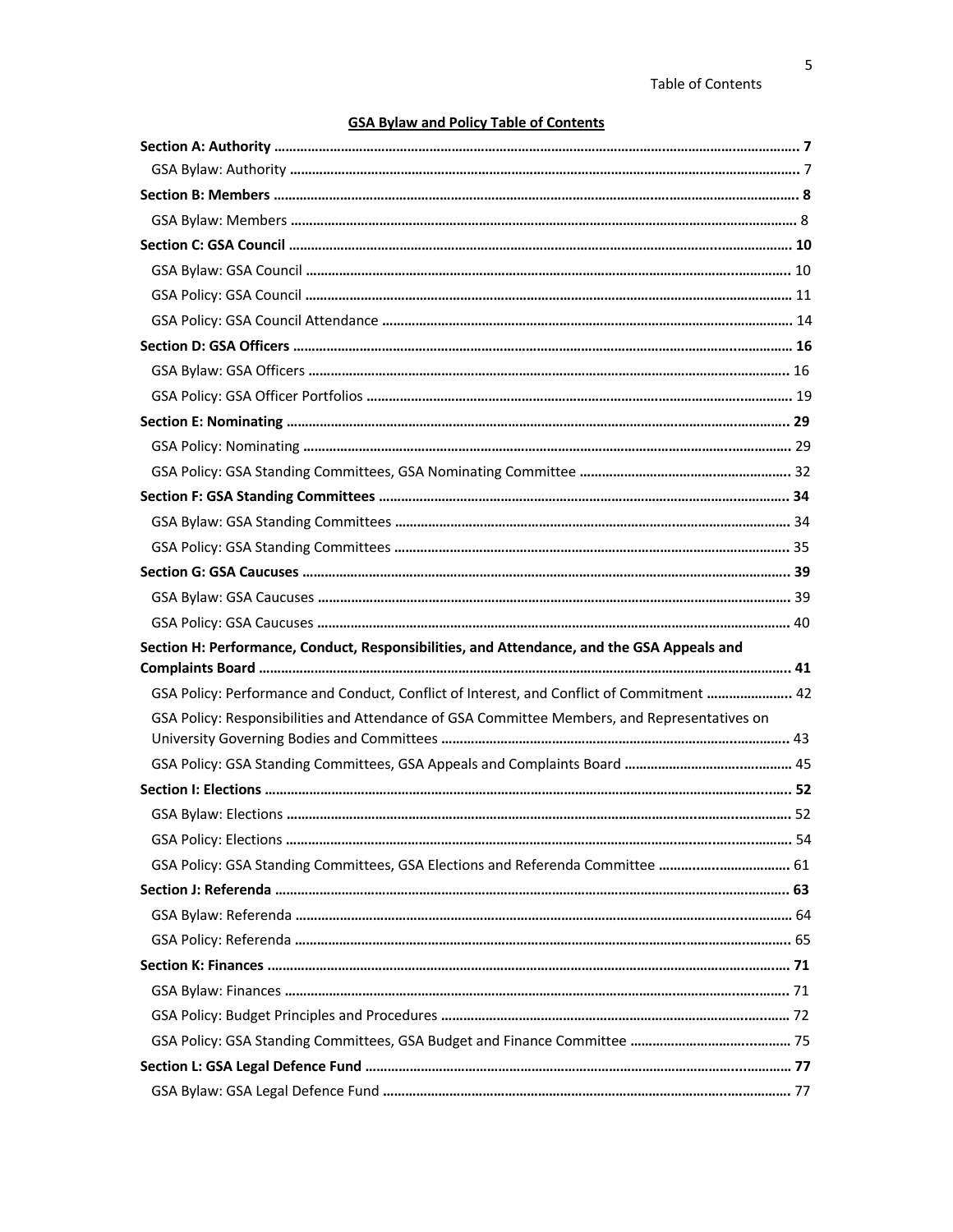**GSA Bylaw and Policy Table of Contents**

**Section A: Authority** ........ **7**

- GSA Bylaw: Authority ........ 7

**Section B: Members** ........ **8**

- GSA Bylaw: Members ........ 8

**Section C: GSA Council** ........ **10**

- GSA Bylaw: GSA Council ........ 10
- GSA Policy: GSA Council ........ 11
- GSA Policy: GSA Council Attendance ........ 14

**Section D: GSA Officers** ........ **16**

- GSA Bylaw: GSA Officers ........ 16
- GSA Policy: GSA Officer Portfolios ........ 19

**Section E: Nominating** ........ **29**

- GSA Policy: Nominating ........ 29
- GSA Policy: GSA Standing Committees, GSA Nominating Committee ........ 32

**Section F: GSA Standing Committees** ........ **34**

- GSA Bylaw: GSA Standing Committees ........ 34
- GSA Policy: GSA Standing Committees ........ 35

**Section G: GSA Caucuses** ........ **39**

- GSA Bylaw: GSA Caucuses ........ 39
- GSA Policy: GSA Caucuses ........ 40

**Section H: Performance, Conduct, Responsibilities, and Attendance, and the GSA Appeals and Complaints Board** ........ **41**

- GSA Policy: Performance and Conduct, Conflict of Interest, and Conflict of Commitment ........ 42
- GSA Policy: Responsibilities and Attendance of GSA Committee Members, and Representatives on University Governing Bodies and Committees ........ 43
- GSA Policy: GSA Standing Committees, GSA Appeals and Complaints Board ........ 45

**Section I: Elections** ........ **52**

- GSA Bylaw: Elections ........ 52
- GSA Policy: Elections ........ 54
- GSA Policy: GSA Standing Committees, GSA Elections and Referenda Committee ........ 61

**Section J: Referenda** ........ **63**

- GSA Bylaw: Referenda ........ 64
- GSA Policy: Referenda ........ 65

**Section K: Finances** ........ **71**

- GSA Bylaw: Finances ........ 71
- GSA Policy: Budget Principles and Procedures ........ 72
- GSA Policy: GSA Standing Committees, GSA Budget and Finance Committee ........ 75

**Section L: GSA Legal Defence Fund** ........ **77**

- GSA Bylaw: GSA Legal Defence Fund ........ 77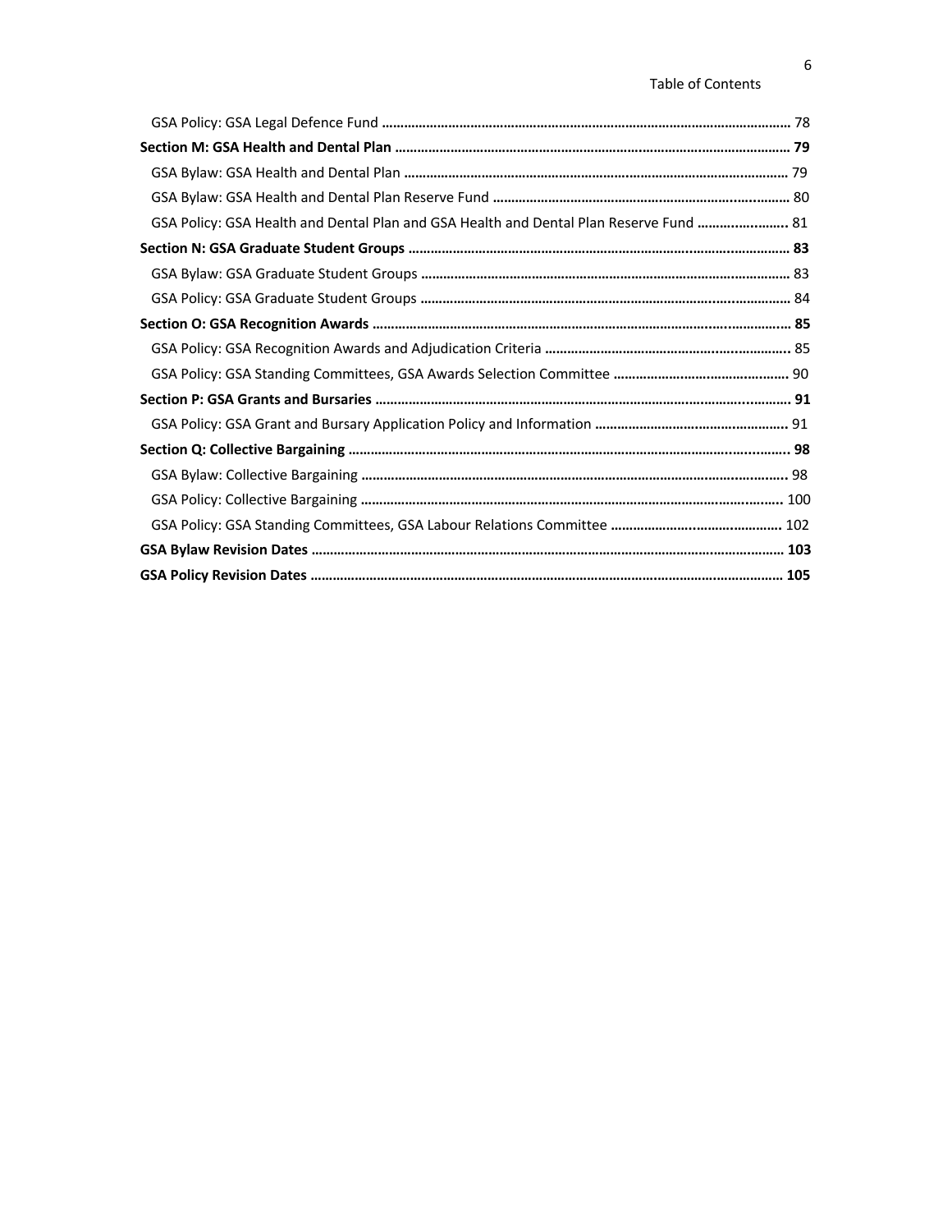GSA Policy: GSA Legal Defence Fund ............................................................................................................. 78

**Section M: GSA Health and Dental Plan ......................................................................................................... 79**

GSA Bylaw: GSA Health and Dental Plan ....................................................................................................... 79

GSA Bylaw: GSA Health and Dental Plan Reserve Fund ............................................................................... 80

GSA Policy: GSA Health and Dental Plan and GSA Health and Dental Plan Reserve Fund ......................... 81

**Section N: GSA Graduate Student Groups ...................................................................................................... 83**

GSA Bylaw: GSA Graduate Student Groups ................................................................................................... 83

GSA Policy: GSA Graduate Student Groups ................................................................................................... 84

**Section O: GSA Recognition Awards ............................................................................................................... 85**

GSA Policy: GSA Recognition Awards and Adjudication Criteria ................................................................. 85

GSA Policy: GSA Standing Committees, GSA Awards Selection Committee ............................................... 90

**Section P: GSA Grants and Bursaries .............................................................................................................. 91**

GSA Policy: GSA Grant and Bursary Application Policy and Information ................................................... 91

**Section Q: Collective Bargaining ..................................................................................................................... 98**

GSA Bylaw: Collective Bargaining ................................................................................................................. 98

GSA Policy: Collective Bargaining ................................................................................................................ 100

GSA Policy: GSA Standing Committees, GSA Labour Relations Committee .............................................. 102

**GSA Bylaw Revision Dates .............................................................................................................................. 103**

**GSA Policy Revision Dates .............................................................................................................................. 105**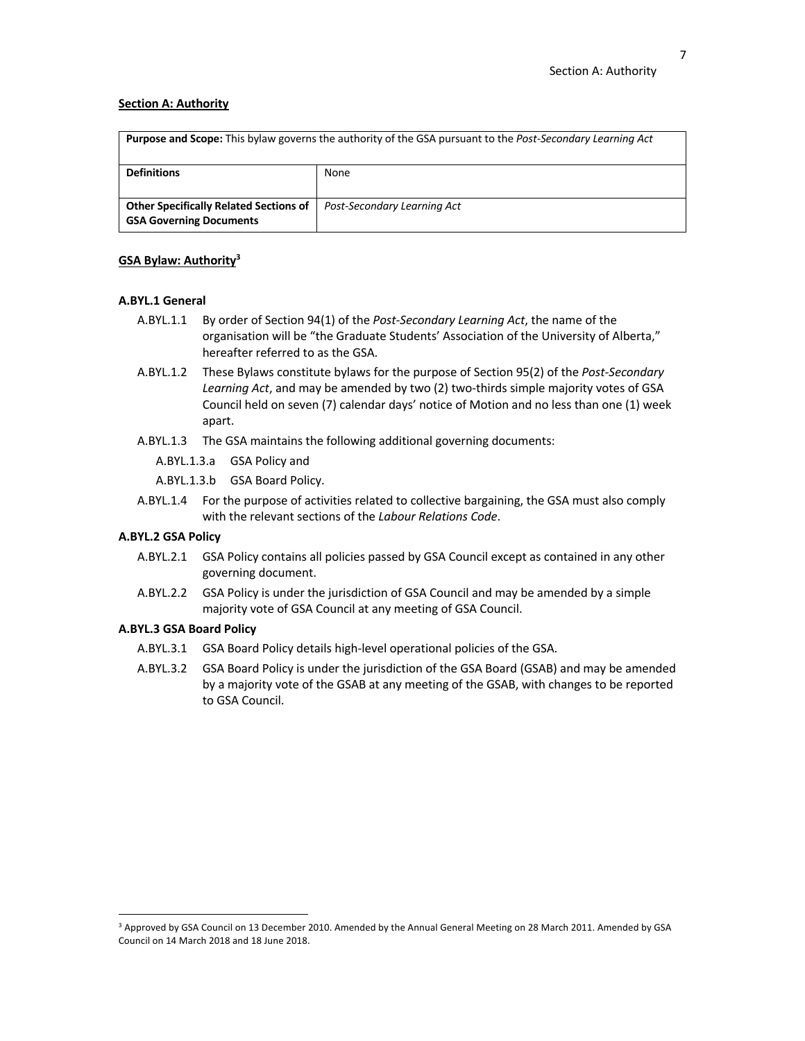## Section A: Authority

| **Purpose and Scope:** This bylaw governs the authority of the GSA pursuant to the *Post-Secondary Learning Act* | |
| --- | --- |
| **Definitions** | None |
| **Other Specifically Related Sections of GSA Governing Documents** | *Post-Secondary Learning Act* |

### GSA Bylaw: Authority[3]

#### A.BYL.1 General

A.BYL.1.1 By order of Section 94(1) of the *Post-Secondary Learning Act*, the name of the organisation will be "the Graduate Students' Association of the University of Alberta," hereafter referred to as the GSA.

A.BYL.1.2 These Bylaws constitute bylaws for the purpose of Section 95(2) of the *Post-Secondary Learning Act*, and may be amended by two (2) two-thirds simple majority votes of GSA Council held on seven (7) calendar days' notice of Motion and no less than one (1) week apart.

A.BYL.1.3 The GSA maintains the following additional governing documents:

- A.BYL.1.3.a GSA Policy and
- A.BYL.1.3.b GSA Board Policy.

A.BYL.1.4 For the purpose of activities related to collective bargaining, the GSA must also comply with the relevant sections of the *Labour Relations Code*.

#### A.BYL.2 GSA Policy

A.BYL.2.1 GSA Policy contains all policies passed by GSA Council except as contained in any other governing document.

A.BYL.2.2 GSA Policy is under the jurisdiction of GSA Council and may be amended by a simple majority vote of GSA Council at any meeting of GSA Council.

#### A.BYL.3 GSA Board Policy

A.BYL.3.1 GSA Board Policy details high-level operational policies of the GSA.

A.BYL.3.2 GSA Board Policy is under the jurisdiction of the GSA Board (GSAB) and may be amended by a majority vote of the GSAB at any meeting of the GSAB, with changes to be reported to GSA Council.

---

[3] Approved by GSA Council on 13 December 2010. Amended by the Annual General Meeting on 28 March 2011. Amended by GSA Council on 14 March 2018 and 18 June 2018.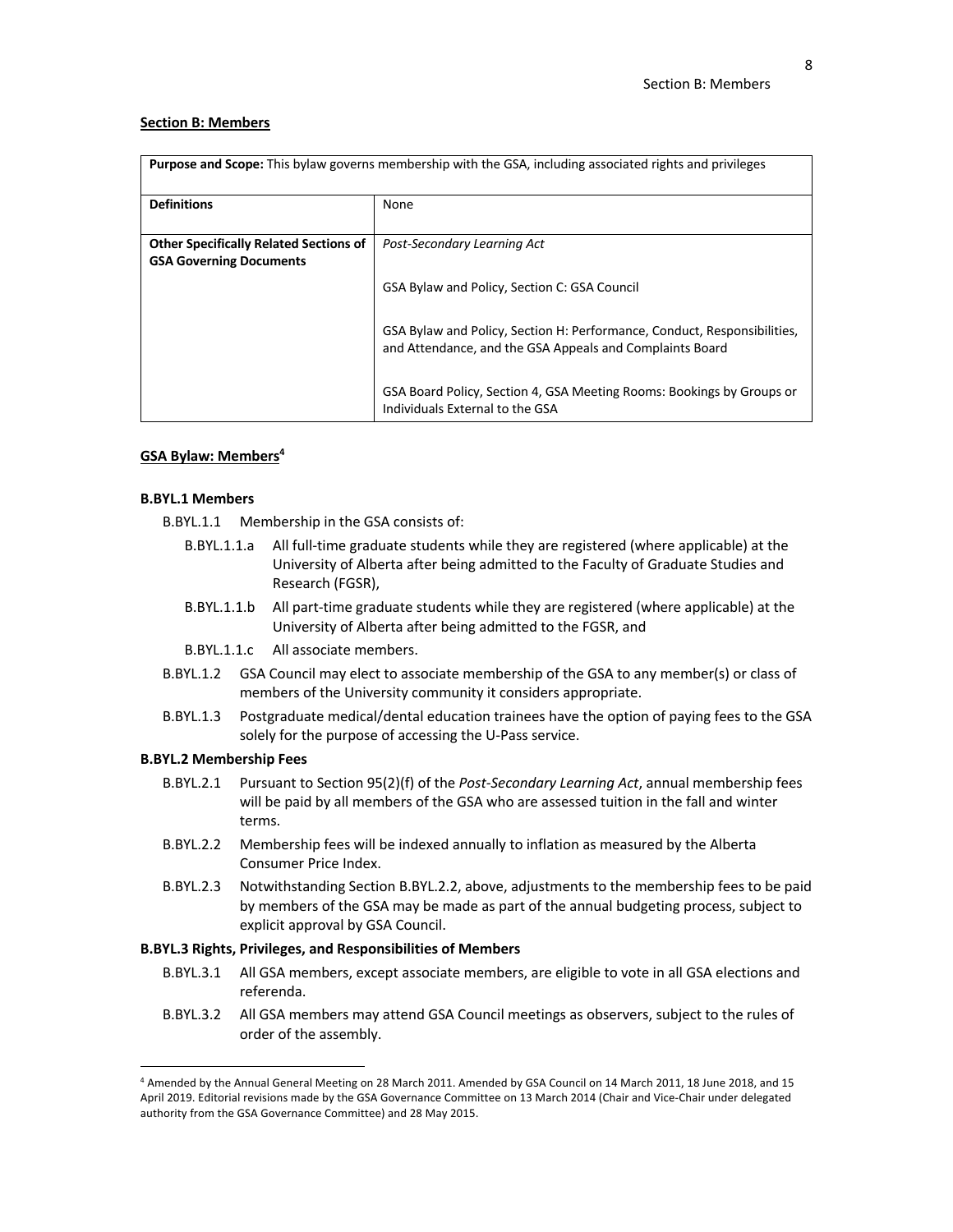## Section B: Members

| **Purpose and Scope:** This bylaw governs membership with the GSA, including associated rights and privileges | |
|---|---|
| **Definitions** | None |
| **Other Specifically Related Sections of GSA Governing Documents** | *Post-Secondary Learning Act* |
| | GSA Bylaw and Policy, Section C: GSA Council |
| | GSA Bylaw and Policy, Section H: Performance, Conduct, Responsibilities, and Attendance, and the GSA Appeals and Complaints Board |
| | GSA Board Policy, Section 4, GSA Meeting Rooms: Bookings by Groups or Individuals External to the GSA |

## GSA Bylaw: Members[4]

### B.BYL.1 Members

B.BYL.1.1 Membership in the GSA consists of:

- B.BYL.1.1.a All full-time graduate students while they are registered (where applicable) at the University of Alberta after being admitted to the Faculty of Graduate Studies and Research (FGSR),
- B.BYL.1.1.b All part-time graduate students while they are registered (where applicable) at the University of Alberta after being admitted to the FGSR, and
- B.BYL.1.1.c All associate members.

B.BYL.1.2 GSA Council may elect to associate membership of the GSA to any member(s) or class of members of the University community it considers appropriate.

B.BYL.1.3 Postgraduate medical/dental education trainees have the option of paying fees to the GSA solely for the purpose of accessing the U-Pass service.

### B.BYL.2 Membership Fees

B.BYL.2.1 Pursuant to Section 95(2)(f) of the *Post-Secondary Learning Act*, annual membership fees will be paid by all members of the GSA who are assessed tuition in the fall and winter terms.

B.BYL.2.2 Membership fees will be indexed annually to inflation as measured by the Alberta Consumer Price Index.

B.BYL.2.3 Notwithstanding Section B.BYL.2.2, above, adjustments to the membership fees to be paid by members of the GSA may be made as part of the annual budgeting process, subject to explicit approval by GSA Council.

### B.BYL.3 Rights, Privileges, and Responsibilities of Members

B.BYL.3.1 All GSA members, except associate members, are eligible to vote in all GSA elections and referenda.

B.BYL.3.2 All GSA members may attend GSA Council meetings as observers, subject to the rules of order of the assembly.

---

[4] Amended by the Annual General Meeting on 28 March 2011. Amended by GSA Council on 14 March 2011, 18 June 2018, and 15 April 2019. Editorial revisions made by the GSA Governance Committee on 13 March 2014 (Chair and Vice-Chair under delegated authority from the GSA Governance Committee) and 28 May 2015.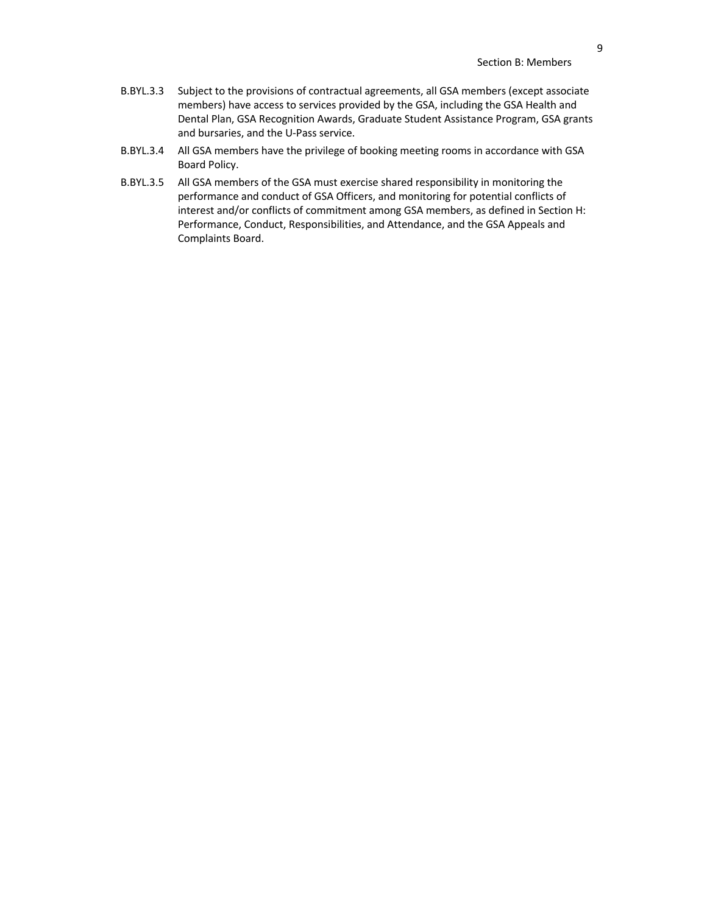B.BYL.3.3 Subject to the provisions of contractual agreements, all GSA members (except associate members) have access to services provided by the GSA, including the GSA Health and Dental Plan, GSA Recognition Awards, Graduate Student Assistance Program, GSA grants and bursaries, and the U-Pass service.

B.BYL.3.4 All GSA members have the privilege of booking meeting rooms in accordance with GSA Board Policy.

B.BYL.3.5 All GSA members of the GSA must exercise shared responsibility in monitoring the performance and conduct of GSA Officers, and monitoring for potential conflicts of interest and/or conflicts of commitment among GSA members, as defined in Section H: Performance, Conduct, Responsibilities, and Attendance, and the GSA Appeals and Complaints Board.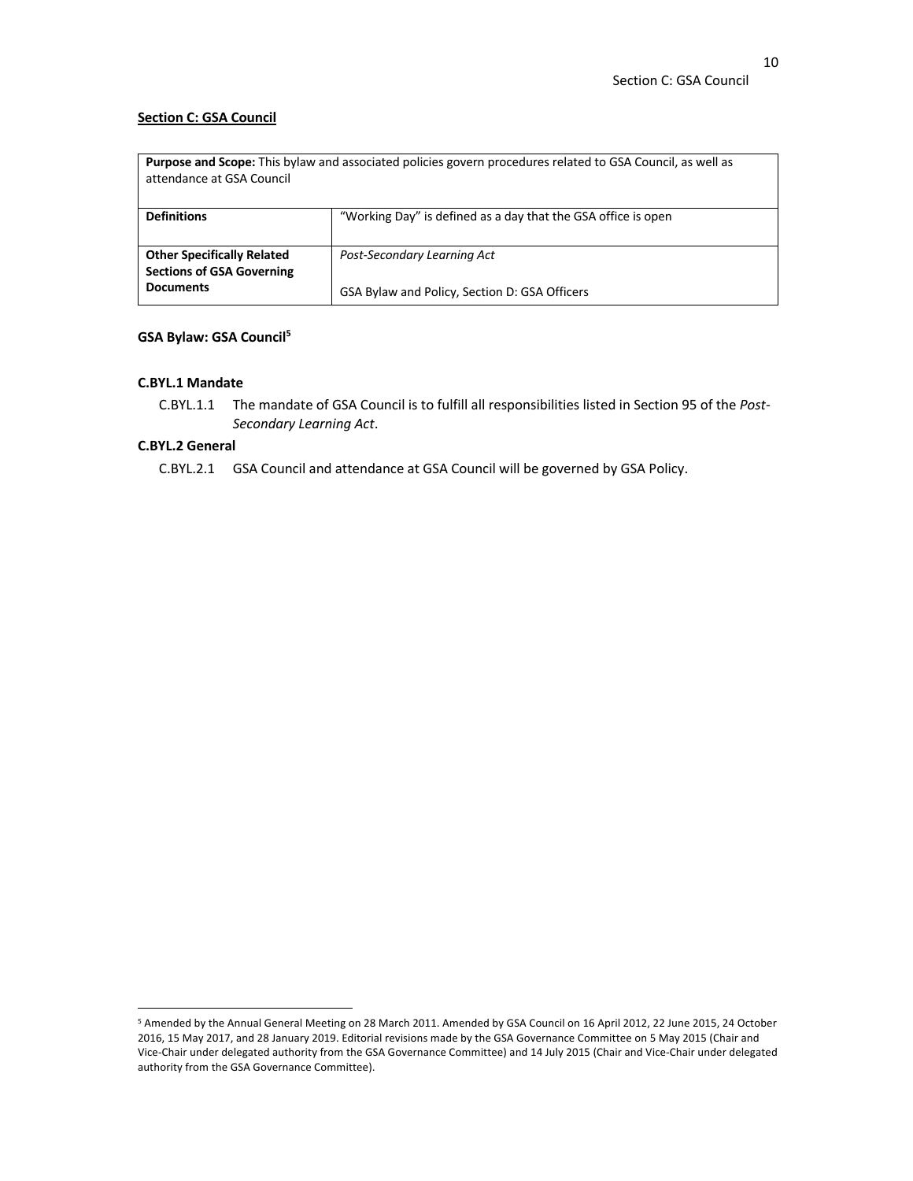## Section C: GSA Council

| **Purpose and Scope:** This bylaw and associated policies govern procedures related to GSA Council, as well as attendance at GSA Council | |
|---|---|
| **Definitions** | "Working Day" is defined as a day that the GSA office is open |
| **Other Specifically Related Sections of GSA Governing Documents** | *Post-Secondary Learning Act*<br><br>GSA Bylaw and Policy, Section D: GSA Officers |

### GSA Bylaw: GSA Council[5]

#### C.BYL.1 Mandate

C.BYL.1.1 The mandate of GSA Council is to fulfill all responsibilities listed in Section 95 of the *Post-Secondary Learning Act*.

#### C.BYL.2 General

C.BYL.2.1 GSA Council and attendance at GSA Council will be governed by GSA Policy.

---

[5] Amended by the Annual General Meeting on 28 March 2011. Amended by GSA Council on 16 April 2012, 22 June 2015, 24 October 2016, 15 May 2017, and 28 January 2019. Editorial revisions made by the GSA Governance Committee on 5 May 2015 (Chair and Vice-Chair under delegated authority from the GSA Governance Committee) and 14 July 2015 (Chair and Vice-Chair under delegated authority from the GSA Governance Committee).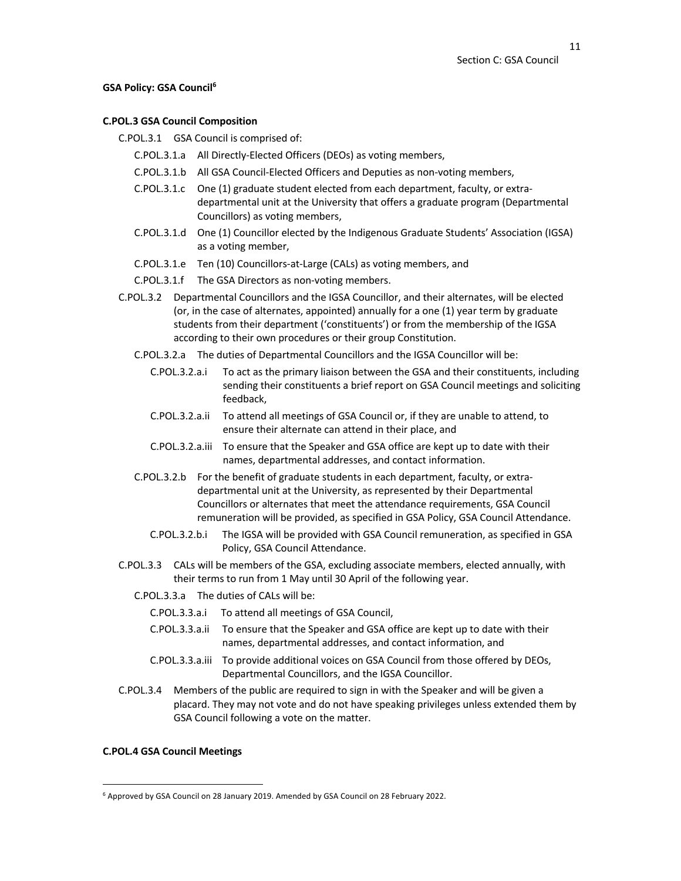**GSA Policy: GSA Council[6]**

**C.POL.3 GSA Council Composition**

C.POL.3.1 GSA Council is comprised of:

- C.POL.3.1.a All Directly-Elected Officers (DEOs) as voting members,
- C.POL.3.1.b All GSA Council-Elected Officers and Deputies as non-voting members,
- C.POL.3.1.c One (1) graduate student elected from each department, faculty, or extra-departmental unit at the University that offers a graduate program (Departmental Councillors) as voting members,
- C.POL.3.1.d One (1) Councillor elected by the Indigenous Graduate Students' Association (IGSA) as a voting member,
- C.POL.3.1.e Ten (10) Councillors-at-Large (CALs) as voting members, and
- C.POL.3.1.f The GSA Directors as non-voting members.

C.POL.3.2 Departmental Councillors and the IGSA Councillor, and their alternates, will be elected (or, in the case of alternates, appointed) annually for a one (1) year term by graduate students from their department ('constituents') or from the membership of the IGSA according to their own procedures or their group Constitution.

- C.POL.3.2.a The duties of Departmental Councillors and the IGSA Councillor will be:
  - C.POL.3.2.a.i To act as the primary liaison between the GSA and their constituents, including sending their constituents a brief report on GSA Council meetings and soliciting feedback,
  - C.POL.3.2.a.ii To attend all meetings of GSA Council or, if they are unable to attend, to ensure their alternate can attend in their place, and
  - C.POL.3.2.a.iii To ensure that the Speaker and GSA office are kept up to date with their names, departmental addresses, and contact information.
- C.POL.3.2.b For the benefit of graduate students in each department, faculty, or extra-departmental unit at the University, as represented by their Departmental Councillors or alternates that meet the attendance requirements, GSA Council remuneration will be provided, as specified in GSA Policy, GSA Council Attendance.
  - C.POL.3.2.b.i The IGSA will be provided with GSA Council remuneration, as specified in GSA Policy, GSA Council Attendance.

C.POL.3.3 CALs will be members of the GSA, excluding associate members, elected annually, with their terms to run from 1 May until 30 April of the following year.

- C.POL.3.3.a The duties of CALs will be:
  - C.POL.3.3.a.i To attend all meetings of GSA Council,
  - C.POL.3.3.a.ii To ensure that the Speaker and GSA office are kept up to date with their names, departmental addresses, and contact information, and
  - C.POL.3.3.a.iii To provide additional voices on GSA Council from those offered by DEOs, Departmental Councillors, and the IGSA Councillor.

C.POL.3.4 Members of the public are required to sign in with the Speaker and will be given a placard. They may not vote and do not have speaking privileges unless extended them by GSA Council following a vote on the matter.

**C.POL.4 GSA Council Meetings**

[6] Approved by GSA Council on 28 January 2019. Amended by GSA Council on 28 February 2022.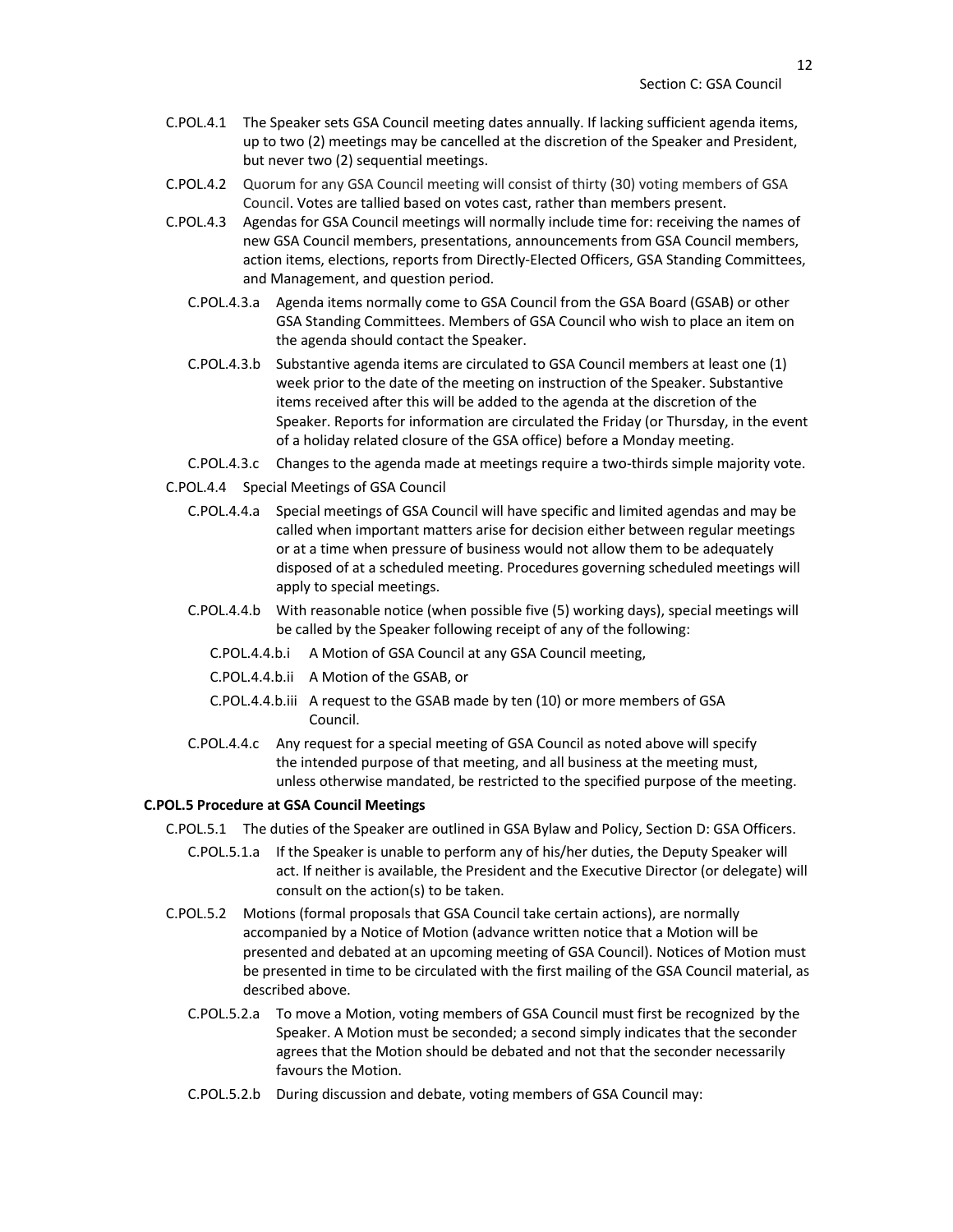C.POL.4.1 The Speaker sets GSA Council meeting dates annually. If lacking sufficient agenda items, up to two (2) meetings may be cancelled at the discretion of the Speaker and President, but never two (2) sequential meetings.

C.POL.4.2 Quorum for any GSA Council meeting will consist of thirty (30) voting members of GSA Council. Votes are tallied based on votes cast, rather than members present.

C.POL.4.3 Agendas for GSA Council meetings will normally include time for: receiving the names of new GSA Council members, presentations, announcements from GSA Council members, action items, elections, reports from Directly-Elected Officers, GSA Standing Committees, and Management, and question period.

C.POL.4.3.a Agenda items normally come to GSA Council from the GSA Board (GSAB) or other GSA Standing Committees. Members of GSA Council who wish to place an item on the agenda should contact the Speaker.

C.POL.4.3.b Substantive agenda items are circulated to GSA Council members at least one (1) week prior to the date of the meeting on instruction of the Speaker. Substantive items received after this will be added to the agenda at the discretion of the Speaker. Reports for information are circulated the Friday (or Thursday, in the event of a holiday related closure of the GSA office) before a Monday meeting.

C.POL.4.3.c Changes to the agenda made at meetings require a two-thirds simple majority vote.

C.POL.4.4 Special Meetings of GSA Council

C.POL.4.4.a Special meetings of GSA Council will have specific and limited agendas and may be called when important matters arise for decision either between regular meetings or at a time when pressure of business would not allow them to be adequately disposed of at a scheduled meeting. Procedures governing scheduled meetings will apply to special meetings.

C.POL.4.4.b With reasonable notice (when possible five (5) working days), special meetings will be called by the Speaker following receipt of any of the following:

C.POL.4.4.b.i A Motion of GSA Council at any GSA Council meeting,

C.POL.4.4.b.ii A Motion of the GSAB, or

C.POL.4.4.b.iii A request to the GSAB made by ten (10) or more members of GSA Council.

C.POL.4.4.c Any request for a special meeting of GSA Council as noted above will specify the intended purpose of that meeting, and all business at the meeting must, unless otherwise mandated, be restricted to the specified purpose of the meeting.

**C.POL.5 Procedure at GSA Council Meetings**

C.POL.5.1 The duties of the Speaker are outlined in GSA Bylaw and Policy, Section D: GSA Officers.

C.POL.5.1.a If the Speaker is unable to perform any of his/her duties, the Deputy Speaker will act. If neither is available, the President and the Executive Director (or delegate) will consult on the action(s) to be taken.

C.POL.5.2 Motions (formal proposals that GSA Council take certain actions), are normally accompanied by a Notice of Motion (advance written notice that a Motion will be presented and debated at an upcoming meeting of GSA Council). Notices of Motion must be presented in time to be circulated with the first mailing of the GSA Council material, as described above.

C.POL.5.2.a To move a Motion, voting members of GSA Council must first be recognized by the Speaker. A Motion must be seconded; a second simply indicates that the seconder agrees that the Motion should be debated and not that the seconder necessarily favours the Motion.

C.POL.5.2.b During discussion and debate, voting members of GSA Council may: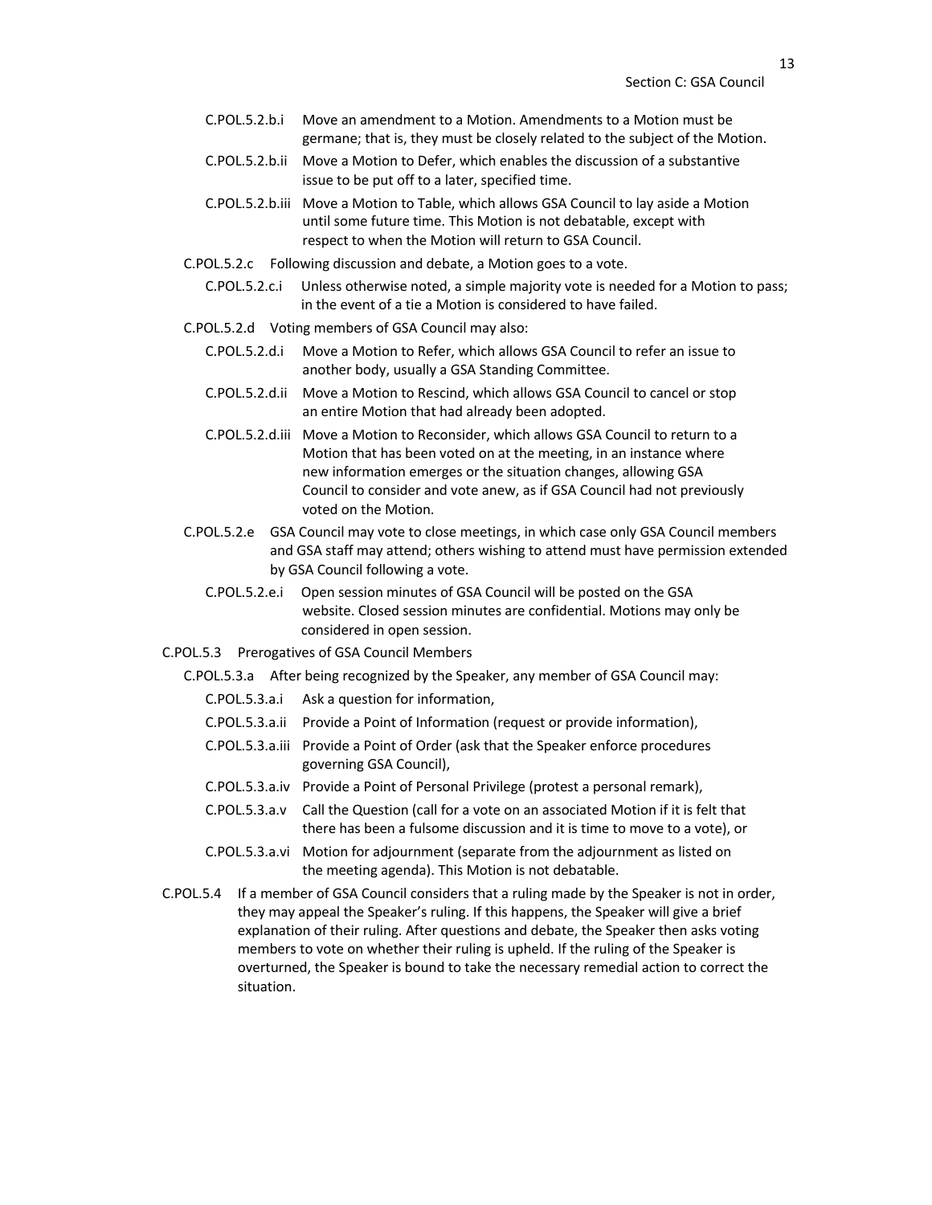C.POL.5.2.b.i Move an amendment to a Motion. Amendments to a Motion must be germane; that is, they must be closely related to the subject of the Motion.

C.POL.5.2.b.ii Move a Motion to Defer, which enables the discussion of a substantive issue to be put off to a later, specified time.

C.POL.5.2.b.iii Move a Motion to Table, which allows GSA Council to lay aside a Motion until some future time. This Motion is not debatable, except with respect to when the Motion will return to GSA Council.

C.POL.5.2.c Following discussion and debate, a Motion goes to a vote.

C.POL.5.2.c.i Unless otherwise noted, a simple majority vote is needed for a Motion to pass; in the event of a tie a Motion is considered to have failed.

C.POL.5.2.d Voting members of GSA Council may also:

C.POL.5.2.d.i Move a Motion to Refer, which allows GSA Council to refer an issue to another body, usually a GSA Standing Committee.

C.POL.5.2.d.ii Move a Motion to Rescind, which allows GSA Council to cancel or stop an entire Motion that had already been adopted.

C.POL.5.2.d.iii Move a Motion to Reconsider, which allows GSA Council to return to a Motion that has been voted on at the meeting, in an instance where new information emerges or the situation changes, allowing GSA Council to consider and vote anew, as if GSA Council had not previously voted on the Motion.

C.POL.5.2.e GSA Council may vote to close meetings, in which case only GSA Council members and GSA staff may attend; others wishing to attend must have permission extended by GSA Council following a vote.

C.POL.5.2.e.i Open session minutes of GSA Council will be posted on the GSA website. Closed session minutes are confidential. Motions may only be considered in open session.

C.POL.5.3 Prerogatives of GSA Council Members

C.POL.5.3.a After being recognized by the Speaker, any member of GSA Council may:

C.POL.5.3.a.i Ask a question for information,

C.POL.5.3.a.ii Provide a Point of Information (request or provide information),

C.POL.5.3.a.iii Provide a Point of Order (ask that the Speaker enforce procedures governing GSA Council),

C.POL.5.3.a.iv Provide a Point of Personal Privilege (protest a personal remark),

C.POL.5.3.a.v Call the Question (call for a vote on an associated Motion if it is felt that there has been a fulsome discussion and it is time to move to a vote), or

C.POL.5.3.a.vi Motion for adjournment (separate from the adjournment as listed on the meeting agenda). This Motion is not debatable.

C.POL.5.4 If a member of GSA Council considers that a ruling made by the Speaker is not in order, they may appeal the Speaker's ruling. If this happens, the Speaker will give a brief explanation of their ruling. After questions and debate, the Speaker then asks voting members to vote on whether their ruling is upheld. If the ruling of the Speaker is overturned, the Speaker is bound to take the necessary remedial action to correct the situation.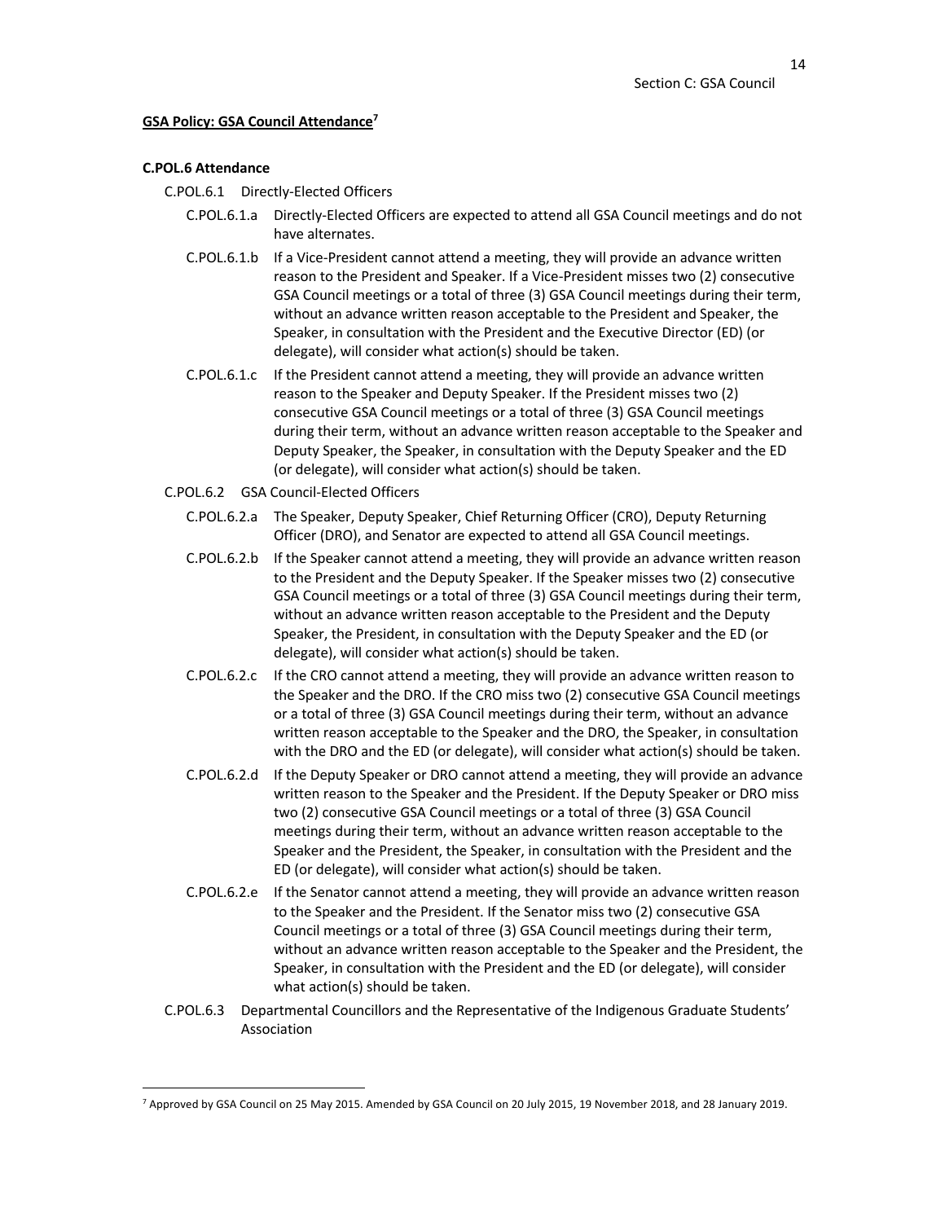**GSA Policy: GSA Council Attendance[7]**

**C.POL.6 Attendance**

C.POL.6.1 Directly-Elected Officers

C.POL.6.1.a Directly-Elected Officers are expected to attend all GSA Council meetings and do not have alternates.

C.POL.6.1.b If a Vice-President cannot attend a meeting, they will provide an advance written reason to the President and Speaker. If a Vice-President misses two (2) consecutive GSA Council meetings or a total of three (3) GSA Council meetings during their term, without an advance written reason acceptable to the President and Speaker, the Speaker, in consultation with the President and the Executive Director (ED) (or delegate), will consider what action(s) should be taken.

C.POL.6.1.c If the President cannot attend a meeting, they will provide an advance written reason to the Speaker and Deputy Speaker. If the President misses two (2) consecutive GSA Council meetings or a total of three (3) GSA Council meetings during their term, without an advance written reason acceptable to the Speaker and Deputy Speaker, the Speaker, in consultation with the Deputy Speaker and the ED (or delegate), will consider what action(s) should be taken.

C.POL.6.2 GSA Council-Elected Officers

C.POL.6.2.a The Speaker, Deputy Speaker, Chief Returning Officer (CRO), Deputy Returning Officer (DRO), and Senator are expected to attend all GSA Council meetings.

C.POL.6.2.b If the Speaker cannot attend a meeting, they will provide an advance written reason to the President and the Deputy Speaker. If the Speaker misses two (2) consecutive GSA Council meetings or a total of three (3) GSA Council meetings during their term, without an advance written reason acceptable to the President and the Deputy Speaker, the President, in consultation with the Deputy Speaker and the ED (or delegate), will consider what action(s) should be taken.

C.POL.6.2.c If the CRO cannot attend a meeting, they will provide an advance written reason to the Speaker and the DRO. If the CRO miss two (2) consecutive GSA Council meetings or a total of three (3) GSA Council meetings during their term, without an advance written reason acceptable to the Speaker and the DRO, the Speaker, in consultation with the DRO and the ED (or delegate), will consider what action(s) should be taken.

C.POL.6.2.d If the Deputy Speaker or DRO cannot attend a meeting, they will provide an advance written reason to the Speaker and the President. If the Deputy Speaker or DRO miss two (2) consecutive GSA Council meetings or a total of three (3) GSA Council meetings during their term, without an advance written reason acceptable to the Speaker and the President, the Speaker, in consultation with the President and the ED (or delegate), will consider what action(s) should be taken.

C.POL.6.2.e If the Senator cannot attend a meeting, they will provide an advance written reason to the Speaker and the President. If the Senator miss two (2) consecutive GSA Council meetings or a total of three (3) GSA Council meetings during their term, without an advance written reason acceptable to the Speaker and the President, the Speaker, in consultation with the President and the ED (or delegate), will consider what action(s) should be taken.

C.POL.6.3 Departmental Councillors and the Representative of the Indigenous Graduate Students' Association

[7] Approved by GSA Council on 25 May 2015. Amended by GSA Council on 20 July 2015, 19 November 2018, and 28 January 2019.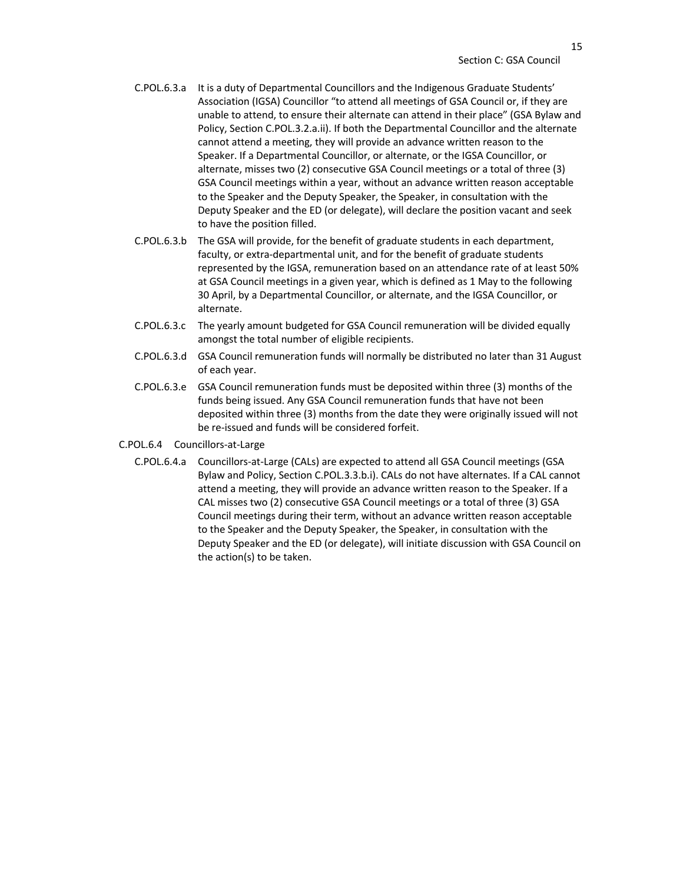C.POL.6.3.a It is a duty of Departmental Councillors and the Indigenous Graduate Students' Association (IGSA) Councillor "to attend all meetings of GSA Council or, if they are unable to attend, to ensure their alternate can attend in their place" (GSA Bylaw and Policy, Section C.POL.3.2.a.ii). If both the Departmental Councillor and the alternate cannot attend a meeting, they will provide an advance written reason to the Speaker. If a Departmental Councillor, or alternate, or the IGSA Councillor, or alternate, misses two (2) consecutive GSA Council meetings or a total of three (3) GSA Council meetings within a year, without an advance written reason acceptable to the Speaker and the Deputy Speaker, the Speaker, in consultation with the Deputy Speaker and the ED (or delegate), will declare the position vacant and seek to have the position filled.

C.POL.6.3.b The GSA will provide, for the benefit of graduate students in each department, faculty, or extra-departmental unit, and for the benefit of graduate students represented by the IGSA, remuneration based on an attendance rate of at least 50% at GSA Council meetings in a given year, which is defined as 1 May to the following 30 April, by a Departmental Councillor, or alternate, and the IGSA Councillor, or alternate.

C.POL.6.3.c The yearly amount budgeted for GSA Council remuneration will be divided equally amongst the total number of eligible recipients.

C.POL.6.3.d GSA Council remuneration funds will normally be distributed no later than 31 August of each year.

C.POL.6.3.e GSA Council remuneration funds must be deposited within three (3) months of the funds being issued. Any GSA Council remuneration funds that have not been deposited within three (3) months from the date they were originally issued will not be re-issued and funds will be considered forfeit.

C.POL.6.4 Councillors-at-Large

C.POL.6.4.a Councillors-at-Large (CALs) are expected to attend all GSA Council meetings (GSA Bylaw and Policy, Section C.POL.3.3.b.i). CALs do not have alternates. If a CAL cannot attend a meeting, they will provide an advance written reason to the Speaker. If a CAL misses two (2) consecutive GSA Council meetings or a total of three (3) GSA Council meetings during their term, without an advance written reason acceptable to the Speaker and the Deputy Speaker, the Speaker, in consultation with the Deputy Speaker and the ED (or delegate), will initiate discussion with GSA Council on the action(s) to be taken.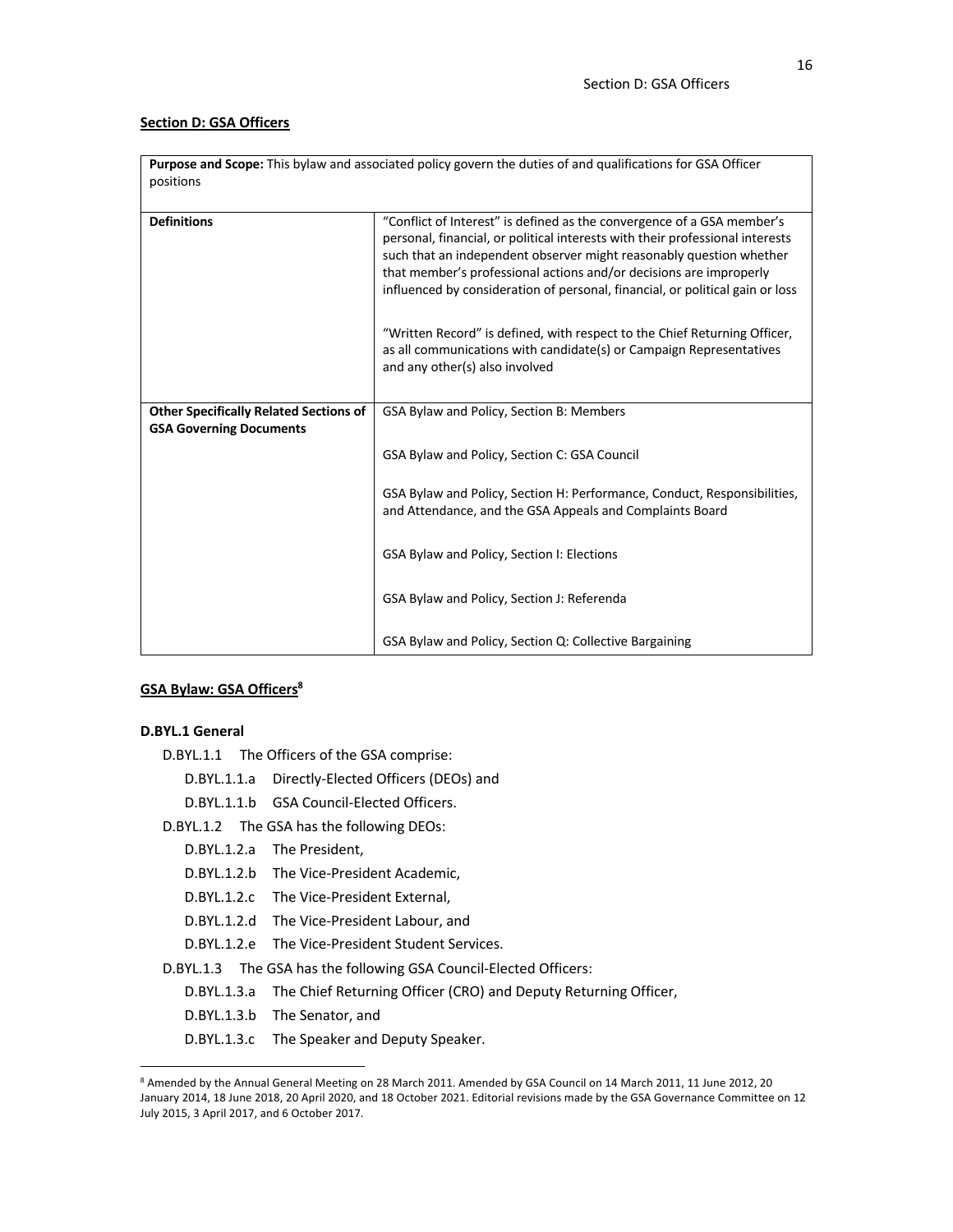## Section D: GSA Officers

| **Purpose and Scope:** This bylaw and associated policy govern the duties of and qualifications for GSA Officer positions | |
|---|---|
| **Definitions** | "Conflict of Interest" is defined as the convergence of a GSA member's personal, financial, or political interests with their professional interests such that an independent observer might reasonably question whether that member's professional actions and/or decisions are improperly influenced by consideration of personal, financial, or political gain or loss<br><br>"Written Record" is defined, with respect to the Chief Returning Officer, as all communications with candidate(s) or Campaign Representatives and any other(s) also involved |
| **Other Specifically Related Sections of GSA Governing Documents** | GSA Bylaw and Policy, Section B: Members<br><br>GSA Bylaw and Policy, Section C: GSA Council<br><br>GSA Bylaw and Policy, Section H: Performance, Conduct, Responsibilities, and Attendance, and the GSA Appeals and Complaints Board<br><br>GSA Bylaw and Policy, Section I: Elections<br><br>GSA Bylaw and Policy, Section J: Referenda<br><br>GSA Bylaw and Policy, Section Q: Collective Bargaining |

## GSA Bylaw: GSA Officers[8]

### D.BYL.1 General

- D.BYL.1.1 The Officers of the GSA comprise:
  - D.BYL.1.1.a Directly-Elected Officers (DEOs) and
  - D.BYL.1.1.b GSA Council-Elected Officers.
- D.BYL.1.2 The GSA has the following DEOs:
  - D.BYL.1.2.a The President,
  - D.BYL.1.2.b The Vice-President Academic,
  - D.BYL.1.2.c The Vice-President External,
  - D.BYL.1.2.d The Vice-President Labour, and
  - D.BYL.1.2.e The Vice-President Student Services.
- D.BYL.1.3 The GSA has the following GSA Council-Elected Officers:
  - D.BYL.1.3.a The Chief Returning Officer (CRO) and Deputy Returning Officer,
  - D.BYL.1.3.b The Senator, and
  - D.BYL.1.3.c The Speaker and Deputy Speaker.

[8] Amended by the Annual General Meeting on 28 March 2011. Amended by GSA Council on 14 March 2011, 11 June 2012, 20 January 2014, 18 June 2018, 20 April 2020, and 18 October 2021. Editorial revisions made by the GSA Governance Committee on 12 July 2015, 3 April 2017, and 6 October 2017.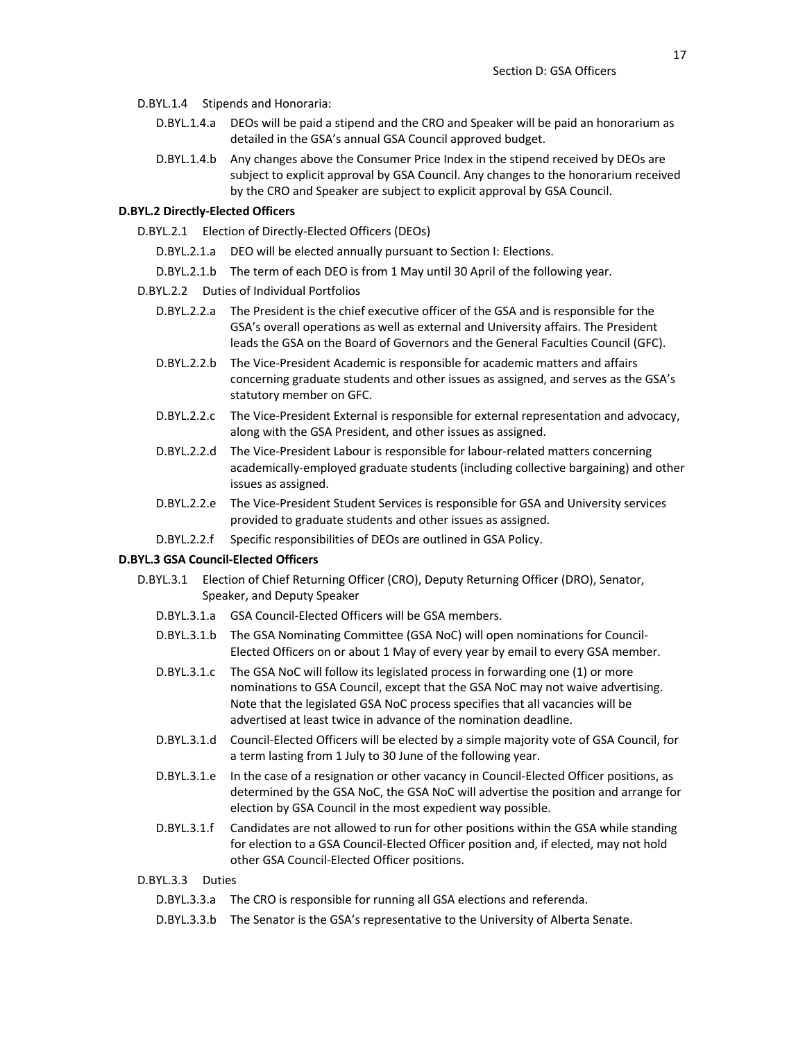D.BYL.1.4 Stipends and Honoraria:

D.BYL.1.4.a DEOs will be paid a stipend and the CRO and Speaker will be paid an honorarium as detailed in the GSA's annual GSA Council approved budget.

D.BYL.1.4.b Any changes above the Consumer Price Index in the stipend received by DEOs are subject to explicit approval by GSA Council. Any changes to the honorarium received by the CRO and Speaker are subject to explicit approval by GSA Council.

**D.BYL.2 Directly-Elected Officers**

D.BYL.2.1 Election of Directly-Elected Officers (DEOs)

D.BYL.2.1.a DEO will be elected annually pursuant to Section I: Elections.

D.BYL.2.1.b The term of each DEO is from 1 May until 30 April of the following year.

D.BYL.2.2 Duties of Individual Portfolios

D.BYL.2.2.a The President is the chief executive officer of the GSA and is responsible for the GSA's overall operations as well as external and University affairs. The President leads the GSA on the Board of Governors and the General Faculties Council (GFC).

D.BYL.2.2.b The Vice-President Academic is responsible for academic matters and affairs concerning graduate students and other issues as assigned, and serves as the GSA's statutory member on GFC.

D.BYL.2.2.c The Vice-President External is responsible for external representation and advocacy, along with the GSA President, and other issues as assigned.

D.BYL.2.2.d The Vice-President Labour is responsible for labour-related matters concerning academically-employed graduate students (including collective bargaining) and other issues as assigned.

D.BYL.2.2.e The Vice-President Student Services is responsible for GSA and University services provided to graduate students and other issues as assigned.

D.BYL.2.2.f Specific responsibilities of DEOs are outlined in GSA Policy.

**D.BYL.3 GSA Council-Elected Officers**

D.BYL.3.1 Election of Chief Returning Officer (CRO), Deputy Returning Officer (DRO), Senator, Speaker, and Deputy Speaker

D.BYL.3.1.a GSA Council-Elected Officers will be GSA members.

D.BYL.3.1.b The GSA Nominating Committee (GSA NoC) will open nominations for Council-Elected Officers on or about 1 May of every year by email to every GSA member.

D.BYL.3.1.c The GSA NoC will follow its legislated process in forwarding one (1) or more nominations to GSA Council, except that the GSA NoC may not waive advertising. Note that the legislated GSA NoC process specifies that all vacancies will be advertised at least twice in advance of the nomination deadline.

D.BYL.3.1.d Council-Elected Officers will be elected by a simple majority vote of GSA Council, for a term lasting from 1 July to 30 June of the following year.

D.BYL.3.1.e In the case of a resignation or other vacancy in Council-Elected Officer positions, as determined by the GSA NoC, the GSA NoC will advertise the position and arrange for election by GSA Council in the most expedient way possible.

D.BYL.3.1.f Candidates are not allowed to run for other positions within the GSA while standing for election to a GSA Council-Elected Officer position and, if elected, may not hold other GSA Council-Elected Officer positions.

D.BYL.3.3 Duties

D.BYL.3.3.a The CRO is responsible for running all GSA elections and referenda.

D.BYL.3.3.b The Senator is the GSA's representative to the University of Alberta Senate.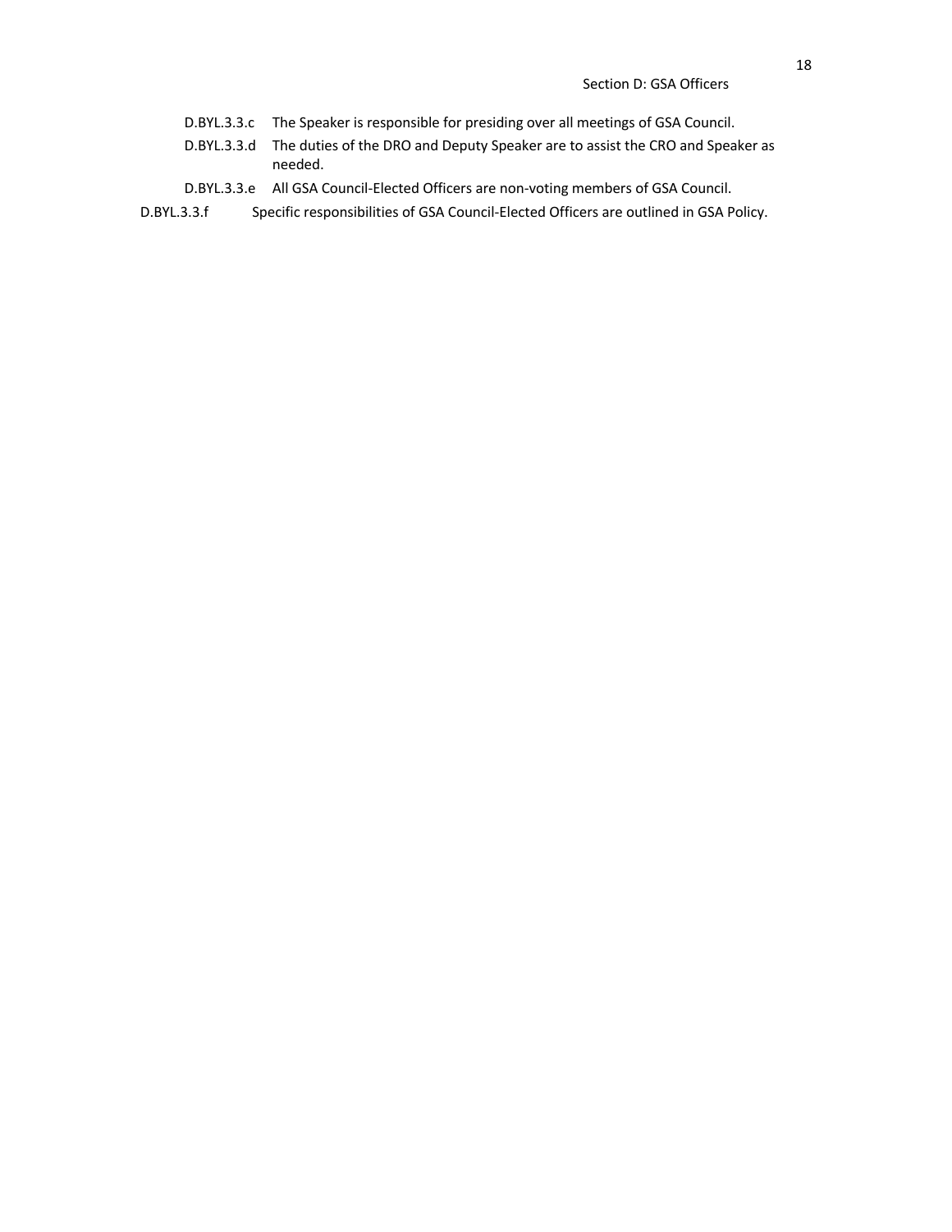D.BYL.3.3.c The Speaker is responsible for presiding over all meetings of GSA Council.

D.BYL.3.3.d The duties of the DRO and Deputy Speaker are to assist the CRO and Speaker as needed.

D.BYL.3.3.e All GSA Council-Elected Officers are non-voting members of GSA Council.

D.BYL.3.3.f Specific responsibilities of GSA Council-Elected Officers are outlined in GSA Policy.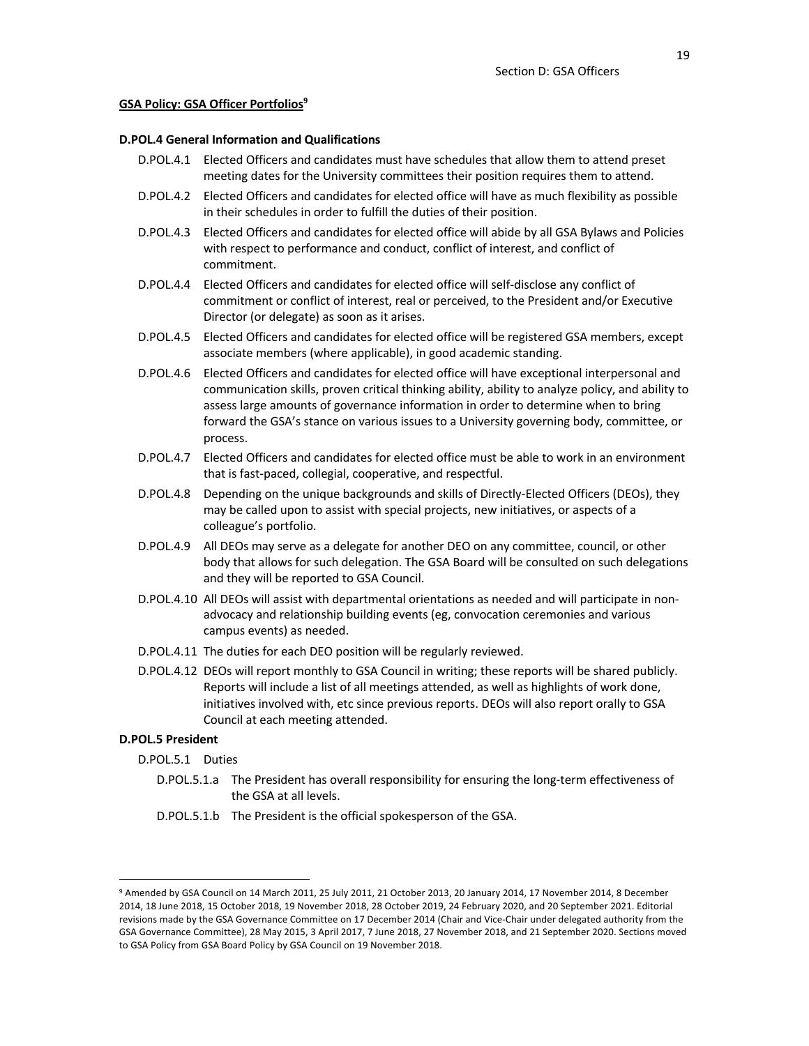**GSA Policy: GSA Officer Portfolios**[9]

**D.POL.4 General Information and Qualifications**

D.POL.4.1 Elected Officers and candidates must have schedules that allow them to attend preset meeting dates for the University committees their position requires them to attend.

D.POL.4.2 Elected Officers and candidates for elected office will have as much flexibility as possible in their schedules in order to fulfill the duties of their position.

D.POL.4.3 Elected Officers and candidates for elected office will abide by all GSA Bylaws and Policies with respect to performance and conduct, conflict of interest, and conflict of commitment.

D.POL.4.4 Elected Officers and candidates for elected office will self-disclose any conflict of commitment or conflict of interest, real or perceived, to the President and/or Executive Director (or delegate) as soon as it arises.

D.POL.4.5 Elected Officers and candidates for elected office will be registered GSA members, except associate members (where applicable), in good academic standing.

D.POL.4.6 Elected Officers and candidates for elected office will have exceptional interpersonal and communication skills, proven critical thinking ability, ability to analyze policy, and ability to assess large amounts of governance information in order to determine when to bring forward the GSA's stance on various issues to a University governing body, committee, or process.

D.POL.4.7 Elected Officers and candidates for elected office must be able to work in an environment that is fast-paced, collegial, cooperative, and respectful.

D.POL.4.8 Depending on the unique backgrounds and skills of Directly-Elected Officers (DEOs), they may be called upon to assist with special projects, new initiatives, or aspects of a colleague's portfolio.

D.POL.4.9 All DEOs may serve as a delegate for another DEO on any committee, council, or other body that allows for such delegation. The GSA Board will be consulted on such delegations and they will be reported to GSA Council.

D.POL.4.10 All DEOs will assist with departmental orientations as needed and will participate in non-advocacy and relationship building events (eg, convocation ceremonies and various campus events) as needed.

D.POL.4.11 The duties for each DEO position will be regularly reviewed.

D.POL.4.12 DEOs will report monthly to GSA Council in writing; these reports will be shared publicly. Reports will include a list of all meetings attended, as well as highlights of work done, initiatives involved with, etc since previous reports. DEOs will also report orally to GSA Council at each meeting attended.

**D.POL.5 President**

D.POL.5.1 Duties

D.POL.5.1.a The President has overall responsibility for ensuring the long-term effectiveness of the GSA at all levels.

D.POL.5.1.b The President is the official spokesperson of the GSA.

---

[9] Amended by GSA Council on 14 March 2011, 25 July 2011, 21 October 2013, 20 January 2014, 17 November 2014, 8 December 2014, 18 June 2018, 15 October 2018, 19 November 2018, 28 October 2019, 24 February 2020, and 20 September 2021. Editorial revisions made by the GSA Governance Committee on 17 December 2014 (Chair and Vice-Chair under delegated authority from the GSA Governance Committee), 28 May 2015, 3 April 2017, 7 June 2018, 27 November 2018, and 21 September 2020. Sections moved to GSA Policy from GSA Board Policy by GSA Council on 19 November 2018.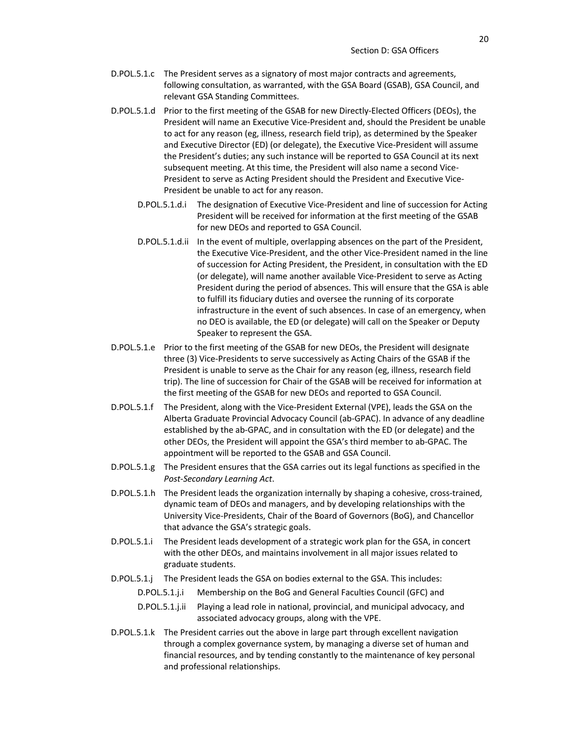D.POL.5.1.c The President serves as a signatory of most major contracts and agreements, following consultation, as warranted, with the GSA Board (GSAB), GSA Council, and relevant GSA Standing Committees.

D.POL.5.1.d Prior to the first meeting of the GSAB for new Directly-Elected Officers (DEOs), the President will name an Executive Vice-President and, should the President be unable to act for any reason (eg, illness, research field trip), as determined by the Speaker and Executive Director (ED) (or delegate), the Executive Vice-President will assume the President's duties; any such instance will be reported to GSA Council at its next subsequent meeting. At this time, the President will also name a second Vice-President to serve as Acting President should the President and Executive Vice-President be unable to act for any reason.

- D.POL.5.1.d.i The designation of Executive Vice-President and line of succession for Acting President will be received for information at the first meeting of the GSAB for new DEOs and reported to GSA Council.
- D.POL.5.1.d.ii In the event of multiple, overlapping absences on the part of the President, the Executive Vice-President, and the other Vice-President named in the line of succession for Acting President, the President, in consultation with the ED (or delegate), will name another available Vice-President to serve as Acting President during the period of absences. This will ensure that the GSA is able to fulfill its fiduciary duties and oversee the running of its corporate infrastructure in the event of such absences. In case of an emergency, when no DEO is available, the ED (or delegate) will call on the Speaker or Deputy Speaker to represent the GSA.

D.POL.5.1.e Prior to the first meeting of the GSAB for new DEOs, the President will designate three (3) Vice-Presidents to serve successively as Acting Chairs of the GSAB if the President is unable to serve as the Chair for any reason (eg, illness, research field trip). The line of succession for Chair of the GSAB will be received for information at the first meeting of the GSAB for new DEOs and reported to GSA Council.

D.POL.5.1.f The President, along with the Vice-President External (VPE), leads the GSA on the Alberta Graduate Provincial Advocacy Council (ab-GPAC). In advance of any deadline established by the ab-GPAC, and in consultation with the ED (or delegate) and the other DEOs, the President will appoint the GSA's third member to ab-GPAC. The appointment will be reported to the GSAB and GSA Council.

D.POL.5.1.g The President ensures that the GSA carries out its legal functions as specified in the *Post-Secondary Learning Act*.

D.POL.5.1.h The President leads the organization internally by shaping a cohesive, cross-trained, dynamic team of DEOs and managers, and by developing relationships with the University Vice-Presidents, Chair of the Board of Governors (BoG), and Chancellor that advance the GSA's strategic goals.

D.POL.5.1.i The President leads development of a strategic work plan for the GSA, in concert with the other DEOs, and maintains involvement in all major issues related to graduate students.

D.POL.5.1.j The President leads the GSA on bodies external to the GSA. This includes:

- D.POL.5.1.j.i Membership on the BoG and General Faculties Council (GFC) and
- D.POL.5.1.j.ii Playing a lead role in national, provincial, and municipal advocacy, and associated advocacy groups, along with the VPE.

D.POL.5.1.k The President carries out the above in large part through excellent navigation through a complex governance system, by managing a diverse set of human and financial resources, and by tending constantly to the maintenance of key personal and professional relationships.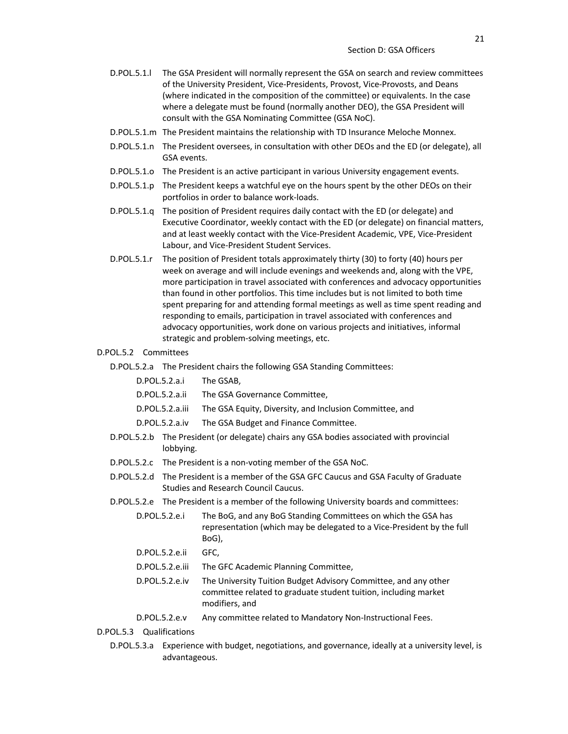D.POL.5.1.l The GSA President will normally represent the GSA on search and review committees of the University President, Vice-Presidents, Provost, Vice-Provosts, and Deans (where indicated in the composition of the committee) or equivalents. In the case where a delegate must be found (normally another DEO), the GSA President will consult with the GSA Nominating Committee (GSA NoC).

D.POL.5.1.m The President maintains the relationship with TD Insurance Meloche Monnex.

D.POL.5.1.n The President oversees, in consultation with other DEOs and the ED (or delegate), all GSA events.

D.POL.5.1.o The President is an active participant in various University engagement events.

D.POL.5.1.p The President keeps a watchful eye on the hours spent by the other DEOs on their portfolios in order to balance work-loads.

D.POL.5.1.q The position of President requires daily contact with the ED (or delegate) and Executive Coordinator, weekly contact with the ED (or delegate) on financial matters, and at least weekly contact with the Vice-President Academic, VPE, Vice-President Labour, and Vice-President Student Services.

D.POL.5.1.r The position of President totals approximately thirty (30) to forty (40) hours per week on average and will include evenings and weekends and, along with the VPE, more participation in travel associated with conferences and advocacy opportunities than found in other portfolios. This time includes but is not limited to both time spent preparing for and attending formal meetings as well as time spent reading and responding to emails, participation in travel associated with conferences and advocacy opportunities, work done on various projects and initiatives, informal strategic and problem-solving meetings, etc.

D.POL.5.2 Committees

D.POL.5.2.a The President chairs the following GSA Standing Committees:

- D.POL.5.2.a.i The GSAB,
- D.POL.5.2.a.ii The GSA Governance Committee,
- D.POL.5.2.a.iii The GSA Equity, Diversity, and Inclusion Committee, and
- D.POL.5.2.a.iv The GSA Budget and Finance Committee.

D.POL.5.2.b The President (or delegate) chairs any GSA bodies associated with provincial lobbying.

D.POL.5.2.c The President is a non-voting member of the GSA NoC.

D.POL.5.2.d The President is a member of the GSA GFC Caucus and GSA Faculty of Graduate Studies and Research Council Caucus.

D.POL.5.2.e The President is a member of the following University boards and committees:

- D.POL.5.2.e.i The BoG, and any BoG Standing Committees on which the GSA has representation (which may be delegated to a Vice-President by the full BoG),
- D.POL.5.2.e.ii GFC,
- D.POL.5.2.e.iii The GFC Academic Planning Committee,
- D.POL.5.2.e.iv The University Tuition Budget Advisory Committee, and any other committee related to graduate student tuition, including market modifiers, and
- D.POL.5.2.e.v Any committee related to Mandatory Non-Instructional Fees.

D.POL.5.3 Qualifications

D.POL.5.3.a Experience with budget, negotiations, and governance, ideally at a university level, is advantageous.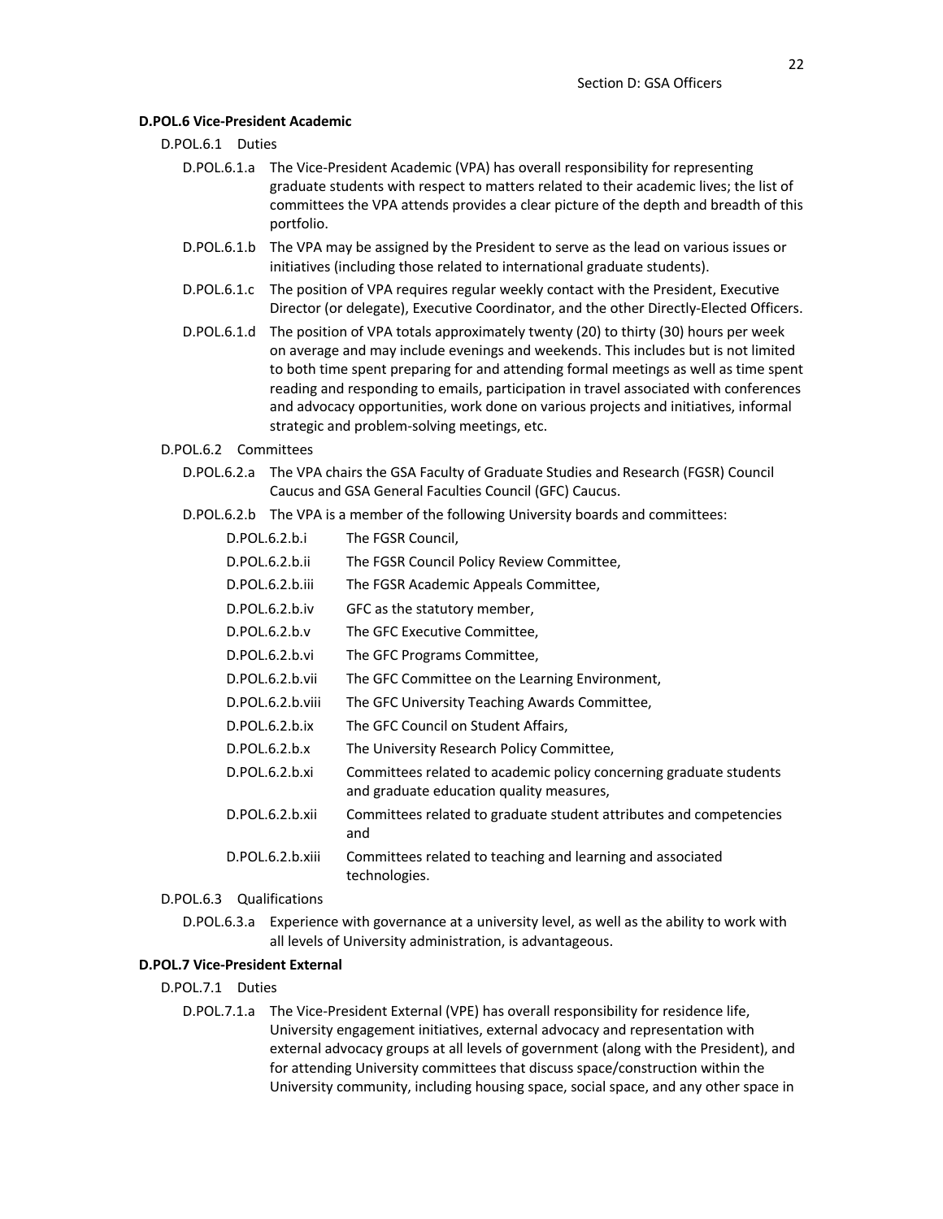### D.POL.6 Vice-President Academic

D.POL.6.1 Duties

D.POL.6.1.a The Vice-President Academic (VPA) has overall responsibility for representing graduate students with respect to matters related to their academic lives; the list of committees the VPA attends provides a clear picture of the depth and breadth of this portfolio.

D.POL.6.1.b The VPA may be assigned by the President to serve as the lead on various issues or initiatives (including those related to international graduate students).

D.POL.6.1.c The position of VPA requires regular weekly contact with the President, Executive Director (or delegate), Executive Coordinator, and the other Directly-Elected Officers.

D.POL.6.1.d The position of VPA totals approximately twenty (20) to thirty (30) hours per week on average and may include evenings and weekends. This includes but is not limited to both time spent preparing for and attending formal meetings as well as time spent reading and responding to emails, participation in travel associated with conferences and advocacy opportunities, work done on various projects and initiatives, informal strategic and problem-solving meetings, etc.

D.POL.6.2 Committees

D.POL.6.2.a The VPA chairs the GSA Faculty of Graduate Studies and Research (FGSR) Council Caucus and GSA General Faculties Council (GFC) Caucus.

D.POL.6.2.b The VPA is a member of the following University boards and committees:

D.POL.6.2.b.i The FGSR Council,

D.POL.6.2.b.ii The FGSR Council Policy Review Committee,

D.POL.6.2.b.iii The FGSR Academic Appeals Committee,

D.POL.6.2.b.iv GFC as the statutory member,

D.POL.6.2.b.v The GFC Executive Committee,

D.POL.6.2.b.vi The GFC Programs Committee,

D.POL.6.2.b.vii The GFC Committee on the Learning Environment,

D.POL.6.2.b.viii The GFC University Teaching Awards Committee,

D.POL.6.2.b.ix The GFC Council on Student Affairs,

D.POL.6.2.b.x The University Research Policy Committee,

D.POL.6.2.b.xi Committees related to academic policy concerning graduate students and graduate education quality measures,

D.POL.6.2.b.xii Committees related to graduate student attributes and competencies and

D.POL.6.2.b.xiii Committees related to teaching and learning and associated technologies.

D.POL.6.3 Qualifications

D.POL.6.3.a Experience with governance at a university level, as well as the ability to work with all levels of University administration, is advantageous.

### D.POL.7 Vice-President External

D.POL.7.1 Duties

D.POL.7.1.a The Vice-President External (VPE) has overall responsibility for residence life, University engagement initiatives, external advocacy and representation with external advocacy groups at all levels of government (along with the President), and for attending University committees that discuss space/construction within the University community, including housing space, social space, and any other space in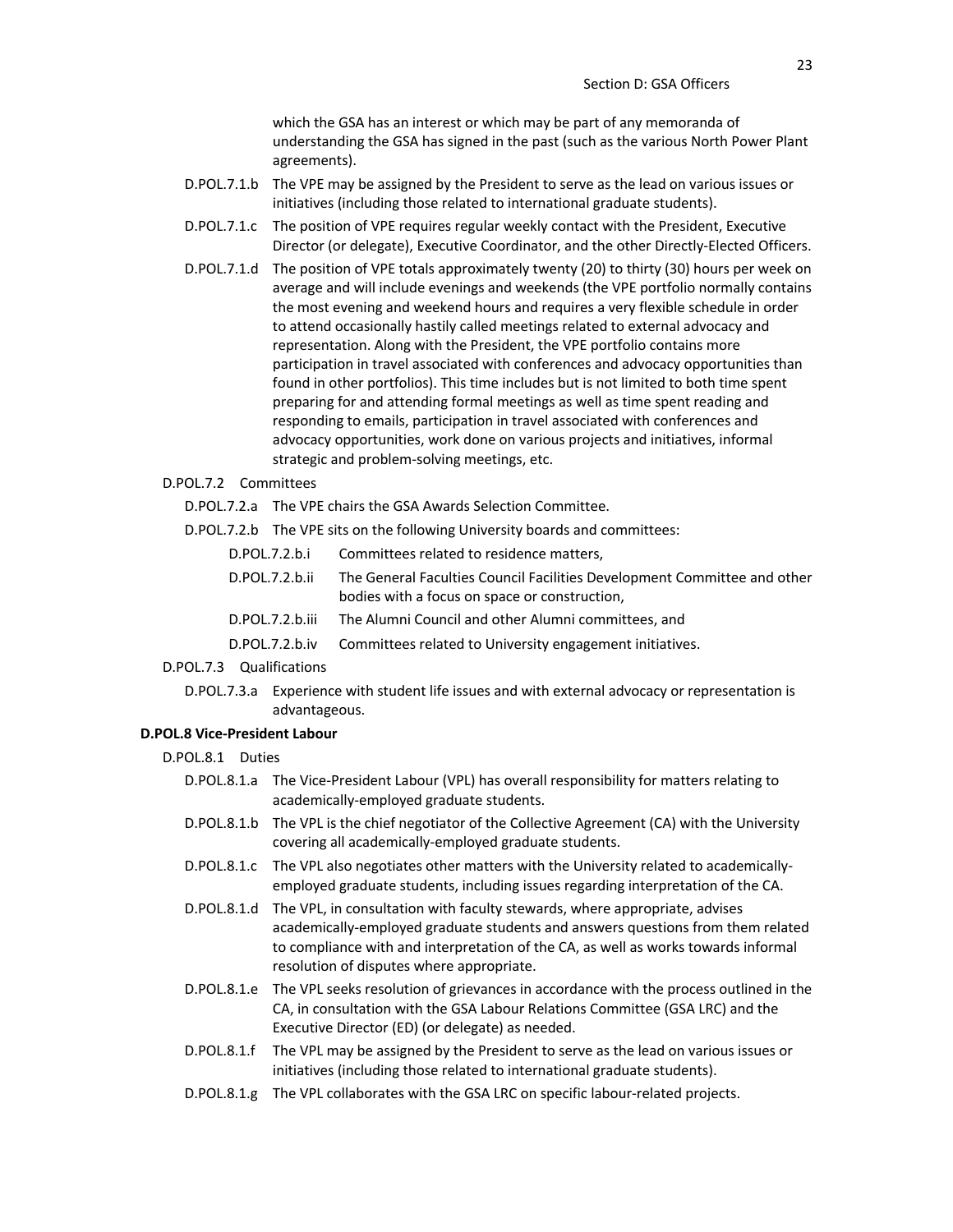which the GSA has an interest or which may be part of any memoranda of understanding the GSA has signed in the past (such as the various North Power Plant agreements).

D.POL.7.1.b The VPE may be assigned by the President to serve as the lead on various issues or initiatives (including those related to international graduate students).

D.POL.7.1.c The position of VPE requires regular weekly contact with the President, Executive Director (or delegate), Executive Coordinator, and the other Directly-Elected Officers.

D.POL.7.1.d The position of VPE totals approximately twenty (20) to thirty (30) hours per week on average and will include evenings and weekends (the VPE portfolio normally contains the most evening and weekend hours and requires a very flexible schedule in order to attend occasionally hastily called meetings related to external advocacy and representation. Along with the President, the VPE portfolio contains more participation in travel associated with conferences and advocacy opportunities than found in other portfolios). This time includes but is not limited to both time spent preparing for and attending formal meetings as well as time spent reading and responding to emails, participation in travel associated with conferences and advocacy opportunities, work done on various projects and initiatives, informal strategic and problem-solving meetings, etc.

D.POL.7.2 Committees

D.POL.7.2.a The VPE chairs the GSA Awards Selection Committee.

D.POL.7.2.b The VPE sits on the following University boards and committees:

D.POL.7.2.b.i Committees related to residence matters,

D.POL.7.2.b.ii The General Faculties Council Facilities Development Committee and other bodies with a focus on space or construction,

D.POL.7.2.b.iii The Alumni Council and other Alumni committees, and

D.POL.7.2.b.iv Committees related to University engagement initiatives.

D.POL.7.3 Qualifications

D.POL.7.3.a Experience with student life issues and with external advocacy or representation is advantageous.

**D.POL.8 Vice-President Labour**

D.POL.8.1 Duties

D.POL.8.1.a The Vice-President Labour (VPL) has overall responsibility for matters relating to academically-employed graduate students.

D.POL.8.1.b The VPL is the chief negotiator of the Collective Agreement (CA) with the University covering all academically-employed graduate students.

D.POL.8.1.c The VPL also negotiates other matters with the University related to academically-employed graduate students, including issues regarding interpretation of the CA.

D.POL.8.1.d The VPL, in consultation with faculty stewards, where appropriate, advises academically-employed graduate students and answers questions from them related to compliance with and interpretation of the CA, as well as works towards informal resolution of disputes where appropriate.

D.POL.8.1.e The VPL seeks resolution of grievances in accordance with the process outlined in the CA, in consultation with the GSA Labour Relations Committee (GSA LRC) and the Executive Director (ED) (or delegate) as needed.

D.POL.8.1.f The VPL may be assigned by the President to serve as the lead on various issues or initiatives (including those related to international graduate students).

D.POL.8.1.g The VPL collaborates with the GSA LRC on specific labour-related projects.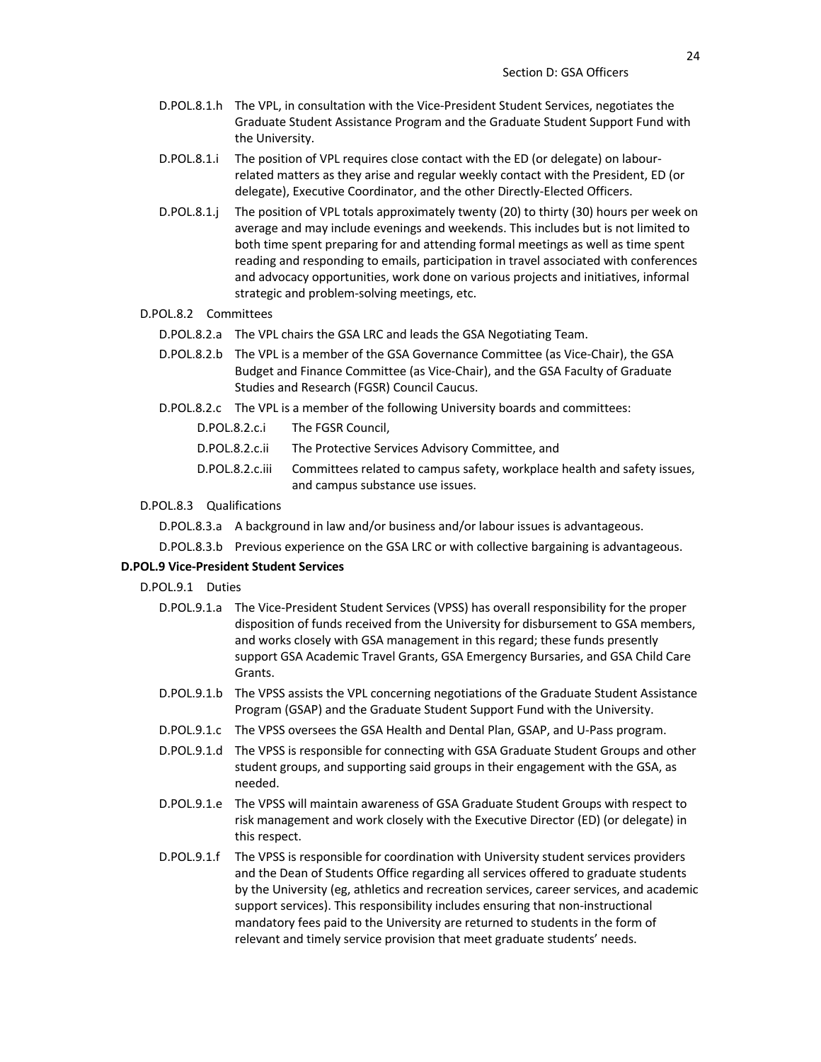D.POL.8.1.h The VPL, in consultation with the Vice-President Student Services, negotiates the Graduate Student Assistance Program and the Graduate Student Support Fund with the University.

D.POL.8.1.i The position of VPL requires close contact with the ED (or delegate) on labour-related matters as they arise and regular weekly contact with the President, ED (or delegate), Executive Coordinator, and the other Directly-Elected Officers.

D.POL.8.1.j The position of VPL totals approximately twenty (20) to thirty (30) hours per week on average and may include evenings and weekends. This includes but is not limited to both time spent preparing for and attending formal meetings as well as time spent reading and responding to emails, participation in travel associated with conferences and advocacy opportunities, work done on various projects and initiatives, informal strategic and problem-solving meetings, etc.

D.POL.8.2 Committees

D.POL.8.2.a The VPL chairs the GSA LRC and leads the GSA Negotiating Team.

D.POL.8.2.b The VPL is a member of the GSA Governance Committee (as Vice-Chair), the GSA Budget and Finance Committee (as Vice-Chair), and the GSA Faculty of Graduate Studies and Research (FGSR) Council Caucus.

D.POL.8.2.c The VPL is a member of the following University boards and committees:

D.POL.8.2.c.i The FGSR Council,

D.POL.8.2.c.ii The Protective Services Advisory Committee, and

D.POL.8.2.c.iii Committees related to campus safety, workplace health and safety issues, and campus substance use issues.

D.POL.8.3 Qualifications

D.POL.8.3.a A background in law and/or business and/or labour issues is advantageous.

D.POL.8.3.b Previous experience on the GSA LRC or with collective bargaining is advantageous.

**D.POL.9 Vice-President Student Services**

D.POL.9.1 Duties

D.POL.9.1.a The Vice-President Student Services (VPSS) has overall responsibility for the proper disposition of funds received from the University for disbursement to GSA members, and works closely with GSA management in this regard; these funds presently support GSA Academic Travel Grants, GSA Emergency Bursaries, and GSA Child Care Grants.

D.POL.9.1.b The VPSS assists the VPL concerning negotiations of the Graduate Student Assistance Program (GSAP) and the Graduate Student Support Fund with the University.

D.POL.9.1.c The VPSS oversees the GSA Health and Dental Plan, GSAP, and U-Pass program.

D.POL.9.1.d The VPSS is responsible for connecting with GSA Graduate Student Groups and other student groups, and supporting said groups in their engagement with the GSA, as needed.

D.POL.9.1.e The VPSS will maintain awareness of GSA Graduate Student Groups with respect to risk management and work closely with the Executive Director (ED) (or delegate) in this respect.

D.POL.9.1.f The VPSS is responsible for coordination with University student services providers and the Dean of Students Office regarding all services offered to graduate students by the University (eg, athletics and recreation services, career services, and academic support services). This responsibility includes ensuring that non-instructional mandatory fees paid to the University are returned to students in the form of relevant and timely service provision that meet graduate students' needs.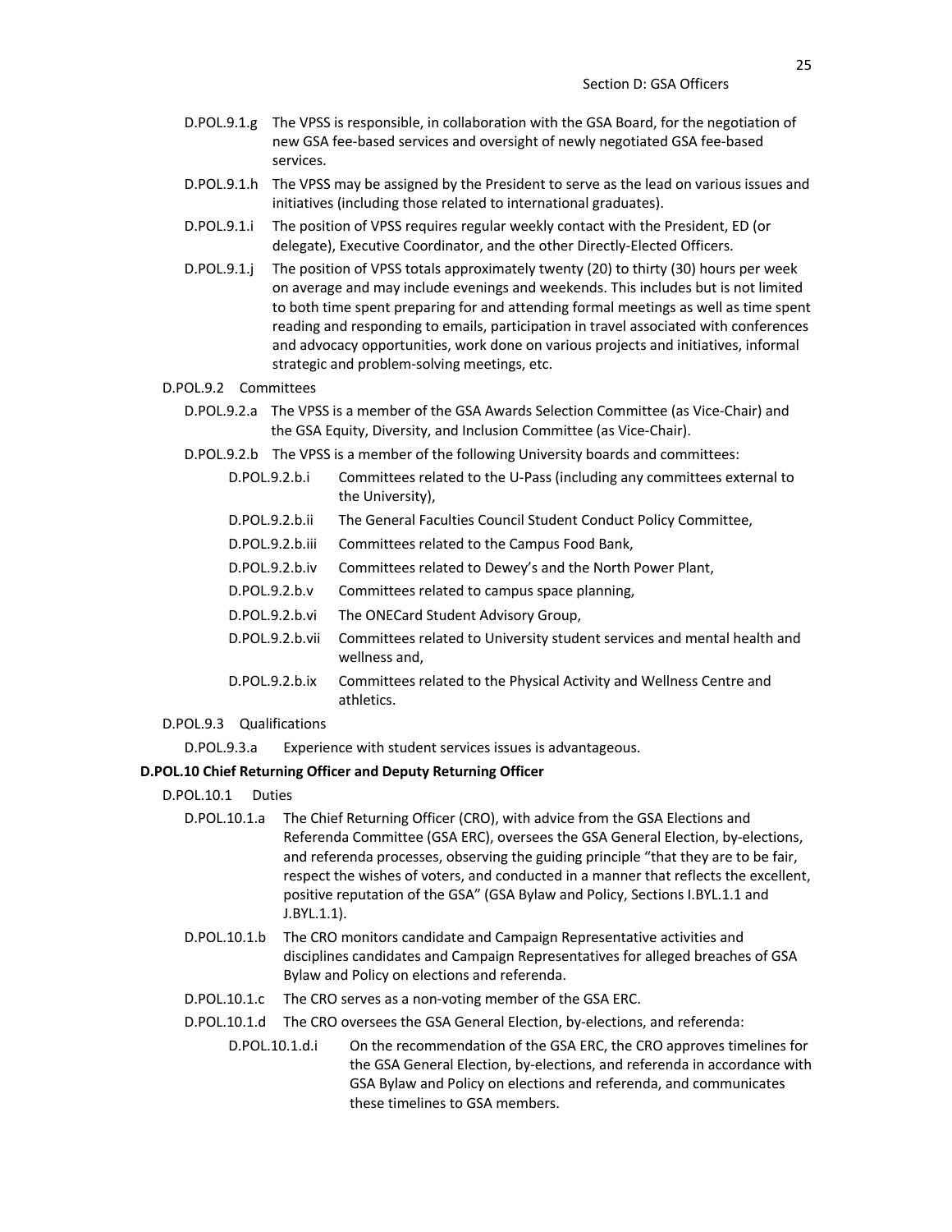D.POL.9.1.g The VPSS is responsible, in collaboration with the GSA Board, for the negotiation of new GSA fee-based services and oversight of newly negotiated GSA fee-based services.

D.POL.9.1.h The VPSS may be assigned by the President to serve as the lead on various issues and initiatives (including those related to international graduates).

D.POL.9.1.i The position of VPSS requires regular weekly contact with the President, ED (or delegate), Executive Coordinator, and the other Directly-Elected Officers.

D.POL.9.1.j The position of VPSS totals approximately twenty (20) to thirty (30) hours per week on average and may include evenings and weekends. This includes but is not limited to both time spent preparing for and attending formal meetings as well as time spent reading and responding to emails, participation in travel associated with conferences and advocacy opportunities, work done on various projects and initiatives, informal strategic and problem-solving meetings, etc.

D.POL.9.2 Committees

D.POL.9.2.a The VPSS is a member of the GSA Awards Selection Committee (as Vice-Chair) and the GSA Equity, Diversity, and Inclusion Committee (as Vice-Chair).

D.POL.9.2.b The VPSS is a member of the following University boards and committees:

D.POL.9.2.b.i Committees related to the U-Pass (including any committees external to the University),

D.POL.9.2.b.ii The General Faculties Council Student Conduct Policy Committee,

D.POL.9.2.b.iii Committees related to the Campus Food Bank,

D.POL.9.2.b.iv Committees related to Dewey's and the North Power Plant,

D.POL.9.2.b.v Committees related to campus space planning,

D.POL.9.2.b.vi The ONECard Student Advisory Group,

D.POL.9.2.b.vii Committees related to University student services and mental health and wellness and,

D.POL.9.2.b.ix Committees related to the Physical Activity and Wellness Centre and athletics.

D.POL.9.3 Qualifications

D.POL.9.3.a Experience with student services issues is advantageous.

**D.POL.10 Chief Returning Officer and Deputy Returning Officer**

D.POL.10.1 Duties

D.POL.10.1.a The Chief Returning Officer (CRO), with advice from the GSA Elections and Referenda Committee (GSA ERC), oversees the GSA General Election, by-elections, and referenda processes, observing the guiding principle "that they are to be fair, respect the wishes of voters, and conducted in a manner that reflects the excellent, positive reputation of the GSA" (GSA Bylaw and Policy, Sections I.BYL.1.1 and J.BYL.1.1).

D.POL.10.1.b The CRO monitors candidate and Campaign Representative activities and disciplines candidates and Campaign Representatives for alleged breaches of GSA Bylaw and Policy on elections and referenda.

D.POL.10.1.c The CRO serves as a non-voting member of the GSA ERC.

D.POL.10.1.d The CRO oversees the GSA General Election, by-elections, and referenda:

D.POL.10.1.d.i On the recommendation of the GSA ERC, the CRO approves timelines for the GSA General Election, by-elections, and referenda in accordance with GSA Bylaw and Policy on elections and referenda, and communicates these timelines to GSA members.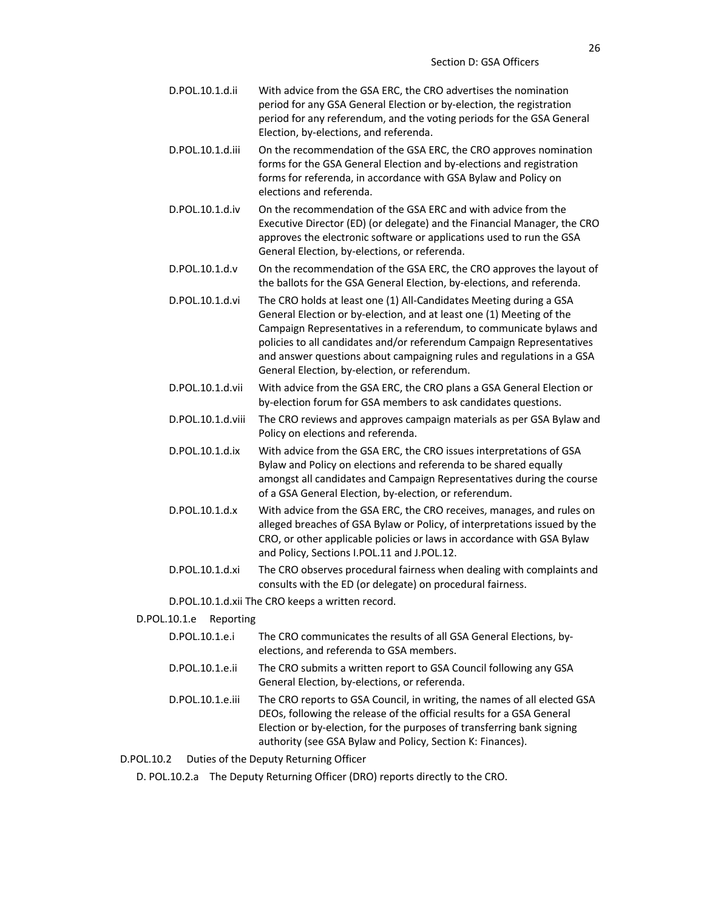D.POL.10.1.d.ii With advice from the GSA ERC, the CRO advertises the nomination period for any GSA General Election or by-election, the registration period for any referendum, and the voting periods for the GSA General Election, by-elections, and referenda.

D.POL.10.1.d.iii On the recommendation of the GSA ERC, the CRO approves nomination forms for the GSA General Election and by-elections and registration forms for referenda, in accordance with GSA Bylaw and Policy on elections and referenda.

D.POL.10.1.d.iv On the recommendation of the GSA ERC and with advice from the Executive Director (ED) (or delegate) and the Financial Manager, the CRO approves the electronic software or applications used to run the GSA General Election, by-elections, or referenda.

D.POL.10.1.d.v On the recommendation of the GSA ERC, the CRO approves the layout of the ballots for the GSA General Election, by-elections, and referenda.

D.POL.10.1.d.vi The CRO holds at least one (1) All-Candidates Meeting during a GSA General Election or by-election, and at least one (1) Meeting of the Campaign Representatives in a referendum, to communicate bylaws and policies to all candidates and/or referendum Campaign Representatives and answer questions about campaigning rules and regulations in a GSA General Election, by-election, or referendum.

D.POL.10.1.d.vii With advice from the GSA ERC, the CRO plans a GSA General Election or by-election forum for GSA members to ask candidates questions.

D.POL.10.1.d.viii The CRO reviews and approves campaign materials as per GSA Bylaw and Policy on elections and referenda.

D.POL.10.1.d.ix With advice from the GSA ERC, the CRO issues interpretations of GSA Bylaw and Policy on elections and referenda to be shared equally amongst all candidates and Campaign Representatives during the course of a GSA General Election, by-election, or referendum.

D.POL.10.1.d.x With advice from the GSA ERC, the CRO receives, manages, and rules on alleged breaches of GSA Bylaw or Policy, of interpretations issued by the CRO, or other applicable policies or laws in accordance with GSA Bylaw and Policy, Sections I.POL.11 and J.POL.12.

D.POL.10.1.d.xi The CRO observes procedural fairness when dealing with complaints and consults with the ED (or delegate) on procedural fairness.

D.POL.10.1.d.xii The CRO keeps a written record.

D.POL.10.1.e Reporting

D.POL.10.1.e.i The CRO communicates the results of all GSA General Elections, by-elections, and referenda to GSA members.

D.POL.10.1.e.ii The CRO submits a written report to GSA Council following any GSA General Election, by-elections, or referenda.

D.POL.10.1.e.iii The CRO reports to GSA Council, in writing, the names of all elected GSA DEOs, following the release of the official results for a GSA General Election or by-election, for the purposes of transferring bank signing authority (see GSA Bylaw and Policy, Section K: Finances).

D.POL.10.2 Duties of the Deputy Returning Officer

D. POL.10.2.a The Deputy Returning Officer (DRO) reports directly to the CRO.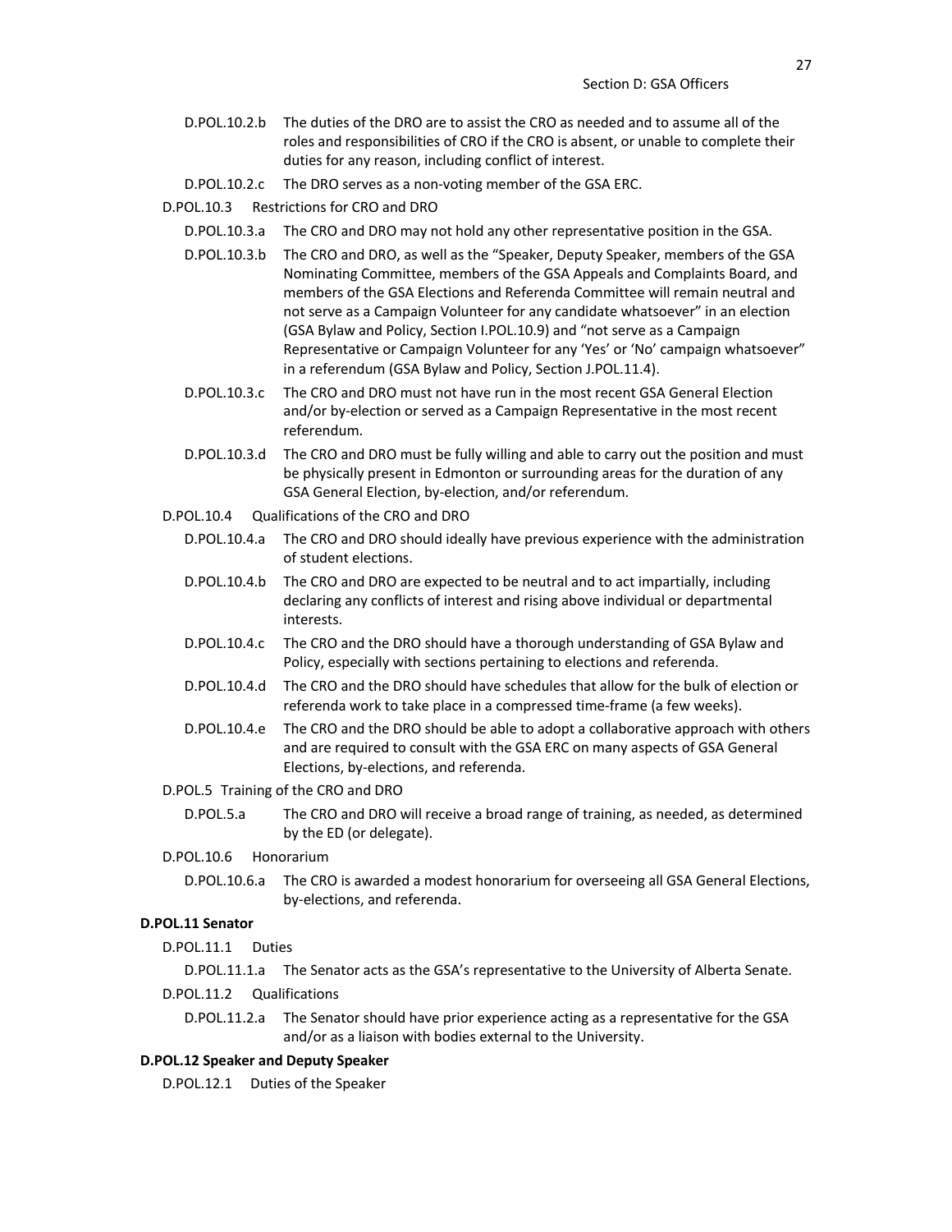D.POL.10.2.b The duties of the DRO are to assist the CRO as needed and to assume all of the roles and responsibilities of CRO if the CRO is absent, or unable to complete their duties for any reason, including conflict of interest.

D.POL.10.2.c The DRO serves as a non-voting member of the GSA ERC.

D.POL.10.3 Restrictions for CRO and DRO

D.POL.10.3.a The CRO and DRO may not hold any other representative position in the GSA.

D.POL.10.3.b The CRO and DRO, as well as the "Speaker, Deputy Speaker, members of the GSA Nominating Committee, members of the GSA Appeals and Complaints Board, and members of the GSA Elections and Referenda Committee will remain neutral and not serve as a Campaign Volunteer for any candidate whatsoever" in an election (GSA Bylaw and Policy, Section I.POL.10.9) and "not serve as a Campaign Representative or Campaign Volunteer for any 'Yes' or 'No' campaign whatsoever" in a referendum (GSA Bylaw and Policy, Section J.POL.11.4).

D.POL.10.3.c The CRO and DRO must not have run in the most recent GSA General Election and/or by-election or served as a Campaign Representative in the most recent referendum.

D.POL.10.3.d The CRO and DRO must be fully willing and able to carry out the position and must be physically present in Edmonton or surrounding areas for the duration of any GSA General Election, by-election, and/or referendum.

D.POL.10.4 Qualifications of the CRO and DRO

D.POL.10.4.a The CRO and DRO should ideally have previous experience with the administration of student elections.

D.POL.10.4.b The CRO and DRO are expected to be neutral and to act impartially, including declaring any conflicts of interest and rising above individual or departmental interests.

D.POL.10.4.c The CRO and the DRO should have a thorough understanding of GSA Bylaw and Policy, especially with sections pertaining to elections and referenda.

D.POL.10.4.d The CRO and the DRO should have schedules that allow for the bulk of election or referenda work to take place in a compressed time-frame (a few weeks).

D.POL.10.4.e The CRO and the DRO should be able to adopt a collaborative approach with others and are required to consult with the GSA ERC on many aspects of GSA General Elections, by-elections, and referenda.

D.POL.5 Training of the CRO and DRO

D.POL.5.a The CRO and DRO will receive a broad range of training, as needed, as determined by the ED (or delegate).

D.POL.10.6 Honorarium

D.POL.10.6.a The CRO is awarded a modest honorarium for overseeing all GSA General Elections, by-elections, and referenda.

**D.POL.11 Senator**

D.POL.11.1 Duties

D.POL.11.1.a The Senator acts as the GSA's representative to the University of Alberta Senate.

D.POL.11.2 Qualifications

D.POL.11.2.a The Senator should have prior experience acting as a representative for the GSA and/or as a liaison with bodies external to the University.

**D.POL.12 Speaker and Deputy Speaker**

D.POL.12.1 Duties of the Speaker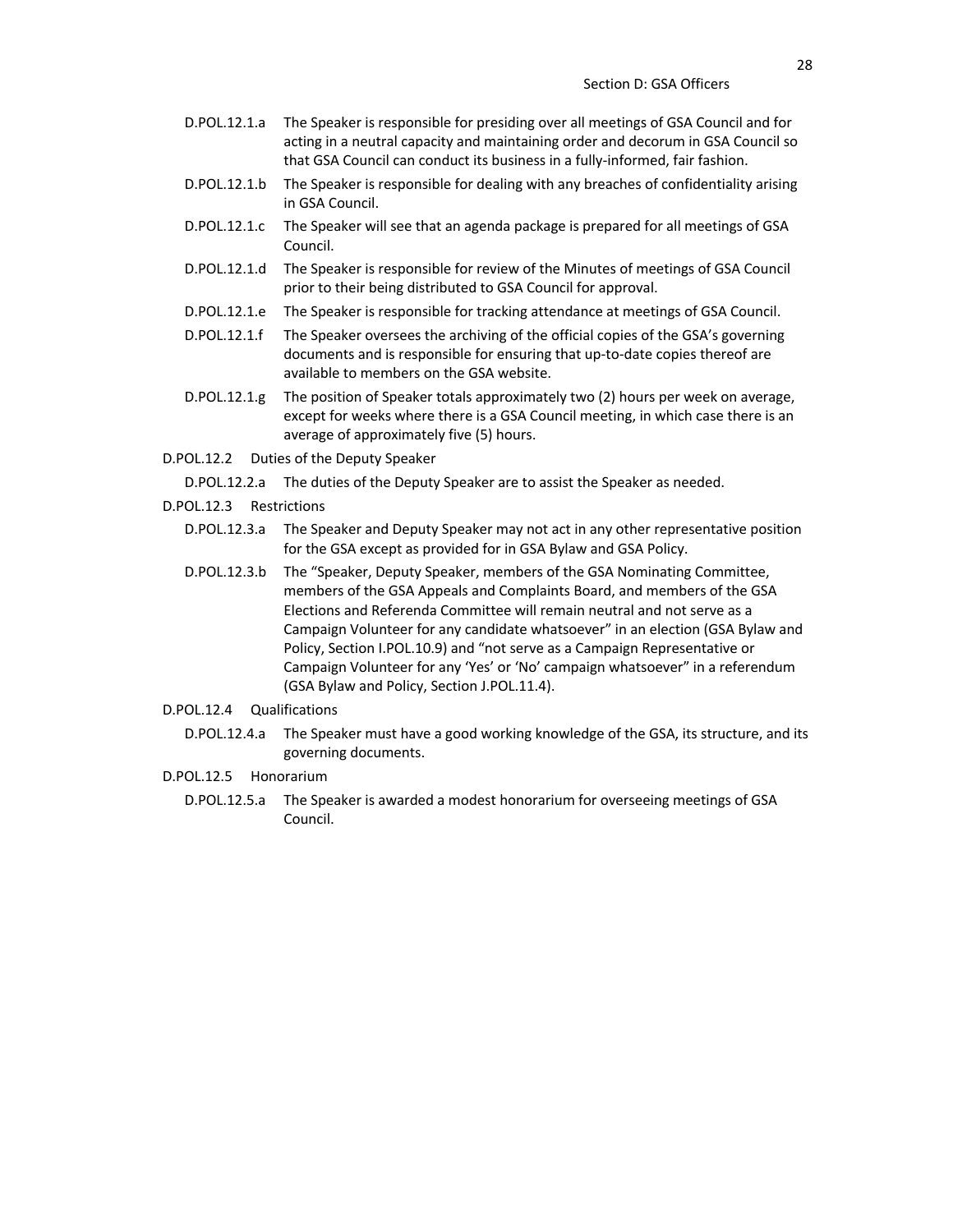D.POL.12.1.a The Speaker is responsible for presiding over all meetings of GSA Council and for acting in a neutral capacity and maintaining order and decorum in GSA Council so that GSA Council can conduct its business in a fully-informed, fair fashion.

D.POL.12.1.b The Speaker is responsible for dealing with any breaches of confidentiality arising in GSA Council.

D.POL.12.1.c The Speaker will see that an agenda package is prepared for all meetings of GSA Council.

D.POL.12.1.d The Speaker is responsible for review of the Minutes of meetings of GSA Council prior to their being distributed to GSA Council for approval.

D.POL.12.1.e The Speaker is responsible for tracking attendance at meetings of GSA Council.

D.POL.12.1.f The Speaker oversees the archiving of the official copies of the GSA's governing documents and is responsible for ensuring that up-to-date copies thereof are available to members on the GSA website.

D.POL.12.1.g The position of Speaker totals approximately two (2) hours per week on average, except for weeks where there is a GSA Council meeting, in which case there is an average of approximately five (5) hours.

D.POL.12.2 Duties of the Deputy Speaker

D.POL.12.2.a The duties of the Deputy Speaker are to assist the Speaker as needed.

D.POL.12.3 Restrictions

D.POL.12.3.a The Speaker and Deputy Speaker may not act in any other representative position for the GSA except as provided for in GSA Bylaw and GSA Policy.

D.POL.12.3.b The "Speaker, Deputy Speaker, members of the GSA Nominating Committee, members of the GSA Appeals and Complaints Board, and members of the GSA Elections and Referenda Committee will remain neutral and not serve as a Campaign Volunteer for any candidate whatsoever" in an election (GSA Bylaw and Policy, Section I.POL.10.9) and "not serve as a Campaign Representative or Campaign Volunteer for any 'Yes' or 'No' campaign whatsoever" in a referendum (GSA Bylaw and Policy, Section J.POL.11.4).

D.POL.12.4 Qualifications

D.POL.12.4.a The Speaker must have a good working knowledge of the GSA, its structure, and its governing documents.

D.POL.12.5 Honorarium

D.POL.12.5.a The Speaker is awarded a modest honorarium for overseeing meetings of GSA Council.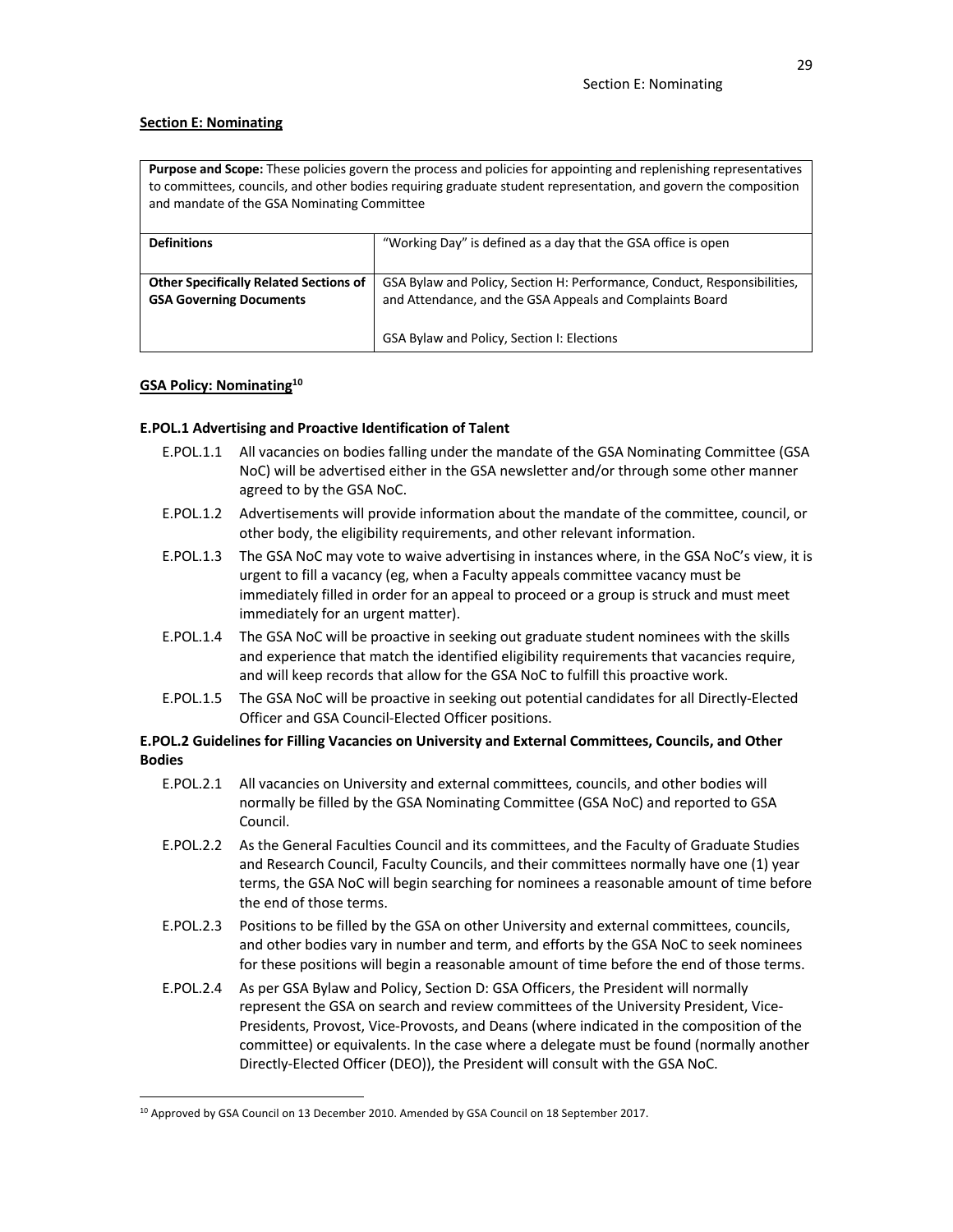## Section E: Nominating

| **Purpose and Scope:** These policies govern the process and policies for appointing and replenishing representatives to committees, councils, and other bodies requiring graduate student representation, and govern the composition and mandate of the GSA Nominating Committee | |
|---|---|
| **Definitions** | "Working Day" is defined as a day that the GSA office is open |
| **Other Specifically Related Sections of GSA Governing Documents** | GSA Bylaw and Policy, Section H: Performance, Conduct, Responsibilities, and Attendance, and the GSA Appeals and Complaints Board<br><br>GSA Bylaw and Policy, Section I: Elections |

### GSA Policy: Nominating[10]

**E.POL.1 Advertising and Proactive Identification of Talent**

- E.POL.1.1 All vacancies on bodies falling under the mandate of the GSA Nominating Committee (GSA NoC) will be advertised either in the GSA newsletter and/or through some other manner agreed to by the GSA NoC.
- E.POL.1.2 Advertisements will provide information about the mandate of the committee, council, or other body, the eligibility requirements, and other relevant information.
- E.POL.1.3 The GSA NoC may vote to waive advertising in instances where, in the GSA NoC's view, it is urgent to fill a vacancy (eg, when a Faculty appeals committee vacancy must be immediately filled in order for an appeal to proceed or a group is struck and must meet immediately for an urgent matter).
- E.POL.1.4 The GSA NoC will be proactive in seeking out graduate student nominees with the skills and experience that match the identified eligibility requirements that vacancies require, and will keep records that allow for the GSA NoC to fulfill this proactive work.
- E.POL.1.5 The GSA NoC will be proactive in seeking out potential candidates for all Directly-Elected Officer and GSA Council-Elected Officer positions.

**E.POL.2 Guidelines for Filling Vacancies on University and External Committees, Councils, and Other Bodies**

- E.POL.2.1 All vacancies on University and external committees, councils, and other bodies will normally be filled by the GSA Nominating Committee (GSA NoC) and reported to GSA Council.
- E.POL.2.2 As the General Faculties Council and its committees, and the Faculty of Graduate Studies and Research Council, Faculty Councils, and their committees normally have one (1) year terms, the GSA NoC will begin searching for nominees a reasonable amount of time before the end of those terms.
- E.POL.2.3 Positions to be filled by the GSA on other University and external committees, councils, and other bodies vary in number and term, and efforts by the GSA NoC to seek nominees for these positions will begin a reasonable amount of time before the end of those terms.
- E.POL.2.4 As per GSA Bylaw and Policy, Section D: GSA Officers, the President will normally represent the GSA on search and review committees of the University President, Vice-Presidents, Provost, Vice-Provosts, and Deans (where indicated in the composition of the committee) or equivalents. In the case where a delegate must be found (normally another Directly-Elected Officer (DEO)), the President will consult with the GSA NoC.

[10] Approved by GSA Council on 13 December 2010. Amended by GSA Council on 18 September 2017.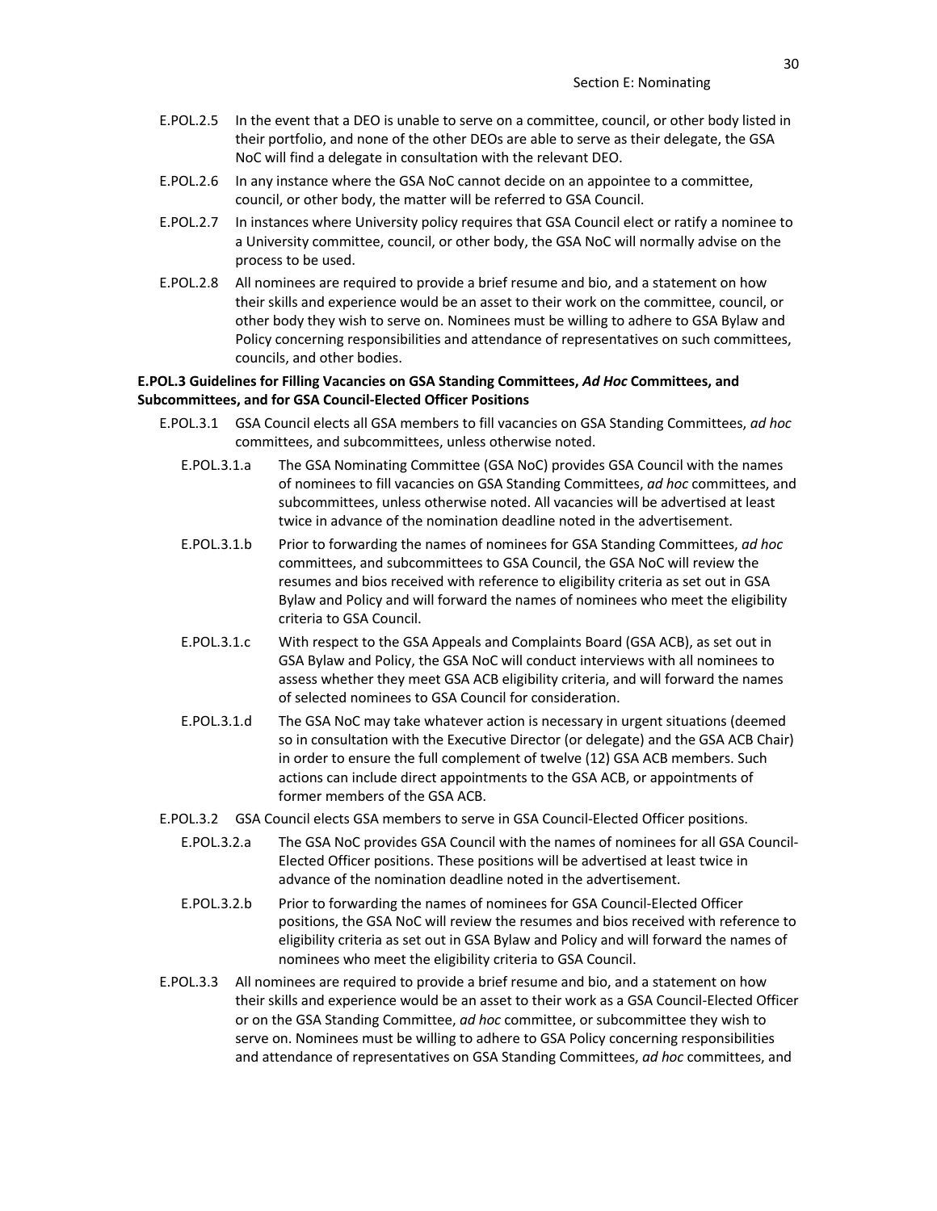E.POL.2.5 In the event that a DEO is unable to serve on a committee, council, or other body listed in their portfolio, and none of the other DEOs are able to serve as their delegate, the GSA NoC will find a delegate in consultation with the relevant DEO.

E.POL.2.6 In any instance where the GSA NoC cannot decide on an appointee to a committee, council, or other body, the matter will be referred to GSA Council.

E.POL.2.7 In instances where University policy requires that GSA Council elect or ratify a nominee to a University committee, council, or other body, the GSA NoC will normally advise on the process to be used.

E.POL.2.8 All nominees are required to provide a brief resume and bio, and a statement on how their skills and experience would be an asset to their work on the committee, council, or other body they wish to serve on. Nominees must be willing to adhere to GSA Bylaw and Policy concerning responsibilities and attendance of representatives on such committees, councils, and other bodies.

**E.POL.3 Guidelines for Filling Vacancies on GSA Standing Committees, *Ad Hoc* Committees, and Subcommittees, and for GSA Council-Elected Officer Positions**

E.POL.3.1 GSA Council elects all GSA members to fill vacancies on GSA Standing Committees, *ad hoc* committees, and subcommittees, unless otherwise noted.

E.POL.3.1.a The GSA Nominating Committee (GSA NoC) provides GSA Council with the names of nominees to fill vacancies on GSA Standing Committees, *ad hoc* committees, and subcommittees, unless otherwise noted. All vacancies will be advertised at least twice in advance of the nomination deadline noted in the advertisement.

E.POL.3.1.b Prior to forwarding the names of nominees for GSA Standing Committees, *ad hoc* committees, and subcommittees to GSA Council, the GSA NoC will review the resumes and bios received with reference to eligibility criteria as set out in GSA Bylaw and Policy and will forward the names of nominees who meet the eligibility criteria to GSA Council.

E.POL.3.1.c With respect to the GSA Appeals and Complaints Board (GSA ACB), as set out in GSA Bylaw and Policy, the GSA NoC will conduct interviews with all nominees to assess whether they meet GSA ACB eligibility criteria, and will forward the names of selected nominees to GSA Council for consideration.

E.POL.3.1.d The GSA NoC may take whatever action is necessary in urgent situations (deemed so in consultation with the Executive Director (or delegate) and the GSA ACB Chair) in order to ensure the full complement of twelve (12) GSA ACB members. Such actions can include direct appointments to the GSA ACB, or appointments of former members of the GSA ACB.

E.POL.3.2 GSA Council elects GSA members to serve in GSA Council-Elected Officer positions.

E.POL.3.2.a The GSA NoC provides GSA Council with the names of nominees for all GSA Council-Elected Officer positions. These positions will be advertised at least twice in advance of the nomination deadline noted in the advertisement.

E.POL.3.2.b Prior to forwarding the names of nominees for GSA Council-Elected Officer positions, the GSA NoC will review the resumes and bios received with reference to eligibility criteria as set out in GSA Bylaw and Policy and will forward the names of nominees who meet the eligibility criteria to GSA Council.

E.POL.3.3 All nominees are required to provide a brief resume and bio, and a statement on how their skills and experience would be an asset to their work as a GSA Council-Elected Officer or on the GSA Standing Committee, *ad hoc* committee, or subcommittee they wish to serve on. Nominees must be willing to adhere to GSA Policy concerning responsibilities and attendance of representatives on GSA Standing Committees, *ad hoc* committees, and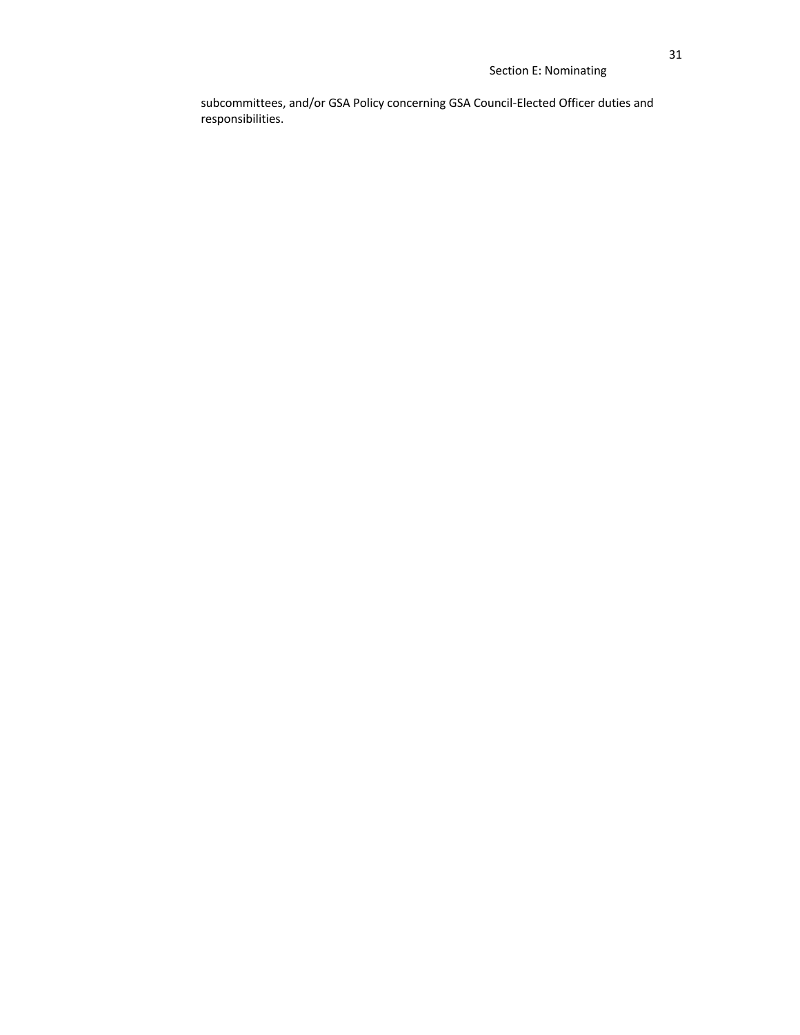subcommittees, and/or GSA Policy concerning GSA Council-Elected Officer duties and responsibilities.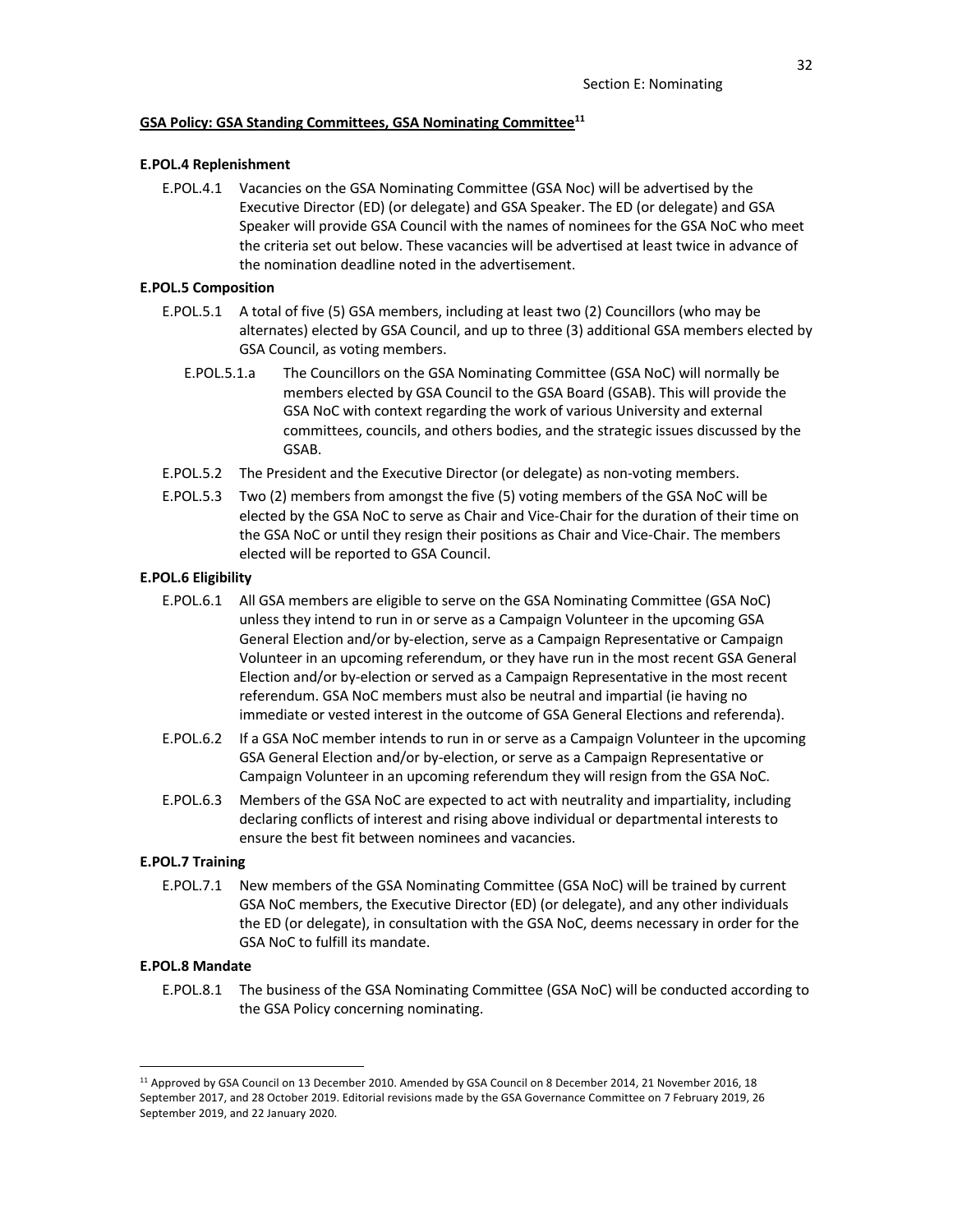**GSA Policy: GSA Standing Committees, GSA Nominating Committee**[11]

**E.POL.4 Replenishment**

E.POL.4.1 Vacancies on the GSA Nominating Committee (GSA Noc) will be advertised by the Executive Director (ED) (or delegate) and GSA Speaker. The ED (or delegate) and GSA Speaker will provide GSA Council with the names of nominees for the GSA NoC who meet the criteria set out below. These vacancies will be advertised at least twice in advance of the nomination deadline noted in the advertisement.

**E.POL.5 Composition**

E.POL.5.1 A total of five (5) GSA members, including at least two (2) Councillors (who may be alternates) elected by GSA Council, and up to three (3) additional GSA members elected by GSA Council, as voting members.

E.POL.5.1.a The Councillors on the GSA Nominating Committee (GSA NoC) will normally be members elected by GSA Council to the GSA Board (GSAB). This will provide the GSA NoC with context regarding the work of various University and external committees, councils, and others bodies, and the strategic issues discussed by the GSAB.

E.POL.5.2 The President and the Executive Director (or delegate) as non-voting members.

E.POL.5.3 Two (2) members from amongst the five (5) voting members of the GSA NoC will be elected by the GSA NoC to serve as Chair and Vice-Chair for the duration of their time on the GSA NoC or until they resign their positions as Chair and Vice-Chair. The members elected will be reported to GSA Council.

**E.POL.6 Eligibility**

E.POL.6.1 All GSA members are eligible to serve on the GSA Nominating Committee (GSA NoC) unless they intend to run in or serve as a Campaign Volunteer in the upcoming GSA General Election and/or by-election, serve as a Campaign Representative or Campaign Volunteer in an upcoming referendum, or they have run in the most recent GSA General Election and/or by-election or served as a Campaign Representative in the most recent referendum. GSA NoC members must also be neutral and impartial (ie having no immediate or vested interest in the outcome of GSA General Elections and referenda).

E.POL.6.2 If a GSA NoC member intends to run in or serve as a Campaign Volunteer in the upcoming GSA General Election and/or by-election, or serve as a Campaign Representative or Campaign Volunteer in an upcoming referendum they will resign from the GSA NoC.

E.POL.6.3 Members of the GSA NoC are expected to act with neutrality and impartiality, including declaring conflicts of interest and rising above individual or departmental interests to ensure the best fit between nominees and vacancies.

**E.POL.7 Training**

E.POL.7.1 New members of the GSA Nominating Committee (GSA NoC) will be trained by current GSA NoC members, the Executive Director (ED) (or delegate), and any other individuals the ED (or delegate), in consultation with the GSA NoC, deems necessary in order for the GSA NoC to fulfill its mandate.

**E.POL.8 Mandate**

E.POL.8.1 The business of the GSA Nominating Committee (GSA NoC) will be conducted according to the GSA Policy concerning nominating.

---

[11] Approved by GSA Council on 13 December 2010. Amended by GSA Council on 8 December 2014, 21 November 2016, 18 September 2017, and 28 October 2019. Editorial revisions made by the GSA Governance Committee on 7 February 2019, 26 September 2019, and 22 January 2020.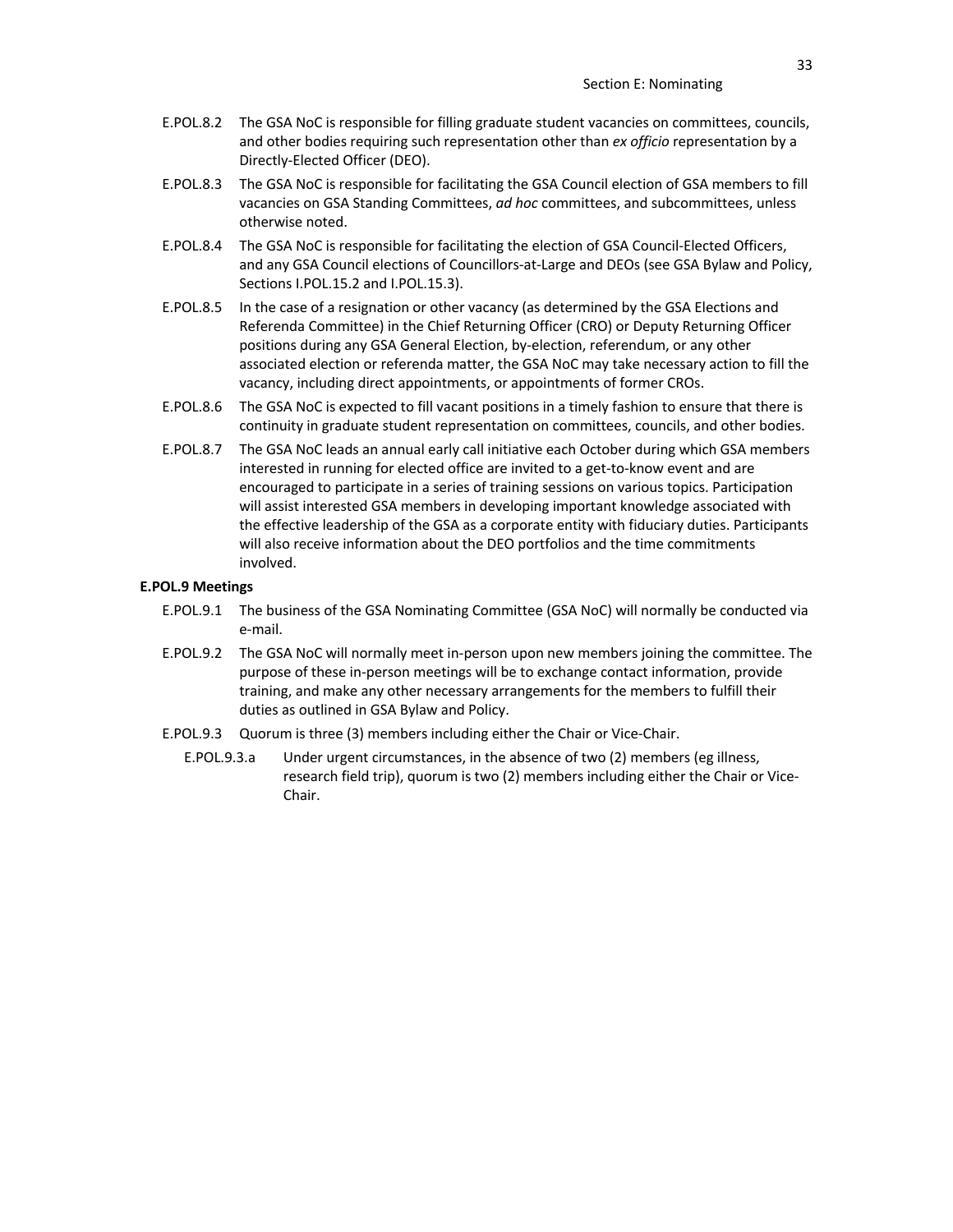E.POL.8.2 The GSA NoC is responsible for filling graduate student vacancies on committees, councils, and other bodies requiring such representation other than *ex officio* representation by a Directly-Elected Officer (DEO).

E.POL.8.3 The GSA NoC is responsible for facilitating the GSA Council election of GSA members to fill vacancies on GSA Standing Committees, *ad hoc* committees, and subcommittees, unless otherwise noted.

E.POL.8.4 The GSA NoC is responsible for facilitating the election of GSA Council-Elected Officers, and any GSA Council elections of Councillors-at-Large and DEOs (see GSA Bylaw and Policy, Sections I.POL.15.2 and I.POL.15.3).

E.POL.8.5 In the case of a resignation or other vacancy (as determined by the GSA Elections and Referenda Committee) in the Chief Returning Officer (CRO) or Deputy Returning Officer positions during any GSA General Election, by-election, referendum, or any other associated election or referenda matter, the GSA NoC may take necessary action to fill the vacancy, including direct appointments, or appointments of former CROs.

E.POL.8.6 The GSA NoC is expected to fill vacant positions in a timely fashion to ensure that there is continuity in graduate student representation on committees, councils, and other bodies.

E.POL.8.7 The GSA NoC leads an annual early call initiative each October during which GSA members interested in running for elected office are invited to a get-to-know event and are encouraged to participate in a series of training sessions on various topics. Participation will assist interested GSA members in developing important knowledge associated with the effective leadership of the GSA as a corporate entity with fiduciary duties. Participants will also receive information about the DEO portfolios and the time commitments involved.

**E.POL.9 Meetings**

E.POL.9.1 The business of the GSA Nominating Committee (GSA NoC) will normally be conducted via e-mail.

E.POL.9.2 The GSA NoC will normally meet in-person upon new members joining the committee. The purpose of these in-person meetings will be to exchange contact information, provide training, and make any other necessary arrangements for the members to fulfill their duties as outlined in GSA Bylaw and Policy.

E.POL.9.3 Quorum is three (3) members including either the Chair or Vice-Chair.

E.POL.9.3.a Under urgent circumstances, in the absence of two (2) members (eg illness, research field trip), quorum is two (2) members including either the Chair or Vice-Chair.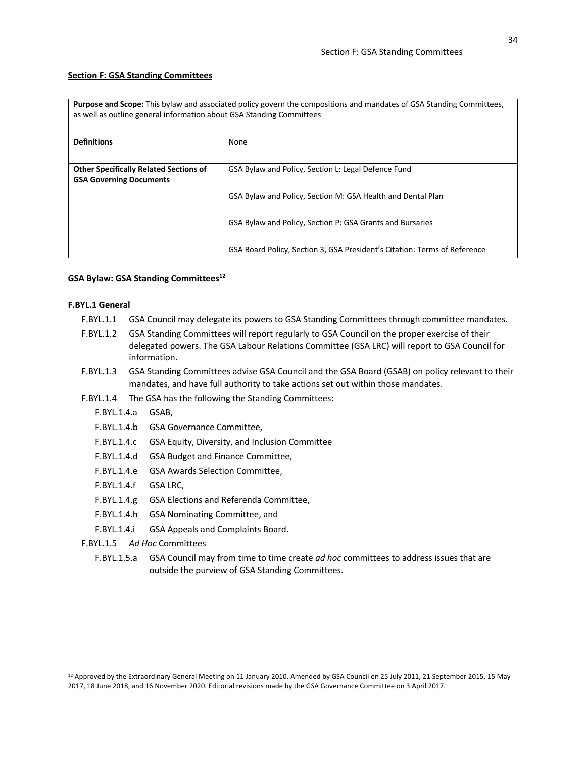**Section F: GSA Standing Committees**

| **Purpose and Scope:** This bylaw and associated policy govern the compositions and mandates of GSA Standing Committees, as well as outline general information about GSA Standing Committees | |
|---|---|
| **Definitions** | None |
| **Other Specifically Related Sections of GSA Governing Documents** | GSA Bylaw and Policy, Section L: Legal Defence Fund |
| | GSA Bylaw and Policy, Section M: GSA Health and Dental Plan |
| | GSA Bylaw and Policy, Section P: GSA Grants and Bursaries |
| | GSA Board Policy, Section 3, GSA President's Citation: Terms of Reference |

**GSA Bylaw: GSA Standing Committees[12]**

**F.BYL.1 General**

F.BYL.1.1 GSA Council may delegate its powers to GSA Standing Committees through committee mandates.

F.BYL.1.2 GSA Standing Committees will report regularly to GSA Council on the proper exercise of their delegated powers. The GSA Labour Relations Committee (GSA LRC) will report to GSA Council for information.

F.BYL.1.3 GSA Standing Committees advise GSA Council and the GSA Board (GSAB) on policy relevant to their mandates, and have full authority to take actions set out within those mandates.

F.BYL.1.4 The GSA has the following the Standing Committees:

- F.BYL.1.4.a GSAB,
- F.BYL.1.4.b GSA Governance Committee,
- F.BYL.1.4.c GSA Equity, Diversity, and Inclusion Committee
- F.BYL.1.4.d GSA Budget and Finance Committee,
- F.BYL.1.4.e GSA Awards Selection Committee,
- F.BYL.1.4.f GSA LRC,
- F.BYL.1.4.g GSA Elections and Referenda Committee,
- F.BYL.1.4.h GSA Nominating Committee, and
- F.BYL.1.4.i GSA Appeals and Complaints Board.

F.BYL.1.5 *Ad Hoc* Committees

- F.BYL.1.5.a GSA Council may from time to time create *ad hoc* committees to address issues that are outside the purview of GSA Standing Committees.

---

[12] Approved by the Extraordinary General Meeting on 11 January 2010. Amended by GSA Council on 25 July 2011, 21 September 2015, 15 May 2017, 18 June 2018, and 16 November 2020. Editorial revisions made by the GSA Governance Committee on 3 April 2017.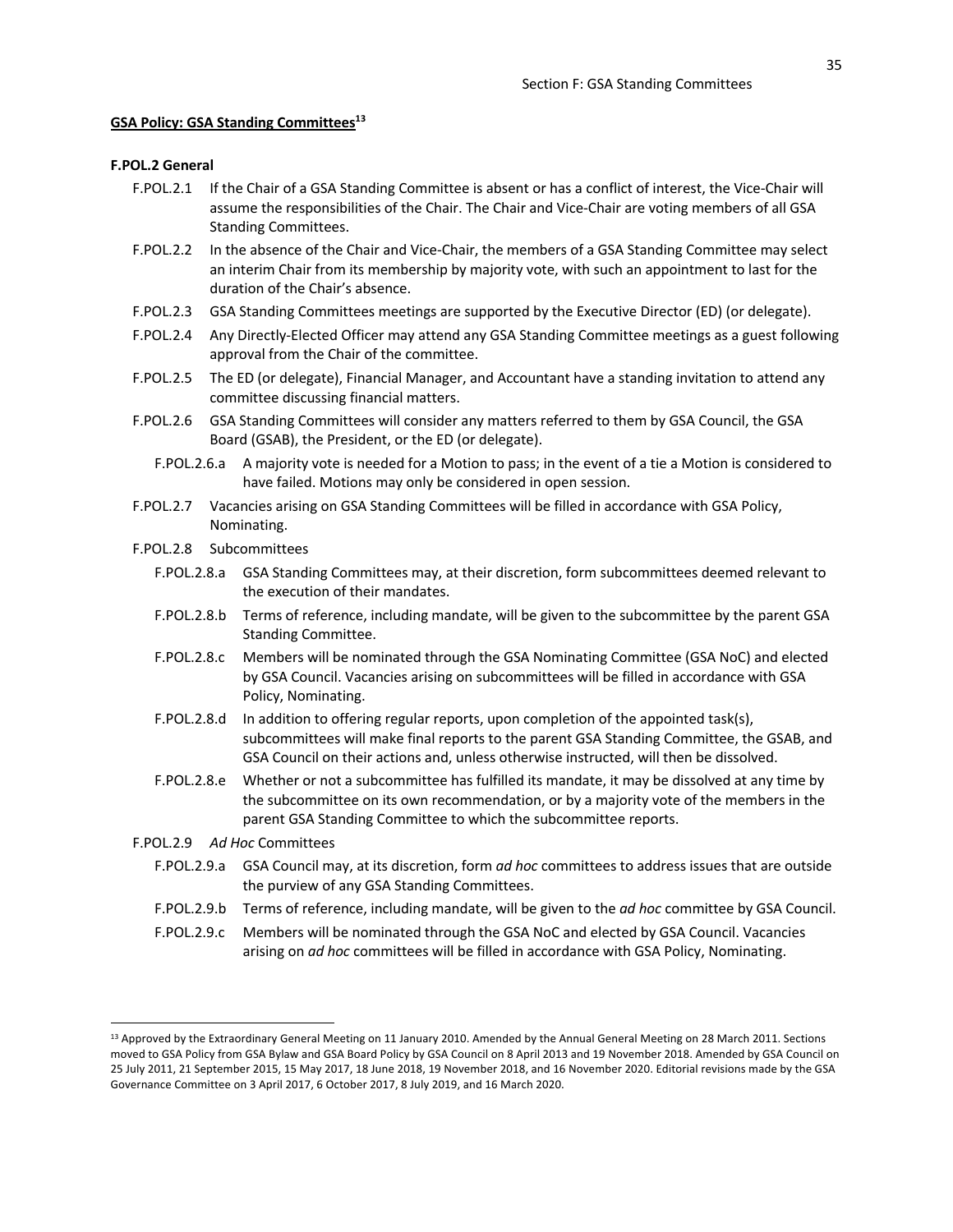**GSA Policy: GSA Standing Committees[13]**

**F.POL.2 General**

F.POL.2.1 If the Chair of a GSA Standing Committee is absent or has a conflict of interest, the Vice-Chair will assume the responsibilities of the Chair. The Chair and Vice-Chair are voting members of all GSA Standing Committees.

F.POL.2.2 In the absence of the Chair and Vice-Chair, the members of a GSA Standing Committee may select an interim Chair from its membership by majority vote, with such an appointment to last for the duration of the Chair's absence.

F.POL.2.3 GSA Standing Committees meetings are supported by the Executive Director (ED) (or delegate).

F.POL.2.4 Any Directly-Elected Officer may attend any GSA Standing Committee meetings as a guest following approval from the Chair of the committee.

F.POL.2.5 The ED (or delegate), Financial Manager, and Accountant have a standing invitation to attend any committee discussing financial matters.

F.POL.2.6 GSA Standing Committees will consider any matters referred to them by GSA Council, the GSA Board (GSAB), the President, or the ED (or delegate).

- F.POL.2.6.a A majority vote is needed for a Motion to pass; in the event of a tie a Motion is considered to have failed. Motions may only be considered in open session.

F.POL.2.7 Vacancies arising on GSA Standing Committees will be filled in accordance with GSA Policy, Nominating.

F.POL.2.8 Subcommittees

- F.POL.2.8.a GSA Standing Committees may, at their discretion, form subcommittees deemed relevant to the execution of their mandates.
- F.POL.2.8.b Terms of reference, including mandate, will be given to the subcommittee by the parent GSA Standing Committee.
- F.POL.2.8.c Members will be nominated through the GSA Nominating Committee (GSA NoC) and elected by GSA Council. Vacancies arising on subcommittees will be filled in accordance with GSA Policy, Nominating.
- F.POL.2.8.d In addition to offering regular reports, upon completion of the appointed task(s), subcommittees will make final reports to the parent GSA Standing Committee, the GSAB, and GSA Council on their actions and, unless otherwise instructed, will then be dissolved.
- F.POL.2.8.e Whether or not a subcommittee has fulfilled its mandate, it may be dissolved at any time by the subcommittee on its own recommendation, or by a majority vote of the members in the parent GSA Standing Committee to which the subcommittee reports.

F.POL.2.9 *Ad Hoc* Committees

- F.POL.2.9.a GSA Council may, at its discretion, form *ad hoc* committees to address issues that are outside the purview of any GSA Standing Committees.
- F.POL.2.9.b Terms of reference, including mandate, will be given to the *ad hoc* committee by GSA Council.
- F.POL.2.9.c Members will be nominated through the GSA NoC and elected by GSA Council. Vacancies arising on *ad hoc* committees will be filled in accordance with GSA Policy, Nominating.

---

[13] Approved by the Extraordinary General Meeting on 11 January 2010. Amended by the Annual General Meeting on 28 March 2011. Sections moved to GSA Policy from GSA Bylaw and GSA Board Policy by GSA Council on 8 April 2013 and 19 November 2018. Amended by GSA Council on 25 July 2011, 21 September 2015, 15 May 2017, 18 June 2018, 19 November 2018, and 16 November 2020. Editorial revisions made by the GSA Governance Committee on 3 April 2017, 6 October 2017, 8 July 2019, and 16 March 2020.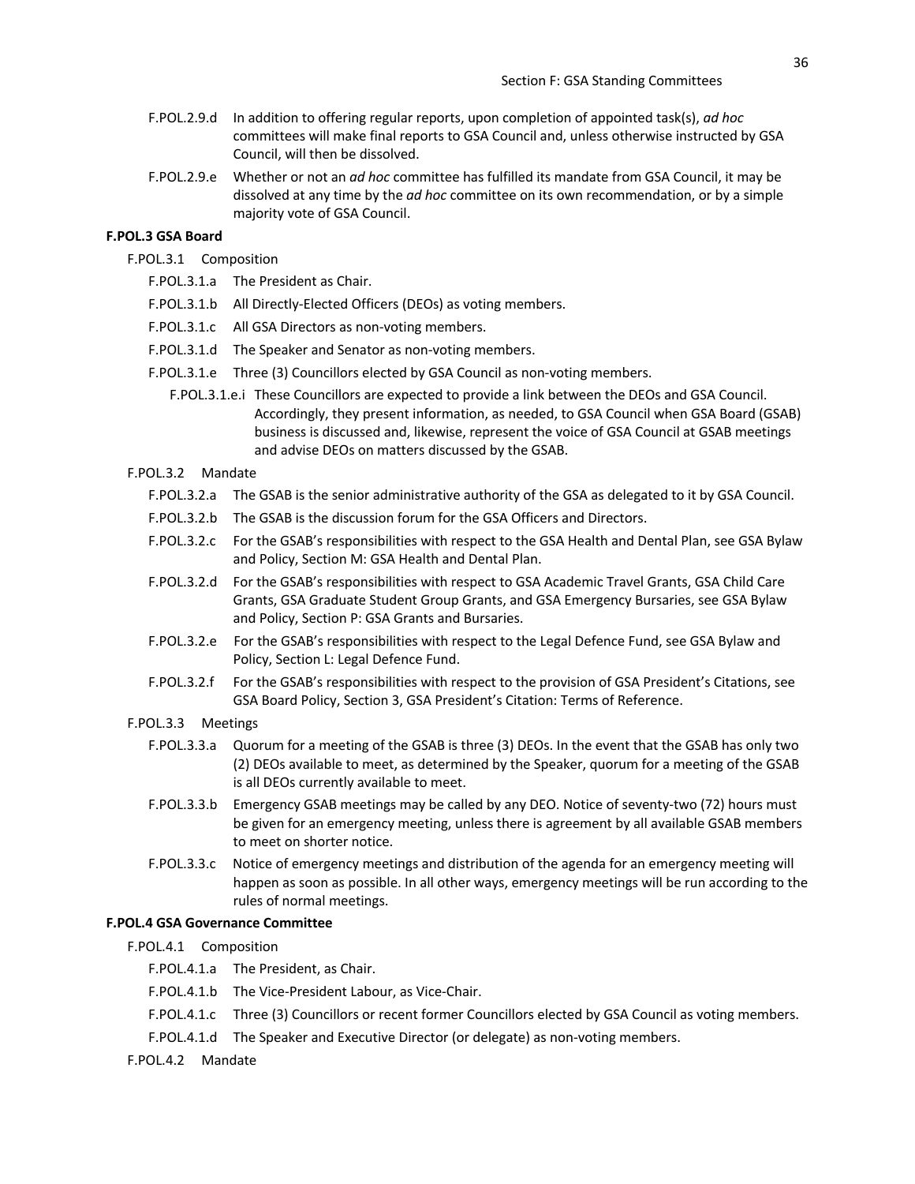F.POL.2.9.d In addition to offering regular reports, upon completion of appointed task(s), *ad hoc* committees will make final reports to GSA Council and, unless otherwise instructed by GSA Council, will then be dissolved.

F.POL.2.9.e Whether or not an *ad hoc* committee has fulfilled its mandate from GSA Council, it may be dissolved at any time by the *ad hoc* committee on its own recommendation, or by a simple majority vote of GSA Council.

**F.POL.3 GSA Board**

F.POL.3.1 Composition

F.POL.3.1.a The President as Chair.

F.POL.3.1.b All Directly-Elected Officers (DEOs) as voting members.

F.POL.3.1.c All GSA Directors as non-voting members.

F.POL.3.1.d The Speaker and Senator as non-voting members.

F.POL.3.1.e Three (3) Councillors elected by GSA Council as non-voting members.

F.POL.3.1.e.i These Councillors are expected to provide a link between the DEOs and GSA Council. Accordingly, they present information, as needed, to GSA Council when GSA Board (GSAB) business is discussed and, likewise, represent the voice of GSA Council at GSAB meetings and advise DEOs on matters discussed by the GSAB.

F.POL.3.2 Mandate

F.POL.3.2.a The GSAB is the senior administrative authority of the GSA as delegated to it by GSA Council.

F.POL.3.2.b The GSAB is the discussion forum for the GSA Officers and Directors.

F.POL.3.2.c For the GSAB's responsibilities with respect to the GSA Health and Dental Plan, see GSA Bylaw and Policy, Section M: GSA Health and Dental Plan.

F.POL.3.2.d For the GSAB's responsibilities with respect to GSA Academic Travel Grants, GSA Child Care Grants, GSA Graduate Student Group Grants, and GSA Emergency Bursaries, see GSA Bylaw and Policy, Section P: GSA Grants and Bursaries.

F.POL.3.2.e For the GSAB's responsibilities with respect to the Legal Defence Fund, see GSA Bylaw and Policy, Section L: Legal Defence Fund.

F.POL.3.2.f For the GSAB's responsibilities with respect to the provision of GSA President's Citations, see GSA Board Policy, Section 3, GSA President's Citation: Terms of Reference.

F.POL.3.3 Meetings

F.POL.3.3.a Quorum for a meeting of the GSAB is three (3) DEOs. In the event that the GSAB has only two (2) DEOs available to meet, as determined by the Speaker, quorum for a meeting of the GSAB is all DEOs currently available to meet.

F.POL.3.3.b Emergency GSAB meetings may be called by any DEO. Notice of seventy-two (72) hours must be given for an emergency meeting, unless there is agreement by all available GSAB members to meet on shorter notice.

F.POL.3.3.c Notice of emergency meetings and distribution of the agenda for an emergency meeting will happen as soon as possible. In all other ways, emergency meetings will be run according to the rules of normal meetings.

**F.POL.4 GSA Governance Committee**

F.POL.4.1 Composition

F.POL.4.1.a The President, as Chair.

F.POL.4.1.b The Vice-President Labour, as Vice-Chair.

F.POL.4.1.c Three (3) Councillors or recent former Councillors elected by GSA Council as voting members.

F.POL.4.1.d The Speaker and Executive Director (or delegate) as non-voting members.

F.POL.4.2 Mandate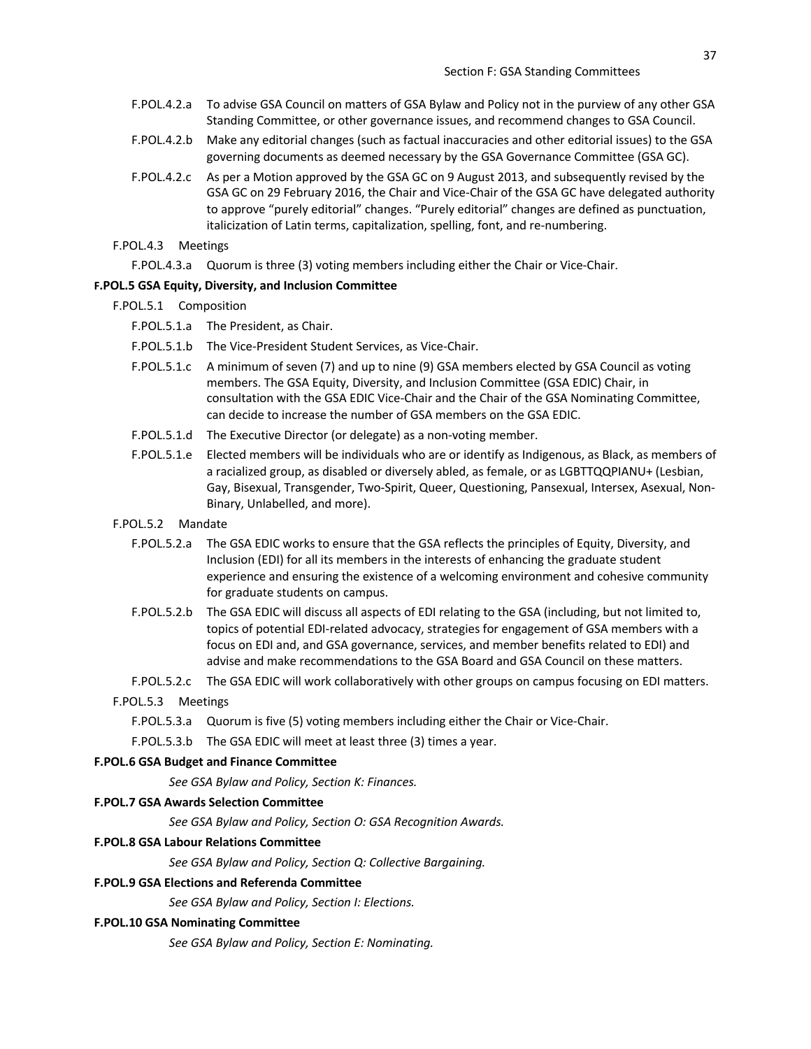F.POL.4.2.a To advise GSA Council on matters of GSA Bylaw and Policy not in the purview of any other GSA Standing Committee, or other governance issues, and recommend changes to GSA Council.

F.POL.4.2.b Make any editorial changes (such as factual inaccuracies and other editorial issues) to the GSA governing documents as deemed necessary by the GSA Governance Committee (GSA GC).

F.POL.4.2.c As per a Motion approved by the GSA GC on 9 August 2013, and subsequently revised by the GSA GC on 29 February 2016, the Chair and Vice-Chair of the GSA GC have delegated authority to approve "purely editorial" changes. "Purely editorial" changes are defined as punctuation, italicization of Latin terms, capitalization, spelling, font, and re-numbering.

F.POL.4.3 Meetings

F.POL.4.3.a Quorum is three (3) voting members including either the Chair or Vice-Chair.

**F.POL.5 GSA Equity, Diversity, and Inclusion Committee**

F.POL.5.1 Composition

F.POL.5.1.a The President, as Chair.

F.POL.5.1.b The Vice-President Student Services, as Vice-Chair.

F.POL.5.1.c A minimum of seven (7) and up to nine (9) GSA members elected by GSA Council as voting members. The GSA Equity, Diversity, and Inclusion Committee (GSA EDIC) Chair, in consultation with the GSA EDIC Vice-Chair and the Chair of the GSA Nominating Committee, can decide to increase the number of GSA members on the GSA EDIC.

F.POL.5.1.d The Executive Director (or delegate) as a non-voting member.

F.POL.5.1.e Elected members will be individuals who are or identify as Indigenous, as Black, as members of a racialized group, as disabled or diversely abled, as female, or as LGBTTQQPIANU+ (Lesbian, Gay, Bisexual, Transgender, Two-Spirit, Queer, Questioning, Pansexual, Intersex, Asexual, Non-Binary, Unlabelled, and more).

F.POL.5.2 Mandate

F.POL.5.2.a The GSA EDIC works to ensure that the GSA reflects the principles of Equity, Diversity, and Inclusion (EDI) for all its members in the interests of enhancing the graduate student experience and ensuring the existence of a welcoming environment and cohesive community for graduate students on campus.

F.POL.5.2.b The GSA EDIC will discuss all aspects of EDI relating to the GSA (including, but not limited to, topics of potential EDI-related advocacy, strategies for engagement of GSA members with a focus on EDI and, and GSA governance, services, and member benefits related to EDI) and advise and make recommendations to the GSA Board and GSA Council on these matters.

F.POL.5.2.c The GSA EDIC will work collaboratively with other groups on campus focusing on EDI matters.

F.POL.5.3 Meetings

F.POL.5.3.a Quorum is five (5) voting members including either the Chair or Vice-Chair.

F.POL.5.3.b The GSA EDIC will meet at least three (3) times a year.

**F.POL.6 GSA Budget and Finance Committee**

*See GSA Bylaw and Policy, Section K: Finances.*

**F.POL.7 GSA Awards Selection Committee**

*See GSA Bylaw and Policy, Section O: GSA Recognition Awards.*

**F.POL.8 GSA Labour Relations Committee**

*See GSA Bylaw and Policy, Section Q: Collective Bargaining.*

**F.POL.9 GSA Elections and Referenda Committee**

*See GSA Bylaw and Policy, Section I: Elections.*

**F.POL.10 GSA Nominating Committee**

*See GSA Bylaw and Policy, Section E: Nominating.*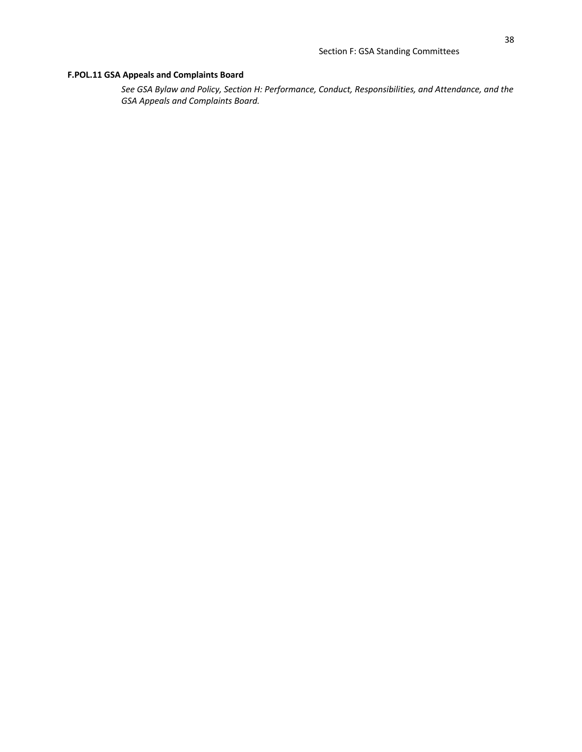**F.POL.11 GSA Appeals and Complaints Board**

*See GSA Bylaw and Policy, Section H: Performance, Conduct, Responsibilities, and Attendance, and the GSA Appeals and Complaints Board.*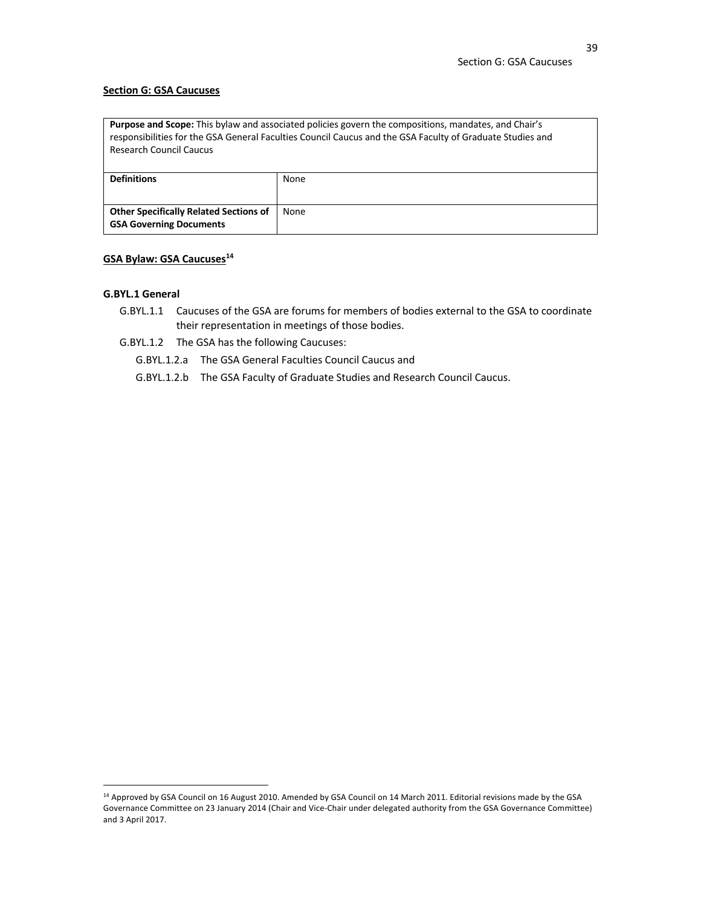## Section G: GSA Caucuses

| **Purpose and Scope:** This bylaw and associated policies govern the compositions, mandates, and Chair's responsibilities for the GSA General Faculties Council Caucus and the GSA Faculty of Graduate Studies and Research Council Caucus | |
|---|---|
| **Definitions** | None |
| **Other Specifically Related Sections of GSA Governing Documents** | None |

### GSA Bylaw: GSA Caucuses[14]

#### G.BYL.1 General

G.BYL.1.1 Caucuses of the GSA are forums for members of bodies external to the GSA to coordinate their representation in meetings of those bodies.

G.BYL.1.2 The GSA has the following Caucuses:

- G.BYL.1.2.a The GSA General Faculties Council Caucus and
- G.BYL.1.2.b The GSA Faculty of Graduate Studies and Research Council Caucus.

---

[14] Approved by GSA Council on 16 August 2010. Amended by GSA Council on 14 March 2011. Editorial revisions made by the GSA Governance Committee on 23 January 2014 (Chair and Vice-Chair under delegated authority from the GSA Governance Committee) and 3 April 2017.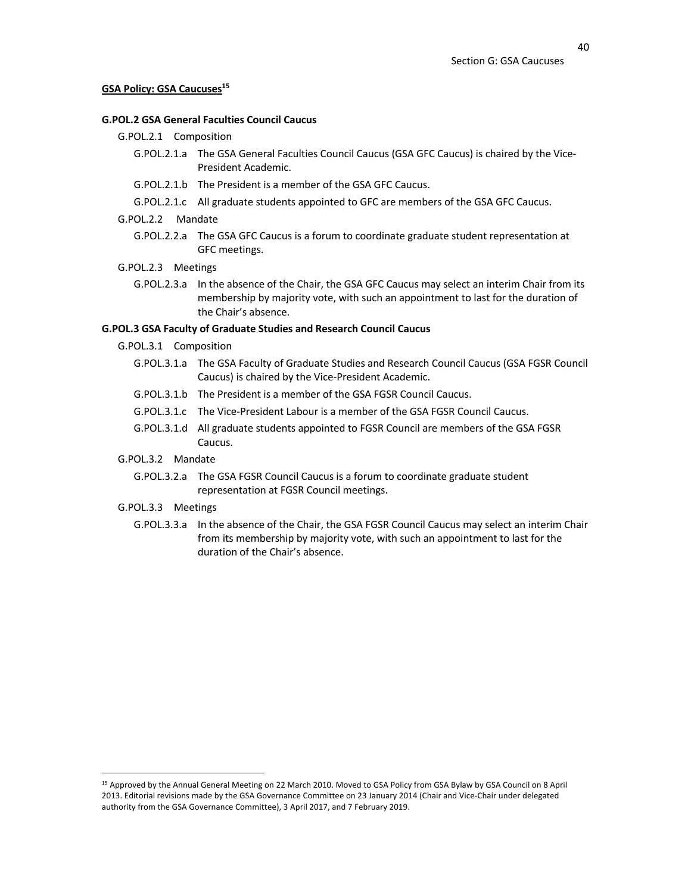**GSA Policy: GSA Caucuses[15]**

**G.POL.2 GSA General Faculties Council Caucus**

G.POL.2.1 Composition

G.POL.2.1.a The GSA General Faculties Council Caucus (GSA GFC Caucus) is chaired by the Vice-President Academic.

G.POL.2.1.b The President is a member of the GSA GFC Caucus.

G.POL.2.1.c All graduate students appointed to GFC are members of the GSA GFC Caucus.

G.POL.2.2 Mandate

G.POL.2.2.a The GSA GFC Caucus is a forum to coordinate graduate student representation at GFC meetings.

G.POL.2.3 Meetings

G.POL.2.3.a In the absence of the Chair, the GSA GFC Caucus may select an interim Chair from its membership by majority vote, with such an appointment to last for the duration of the Chair's absence.

**G.POL.3 GSA Faculty of Graduate Studies and Research Council Caucus**

G.POL.3.1 Composition

G.POL.3.1.a The GSA Faculty of Graduate Studies and Research Council Caucus (GSA FGSR Council Caucus) is chaired by the Vice-President Academic.

G.POL.3.1.b The President is a member of the GSA FGSR Council Caucus.

G.POL.3.1.c The Vice-President Labour is a member of the GSA FGSR Council Caucus.

G.POL.3.1.d All graduate students appointed to FGSR Council are members of the GSA FGSR Caucus.

G.POL.3.2 Mandate

G.POL.3.2.a The GSA FGSR Council Caucus is a forum to coordinate graduate student representation at FGSR Council meetings.

G.POL.3.3 Meetings

G.POL.3.3.a In the absence of the Chair, the GSA FGSR Council Caucus may select an interim Chair from its membership by majority vote, with such an appointment to last for the duration of the Chair's absence.

---

[15] Approved by the Annual General Meeting on 22 March 2010. Moved to GSA Policy from GSA Bylaw by GSA Council on 8 April 2013. Editorial revisions made by the GSA Governance Committee on 23 January 2014 (Chair and Vice-Chair under delegated authority from the GSA Governance Committee), 3 April 2017, and 7 February 2019.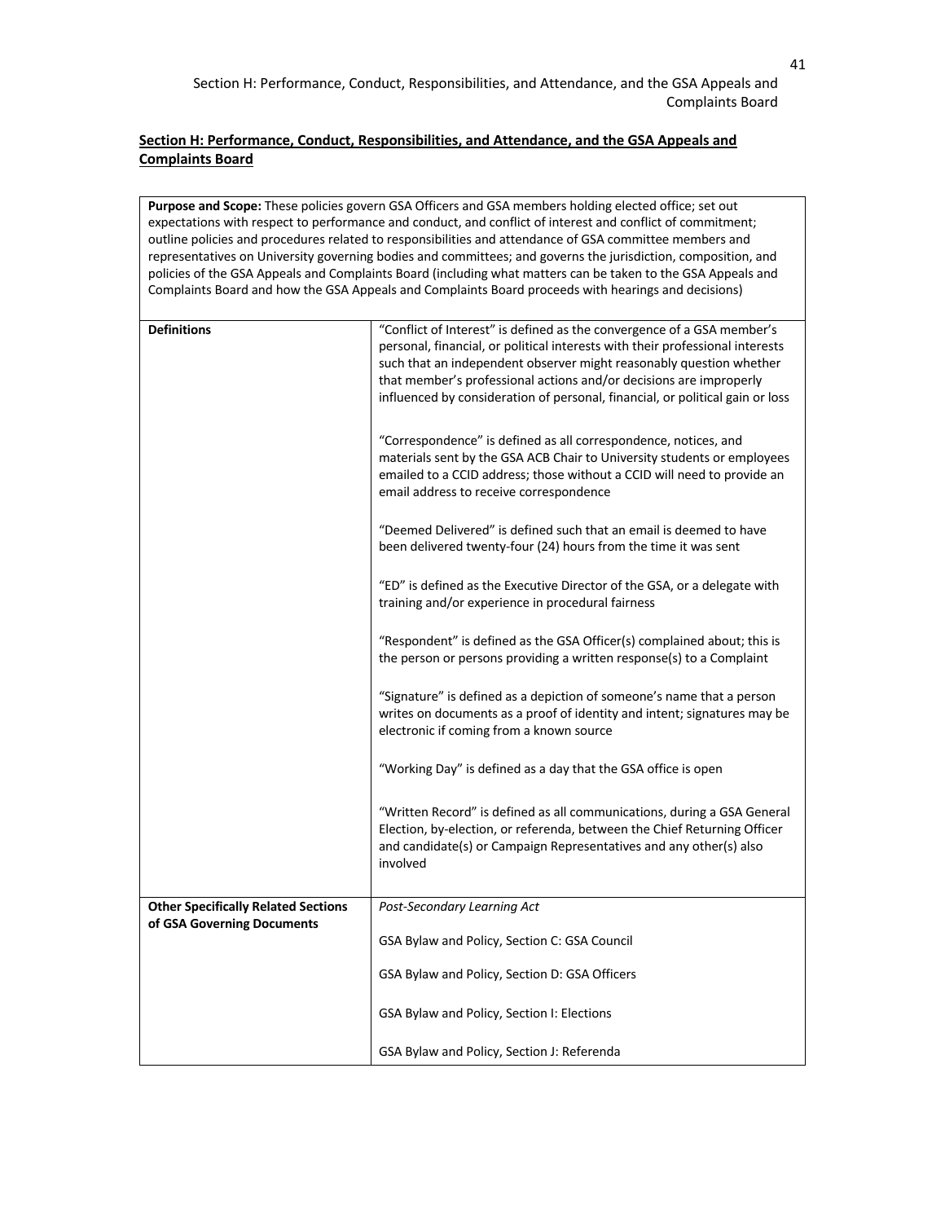## Section H: Performance, Conduct, Responsibilities, and Attendance, and the GSA Appeals and Complaints Board

**Purpose and Scope:** These policies govern GSA Officers and GSA members holding elected office; set out expectations with respect to performance and conduct, and conflict of interest and conflict of commitment; outline policies and procedures related to responsibilities and attendance of GSA committee members and representatives on University governing bodies and committees; and governs the jurisdiction, composition, and policies of the GSA Appeals and Complaints Board (including what matters can be taken to the GSA Appeals and Complaints Board and how the GSA Appeals and Complaints Board proceeds with hearings and decisions)

| | |
|---|---|
| **Definitions** | "Conflict of Interest" is defined as the convergence of a GSA member's personal, financial, or political interests with their professional interests such that an independent observer might reasonably question whether that member's professional actions and/or decisions are improperly influenced by consideration of personal, financial, or political gain or loss<br><br>"Correspondence" is defined as all correspondence, notices, and materials sent by the GSA ACB Chair to University students or employees emailed to a CCID address; those without a CCID will need to provide an email address to receive correspondence<br><br>"Deemed Delivered" is defined such that an email is deemed to have been delivered twenty-four (24) hours from the time it was sent<br><br>"ED" is defined as the Executive Director of the GSA, or a delegate with training and/or experience in procedural fairness<br><br>"Respondent" is defined as the GSA Officer(s) complained about; this is the person or persons providing a written response(s) to a Complaint<br><br>"Signature" is defined as a depiction of someone's name that a person writes on documents as a proof of identity and intent; signatures may be electronic if coming from a known source<br><br>"Working Day" is defined as a day that the GSA office is open<br><br>"Written Record" is defined as all communications, during a GSA General Election, by-election, or referenda, between the Chief Returning Officer and candidate(s) or Campaign Representatives and any other(s) also involved |
| **Other Specifically Related Sections of GSA Governing Documents** | *Post-Secondary Learning Act*<br><br>GSA Bylaw and Policy, Section C: GSA Council<br><br>GSA Bylaw and Policy, Section D: GSA Officers<br><br>GSA Bylaw and Policy, Section I: Elections<br><br>GSA Bylaw and Policy, Section J: Referenda |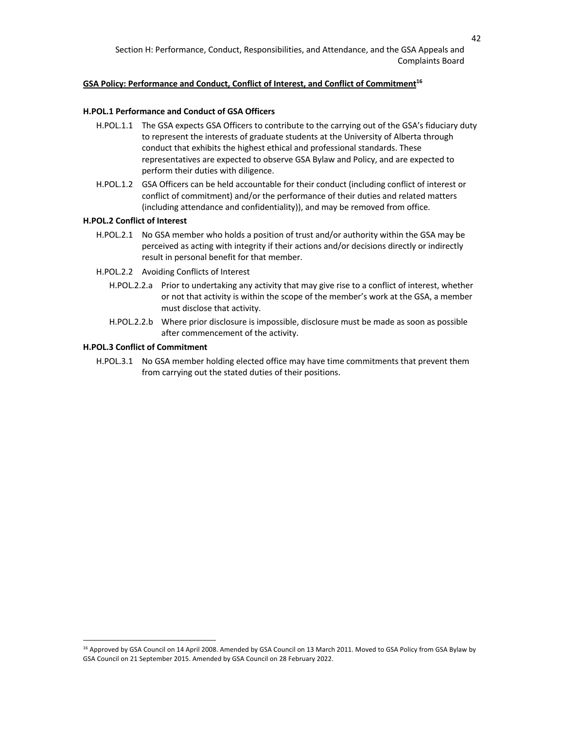## GSA Policy: Performance and Conduct, Conflict of Interest, and Conflict of Commitment[16]

### H.POL.1 Performance and Conduct of GSA Officers

H.POL.1.1 The GSA expects GSA Officers to contribute to the carrying out of the GSA's fiduciary duty to represent the interests of graduate students at the University of Alberta through conduct that exhibits the highest ethical and professional standards. These representatives are expected to observe GSA Bylaw and Policy, and are expected to perform their duties with diligence.

H.POL.1.2 GSA Officers can be held accountable for their conduct (including conflict of interest or conflict of commitment) and/or the performance of their duties and related matters (including attendance and confidentiality)), and may be removed from office.

### H.POL.2 Conflict of Interest

H.POL.2.1 No GSA member who holds a position of trust and/or authority within the GSA may be perceived as acting with integrity if their actions and/or decisions directly or indirectly result in personal benefit for that member.

H.POL.2.2 Avoiding Conflicts of Interest

H.POL.2.2.a Prior to undertaking any activity that may give rise to a conflict of interest, whether or not that activity is within the scope of the member's work at the GSA, a member must disclose that activity.

H.POL.2.2.b Where prior disclosure is impossible, disclosure must be made as soon as possible after commencement of the activity.

### H.POL.3 Conflict of Commitment

H.POL.3.1 No GSA member holding elected office may have time commitments that prevent them from carrying out the stated duties of their positions.

---

[16] Approved by GSA Council on 14 April 2008. Amended by GSA Council on 13 March 2011. Moved to GSA Policy from GSA Bylaw by GSA Council on 21 September 2015. Amended by GSA Council on 28 February 2022.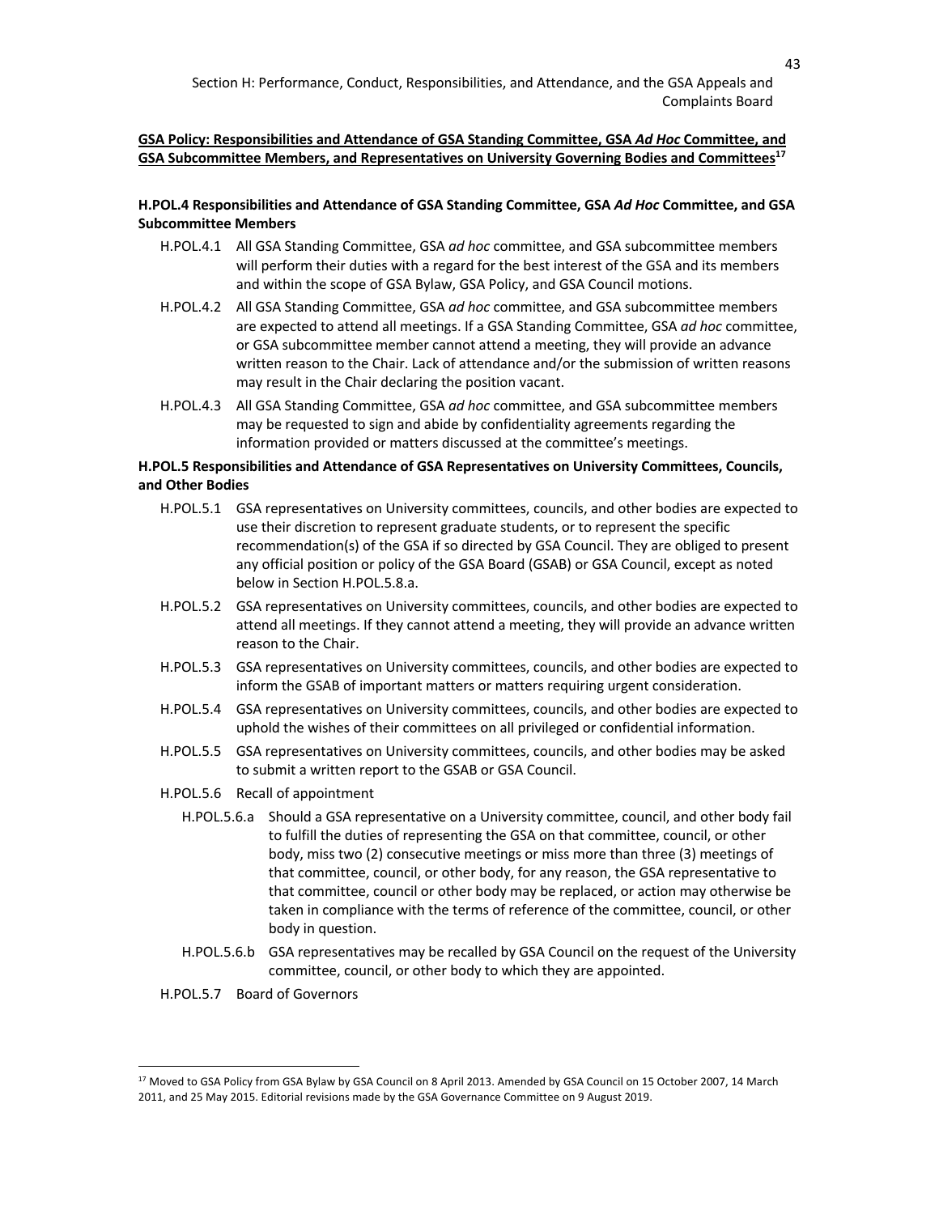**GSA Policy: Responsibilities and Attendance of GSA Standing Committee, GSA *Ad Hoc* Committee, and GSA Subcommittee Members, and Representatives on University Governing Bodies and Committees**[17]

**H.POL.4 Responsibilities and Attendance of GSA Standing Committee, GSA *Ad Hoc* Committee, and GSA Subcommittee Members**

H.POL.4.1 All GSA Standing Committee, GSA *ad hoc* committee, and GSA subcommittee members will perform their duties with a regard for the best interest of the GSA and its members and within the scope of GSA Bylaw, GSA Policy, and GSA Council motions.

H.POL.4.2 All GSA Standing Committee, GSA *ad hoc* committee, and GSA subcommittee members are expected to attend all meetings. If a GSA Standing Committee, GSA *ad hoc* committee, or GSA subcommittee member cannot attend a meeting, they will provide an advance written reason to the Chair. Lack of attendance and/or the submission of written reasons may result in the Chair declaring the position vacant.

H.POL.4.3 All GSA Standing Committee, GSA *ad hoc* committee, and GSA subcommittee members may be requested to sign and abide by confidentiality agreements regarding the information provided or matters discussed at the committee's meetings.

**H.POL.5 Responsibilities and Attendance of GSA Representatives on University Committees, Councils, and Other Bodies**

H.POL.5.1 GSA representatives on University committees, councils, and other bodies are expected to use their discretion to represent graduate students, or to represent the specific recommendation(s) of the GSA if so directed by GSA Council. They are obliged to present any official position or policy of the GSA Board (GSAB) or GSA Council, except as noted below in Section H.POL.5.8.a.

H.POL.5.2 GSA representatives on University committees, councils, and other bodies are expected to attend all meetings. If they cannot attend a meeting, they will provide an advance written reason to the Chair.

H.POL.5.3 GSA representatives on University committees, councils, and other bodies are expected to inform the GSAB of important matters or matters requiring urgent consideration.

H.POL.5.4 GSA representatives on University committees, councils, and other bodies are expected to uphold the wishes of their committees on all privileged or confidential information.

H.POL.5.5 GSA representatives on University committees, councils, and other bodies may be asked to submit a written report to the GSAB or GSA Council.

H.POL.5.6 Recall of appointment

H.POL.5.6.a Should a GSA representative on a University committee, council, and other body fail to fulfill the duties of representing the GSA on that committee, council, or other body, miss two (2) consecutive meetings or miss more than three (3) meetings of that committee, council, or other body, for any reason, the GSA representative to that committee, council or other body may be replaced, or action may otherwise be taken in compliance with the terms of reference of the committee, council, or other body in question.

H.POL.5.6.b GSA representatives may be recalled by GSA Council on the request of the University committee, council, or other body to which they are appointed.

H.POL.5.7 Board of Governors

[17] Moved to GSA Policy from GSA Bylaw by GSA Council on 8 April 2013. Amended by GSA Council on 15 October 2007, 14 March 2011, and 25 May 2015. Editorial revisions made by the GSA Governance Committee on 9 August 2019.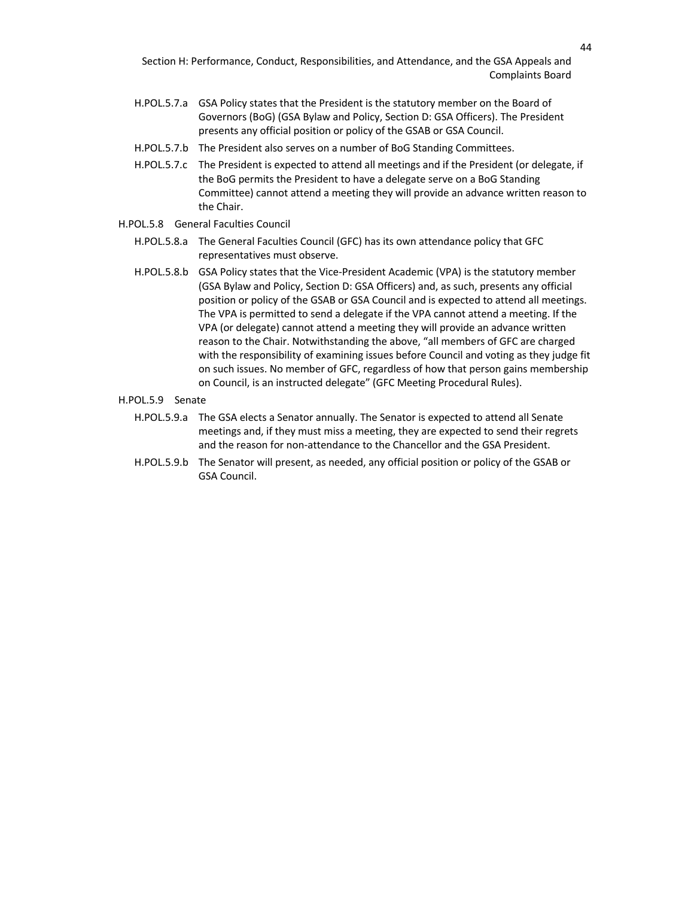H.POL.5.7.a GSA Policy states that the President is the statutory member on the Board of Governors (BoG) (GSA Bylaw and Policy, Section D: GSA Officers). The President presents any official position or policy of the GSAB or GSA Council.

H.POL.5.7.b The President also serves on a number of BoG Standing Committees.

H.POL.5.7.c The President is expected to attend all meetings and if the President (or delegate, if the BoG permits the President to have a delegate serve on a BoG Standing Committee) cannot attend a meeting they will provide an advance written reason to the Chair.

H.POL.5.8 General Faculties Council

H.POL.5.8.a The General Faculties Council (GFC) has its own attendance policy that GFC representatives must observe.

H.POL.5.8.b GSA Policy states that the Vice-President Academic (VPA) is the statutory member (GSA Bylaw and Policy, Section D: GSA Officers) and, as such, presents any official position or policy of the GSAB or GSA Council and is expected to attend all meetings. The VPA is permitted to send a delegate if the VPA cannot attend a meeting. If the VPA (or delegate) cannot attend a meeting they will provide an advance written reason to the Chair. Notwithstanding the above, "all members of GFC are charged with the responsibility of examining issues before Council and voting as they judge fit on such issues. No member of GFC, regardless of how that person gains membership on Council, is an instructed delegate" (GFC Meeting Procedural Rules).

H.POL.5.9 Senate

H.POL.5.9.a The GSA elects a Senator annually. The Senator is expected to attend all Senate meetings and, if they must miss a meeting, they are expected to send their regrets and the reason for non-attendance to the Chancellor and the GSA President.

H.POL.5.9.b The Senator will present, as needed, any official position or policy of the GSAB or GSA Council.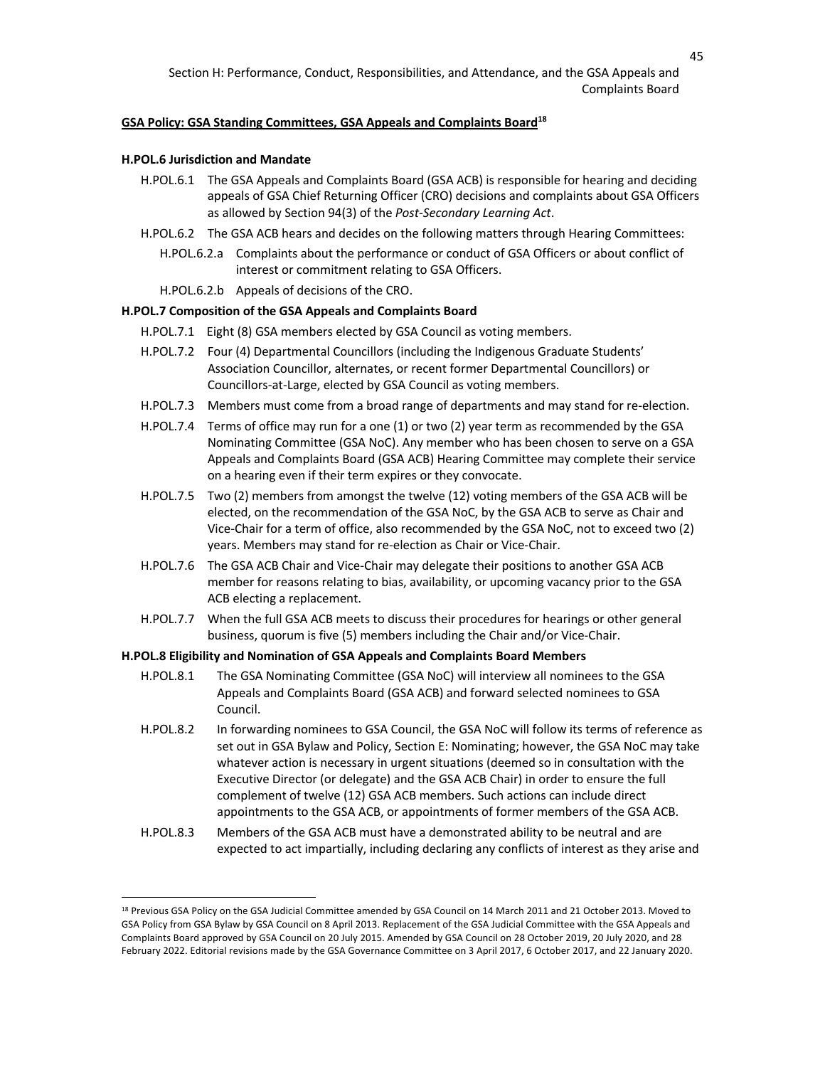**GSA Policy: GSA Standing Committees, GSA Appeals and Complaints Board**[18]

**H.POL.6 Jurisdiction and Mandate**

- H.POL.6.1 The GSA Appeals and Complaints Board (GSA ACB) is responsible for hearing and deciding appeals of GSA Chief Returning Officer (CRO) decisions and complaints about GSA Officers as allowed by Section 94(3) of the *Post-Secondary Learning Act*.
- H.POL.6.2 The GSA ACB hears and decides on the following matters through Hearing Committees:
  - H.POL.6.2.a Complaints about the performance or conduct of GSA Officers or about conflict of interest or commitment relating to GSA Officers.
  - H.POL.6.2.b Appeals of decisions of the CRO.

**H.POL.7 Composition of the GSA Appeals and Complaints Board**

- H.POL.7.1 Eight (8) GSA members elected by GSA Council as voting members.
- H.POL.7.2 Four (4) Departmental Councillors (including the Indigenous Graduate Students' Association Councillor, alternates, or recent former Departmental Councillors) or Councillors-at-Large, elected by GSA Council as voting members.
- H.POL.7.3 Members must come from a broad range of departments and may stand for re-election.
- H.POL.7.4 Terms of office may run for a one (1) or two (2) year term as recommended by the GSA Nominating Committee (GSA NoC). Any member who has been chosen to serve on a GSA Appeals and Complaints Board (GSA ACB) Hearing Committee may complete their service on a hearing even if their term expires or they convocate.
- H.POL.7.5 Two (2) members from amongst the twelve (12) voting members of the GSA ACB will be elected, on the recommendation of the GSA NoC, by the GSA ACB to serve as Chair and Vice-Chair for a term of office, also recommended by the GSA NoC, not to exceed two (2) years. Members may stand for re-election as Chair or Vice-Chair.
- H.POL.7.6 The GSA ACB Chair and Vice-Chair may delegate their positions to another GSA ACB member for reasons relating to bias, availability, or upcoming vacancy prior to the GSA ACB electing a replacement.
- H.POL.7.7 When the full GSA ACB meets to discuss their procedures for hearings or other general business, quorum is five (5) members including the Chair and/or Vice-Chair.

**H.POL.8 Eligibility and Nomination of GSA Appeals and Complaints Board Members**

- H.POL.8.1 The GSA Nominating Committee (GSA NoC) will interview all nominees to the GSA Appeals and Complaints Board (GSA ACB) and forward selected nominees to GSA Council.
- H.POL.8.2 In forwarding nominees to GSA Council, the GSA NoC will follow its terms of reference as set out in GSA Bylaw and Policy, Section E: Nominating; however, the GSA NoC may take whatever action is necessary in urgent situations (deemed so in consultation with the Executive Director (or delegate) and the GSA ACB Chair) in order to ensure the full complement of twelve (12) GSA ACB members. Such actions can include direct appointments to the GSA ACB, or appointments of former members of the GSA ACB.
- H.POL.8.3 Members of the GSA ACB must have a demonstrated ability to be neutral and are expected to act impartially, including declaring any conflicts of interest as they arise and

[18] Previous GSA Policy on the GSA Judicial Committee amended by GSA Council on 14 March 2011 and 21 October 2013. Moved to GSA Policy from GSA Bylaw by GSA Council on 8 April 2013. Replacement of the GSA Judicial Committee with the GSA Appeals and Complaints Board approved by GSA Council on 20 July 2015. Amended by GSA Council on 28 October 2019, 20 July 2020, and 28 February 2022. Editorial revisions made by the GSA Governance Committee on 3 April 2017, 6 October 2017, and 22 January 2020.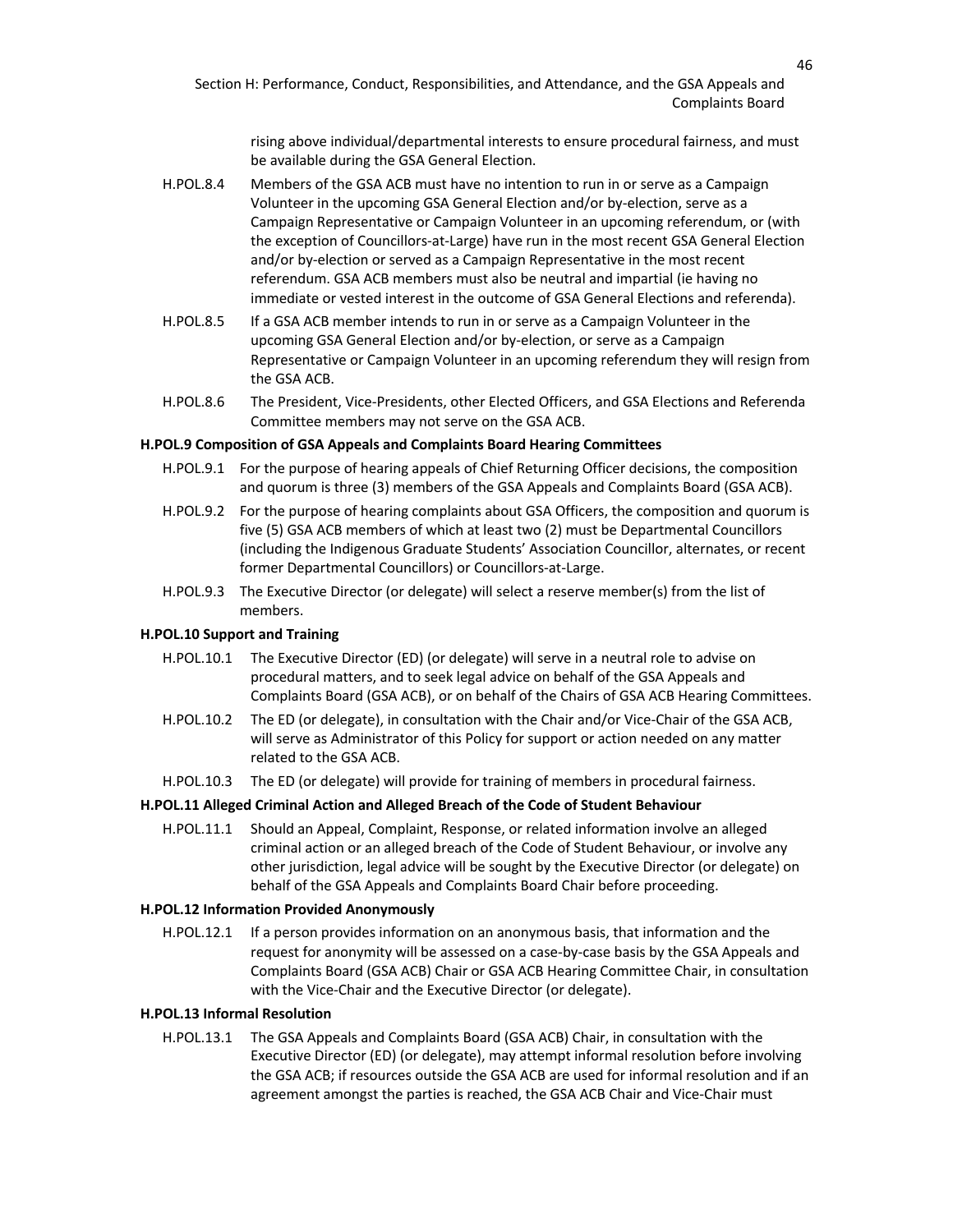rising above individual/departmental interests to ensure procedural fairness, and must be available during the GSA General Election.

H.POL.8.4 Members of the GSA ACB must have no intention to run in or serve as a Campaign Volunteer in the upcoming GSA General Election and/or by-election, serve as a Campaign Representative or Campaign Volunteer in an upcoming referendum, or (with the exception of Councillors-at-Large) have run in the most recent GSA General Election and/or by-election or served as a Campaign Representative in the most recent referendum. GSA ACB members must also be neutral and impartial (ie having no immediate or vested interest in the outcome of GSA General Elections and referenda).

H.POL.8.5 If a GSA ACB member intends to run in or serve as a Campaign Volunteer in the upcoming GSA General Election and/or by-election, or serve as a Campaign Representative or Campaign Volunteer in an upcoming referendum they will resign from the GSA ACB.

H.POL.8.6 The President, Vice-Presidents, other Elected Officers, and GSA Elections and Referenda Committee members may not serve on the GSA ACB.

**H.POL.9 Composition of GSA Appeals and Complaints Board Hearing Committees**

H.POL.9.1 For the purpose of hearing appeals of Chief Returning Officer decisions, the composition and quorum is three (3) members of the GSA Appeals and Complaints Board (GSA ACB).

H.POL.9.2 For the purpose of hearing complaints about GSA Officers, the composition and quorum is five (5) GSA ACB members of which at least two (2) must be Departmental Councillors (including the Indigenous Graduate Students' Association Councillor, alternates, or recent former Departmental Councillors) or Councillors-at-Large.

H.POL.9.3 The Executive Director (or delegate) will select a reserve member(s) from the list of members.

**H.POL.10 Support and Training**

H.POL.10.1 The Executive Director (ED) (or delegate) will serve in a neutral role to advise on procedural matters, and to seek legal advice on behalf of the GSA Appeals and Complaints Board (GSA ACB), or on behalf of the Chairs of GSA ACB Hearing Committees.

H.POL.10.2 The ED (or delegate), in consultation with the Chair and/or Vice-Chair of the GSA ACB, will serve as Administrator of this Policy for support or action needed on any matter related to the GSA ACB.

H.POL.10.3 The ED (or delegate) will provide for training of members in procedural fairness.

**H.POL.11 Alleged Criminal Action and Alleged Breach of the Code of Student Behaviour**

H.POL.11.1 Should an Appeal, Complaint, Response, or related information involve an alleged criminal action or an alleged breach of the Code of Student Behaviour, or involve any other jurisdiction, legal advice will be sought by the Executive Director (or delegate) on behalf of the GSA Appeals and Complaints Board Chair before proceeding.

**H.POL.12 Information Provided Anonymously**

H.POL.12.1 If a person provides information on an anonymous basis, that information and the request for anonymity will be assessed on a case-by-case basis by the GSA Appeals and Complaints Board (GSA ACB) Chair or GSA ACB Hearing Committee Chair, in consultation with the Vice-Chair and the Executive Director (or delegate).

**H.POL.13 Informal Resolution**

H.POL.13.1 The GSA Appeals and Complaints Board (GSA ACB) Chair, in consultation with the Executive Director (ED) (or delegate), may attempt informal resolution before involving the GSA ACB; if resources outside the GSA ACB are used for informal resolution and if an agreement amongst the parties is reached, the GSA ACB Chair and Vice-Chair must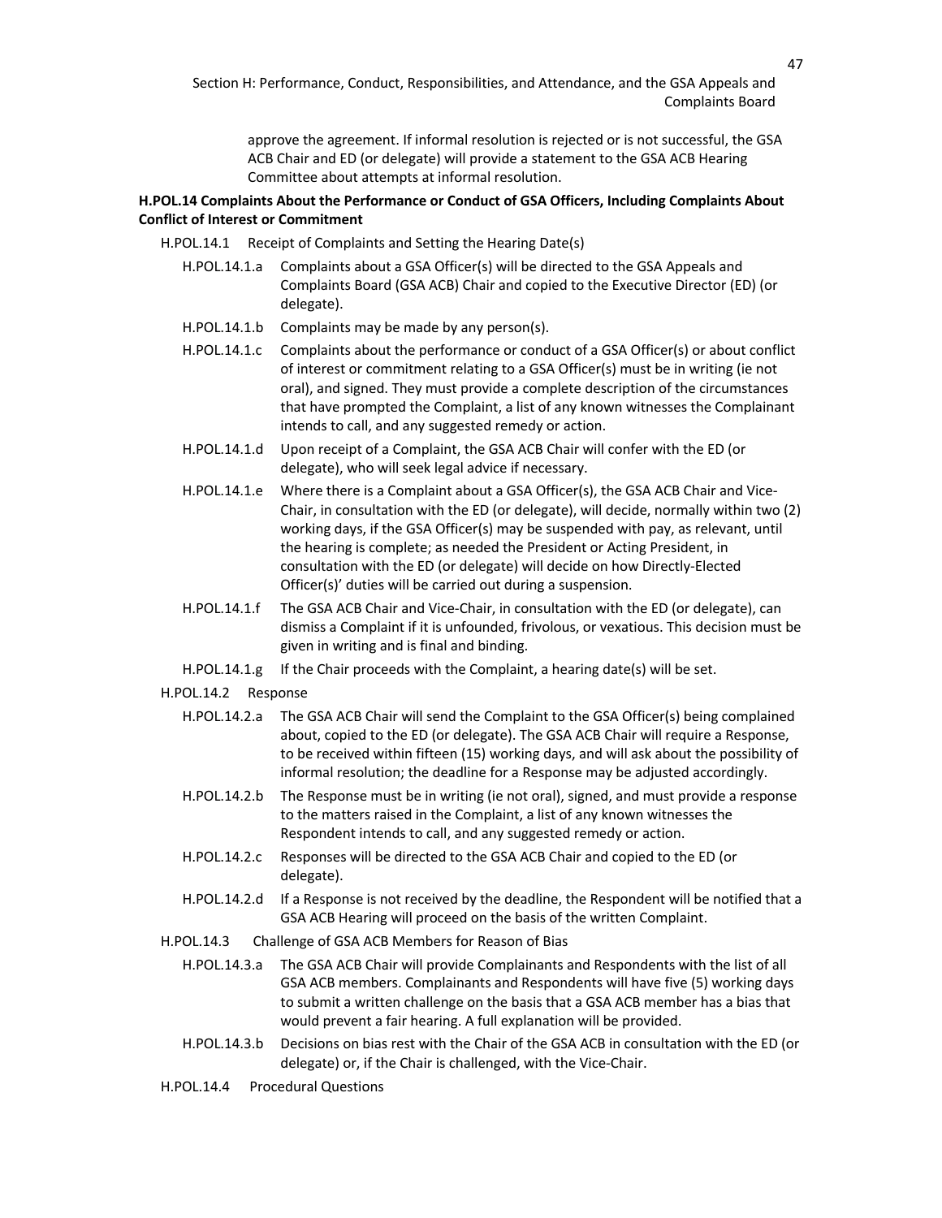approve the agreement. If informal resolution is rejected or is not successful, the GSA ACB Chair and ED (or delegate) will provide a statement to the GSA ACB Hearing Committee about attempts at informal resolution.

**H.POL.14 Complaints About the Performance or Conduct of GSA Officers, Including Complaints About Conflict of Interest or Commitment**

H.POL.14.1 Receipt of Complaints and Setting the Hearing Date(s)

H.POL.14.1.a Complaints about a GSA Officer(s) will be directed to the GSA Appeals and Complaints Board (GSA ACB) Chair and copied to the Executive Director (ED) (or delegate).

H.POL.14.1.b Complaints may be made by any person(s).

H.POL.14.1.c Complaints about the performance or conduct of a GSA Officer(s) or about conflict of interest or commitment relating to a GSA Officer(s) must be in writing (ie not oral), and signed. They must provide a complete description of the circumstances that have prompted the Complaint, a list of any known witnesses the Complainant intends to call, and any suggested remedy or action.

H.POL.14.1.d Upon receipt of a Complaint, the GSA ACB Chair will confer with the ED (or delegate), who will seek legal advice if necessary.

H.POL.14.1.e Where there is a Complaint about a GSA Officer(s), the GSA ACB Chair and Vice-Chair, in consultation with the ED (or delegate), will decide, normally within two (2) working days, if the GSA Officer(s) may be suspended with pay, as relevant, until the hearing is complete; as needed the President or Acting President, in consultation with the ED (or delegate) will decide on how Directly-Elected Officer(s)' duties will be carried out during a suspension.

H.POL.14.1.f The GSA ACB Chair and Vice-Chair, in consultation with the ED (or delegate), can dismiss a Complaint if it is unfounded, frivolous, or vexatious. This decision must be given in writing and is final and binding.

H.POL.14.1.g If the Chair proceeds with the Complaint, a hearing date(s) will be set.

H.POL.14.2 Response

H.POL.14.2.a The GSA ACB Chair will send the Complaint to the GSA Officer(s) being complained about, copied to the ED (or delegate). The GSA ACB Chair will require a Response, to be received within fifteen (15) working days, and will ask about the possibility of informal resolution; the deadline for a Response may be adjusted accordingly.

H.POL.14.2.b The Response must be in writing (ie not oral), signed, and must provide a response to the matters raised in the Complaint, a list of any known witnesses the Respondent intends to call, and any suggested remedy or action.

H.POL.14.2.c Responses will be directed to the GSA ACB Chair and copied to the ED (or delegate).

H.POL.14.2.d If a Response is not received by the deadline, the Respondent will be notified that a GSA ACB Hearing will proceed on the basis of the written Complaint.

H.POL.14.3 Challenge of GSA ACB Members for Reason of Bias

H.POL.14.3.a The GSA ACB Chair will provide Complainants and Respondents with the list of all GSA ACB members. Complainants and Respondents will have five (5) working days to submit a written challenge on the basis that a GSA ACB member has a bias that would prevent a fair hearing. A full explanation will be provided.

H.POL.14.3.b Decisions on bias rest with the Chair of the GSA ACB in consultation with the ED (or delegate) or, if the Chair is challenged, with the Vice-Chair.

H.POL.14.4 Procedural Questions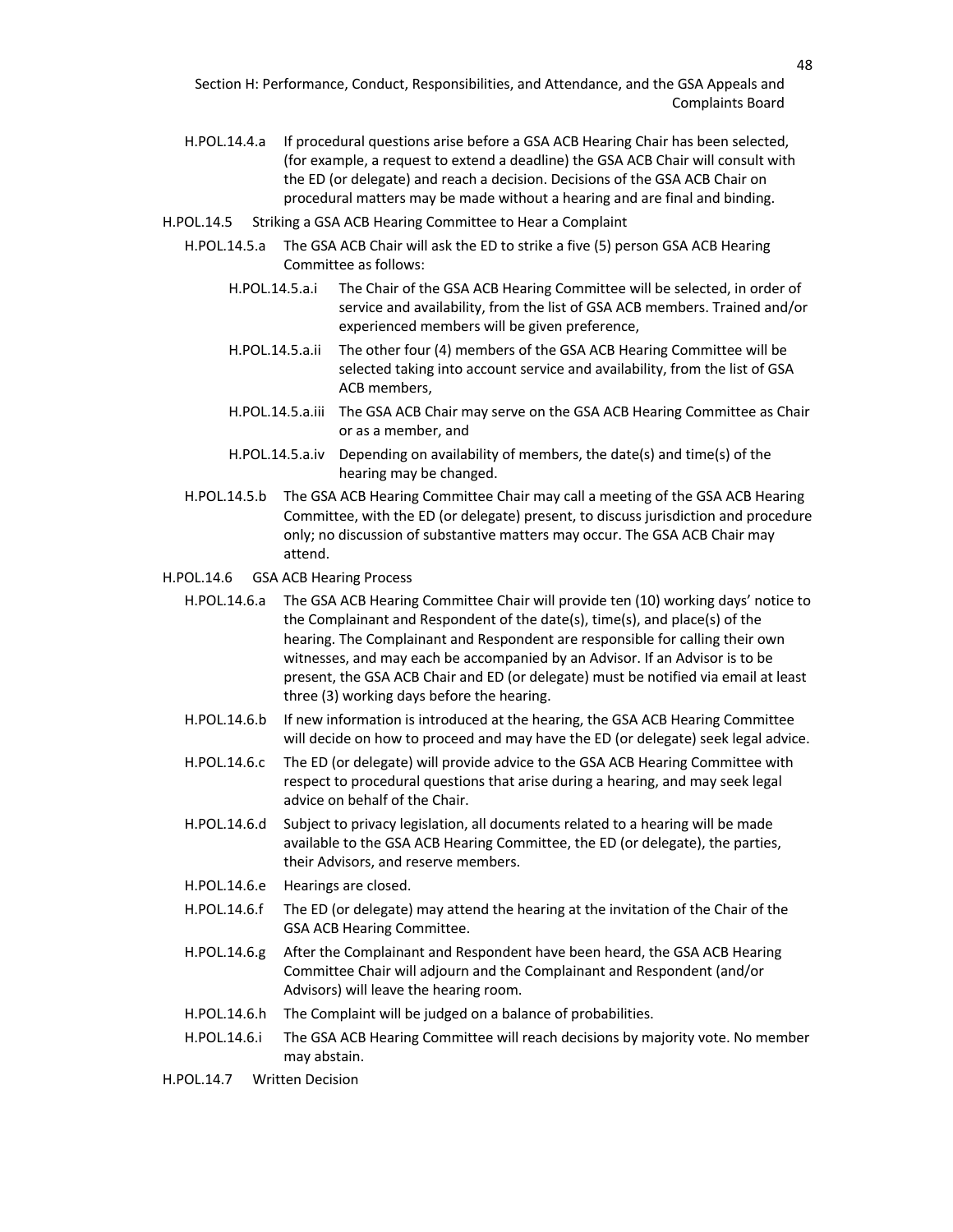H.POL.14.4.a If procedural questions arise before a GSA ACB Hearing Chair has been selected, (for example, a request to extend a deadline) the GSA ACB Chair will consult with the ED (or delegate) and reach a decision. Decisions of the GSA ACB Chair on procedural matters may be made without a hearing and are final and binding.

H.POL.14.5 Striking a GSA ACB Hearing Committee to Hear a Complaint

H.POL.14.5.a The GSA ACB Chair will ask the ED to strike a five (5) person GSA ACB Hearing Committee as follows:

H.POL.14.5.a.i The Chair of the GSA ACB Hearing Committee will be selected, in order of service and availability, from the list of GSA ACB members. Trained and/or experienced members will be given preference,

H.POL.14.5.a.ii The other four (4) members of the GSA ACB Hearing Committee will be selected taking into account service and availability, from the list of GSA ACB members,

H.POL.14.5.a.iii The GSA ACB Chair may serve on the GSA ACB Hearing Committee as Chair or as a member, and

H.POL.14.5.a.iv Depending on availability of members, the date(s) and time(s) of the hearing may be changed.

H.POL.14.5.b The GSA ACB Hearing Committee Chair may call a meeting of the GSA ACB Hearing Committee, with the ED (or delegate) present, to discuss jurisdiction and procedure only; no discussion of substantive matters may occur. The GSA ACB Chair may attend.

H.POL.14.6 GSA ACB Hearing Process

H.POL.14.6.a The GSA ACB Hearing Committee Chair will provide ten (10) working days' notice to the Complainant and Respondent of the date(s), time(s), and place(s) of the hearing. The Complainant and Respondent are responsible for calling their own witnesses, and may each be accompanied by an Advisor. If an Advisor is to be present, the GSA ACB Chair and ED (or delegate) must be notified via email at least three (3) working days before the hearing.

H.POL.14.6.b If new information is introduced at the hearing, the GSA ACB Hearing Committee will decide on how to proceed and may have the ED (or delegate) seek legal advice.

H.POL.14.6.c The ED (or delegate) will provide advice to the GSA ACB Hearing Committee with respect to procedural questions that arise during a hearing, and may seek legal advice on behalf of the Chair.

H.POL.14.6.d Subject to privacy legislation, all documents related to a hearing will be made available to the GSA ACB Hearing Committee, the ED (or delegate), the parties, their Advisors, and reserve members.

H.POL.14.6.e Hearings are closed.

H.POL.14.6.f The ED (or delegate) may attend the hearing at the invitation of the Chair of the GSA ACB Hearing Committee.

H.POL.14.6.g After the Complainant and Respondent have been heard, the GSA ACB Hearing Committee Chair will adjourn and the Complainant and Respondent (and/or Advisors) will leave the hearing room.

H.POL.14.6.h The Complaint will be judged on a balance of probabilities.

H.POL.14.6.i The GSA ACB Hearing Committee will reach decisions by majority vote. No member may abstain.

H.POL.14.7 Written Decision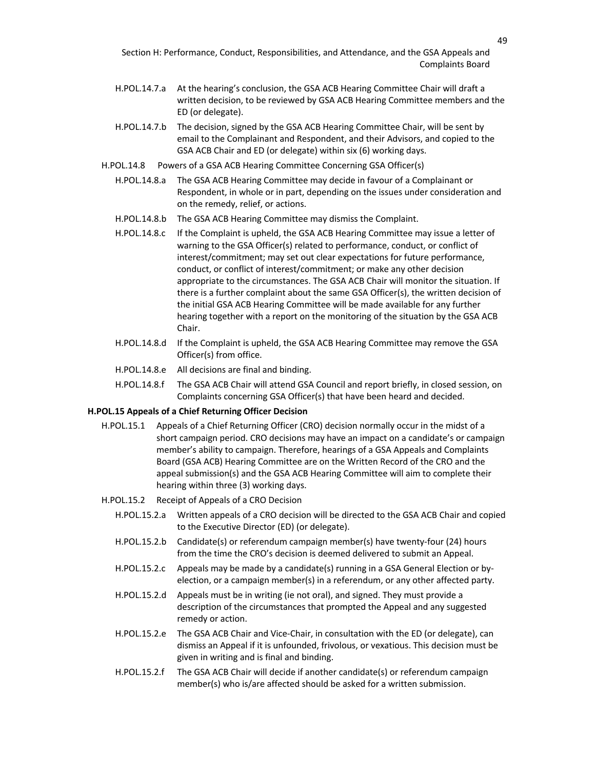H.POL.14.7.a At the hearing's conclusion, the GSA ACB Hearing Committee Chair will draft a written decision, to be reviewed by GSA ACB Hearing Committee members and the ED (or delegate).

H.POL.14.7.b The decision, signed by the GSA ACB Hearing Committee Chair, will be sent by email to the Complainant and Respondent, and their Advisors, and copied to the GSA ACB Chair and ED (or delegate) within six (6) working days.

H.POL.14.8 Powers of a GSA ACB Hearing Committee Concerning GSA Officer(s)

H.POL.14.8.a The GSA ACB Hearing Committee may decide in favour of a Complainant or Respondent, in whole or in part, depending on the issues under consideration and on the remedy, relief, or actions.

H.POL.14.8.b The GSA ACB Hearing Committee may dismiss the Complaint.

H.POL.14.8.c If the Complaint is upheld, the GSA ACB Hearing Committee may issue a letter of warning to the GSA Officer(s) related to performance, conduct, or conflict of interest/commitment; may set out clear expectations for future performance, conduct, or conflict of interest/commitment; or make any other decision appropriate to the circumstances. The GSA ACB Chair will monitor the situation. If there is a further complaint about the same GSA Officer(s), the written decision of the initial GSA ACB Hearing Committee will be made available for any further hearing together with a report on the monitoring of the situation by the GSA ACB Chair.

H.POL.14.8.d If the Complaint is upheld, the GSA ACB Hearing Committee may remove the GSA Officer(s) from office.

H.POL.14.8.e All decisions are final and binding.

H.POL.14.8.f The GSA ACB Chair will attend GSA Council and report briefly, in closed session, on Complaints concerning GSA Officer(s) that have been heard and decided.

**H.POL.15 Appeals of a Chief Returning Officer Decision**

H.POL.15.1 Appeals of a Chief Returning Officer (CRO) decision normally occur in the midst of a short campaign period. CRO decisions may have an impact on a candidate's or campaign member's ability to campaign. Therefore, hearings of a GSA Appeals and Complaints Board (GSA ACB) Hearing Committee are on the Written Record of the CRO and the appeal submission(s) and the GSA ACB Hearing Committee will aim to complete their hearing within three (3) working days.

H.POL.15.2 Receipt of Appeals of a CRO Decision

H.POL.15.2.a Written appeals of a CRO decision will be directed to the GSA ACB Chair and copied to the Executive Director (ED) (or delegate).

H.POL.15.2.b Candidate(s) or referendum campaign member(s) have twenty-four (24) hours from the time the CRO's decision is deemed delivered to submit an Appeal.

H.POL.15.2.c Appeals may be made by a candidate(s) running in a GSA General Election or by-election, or a campaign member(s) in a referendum, or any other affected party.

H.POL.15.2.d Appeals must be in writing (ie not oral), and signed. They must provide a description of the circumstances that prompted the Appeal and any suggested remedy or action.

H.POL.15.2.e The GSA ACB Chair and Vice-Chair, in consultation with the ED (or delegate), can dismiss an Appeal if it is unfounded, frivolous, or vexatious. This decision must be given in writing and is final and binding.

H.POL.15.2.f The GSA ACB Chair will decide if another candidate(s) or referendum campaign member(s) who is/are affected should be asked for a written submission.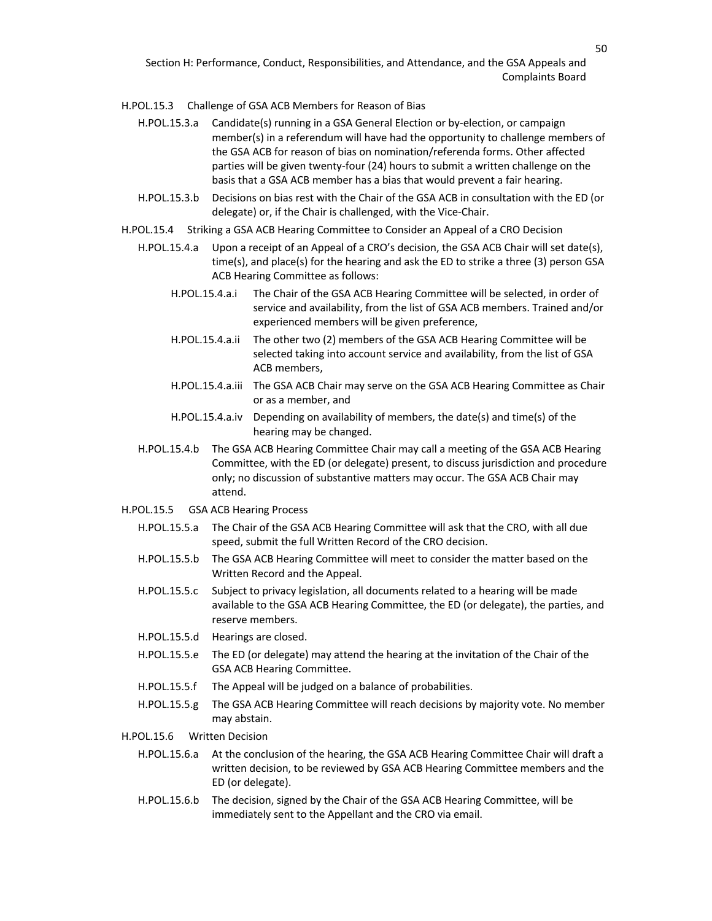H.POL.15.3 Challenge of GSA ACB Members for Reason of Bias

- H.POL.15.3.a Candidate(s) running in a GSA General Election or by-election, or campaign member(s) in a referendum will have had the opportunity to challenge members of the GSA ACB for reason of bias on nomination/referenda forms. Other affected parties will be given twenty-four (24) hours to submit a written challenge on the basis that a GSA ACB member has a bias that would prevent a fair hearing.
- H.POL.15.3.b Decisions on bias rest with the Chair of the GSA ACB in consultation with the ED (or delegate) or, if the Chair is challenged, with the Vice-Chair.

H.POL.15.4 Striking a GSA ACB Hearing Committee to Consider an Appeal of a CRO Decision

- H.POL.15.4.a Upon a receipt of an Appeal of a CRO's decision, the GSA ACB Chair will set date(s), time(s), and place(s) for the hearing and ask the ED to strike a three (3) person GSA ACB Hearing Committee as follows:
  - H.POL.15.4.a.i The Chair of the GSA ACB Hearing Committee will be selected, in order of service and availability, from the list of GSA ACB members. Trained and/or experienced members will be given preference,
  - H.POL.15.4.a.ii The other two (2) members of the GSA ACB Hearing Committee will be selected taking into account service and availability, from the list of GSA ACB members,
  - H.POL.15.4.a.iii The GSA ACB Chair may serve on the GSA ACB Hearing Committee as Chair or as a member, and
  - H.POL.15.4.a.iv Depending on availability of members, the date(s) and time(s) of the hearing may be changed.
- H.POL.15.4.b The GSA ACB Hearing Committee Chair may call a meeting of the GSA ACB Hearing Committee, with the ED (or delegate) present, to discuss jurisdiction and procedure only; no discussion of substantive matters may occur. The GSA ACB Chair may attend.

H.POL.15.5 GSA ACB Hearing Process

- H.POL.15.5.a The Chair of the GSA ACB Hearing Committee will ask that the CRO, with all due speed, submit the full Written Record of the CRO decision.
- H.POL.15.5.b The GSA ACB Hearing Committee will meet to consider the matter based on the Written Record and the Appeal.
- H.POL.15.5.c Subject to privacy legislation, all documents related to a hearing will be made available to the GSA ACB Hearing Committee, the ED (or delegate), the parties, and reserve members.
- H.POL.15.5.d Hearings are closed.
- H.POL.15.5.e The ED (or delegate) may attend the hearing at the invitation of the Chair of the GSA ACB Hearing Committee.
- H.POL.15.5.f The Appeal will be judged on a balance of probabilities.
- H.POL.15.5.g The GSA ACB Hearing Committee will reach decisions by majority vote. No member may abstain.

H.POL.15.6 Written Decision

- H.POL.15.6.a At the conclusion of the hearing, the GSA ACB Hearing Committee Chair will draft a written decision, to be reviewed by GSA ACB Hearing Committee members and the ED (or delegate).
- H.POL.15.6.b The decision, signed by the Chair of the GSA ACB Hearing Committee, will be immediately sent to the Appellant and the CRO via email.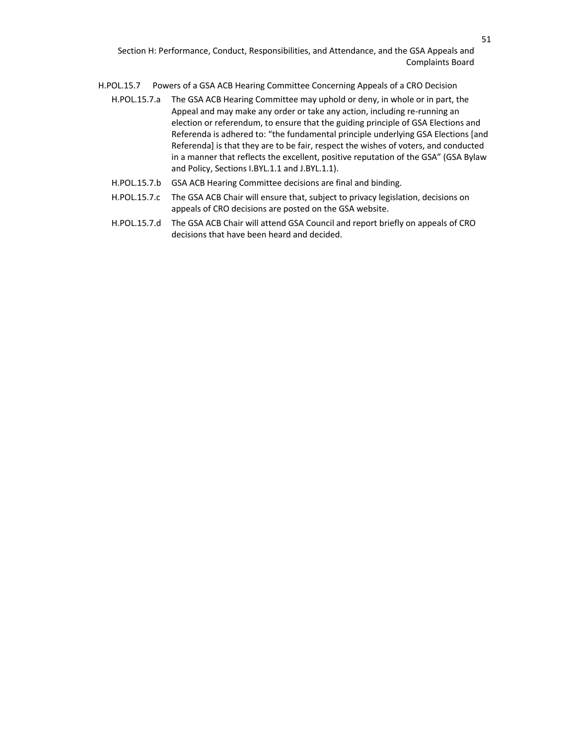H.POL.15.7 Powers of a GSA ACB Hearing Committee Concerning Appeals of a CRO Decision

- H.POL.15.7.a The GSA ACB Hearing Committee may uphold or deny, in whole or in part, the Appeal and may make any order or take any action, including re-running an election or referendum, to ensure that the guiding principle of GSA Elections and Referenda is adhered to: "the fundamental principle underlying GSA Elections [and Referenda] is that they are to be fair, respect the wishes of voters, and conducted in a manner that reflects the excellent, positive reputation of the GSA" (GSA Bylaw and Policy, Sections I.BYL.1.1 and J.BYL.1.1).
- H.POL.15.7.b GSA ACB Hearing Committee decisions are final and binding.
- H.POL.15.7.c The GSA ACB Chair will ensure that, subject to privacy legislation, decisions on appeals of CRO decisions are posted on the GSA website.
- H.POL.15.7.d The GSA ACB Chair will attend GSA Council and report briefly on appeals of CRO decisions that have been heard and decided.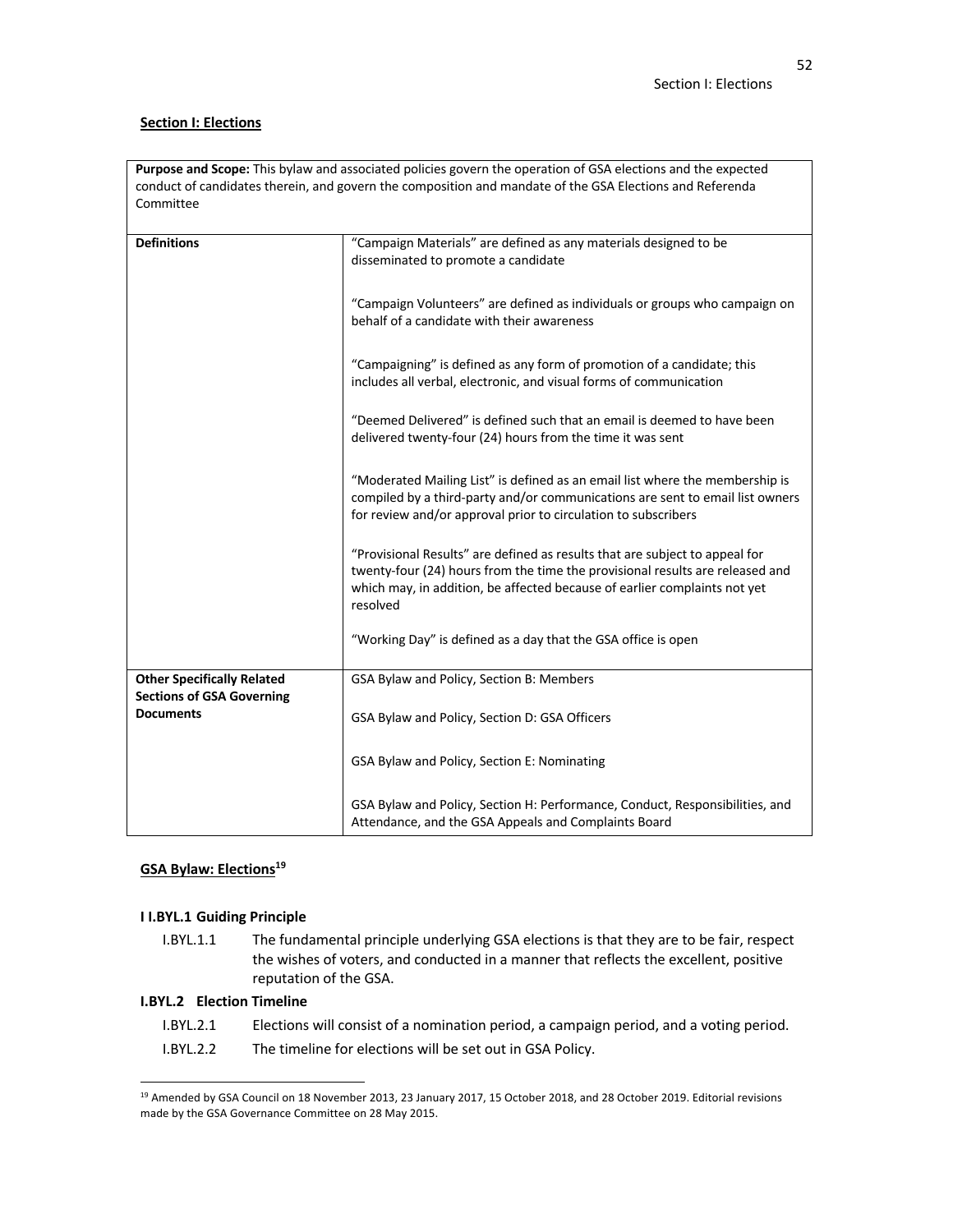**Section I: Elections**

| **Purpose and Scope:** This bylaw and associated policies govern the operation of GSA elections and the expected conduct of candidates therein, and govern the composition and mandate of the GSA Elections and Referenda Committee | |
|---|---|
| **Definitions** | "Campaign Materials" are defined as any materials designed to be disseminated to promote a candidate<br><br>"Campaign Volunteers" are defined as individuals or groups who campaign on behalf of a candidate with their awareness<br><br>"Campaigning" is defined as any form of promotion of a candidate; this includes all verbal, electronic, and visual forms of communication<br><br>"Deemed Delivered" is defined such that an email is deemed to have been delivered twenty-four (24) hours from the time it was sent<br><br>"Moderated Mailing List" is defined as an email list where the membership is compiled by a third-party and/or communications are sent to email list owners for review and/or approval prior to circulation to subscribers<br><br>"Provisional Results" are defined as results that are subject to appeal for twenty-four (24) hours from the time the provisional results are released and which may, in addition, be affected because of earlier complaints not yet resolved<br><br>"Working Day" is defined as a day that the GSA office is open |
| **Other Specifically Related Sections of GSA Governing Documents** | GSA Bylaw and Policy, Section B: Members<br><br>GSA Bylaw and Policy, Section D: GSA Officers<br><br>GSA Bylaw and Policy, Section E: Nominating<br><br>GSA Bylaw and Policy, Section H: Performance, Conduct, Responsibilities, and Attendance, and the GSA Appeals and Complaints Board |

**GSA Bylaw: Elections**[19]

**I I.BYL.1 Guiding Principle**

I.BYL.1.1 The fundamental principle underlying GSA elections is that they are to be fair, respect the wishes of voters, and conducted in a manner that reflects the excellent, positive reputation of the GSA.

**I.BYL.2 Election Timeline**

I.BYL.2.1 Elections will consist of a nomination period, a campaign period, and a voting period.

I.BYL.2.2 The timeline for elections will be set out in GSA Policy.

[19] Amended by GSA Council on 18 November 2013, 23 January 2017, 15 October 2018, and 28 October 2019. Editorial revisions made by the GSA Governance Committee on 28 May 2015.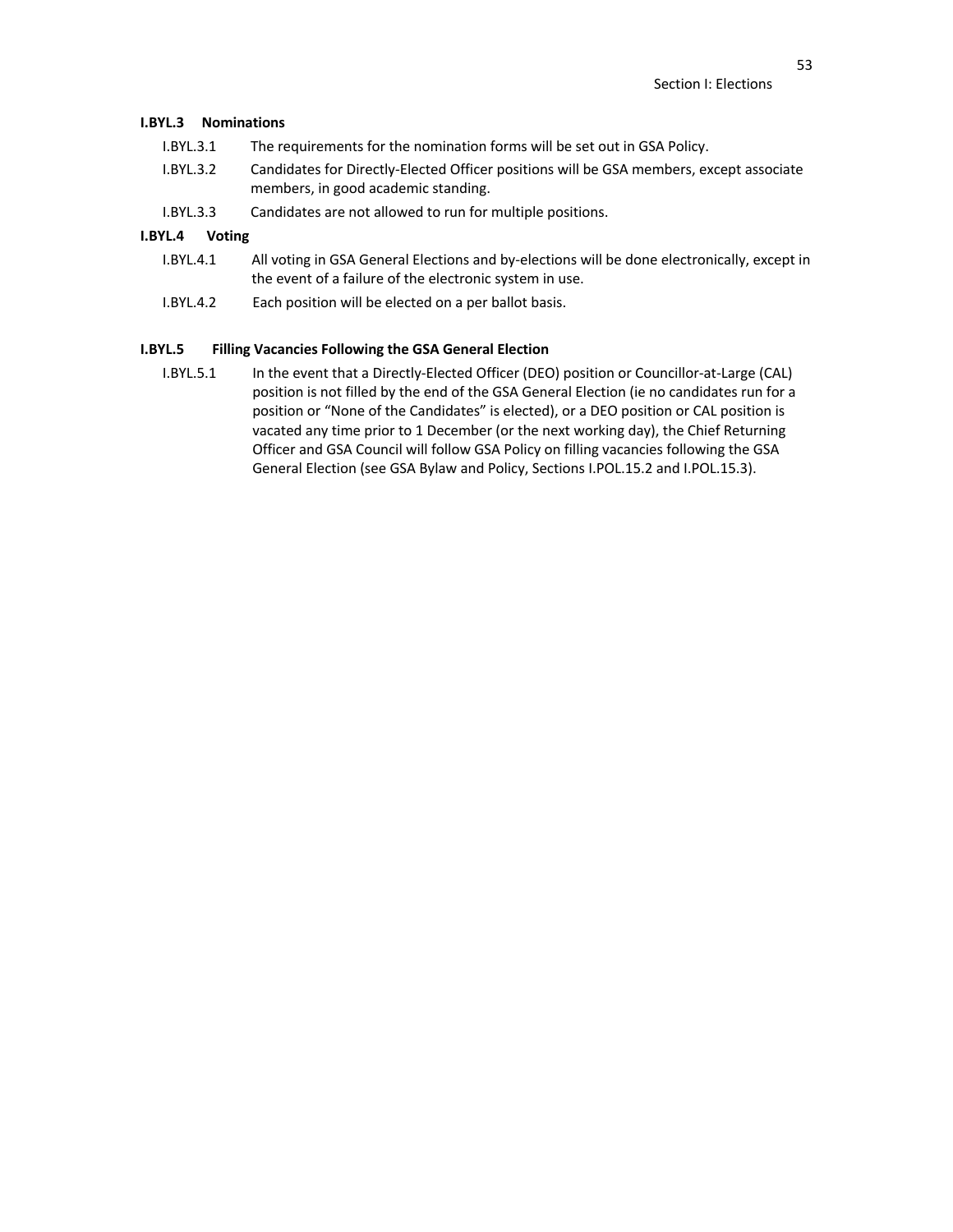### I.BYL.3 Nominations

I.BYL.3.1 The requirements for the nomination forms will be set out in GSA Policy.

I.BYL.3.2 Candidates for Directly-Elected Officer positions will be GSA members, except associate members, in good academic standing.

I.BYL.3.3 Candidates are not allowed to run for multiple positions.

### I.BYL.4 Voting

I.BYL.4.1 All voting in GSA General Elections and by-elections will be done electronically, except in the event of a failure of the electronic system in use.

I.BYL.4.2 Each position will be elected on a per ballot basis.

### I.BYL.5 Filling Vacancies Following the GSA General Election

I.BYL.5.1 In the event that a Directly-Elected Officer (DEO) position or Councillor-at-Large (CAL) position is not filled by the end of the GSA General Election (ie no candidates run for a position or "None of the Candidates" is elected), or a DEO position or CAL position is vacated any time prior to 1 December (or the next working day), the Chief Returning Officer and GSA Council will follow GSA Policy on filling vacancies following the GSA General Election (see GSA Bylaw and Policy, Sections I.POL.15.2 and I.POL.15.3).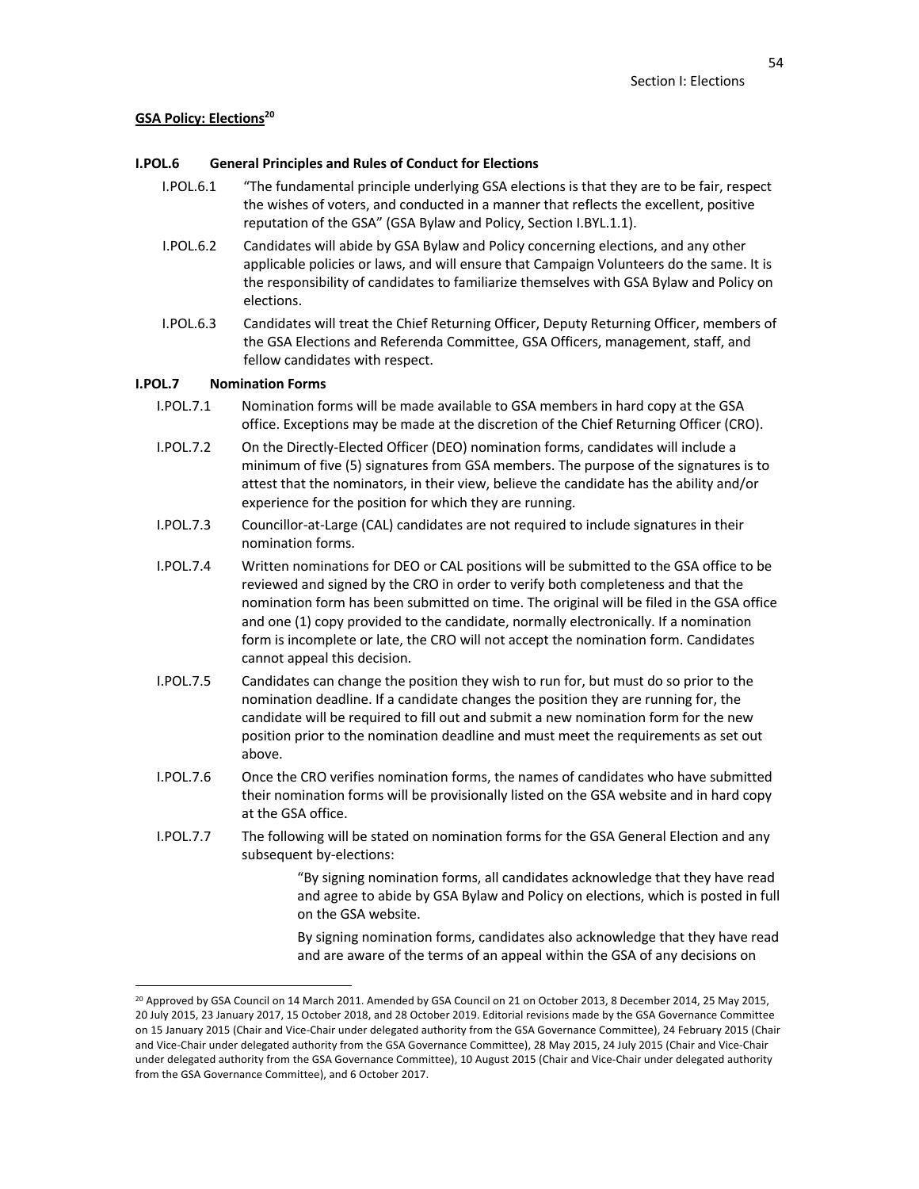**GSA Policy: Elections**[20]

**I.POL.6 General Principles and Rules of Conduct for Elections**

I.POL.6.1 "The fundamental principle underlying GSA elections is that they are to be fair, respect the wishes of voters, and conducted in a manner that reflects the excellent, positive reputation of the GSA" (GSA Bylaw and Policy, Section I.BYL.1.1).

I.POL.6.2 Candidates will abide by GSA Bylaw and Policy concerning elections, and any other applicable policies or laws, and will ensure that Campaign Volunteers do the same. It is the responsibility of candidates to familiarize themselves with GSA Bylaw and Policy on elections.

I.POL.6.3 Candidates will treat the Chief Returning Officer, Deputy Returning Officer, members of the GSA Elections and Referenda Committee, GSA Officers, management, staff, and fellow candidates with respect.

**I.POL.7 Nomination Forms**

I.POL.7.1 Nomination forms will be made available to GSA members in hard copy at the GSA office. Exceptions may be made at the discretion of the Chief Returning Officer (CRO).

I.POL.7.2 On the Directly-Elected Officer (DEO) nomination forms, candidates will include a minimum of five (5) signatures from GSA members. The purpose of the signatures is to attest that the nominators, in their view, believe the candidate has the ability and/or experience for the position for which they are running.

I.POL.7.3 Councillor-at-Large (CAL) candidates are not required to include signatures in their nomination forms.

I.POL.7.4 Written nominations for DEO or CAL positions will be submitted to the GSA office to be reviewed and signed by the CRO in order to verify both completeness and that the nomination form has been submitted on time. The original will be filed in the GSA office and one (1) copy provided to the candidate, normally electronically. If a nomination form is incomplete or late, the CRO will not accept the nomination form. Candidates cannot appeal this decision.

I.POL.7.5 Candidates can change the position they wish to run for, but must do so prior to the nomination deadline. If a candidate changes the position they are running for, the candidate will be required to fill out and submit a new nomination form for the new position prior to the nomination deadline and must meet the requirements as set out above.

I.POL.7.6 Once the CRO verifies nomination forms, the names of candidates who have submitted their nomination forms will be provisionally listed on the GSA website and in hard copy at the GSA office.

I.POL.7.7 The following will be stated on nomination forms for the GSA General Election and any subsequent by-elections:

> "By signing nomination forms, all candidates acknowledge that they have read and agree to abide by GSA Bylaw and Policy on elections, which is posted in full on the GSA website.
>
> By signing nomination forms, candidates also acknowledge that they have read and are aware of the terms of an appeal within the GSA of any decisions on

---

[20] Approved by GSA Council on 14 March 2011. Amended by GSA Council on 21 on October 2013, 8 December 2014, 25 May 2015, 20 July 2015, 23 January 2017, 15 October 2018, and 28 October 2019. Editorial revisions made by the GSA Governance Committee on 15 January 2015 (Chair and Vice-Chair under delegated authority from the GSA Governance Committee), 24 February 2015 (Chair and Vice-Chair under delegated authority from the GSA Governance Committee), 28 May 2015, 24 July 2015 (Chair and Vice-Chair under delegated authority from the GSA Governance Committee), 10 August 2015 (Chair and Vice-Chair under delegated authority from the GSA Governance Committee), and 6 October 2017.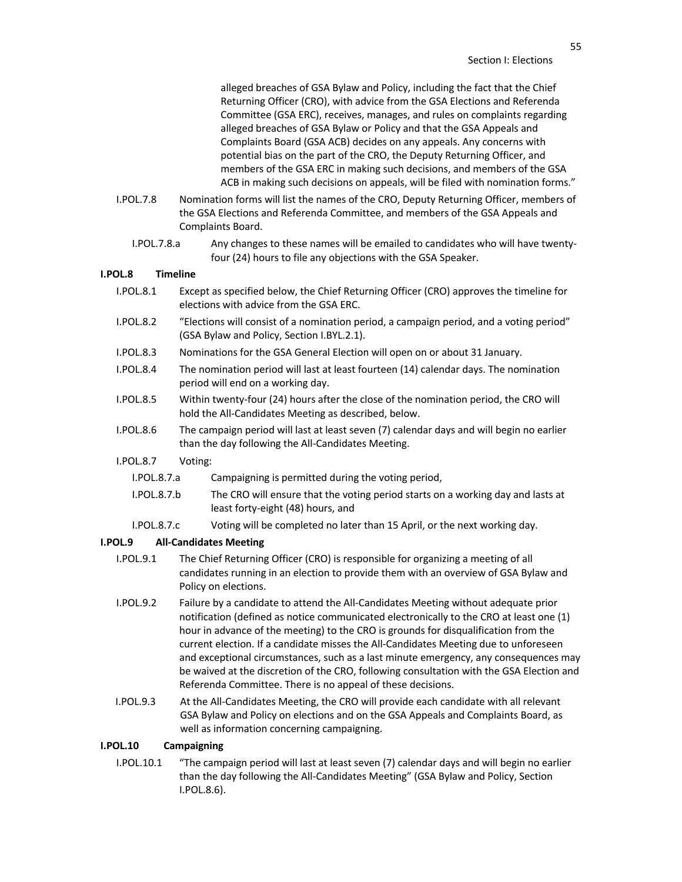alleged breaches of GSA Bylaw and Policy, including the fact that the Chief Returning Officer (CRO), with advice from the GSA Elections and Referenda Committee (GSA ERC), receives, manages, and rules on complaints regarding alleged breaches of GSA Bylaw or Policy and that the GSA Appeals and Complaints Board (GSA ACB) decides on any appeals. Any concerns with potential bias on the part of the CRO, the Deputy Returning Officer, and members of the GSA ERC in making such decisions, and members of the GSA ACB in making such decisions on appeals, will be filed with nomination forms."

I.POL.7.8 Nomination forms will list the names of the CRO, Deputy Returning Officer, members of the GSA Elections and Referenda Committee, and members of the GSA Appeals and Complaints Board.

I.POL.7.8.a Any changes to these names will be emailed to candidates who will have twenty-four (24) hours to file any objections with the GSA Speaker.

**I.POL.8 Timeline**

I.POL.8.1 Except as specified below, the Chief Returning Officer (CRO) approves the timeline for elections with advice from the GSA ERC.

I.POL.8.2 "Elections will consist of a nomination period, a campaign period, and a voting period" (GSA Bylaw and Policy, Section I.BYL.2.1).

I.POL.8.3 Nominations for the GSA General Election will open on or about 31 January.

I.POL.8.4 The nomination period will last at least fourteen (14) calendar days. The nomination period will end on a working day.

I.POL.8.5 Within twenty-four (24) hours after the close of the nomination period, the CRO will hold the All-Candidates Meeting as described, below.

I.POL.8.6 The campaign period will last at least seven (7) calendar days and will begin no earlier than the day following the All-Candidates Meeting.

I.POL.8.7 Voting:

I.POL.8.7.a Campaigning is permitted during the voting period,

I.POL.8.7.b The CRO will ensure that the voting period starts on a working day and lasts at least forty-eight (48) hours, and

I.POL.8.7.c Voting will be completed no later than 15 April, or the next working day.

**I.POL.9 All-Candidates Meeting**

I.POL.9.1 The Chief Returning Officer (CRO) is responsible for organizing a meeting of all candidates running in an election to provide them with an overview of GSA Bylaw and Policy on elections.

I.POL.9.2 Failure by a candidate to attend the All-Candidates Meeting without adequate prior notification (defined as notice communicated electronically to the CRO at least one (1) hour in advance of the meeting) to the CRO is grounds for disqualification from the current election. If a candidate misses the All-Candidates Meeting due to unforeseen and exceptional circumstances, such as a last minute emergency, any consequences may be waived at the discretion of the CRO, following consultation with the GSA Election and Referenda Committee. There is no appeal of these decisions.

I.POL.9.3 At the All-Candidates Meeting, the CRO will provide each candidate with all relevant GSA Bylaw and Policy on elections and on the GSA Appeals and Complaints Board, as well as information concerning campaigning.

**I.POL.10 Campaigning**

I.POL.10.1 "The campaign period will last at least seven (7) calendar days and will begin no earlier than the day following the All-Candidates Meeting" (GSA Bylaw and Policy, Section I.POL.8.6).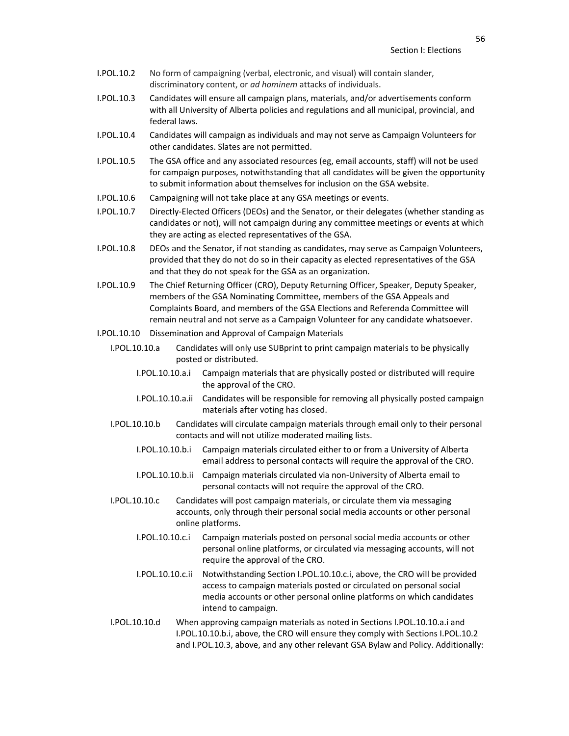I.POL.10.2 No form of campaigning (verbal, electronic, and visual) will contain slander, discriminatory content, or *ad hominem* attacks of individuals.

I.POL.10.3 Candidates will ensure all campaign plans, materials, and/or advertisements conform with all University of Alberta policies and regulations and all municipal, provincial, and federal laws.

I.POL.10.4 Candidates will campaign as individuals and may not serve as Campaign Volunteers for other candidates. Slates are not permitted.

I.POL.10.5 The GSA office and any associated resources (eg, email accounts, staff) will not be used for campaign purposes, notwithstanding that all candidates will be given the opportunity to submit information about themselves for inclusion on the GSA website.

I.POL.10.6 Campaigning will not take place at any GSA meetings or events.

I.POL.10.7 Directly-Elected Officers (DEOs) and the Senator, or their delegates (whether standing as candidates or not), will not campaign during any committee meetings or events at which they are acting as elected representatives of the GSA.

I.POL.10.8 DEOs and the Senator, if not standing as candidates, may serve as Campaign Volunteers, provided that they do not do so in their capacity as elected representatives of the GSA and that they do not speak for the GSA as an organization.

I.POL.10.9 The Chief Returning Officer (CRO), Deputy Returning Officer, Speaker, Deputy Speaker, members of the GSA Nominating Committee, members of the GSA Appeals and Complaints Board, and members of the GSA Elections and Referenda Committee will remain neutral and not serve as a Campaign Volunteer for any candidate whatsoever.

I.POL.10.10 Dissemination and Approval of Campaign Materials

- I.POL.10.10.a Candidates will only use SUBprint to print campaign materials to be physically posted or distributed.
  - I.POL.10.10.a.i Campaign materials that are physically posted or distributed will require the approval of the CRO.
  - I.POL.10.10.a.ii Candidates will be responsible for removing all physically posted campaign materials after voting has closed.
- I.POL.10.10.b Candidates will circulate campaign materials through email only to their personal contacts and will not utilize moderated mailing lists.
  - I.POL.10.10.b.i Campaign materials circulated either to or from a University of Alberta email address to personal contacts will require the approval of the CRO.
  - I.POL.10.10.b.ii Campaign materials circulated via non-University of Alberta email to personal contacts will not require the approval of the CRO.
- I.POL.10.10.c Candidates will post campaign materials, or circulate them via messaging accounts, only through their personal social media accounts or other personal online platforms.
  - I.POL.10.10.c.i Campaign materials posted on personal social media accounts or other personal online platforms, or circulated via messaging accounts, will not require the approval of the CRO.
  - I.POL.10.10.c.ii Notwithstanding Section I.POL.10.10.c.i, above, the CRO will be provided access to campaign materials posted or circulated on personal social media accounts or other personal online platforms on which candidates intend to campaign.
- I.POL.10.10.d When approving campaign materials as noted in Sections I.POL.10.10.a.i and I.POL.10.10.b.i, above, the CRO will ensure they comply with Sections I.POL.10.2 and I.POL.10.3, above, and any other relevant GSA Bylaw and Policy. Additionally: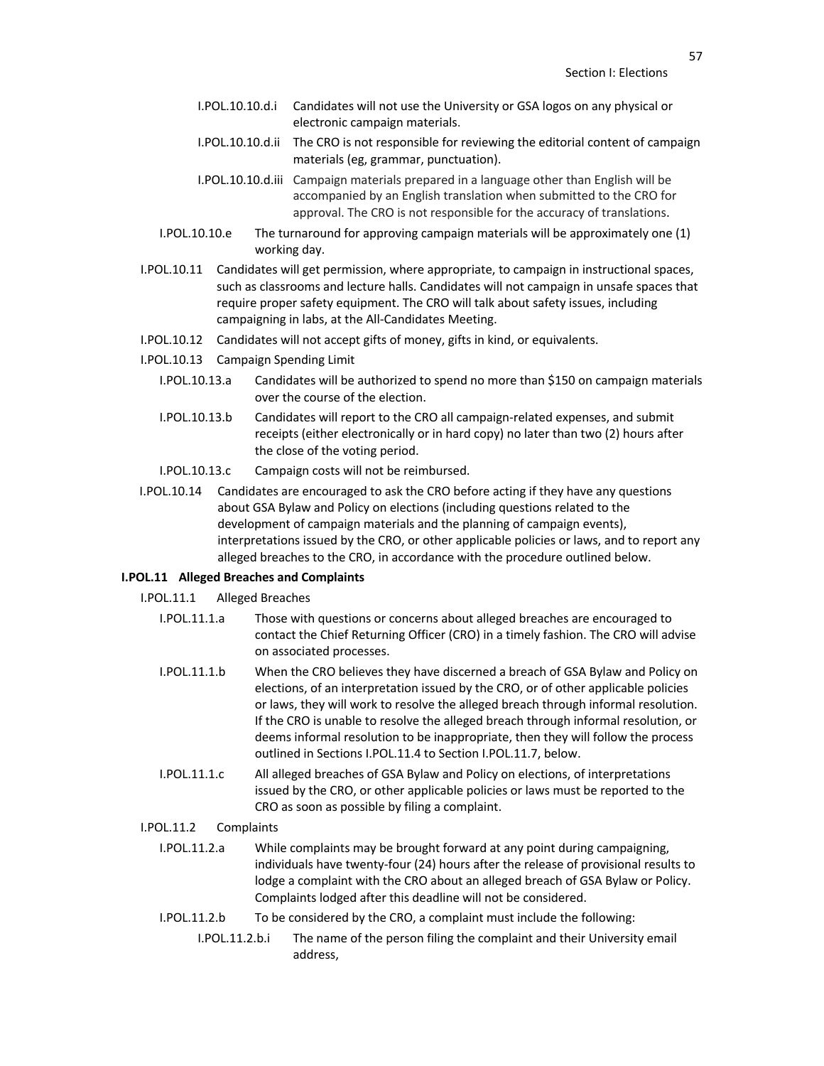I.POL.10.10.d.i Candidates will not use the University or GSA logos on any physical or electronic campaign materials.

I.POL.10.10.d.ii The CRO is not responsible for reviewing the editorial content of campaign materials (eg, grammar, punctuation).

I.POL.10.10.d.iii Campaign materials prepared in a language other than English will be accompanied by an English translation when submitted to the CRO for approval. The CRO is not responsible for the accuracy of translations.

I.POL.10.10.e The turnaround for approving campaign materials will be approximately one (1) working day.

I.POL.10.11 Candidates will get permission, where appropriate, to campaign in instructional spaces, such as classrooms and lecture halls. Candidates will not campaign in unsafe spaces that require proper safety equipment. The CRO will talk about safety issues, including campaigning in labs, at the All-Candidates Meeting.

I.POL.10.12 Candidates will not accept gifts of money, gifts in kind, or equivalents.

I.POL.10.13 Campaign Spending Limit

I.POL.10.13.a Candidates will be authorized to spend no more than $150 on campaign materials over the course of the election.

I.POL.10.13.b Candidates will report to the CRO all campaign-related expenses, and submit receipts (either electronically or in hard copy) no later than two (2) hours after the close of the voting period.

I.POL.10.13.c Campaign costs will not be reimbursed.

I.POL.10.14 Candidates are encouraged to ask the CRO before acting if they have any questions about GSA Bylaw and Policy on elections (including questions related to the development of campaign materials and the planning of campaign events), interpretations issued by the CRO, or other applicable policies or laws, and to report any alleged breaches to the CRO, in accordance with the procedure outlined below.

**I.POL.11 Alleged Breaches and Complaints**

I.POL.11.1 Alleged Breaches

I.POL.11.1.a Those with questions or concerns about alleged breaches are encouraged to contact the Chief Returning Officer (CRO) in a timely fashion. The CRO will advise on associated processes.

I.POL.11.1.b When the CRO believes they have discerned a breach of GSA Bylaw and Policy on elections, of an interpretation issued by the CRO, or of other applicable policies or laws, they will work to resolve the alleged breach through informal resolution. If the CRO is unable to resolve the alleged breach through informal resolution, or deems informal resolution to be inappropriate, then they will follow the process outlined in Sections I.POL.11.4 to Section I.POL.11.7, below.

I.POL.11.1.c All alleged breaches of GSA Bylaw and Policy on elections, of interpretations issued by the CRO, or other applicable policies or laws must be reported to the CRO as soon as possible by filing a complaint.

I.POL.11.2 Complaints

I.POL.11.2.a While complaints may be brought forward at any point during campaigning, individuals have twenty-four (24) hours after the release of provisional results to lodge a complaint with the CRO about an alleged breach of GSA Bylaw or Policy. Complaints lodged after this deadline will not be considered.

I.POL.11.2.b To be considered by the CRO, a complaint must include the following:

I.POL.11.2.b.i The name of the person filing the complaint and their University email address,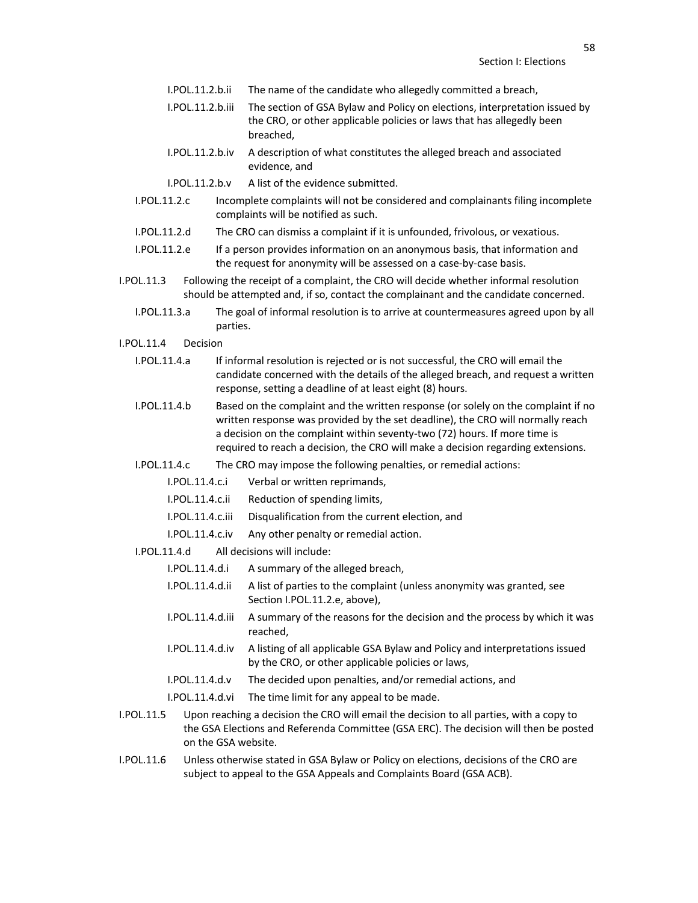I.POL.11.2.b.ii The name of the candidate who allegedly committed a breach,

I.POL.11.2.b.iii The section of GSA Bylaw and Policy on elections, interpretation issued by the CRO, or other applicable policies or laws that has allegedly been breached,

I.POL.11.2.b.iv A description of what constitutes the alleged breach and associated evidence, and

I.POL.11.2.b.v A list of the evidence submitted.

I.POL.11.2.c Incomplete complaints will not be considered and complainants filing incomplete complaints will be notified as such.

I.POL.11.2.d The CRO can dismiss a complaint if it is unfounded, frivolous, or vexatious.

I.POL.11.2.e If a person provides information on an anonymous basis, that information and the request for anonymity will be assessed on a case-by-case basis.

I.POL.11.3 Following the receipt of a complaint, the CRO will decide whether informal resolution should be attempted and, if so, contact the complainant and the candidate concerned.

I.POL.11.3.a The goal of informal resolution is to arrive at countermeasures agreed upon by all parties.

I.POL.11.4 Decision

I.POL.11.4.a If informal resolution is rejected or is not successful, the CRO will email the candidate concerned with the details of the alleged breach, and request a written response, setting a deadline of at least eight (8) hours.

I.POL.11.4.b Based on the complaint and the written response (or solely on the complaint if no written response was provided by the set deadline), the CRO will normally reach a decision on the complaint within seventy-two (72) hours. If more time is required to reach a decision, the CRO will make a decision regarding extensions.

I.POL.11.4.c The CRO may impose the following penalties, or remedial actions:

I.POL.11.4.c.i Verbal or written reprimands,

I.POL.11.4.c.ii Reduction of spending limits,

I.POL.11.4.c.iii Disqualification from the current election, and

I.POL.11.4.c.iv Any other penalty or remedial action.

I.POL.11.4.d All decisions will include:

I.POL.11.4.d.i A summary of the alleged breach,

I.POL.11.4.d.ii A list of parties to the complaint (unless anonymity was granted, see Section I.POL.11.2.e, above),

I.POL.11.4.d.iii A summary of the reasons for the decision and the process by which it was reached,

I.POL.11.4.d.iv A listing of all applicable GSA Bylaw and Policy and interpretations issued by the CRO, or other applicable policies or laws,

I.POL.11.4.d.v The decided upon penalties, and/or remedial actions, and

I.POL.11.4.d.vi The time limit for any appeal to be made.

I.POL.11.5 Upon reaching a decision the CRO will email the decision to all parties, with a copy to the GSA Elections and Referenda Committee (GSA ERC). The decision will then be posted on the GSA website.

I.POL.11.6 Unless otherwise stated in GSA Bylaw or Policy on elections, decisions of the CRO are subject to appeal to the GSA Appeals and Complaints Board (GSA ACB).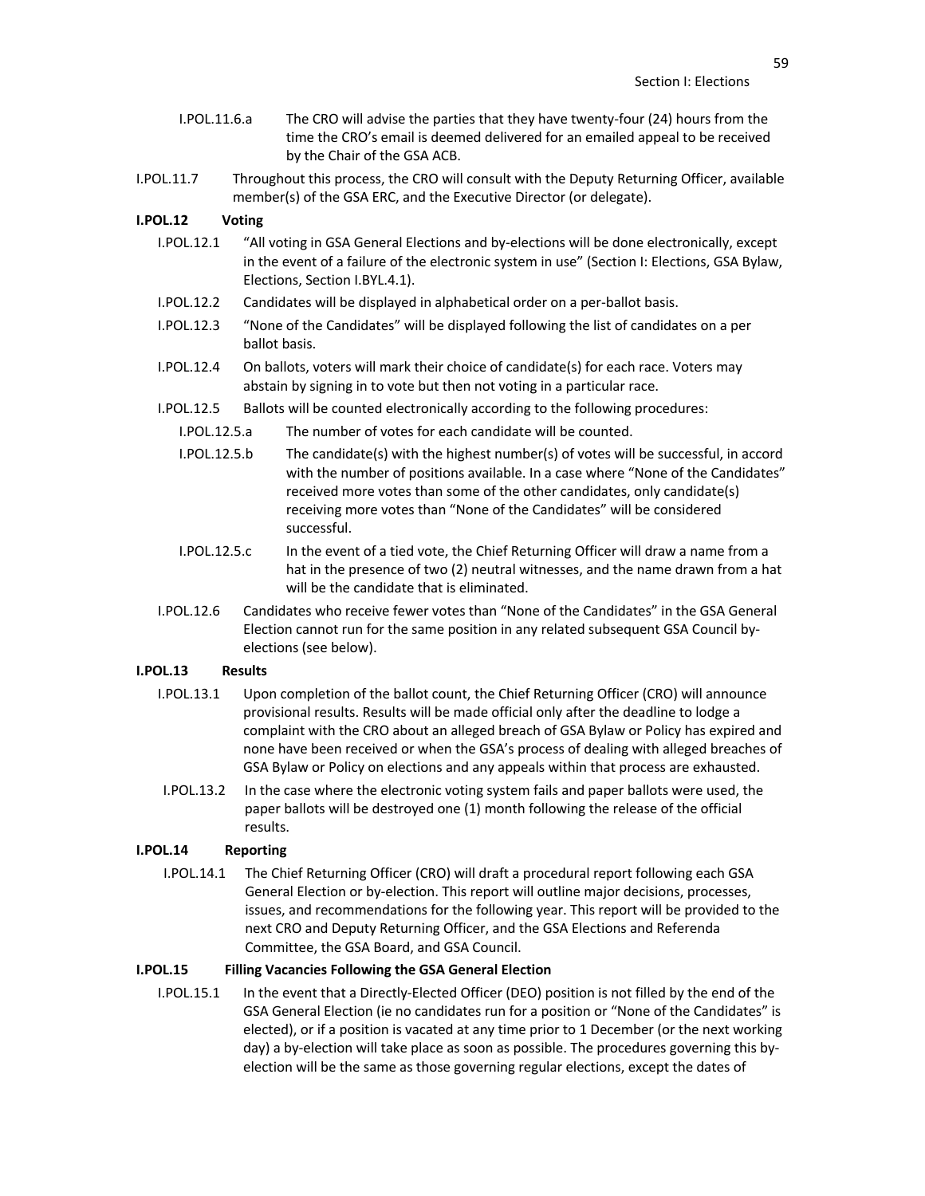I.POL.11.6.a The CRO will advise the parties that they have twenty-four (24) hours from the time the CRO's email is deemed delivered for an emailed appeal to be received by the Chair of the GSA ACB.

I.POL.11.7 Throughout this process, the CRO will consult with the Deputy Returning Officer, available member(s) of the GSA ERC, and the Executive Director (or delegate).

**I.POL.12 Voting**

I.POL.12.1 "All voting in GSA General Elections and by-elections will be done electronically, except in the event of a failure of the electronic system in use" (Section I: Elections, GSA Bylaw, Elections, Section I.BYL.4.1).

I.POL.12.2 Candidates will be displayed in alphabetical order on a per-ballot basis.

I.POL.12.3 "None of the Candidates" will be displayed following the list of candidates on a per ballot basis.

I.POL.12.4 On ballots, voters will mark their choice of candidate(s) for each race. Voters may abstain by signing in to vote but then not voting in a particular race.

I.POL.12.5 Ballots will be counted electronically according to the following procedures:

I.POL.12.5.a The number of votes for each candidate will be counted.

I.POL.12.5.b The candidate(s) with the highest number(s) of votes will be successful, in accord with the number of positions available. In a case where "None of the Candidates" received more votes than some of the other candidates, only candidate(s) receiving more votes than "None of the Candidates" will be considered successful.

I.POL.12.5.c In the event of a tied vote, the Chief Returning Officer will draw a name from a hat in the presence of two (2) neutral witnesses, and the name drawn from a hat will be the candidate that is eliminated.

I.POL.12.6 Candidates who receive fewer votes than "None of the Candidates" in the GSA General Election cannot run for the same position in any related subsequent GSA Council by-elections (see below).

**I.POL.13 Results**

I.POL.13.1 Upon completion of the ballot count, the Chief Returning Officer (CRO) will announce provisional results. Results will be made official only after the deadline to lodge a complaint with the CRO about an alleged breach of GSA Bylaw or Policy has expired and none have been received or when the GSA's process of dealing with alleged breaches of GSA Bylaw or Policy on elections and any appeals within that process are exhausted.

I.POL.13.2 In the case where the electronic voting system fails and paper ballots were used, the paper ballots will be destroyed one (1) month following the release of the official results.

**I.POL.14 Reporting**

I.POL.14.1 The Chief Returning Officer (CRO) will draft a procedural report following each GSA General Election or by-election. This report will outline major decisions, processes, issues, and recommendations for the following year. This report will be provided to the next CRO and Deputy Returning Officer, and the GSA Elections and Referenda Committee, the GSA Board, and GSA Council.

**I.POL.15 Filling Vacancies Following the GSA General Election**

I.POL.15.1 In the event that a Directly-Elected Officer (DEO) position is not filled by the end of the GSA General Election (ie no candidates run for a position or "None of the Candidates" is elected), or if a position is vacated at any time prior to 1 December (or the next working day) a by-election will take place as soon as possible. The procedures governing this by-election will be the same as those governing regular elections, except the dates of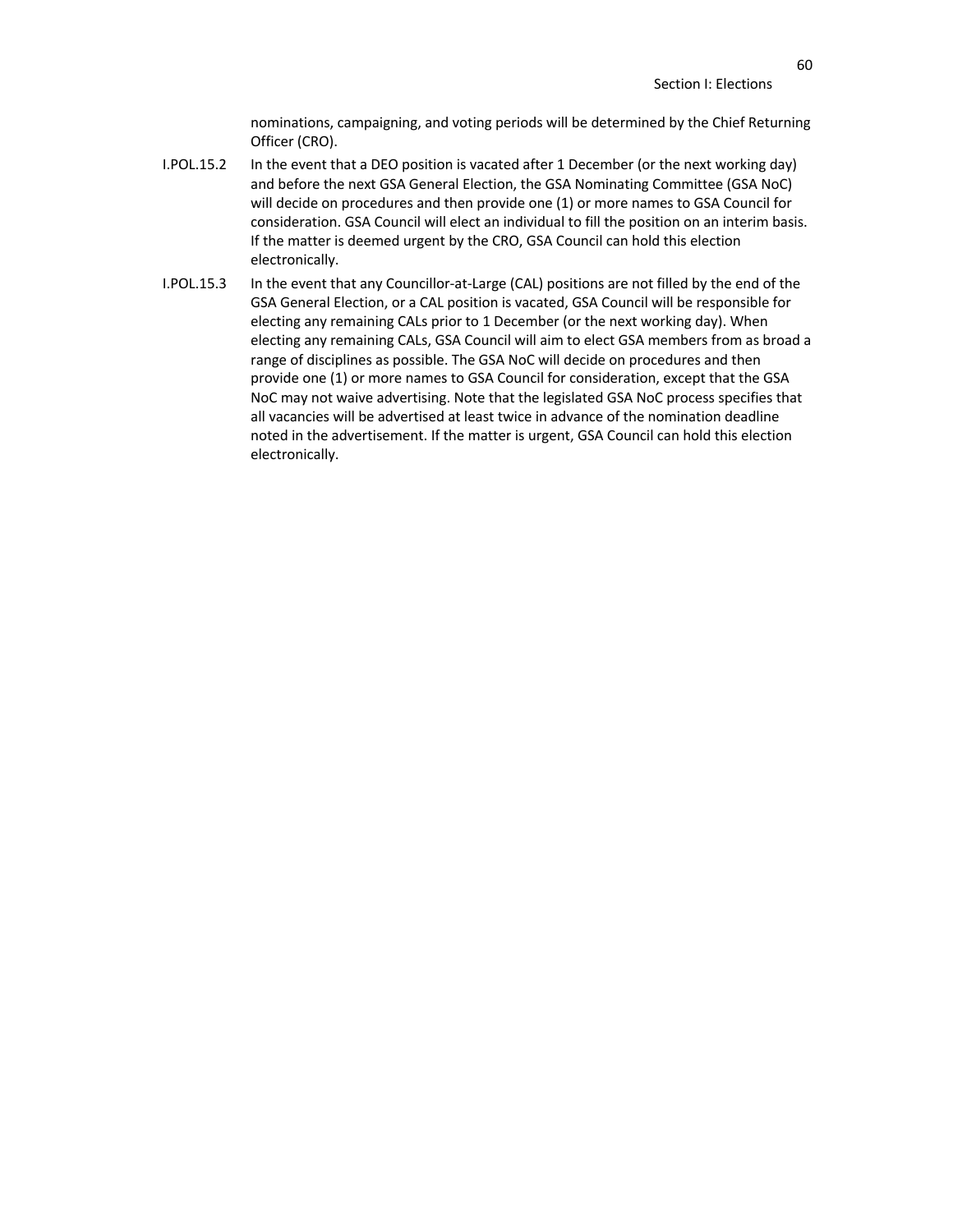nominations, campaigning, and voting periods will be determined by the Chief Returning Officer (CRO).

I.POL.15.2 In the event that a DEO position is vacated after 1 December (or the next working day) and before the next GSA General Election, the GSA Nominating Committee (GSA NoC) will decide on procedures and then provide one (1) or more names to GSA Council for consideration. GSA Council will elect an individual to fill the position on an interim basis. If the matter is deemed urgent by the CRO, GSA Council can hold this election electronically.

I.POL.15.3 In the event that any Councillor-at-Large (CAL) positions are not filled by the end of the GSA General Election, or a CAL position is vacated, GSA Council will be responsible for electing any remaining CALs prior to 1 December (or the next working day). When electing any remaining CALs, GSA Council will aim to elect GSA members from as broad a range of disciplines as possible. The GSA NoC will decide on procedures and then provide one (1) or more names to GSA Council for consideration, except that the GSA NoC may not waive advertising. Note that the legislated GSA NoC process specifies that all vacancies will be advertised at least twice in advance of the nomination deadline noted in the advertisement. If the matter is urgent, GSA Council can hold this election electronically.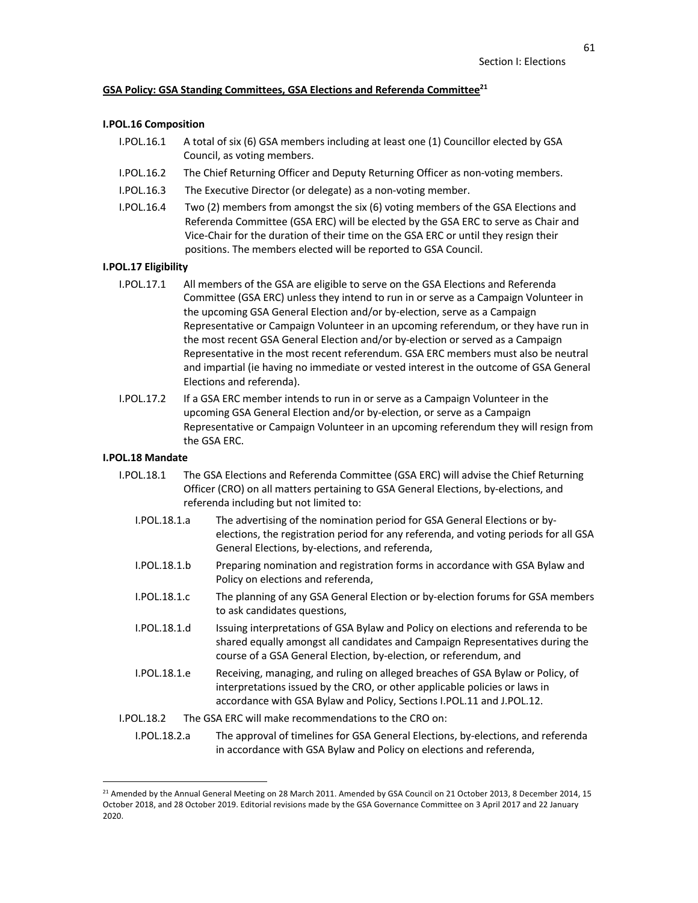## GSA Policy: GSA Standing Committees, GSA Elections and Referenda Committee[21]

### I.POL.16 Composition

- I.POL.16.1 A total of six (6) GSA members including at least one (1) Councillor elected by GSA Council, as voting members.
- I.POL.16.2 The Chief Returning Officer and Deputy Returning Officer as non-voting members.
- I.POL.16.3 The Executive Director (or delegate) as a non-voting member.
- I.POL.16.4 Two (2) members from amongst the six (6) voting members of the GSA Elections and Referenda Committee (GSA ERC) will be elected by the GSA ERC to serve as Chair and Vice-Chair for the duration of their time on the GSA ERC or until they resign their positions. The members elected will be reported to GSA Council.

### I.POL.17 Eligibility

- I.POL.17.1 All members of the GSA are eligible to serve on the GSA Elections and Referenda Committee (GSA ERC) unless they intend to run in or serve as a Campaign Volunteer in the upcoming GSA General Election and/or by-election, serve as a Campaign Representative or Campaign Volunteer in an upcoming referendum, or they have run in the most recent GSA General Election and/or by-election or served as a Campaign Representative in the most recent referendum. GSA ERC members must also be neutral and impartial (ie having no immediate or vested interest in the outcome of GSA General Elections and referenda).
- I.POL.17.2 If a GSA ERC member intends to run in or serve as a Campaign Volunteer in the upcoming GSA General Election and/or by-election, or serve as a Campaign Representative or Campaign Volunteer in an upcoming referendum they will resign from the GSA ERC.

### I.POL.18 Mandate

- I.POL.18.1 The GSA Elections and Referenda Committee (GSA ERC) will advise the Chief Returning Officer (CRO) on all matters pertaining to GSA General Elections, by-elections, and referenda including but not limited to:
  - I.POL.18.1.a The advertising of the nomination period for GSA General Elections or by-elections, the registration period for any referenda, and voting periods for all GSA General Elections, by-elections, and referenda,
  - I.POL.18.1.b Preparing nomination and registration forms in accordance with GSA Bylaw and Policy on elections and referenda,
  - I.POL.18.1.c The planning of any GSA General Election or by-election forums for GSA members to ask candidates questions,
  - I.POL.18.1.d Issuing interpretations of GSA Bylaw and Policy on elections and referenda to be shared equally amongst all candidates and Campaign Representatives during the course of a GSA General Election, by-election, or referendum, and
  - I.POL.18.1.e Receiving, managing, and ruling on alleged breaches of GSA Bylaw or Policy, of interpretations issued by the CRO, or other applicable policies or laws in accordance with GSA Bylaw and Policy, Sections I.POL.11 and J.POL.12.
- I.POL.18.2 The GSA ERC will make recommendations to the CRO on:
  - I.POL.18.2.a The approval of timelines for GSA General Elections, by-elections, and referenda in accordance with GSA Bylaw and Policy on elections and referenda,

---

[21] Amended by the Annual General Meeting on 28 March 2011. Amended by GSA Council on 21 October 2013, 8 December 2014, 15 October 2018, and 28 October 2019. Editorial revisions made by the GSA Governance Committee on 3 April 2017 and 22 January 2020.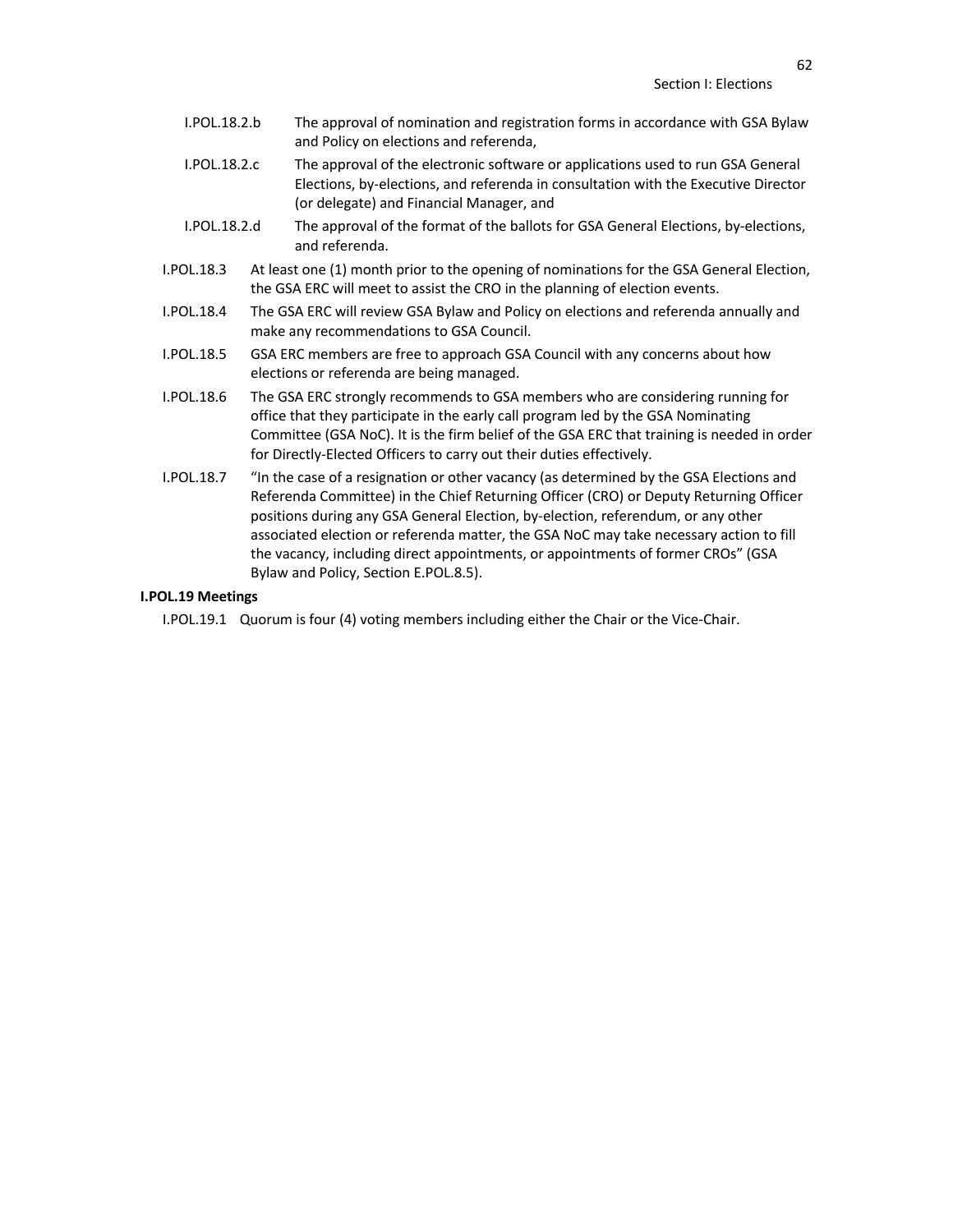I.POL.18.2.b The approval of nomination and registration forms in accordance with GSA Bylaw and Policy on elections and referenda,

I.POL.18.2.c The approval of the electronic software or applications used to run GSA General Elections, by-elections, and referenda in consultation with the Executive Director (or delegate) and Financial Manager, and

I.POL.18.2.d The approval of the format of the ballots for GSA General Elections, by-elections, and referenda.

I.POL.18.3 At least one (1) month prior to the opening of nominations for the GSA General Election, the GSA ERC will meet to assist the CRO in the planning of election events.

I.POL.18.4 The GSA ERC will review GSA Bylaw and Policy on elections and referenda annually and make any recommendations to GSA Council.

I.POL.18.5 GSA ERC members are free to approach GSA Council with any concerns about how elections or referenda are being managed.

I.POL.18.6 The GSA ERC strongly recommends to GSA members who are considering running for office that they participate in the early call program led by the GSA Nominating Committee (GSA NoC). It is the firm belief of the GSA ERC that training is needed in order for Directly-Elected Officers to carry out their duties effectively.

I.POL.18.7 "In the case of a resignation or other vacancy (as determined by the GSA Elections and Referenda Committee) in the Chief Returning Officer (CRO) or Deputy Returning Officer positions during any GSA General Election, by-election, referendum, or any other associated election or referenda matter, the GSA NoC may take necessary action to fill the vacancy, including direct appointments, or appointments of former CROs" (GSA Bylaw and Policy, Section E.POL.8.5).

**I.POL.19 Meetings**

I.POL.19.1 Quorum is four (4) voting members including either the Chair or the Vice-Chair.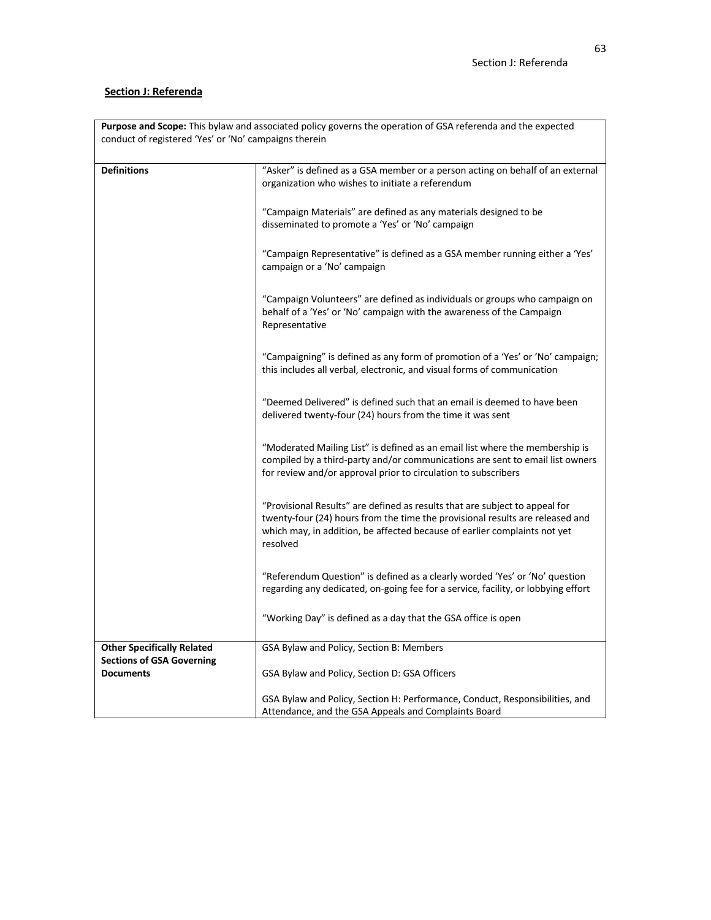## Section J: Referenda

| **Purpose and Scope:** This bylaw and associated policy governs the operation of GSA referenda and the expected conduct of registered 'Yes' or 'No' campaigns therein | |
|---|---|
| **Definitions** | "Asker" is defined as a GSA member or a person acting on behalf of an external organization who wishes to initiate a referendum<br><br>"Campaign Materials" are defined as any materials designed to be disseminated to promote a 'Yes' or 'No' campaign<br><br>"Campaign Representative" is defined as a GSA member running either a 'Yes' campaign or a 'No' campaign<br><br>"Campaign Volunteers" are defined as individuals or groups who campaign on behalf of a 'Yes' or 'No' campaign with the awareness of the Campaign Representative<br><br>"Campaigning" is defined as any form of promotion of a 'Yes' or 'No' campaign; this includes all verbal, electronic, and visual forms of communication<br><br>"Deemed Delivered" is defined such that an email is deemed to have been delivered twenty-four (24) hours from the time it was sent<br><br>"Moderated Mailing List" is defined as an email list where the membership is compiled by a third-party and/or communications are sent to email list owners for review and/or approval prior to circulation to subscribers<br><br>"Provisional Results" are defined as results that are subject to appeal for twenty-four (24) hours from the time the provisional results are released and which may, in addition, be affected because of earlier complaints not yet resolved<br><br>"Referendum Question" is defined as a clearly worded 'Yes' or 'No' question regarding any dedicated, on-going fee for a service, facility, or lobbying effort<br><br>"Working Day" is defined as a day that the GSA office is open |
| **Other Specifically Related Sections of GSA Governing Documents** | GSA Bylaw and Policy, Section B: Members<br><br>GSA Bylaw and Policy, Section D: GSA Officers<br><br>GSA Bylaw and Policy, Section H: Performance, Conduct, Responsibilities, and Attendance, and the GSA Appeals and Complaints Board |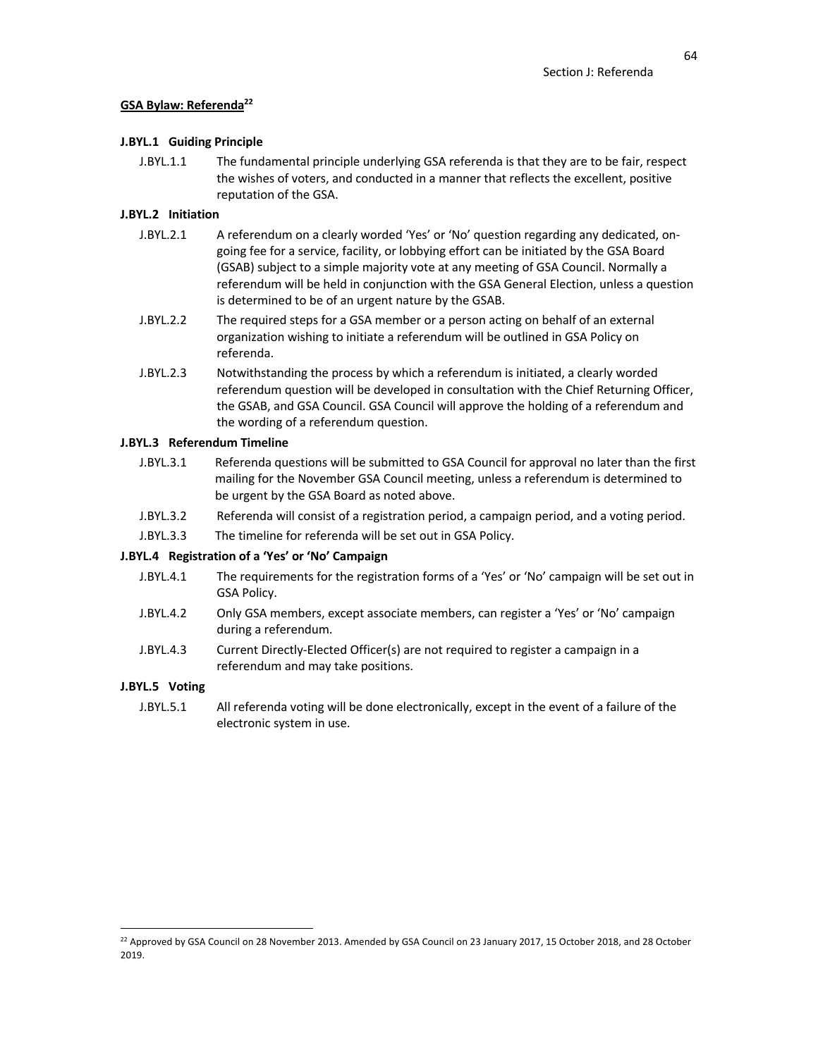## GSA Bylaw: Referenda[22]

**J.BYL.1 Guiding Principle**

J.BYL.1.1 The fundamental principle underlying GSA referenda is that they are to be fair, respect the wishes of voters, and conducted in a manner that reflects the excellent, positive reputation of the GSA.

**J.BYL.2 Initiation**

J.BYL.2.1 A referendum on a clearly worded 'Yes' or 'No' question regarding any dedicated, on-going fee for a service, facility, or lobbying effort can be initiated by the GSA Board (GSAB) subject to a simple majority vote at any meeting of GSA Council. Normally a referendum will be held in conjunction with the GSA General Election, unless a question is determined to be of an urgent nature by the GSAB.

J.BYL.2.2 The required steps for a GSA member or a person acting on behalf of an external organization wishing to initiate a referendum will be outlined in GSA Policy on referenda.

J.BYL.2.3 Notwithstanding the process by which a referendum is initiated, a clearly worded referendum question will be developed in consultation with the Chief Returning Officer, the GSAB, and GSA Council. GSA Council will approve the holding of a referendum and the wording of a referendum question.

**J.BYL.3 Referendum Timeline**

J.BYL.3.1 Referenda questions will be submitted to GSA Council for approval no later than the first mailing for the November GSA Council meeting, unless a referendum is determined to be urgent by the GSA Board as noted above.

J.BYL.3.2 Referenda will consist of a registration period, a campaign period, and a voting period.

J.BYL.3.3 The timeline for referenda will be set out in GSA Policy.

**J.BYL.4 Registration of a 'Yes' or 'No' Campaign**

J.BYL.4.1 The requirements for the registration forms of a 'Yes' or 'No' campaign will be set out in GSA Policy.

J.BYL.4.2 Only GSA members, except associate members, can register a 'Yes' or 'No' campaign during a referendum.

J.BYL.4.3 Current Directly-Elected Officer(s) are not required to register a campaign in a referendum and may take positions.

**J.BYL.5 Voting**

J.BYL.5.1 All referenda voting will be done electronically, except in the event of a failure of the electronic system in use.

---

[22] Approved by GSA Council on 28 November 2013. Amended by GSA Council on 23 January 2017, 15 October 2018, and 28 October 2019.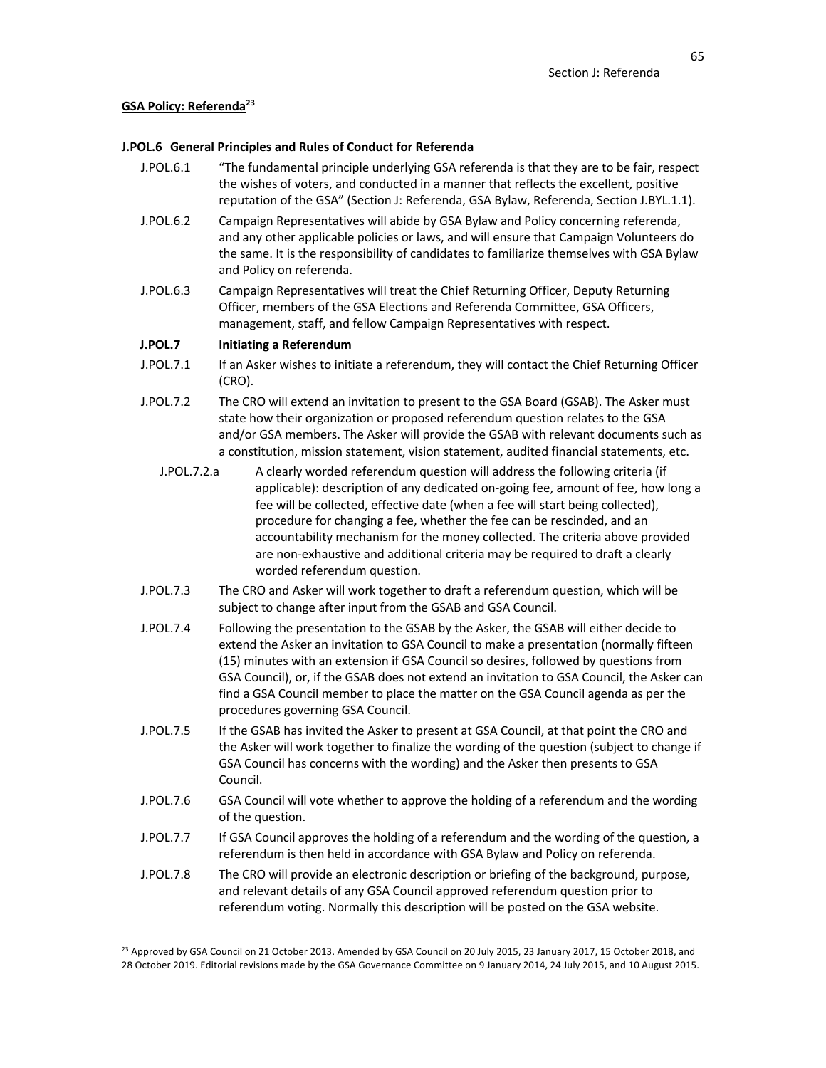**GSA Policy: Referenda[23]**

**J.POL.6 General Principles and Rules of Conduct for Referenda**

J.POL.6.1 "The fundamental principle underlying GSA referenda is that they are to be fair, respect the wishes of voters, and conducted in a manner that reflects the excellent, positive reputation of the GSA" (Section J: Referenda, GSA Bylaw, Referenda, Section J.BYL.1.1).

J.POL.6.2 Campaign Representatives will abide by GSA Bylaw and Policy concerning referenda, and any other applicable policies or laws, and will ensure that Campaign Volunteers do the same. It is the responsibility of candidates to familiarize themselves with GSA Bylaw and Policy on referenda.

J.POL.6.3 Campaign Representatives will treat the Chief Returning Officer, Deputy Returning Officer, members of the GSA Elections and Referenda Committee, GSA Officers, management, staff, and fellow Campaign Representatives with respect.

**J.POL.7 Initiating a Referendum**

J.POL.7.1 If an Asker wishes to initiate a referendum, they will contact the Chief Returning Officer (CRO).

J.POL.7.2 The CRO will extend an invitation to present to the GSA Board (GSAB). The Asker must state how their organization or proposed referendum question relates to the GSA and/or GSA members. The Asker will provide the GSAB with relevant documents such as a constitution, mission statement, vision statement, audited financial statements, etc.

J.POL.7.2.a A clearly worded referendum question will address the following criteria (if applicable): description of any dedicated on-going fee, amount of fee, how long a fee will be collected, effective date (when a fee will start being collected), procedure for changing a fee, whether the fee can be rescinded, and an accountability mechanism for the money collected. The criteria above provided are non-exhaustive and additional criteria may be required to draft a clearly worded referendum question.

J.POL.7.3 The CRO and Asker will work together to draft a referendum question, which will be subject to change after input from the GSAB and GSA Council.

J.POL.7.4 Following the presentation to the GSAB by the Asker, the GSAB will either decide to extend the Asker an invitation to GSA Council to make a presentation (normally fifteen (15) minutes with an extension if GSA Council so desires, followed by questions from GSA Council), or, if the GSAB does not extend an invitation to GSA Council, the Asker can find a GSA Council member to place the matter on the GSA Council agenda as per the procedures governing GSA Council.

J.POL.7.5 If the GSAB has invited the Asker to present at GSA Council, at that point the CRO and the Asker will work together to finalize the wording of the question (subject to change if GSA Council has concerns with the wording) and the Asker then presents to GSA Council.

J.POL.7.6 GSA Council will vote whether to approve the holding of a referendum and the wording of the question.

J.POL.7.7 If GSA Council approves the holding of a referendum and the wording of the question, a referendum is then held in accordance with GSA Bylaw and Policy on referenda.

J.POL.7.8 The CRO will provide an electronic description or briefing of the background, purpose, and relevant details of any GSA Council approved referendum question prior to referendum voting. Normally this description will be posted on the GSA website.

---

[23] Approved by GSA Council on 21 October 2013. Amended by GSA Council on 20 July 2015, 23 January 2017, 15 October 2018, and 28 October 2019. Editorial revisions made by the GSA Governance Committee on 9 January 2014, 24 July 2015, and 10 August 2015.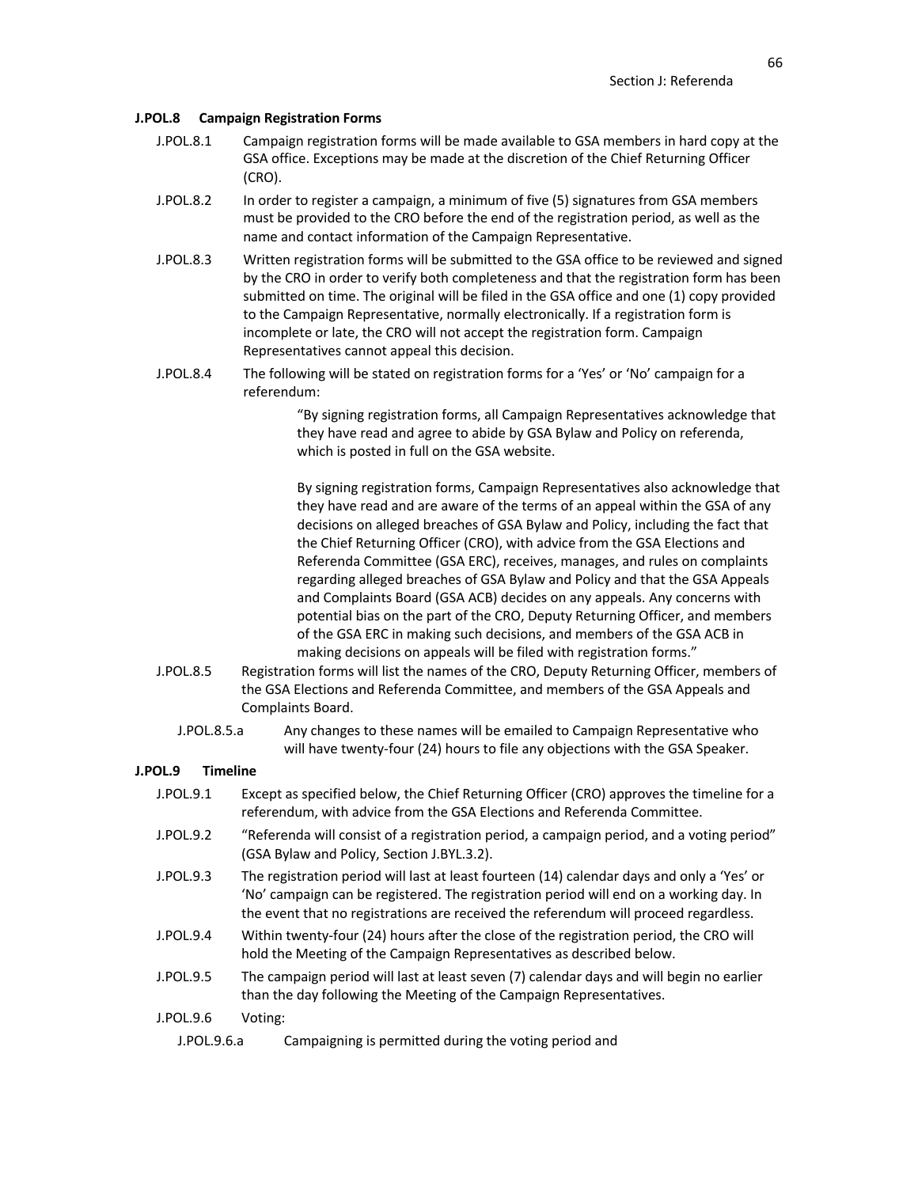**J.POL.8 Campaign Registration Forms**

J.POL.8.1 Campaign registration forms will be made available to GSA members in hard copy at the GSA office. Exceptions may be made at the discretion of the Chief Returning Officer (CRO).

J.POL.8.2 In order to register a campaign, a minimum of five (5) signatures from GSA members must be provided to the CRO before the end of the registration period, as well as the name and contact information of the Campaign Representative.

J.POL.8.3 Written registration forms will be submitted to the GSA office to be reviewed and signed by the CRO in order to verify both completeness and that the registration form has been submitted on time. The original will be filed in the GSA office and one (1) copy provided to the Campaign Representative, normally electronically. If a registration form is incomplete or late, the CRO will not accept the registration form. Campaign Representatives cannot appeal this decision.

J.POL.8.4 The following will be stated on registration forms for a 'Yes' or 'No' campaign for a referendum:

> "By signing registration forms, all Campaign Representatives acknowledge that they have read and agree to abide by GSA Bylaw and Policy on referenda, which is posted in full on the GSA website.
>
> By signing registration forms, Campaign Representatives also acknowledge that they have read and are aware of the terms of an appeal within the GSA of any decisions on alleged breaches of GSA Bylaw and Policy, including the fact that the Chief Returning Officer (CRO), with advice from the GSA Elections and Referenda Committee (GSA ERC), receives, manages, and rules on complaints regarding alleged breaches of GSA Bylaw and Policy and that the GSA Appeals and Complaints Board (GSA ACB) decides on any appeals. Any concerns with potential bias on the part of the CRO, Deputy Returning Officer, and members of the GSA ERC in making such decisions, and members of the GSA ACB in making decisions on appeals will be filed with registration forms."

J.POL.8.5 Registration forms will list the names of the CRO, Deputy Returning Officer, members of the GSA Elections and Referenda Committee, and members of the GSA Appeals and Complaints Board.

J.POL.8.5.a Any changes to these names will be emailed to Campaign Representative who will have twenty-four (24) hours to file any objections with the GSA Speaker.

**J.POL.9 Timeline**

J.POL.9.1 Except as specified below, the Chief Returning Officer (CRO) approves the timeline for a referendum, with advice from the GSA Elections and Referenda Committee.

J.POL.9.2 "Referenda will consist of a registration period, a campaign period, and a voting period" (GSA Bylaw and Policy, Section J.BYL.3.2).

J.POL.9.3 The registration period will last at least fourteen (14) calendar days and only a 'Yes' or 'No' campaign can be registered. The registration period will end on a working day. In the event that no registrations are received the referendum will proceed regardless.

J.POL.9.4 Within twenty-four (24) hours after the close of the registration period, the CRO will hold the Meeting of the Campaign Representatives as described below.

J.POL.9.5 The campaign period will last at least seven (7) calendar days and will begin no earlier than the day following the Meeting of the Campaign Representatives.

J.POL.9.6 Voting:

J.POL.9.6.a Campaigning is permitted during the voting period and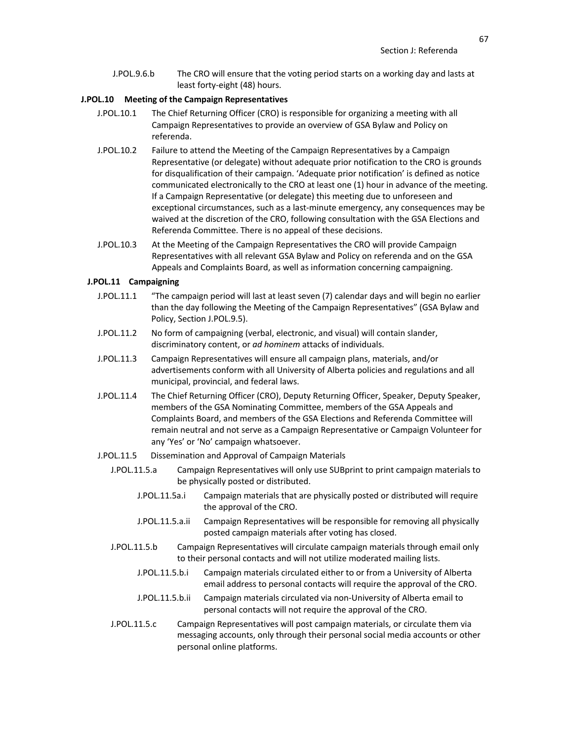J.POL.9.6.b The CRO will ensure that the voting period starts on a working day and lasts at least forty-eight (48) hours.

**J.POL.10 Meeting of the Campaign Representatives**

J.POL.10.1 The Chief Returning Officer (CRO) is responsible for organizing a meeting with all Campaign Representatives to provide an overview of GSA Bylaw and Policy on referenda.

J.POL.10.2 Failure to attend the Meeting of the Campaign Representatives by a Campaign Representative (or delegate) without adequate prior notification to the CRO is grounds for disqualification of their campaign. 'Adequate prior notification' is defined as notice communicated electronically to the CRO at least one (1) hour in advance of the meeting. If a Campaign Representative (or delegate) this meeting due to unforeseen and exceptional circumstances, such as a last-minute emergency, any consequences may be waived at the discretion of the CRO, following consultation with the GSA Elections and Referenda Committee. There is no appeal of these decisions.

J.POL.10.3 At the Meeting of the Campaign Representatives the CRO will provide Campaign Representatives with all relevant GSA Bylaw and Policy on referenda and on the GSA Appeals and Complaints Board, as well as information concerning campaigning.

**J.POL.11 Campaigning**

J.POL.11.1 "The campaign period will last at least seven (7) calendar days and will begin no earlier than the day following the Meeting of the Campaign Representatives" (GSA Bylaw and Policy, Section J.POL.9.5).

J.POL.11.2 No form of campaigning (verbal, electronic, and visual) will contain slander, discriminatory content, or *ad hominem* attacks of individuals.

J.POL.11.3 Campaign Representatives will ensure all campaign plans, materials, and/or advertisements conform with all University of Alberta policies and regulations and all municipal, provincial, and federal laws.

J.POL.11.4 The Chief Returning Officer (CRO), Deputy Returning Officer, Speaker, Deputy Speaker, members of the GSA Nominating Committee, members of the GSA Appeals and Complaints Board, and members of the GSA Elections and Referenda Committee will remain neutral and not serve as a Campaign Representative or Campaign Volunteer for any 'Yes' or 'No' campaign whatsoever.

J.POL.11.5 Dissemination and Approval of Campaign Materials

J.POL.11.5.a Campaign Representatives will only use SUBprint to print campaign materials to be physically posted or distributed.

J.POL.11.5a.i Campaign materials that are physically posted or distributed will require the approval of the CRO.

J.POL.11.5.a.ii Campaign Representatives will be responsible for removing all physically posted campaign materials after voting has closed.

J.POL.11.5.b Campaign Representatives will circulate campaign materials through email only to their personal contacts and will not utilize moderated mailing lists.

J.POL.11.5.b.i Campaign materials circulated either to or from a University of Alberta email address to personal contacts will require the approval of the CRO.

J.POL.11.5.b.ii Campaign materials circulated via non-University of Alberta email to personal contacts will not require the approval of the CRO.

J.POL.11.5.c Campaign Representatives will post campaign materials, or circulate them via messaging accounts, only through their personal social media accounts or other personal online platforms.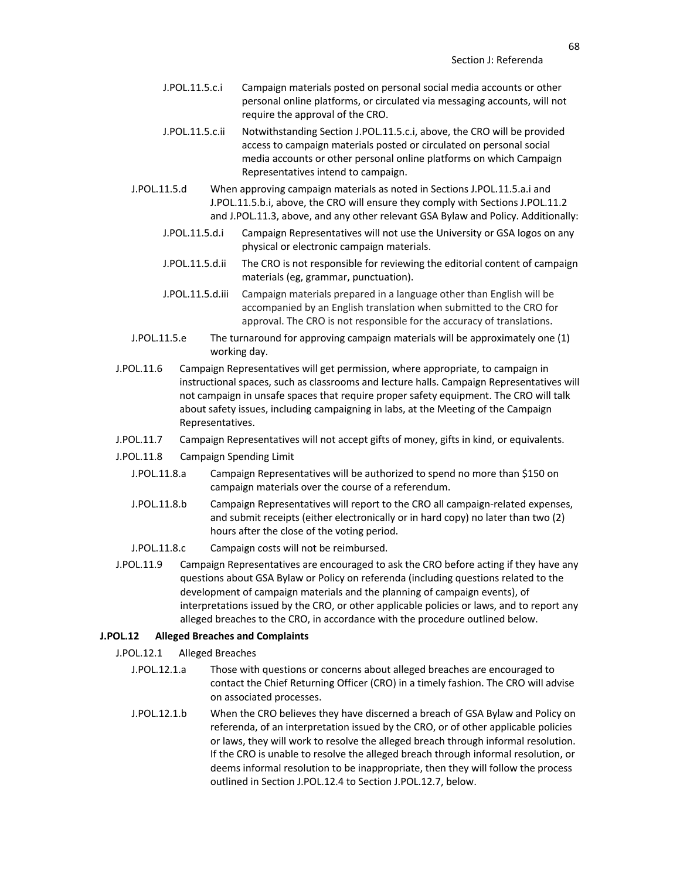J.POL.11.5.c.i Campaign materials posted on personal social media accounts or other personal online platforms, or circulated via messaging accounts, will not require the approval of the CRO.

J.POL.11.5.c.ii Notwithstanding Section J.POL.11.5.c.i, above, the CRO will be provided access to campaign materials posted or circulated on personal social media accounts or other personal online platforms on which Campaign Representatives intend to campaign.

J.POL.11.5.d When approving campaign materials as noted in Sections J.POL.11.5.a.i and J.POL.11.5.b.i, above, the CRO will ensure they comply with Sections J.POL.11.2 and J.POL.11.3, above, and any other relevant GSA Bylaw and Policy. Additionally:

J.POL.11.5.d.i Campaign Representatives will not use the University or GSA logos on any physical or electronic campaign materials.

J.POL.11.5.d.ii The CRO is not responsible for reviewing the editorial content of campaign materials (eg, grammar, punctuation).

J.POL.11.5.d.iii Campaign materials prepared in a language other than English will be accompanied by an English translation when submitted to the CRO for approval. The CRO is not responsible for the accuracy of translations.

J.POL.11.5.e The turnaround for approving campaign materials will be approximately one (1) working day.

J.POL.11.6 Campaign Representatives will get permission, where appropriate, to campaign in instructional spaces, such as classrooms and lecture halls. Campaign Representatives will not campaign in unsafe spaces that require proper safety equipment. The CRO will talk about safety issues, including campaigning in labs, at the Meeting of the Campaign Representatives.

J.POL.11.7 Campaign Representatives will not accept gifts of money, gifts in kind, or equivalents.

J.POL.11.8 Campaign Spending Limit

J.POL.11.8.a Campaign Representatives will be authorized to spend no more than $150 on campaign materials over the course of a referendum.

J.POL.11.8.b Campaign Representatives will report to the CRO all campaign-related expenses, and submit receipts (either electronically or in hard copy) no later than two (2) hours after the close of the voting period.

J.POL.11.8.c Campaign costs will not be reimbursed.

J.POL.11.9 Campaign Representatives are encouraged to ask the CRO before acting if they have any questions about GSA Bylaw or Policy on referenda (including questions related to the development of campaign materials and the planning of campaign events), of interpretations issued by the CRO, or other applicable policies or laws, and to report any alleged breaches to the CRO, in accordance with the procedure outlined below.

**J.POL.12 Alleged Breaches and Complaints**

J.POL.12.1 Alleged Breaches

J.POL.12.1.a Those with questions or concerns about alleged breaches are encouraged to contact the Chief Returning Officer (CRO) in a timely fashion. The CRO will advise on associated processes.

J.POL.12.1.b When the CRO believes they have discerned a breach of GSA Bylaw and Policy on referenda, of an interpretation issued by the CRO, or of other applicable policies or laws, they will work to resolve the alleged breach through informal resolution. If the CRO is unable to resolve the alleged breach through informal resolution, or deems informal resolution to be inappropriate, then they will follow the process outlined in Section J.POL.12.4 to Section J.POL.12.7, below.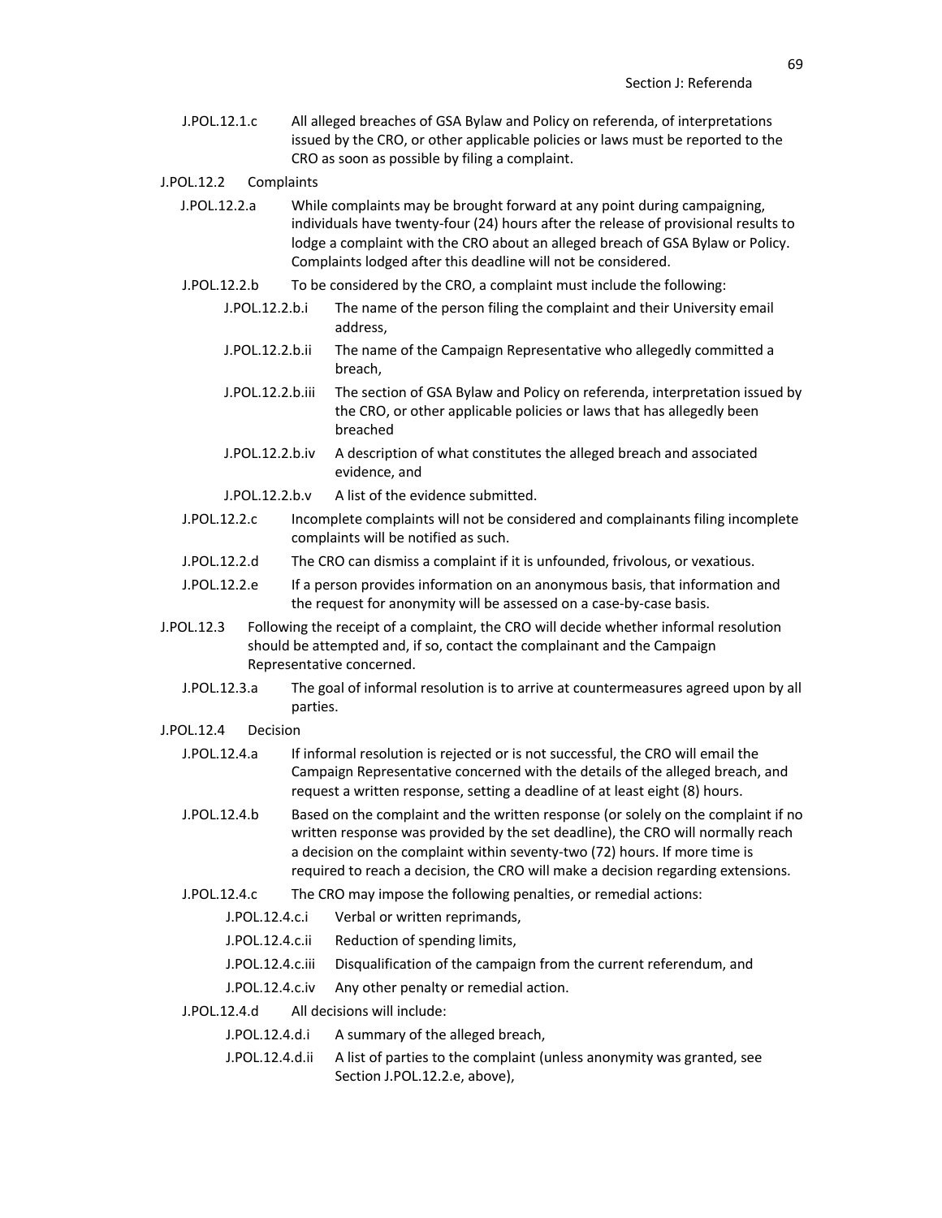J.POL.12.1.c All alleged breaches of GSA Bylaw and Policy on referenda, of interpretations issued by the CRO, or other applicable policies or laws must be reported to the CRO as soon as possible by filing a complaint.

J.POL.12.2 Complaints

J.POL.12.2.a While complaints may be brought forward at any point during campaigning, individuals have twenty-four (24) hours after the release of provisional results to lodge a complaint with the CRO about an alleged breach of GSA Bylaw or Policy. Complaints lodged after this deadline will not be considered.

J.POL.12.2.b To be considered by the CRO, a complaint must include the following:

J.POL.12.2.b.i The name of the person filing the complaint and their University email address,

J.POL.12.2.b.ii The name of the Campaign Representative who allegedly committed a breach,

J.POL.12.2.b.iii The section of GSA Bylaw and Policy on referenda, interpretation issued by the CRO, or other applicable policies or laws that has allegedly been breached

J.POL.12.2.b.iv A description of what constitutes the alleged breach and associated evidence, and

J.POL.12.2.b.v A list of the evidence submitted.

J.POL.12.2.c Incomplete complaints will not be considered and complainants filing incomplete complaints will be notified as such.

J.POL.12.2.d The CRO can dismiss a complaint if it is unfounded, frivolous, or vexatious.

J.POL.12.2.e If a person provides information on an anonymous basis, that information and the request for anonymity will be assessed on a case-by-case basis.

J.POL.12.3 Following the receipt of a complaint, the CRO will decide whether informal resolution should be attempted and, if so, contact the complainant and the Campaign Representative concerned.

J.POL.12.3.a The goal of informal resolution is to arrive at countermeasures agreed upon by all parties.

J.POL.12.4 Decision

J.POL.12.4.a If informal resolution is rejected or is not successful, the CRO will email the Campaign Representative concerned with the details of the alleged breach, and request a written response, setting a deadline of at least eight (8) hours.

J.POL.12.4.b Based on the complaint and the written response (or solely on the complaint if no written response was provided by the set deadline), the CRO will normally reach a decision on the complaint within seventy-two (72) hours. If more time is required to reach a decision, the CRO will make a decision regarding extensions.

J.POL.12.4.c The CRO may impose the following penalties, or remedial actions:

J.POL.12.4.c.i Verbal or written reprimands,

J.POL.12.4.c.ii Reduction of spending limits,

J.POL.12.4.c.iii Disqualification of the campaign from the current referendum, and

J.POL.12.4.c.iv Any other penalty or remedial action.

J.POL.12.4.d All decisions will include:

J.POL.12.4.d.i A summary of the alleged breach,

J.POL.12.4.d.ii A list of parties to the complaint (unless anonymity was granted, see Section J.POL.12.2.e, above),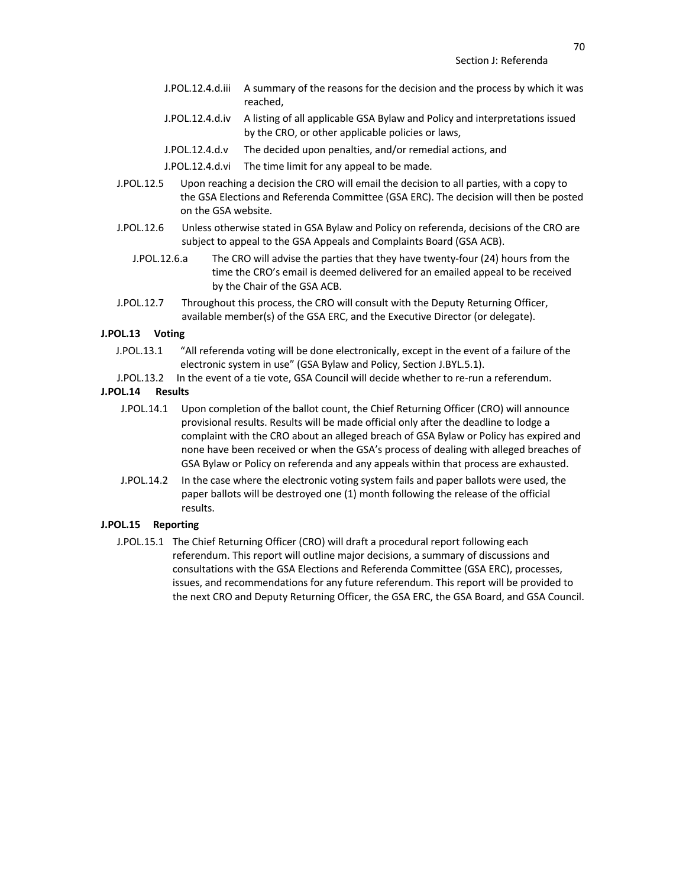J.POL.12.4.d.iii A summary of the reasons for the decision and the process by which it was reached,

J.POL.12.4.d.iv A listing of all applicable GSA Bylaw and Policy and interpretations issued by the CRO, or other applicable policies or laws,

J.POL.12.4.d.v The decided upon penalties, and/or remedial actions, and

J.POL.12.4.d.vi The time limit for any appeal to be made.

J.POL.12.5 Upon reaching a decision the CRO will email the decision to all parties, with a copy to the GSA Elections and Referenda Committee (GSA ERC). The decision will then be posted on the GSA website.

J.POL.12.6 Unless otherwise stated in GSA Bylaw and Policy on referenda, decisions of the CRO are subject to appeal to the GSA Appeals and Complaints Board (GSA ACB).

J.POL.12.6.a The CRO will advise the parties that they have twenty-four (24) hours from the time the CRO's email is deemed delivered for an emailed appeal to be received by the Chair of the GSA ACB.

J.POL.12.7 Throughout this process, the CRO will consult with the Deputy Returning Officer, available member(s) of the GSA ERC, and the Executive Director (or delegate).

**J.POL.13 Voting**

J.POL.13.1 "All referenda voting will be done electronically, except in the event of a failure of the electronic system in use" (GSA Bylaw and Policy, Section J.BYL.5.1).

J.POL.13.2 In the event of a tie vote, GSA Council will decide whether to re-run a referendum.

**J.POL.14 Results**

J.POL.14.1 Upon completion of the ballot count, the Chief Returning Officer (CRO) will announce provisional results. Results will be made official only after the deadline to lodge a complaint with the CRO about an alleged breach of GSA Bylaw or Policy has expired and none have been received or when the GSA's process of dealing with alleged breaches of GSA Bylaw or Policy on referenda and any appeals within that process are exhausted.

J.POL.14.2 In the case where the electronic voting system fails and paper ballots were used, the paper ballots will be destroyed one (1) month following the release of the official results.

**J.POL.15 Reporting**

J.POL.15.1 The Chief Returning Officer (CRO) will draft a procedural report following each referendum. This report will outline major decisions, a summary of discussions and consultations with the GSA Elections and Referenda Committee (GSA ERC), processes, issues, and recommendations for any future referendum. This report will be provided to the next CRO and Deputy Returning Officer, the GSA ERC, the GSA Board, and GSA Council.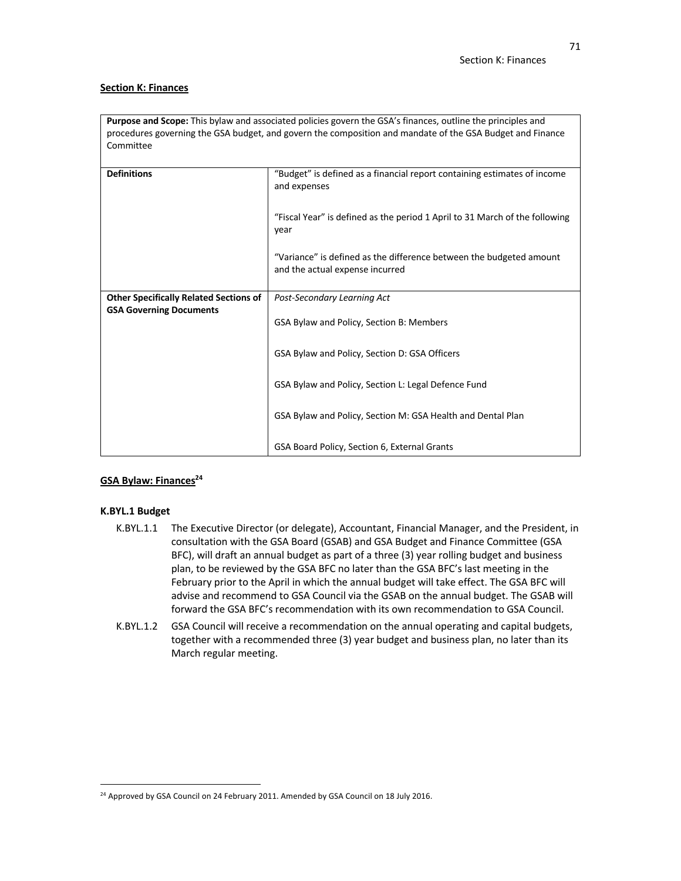## Section K: Finances

| **Purpose and Scope:** This bylaw and associated policies govern the GSA's finances, outline the principles and procedures governing the GSA budget, and govern the composition and mandate of the GSA Budget and Finance Committee | |
|---|---|
| **Definitions** | "Budget" is defined as a financial report containing estimates of income and expenses<br><br>"Fiscal Year" is defined as the period 1 April to 31 March of the following year<br><br>"Variance" is defined as the difference between the budgeted amount and the actual expense incurred |
| **Other Specifically Related Sections of GSA Governing Documents** | *Post-Secondary Learning Act*<br><br>GSA Bylaw and Policy, Section B: Members<br><br>GSA Bylaw and Policy, Section D: GSA Officers<br><br>GSA Bylaw and Policy, Section L: Legal Defence Fund<br><br>GSA Bylaw and Policy, Section M: GSA Health and Dental Plan<br><br>GSA Board Policy, Section 6, External Grants |

## GSA Bylaw: Finances[24]

### K.BYL.1 Budget

K.BYL.1.1 The Executive Director (or delegate), Accountant, Financial Manager, and the President, in consultation with the GSA Board (GSAB) and GSA Budget and Finance Committee (GSA BFC), will draft an annual budget as part of a three (3) year rolling budget and business plan, to be reviewed by the GSA BFC no later than the GSA BFC's last meeting in the February prior to the April in which the annual budget will take effect. The GSA BFC will advise and recommend to GSA Council via the GSAB on the annual budget. The GSAB will forward the GSA BFC's recommendation with its own recommendation to GSA Council.

K.BYL.1.2 GSA Council will receive a recommendation on the annual operating and capital budgets, together with a recommended three (3) year budget and business plan, no later than its March regular meeting.

---

[24] Approved by GSA Council on 24 February 2011. Amended by GSA Council on 18 July 2016.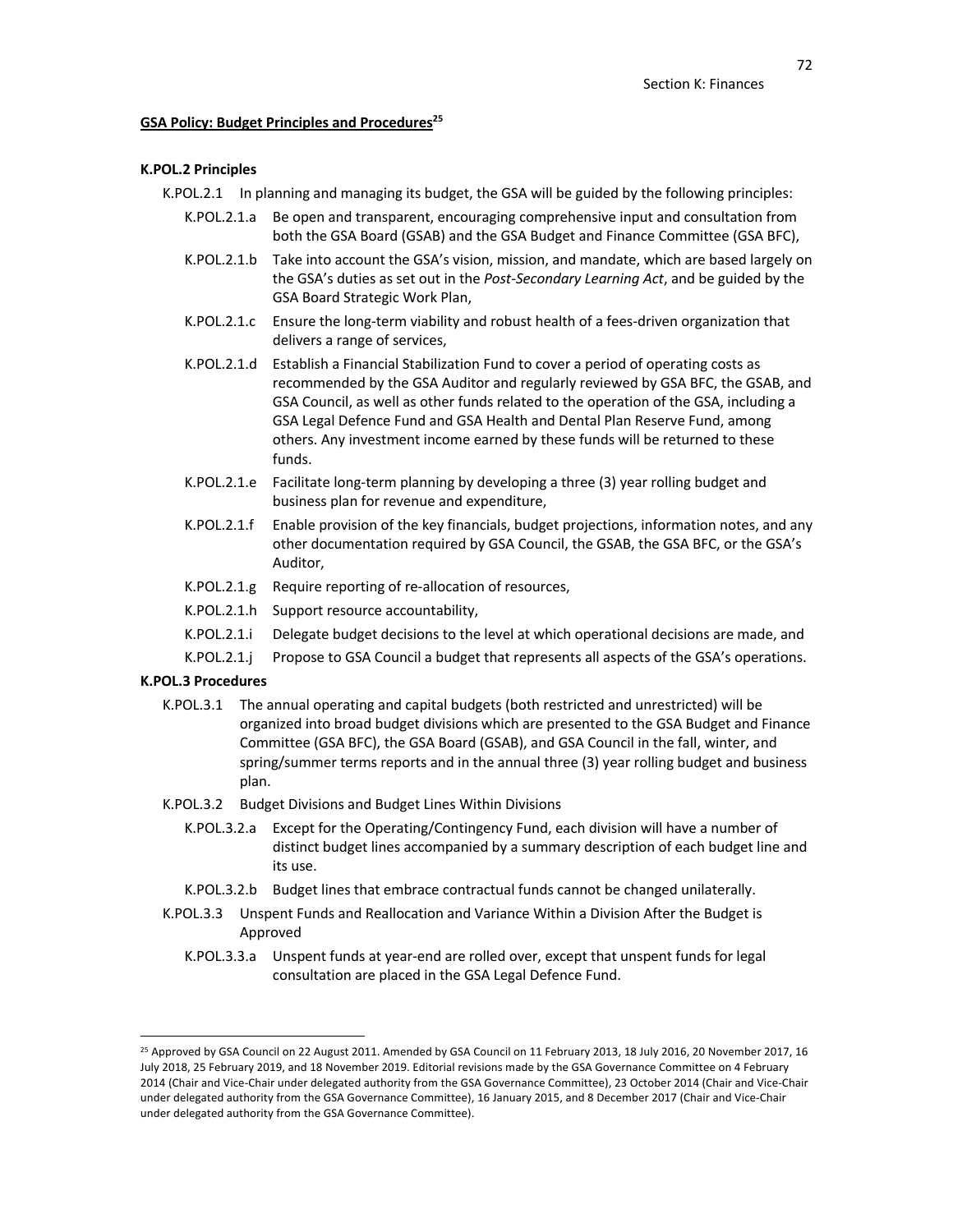## GSA Policy: Budget Principles and Procedures[25]

### K.POL.2 Principles

K.POL.2.1 In planning and managing its budget, the GSA will be guided by the following principles:

- K.POL.2.1.a Be open and transparent, encouraging comprehensive input and consultation from both the GSA Board (GSAB) and the GSA Budget and Finance Committee (GSA BFC),
- K.POL.2.1.b Take into account the GSA's vision, mission, and mandate, which are based largely on the GSA's duties as set out in the *Post-Secondary Learning Act*, and be guided by the GSA Board Strategic Work Plan,
- K.POL.2.1.c Ensure the long-term viability and robust health of a fees-driven organization that delivers a range of services,
- K.POL.2.1.d Establish a Financial Stabilization Fund to cover a period of operating costs as recommended by the GSA Auditor and regularly reviewed by GSA BFC, the GSAB, and GSA Council, as well as other funds related to the operation of the GSA, including a GSA Legal Defence Fund and GSA Health and Dental Plan Reserve Fund, among others. Any investment income earned by these funds will be returned to these funds.
- K.POL.2.1.e Facilitate long-term planning by developing a three (3) year rolling budget and business plan for revenue and expenditure,
- K.POL.2.1.f Enable provision of the key financials, budget projections, information notes, and any other documentation required by GSA Council, the GSAB, the GSA BFC, or the GSA's Auditor,
- K.POL.2.1.g Require reporting of re-allocation of resources,
- K.POL.2.1.h Support resource accountability,
- K.POL.2.1.i Delegate budget decisions to the level at which operational decisions are made, and
- K.POL.2.1.j Propose to GSA Council a budget that represents all aspects of the GSA's operations.

### K.POL.3 Procedures

K.POL.3.1 The annual operating and capital budgets (both restricted and unrestricted) will be organized into broad budget divisions which are presented to the GSA Budget and Finance Committee (GSA BFC), the GSA Board (GSAB), and GSA Council in the fall, winter, and spring/summer terms reports and in the annual three (3) year rolling budget and business plan.

K.POL.3.2 Budget Divisions and Budget Lines Within Divisions

- K.POL.3.2.a Except for the Operating/Contingency Fund, each division will have a number of distinct budget lines accompanied by a summary description of each budget line and its use.
- K.POL.3.2.b Budget lines that embrace contractual funds cannot be changed unilaterally.

K.POL.3.3 Unspent Funds and Reallocation and Variance Within a Division After the Budget is Approved

- K.POL.3.3.a Unspent funds at year-end are rolled over, except that unspent funds for legal consultation are placed in the GSA Legal Defence Fund.

---

[25] Approved by GSA Council on 22 August 2011. Amended by GSA Council on 11 February 2013, 18 July 2016, 20 November 2017, 16 July 2018, 25 February 2019, and 18 November 2019. Editorial revisions made by the GSA Governance Committee on 4 February 2014 (Chair and Vice-Chair under delegated authority from the GSA Governance Committee), 23 October 2014 (Chair and Vice-Chair under delegated authority from the GSA Governance Committee), 16 January 2015, and 8 December 2017 (Chair and Vice-Chair under delegated authority from the GSA Governance Committee).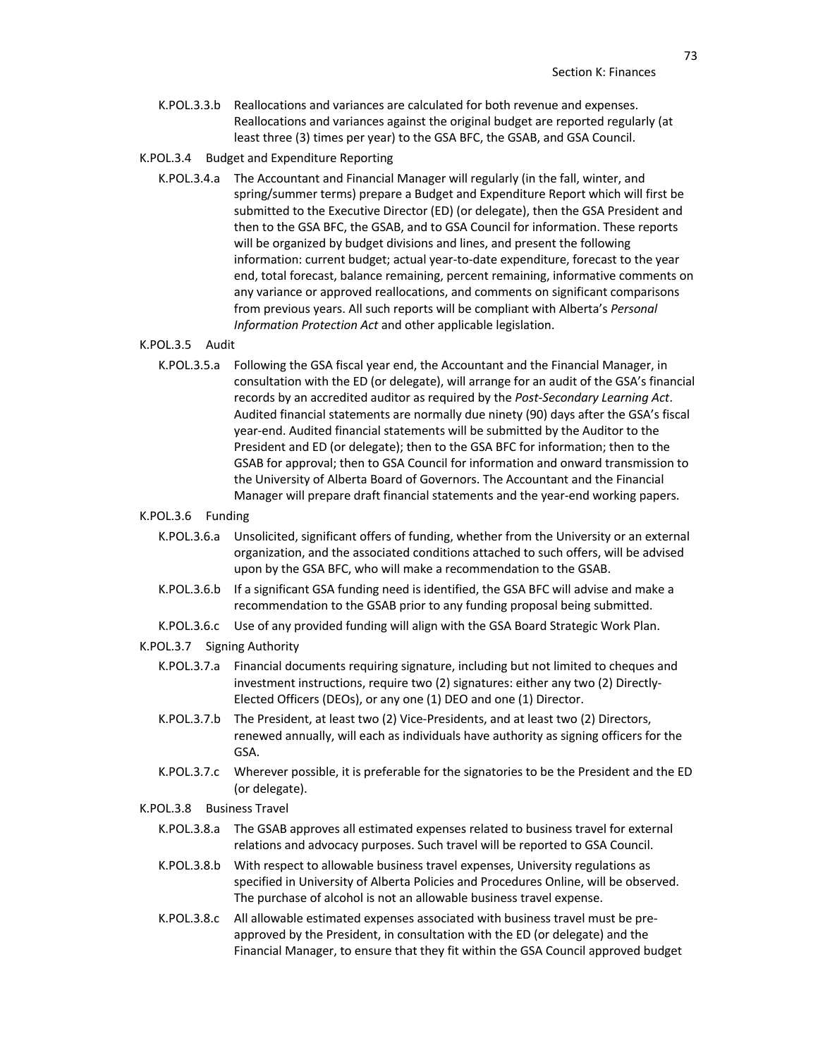K.POL.3.3.b Reallocations and variances are calculated for both revenue and expenses. Reallocations and variances against the original budget are reported regularly (at least three (3) times per year) to the GSA BFC, the GSAB, and GSA Council.

K.POL.3.4 Budget and Expenditure Reporting

K.POL.3.4.a The Accountant and Financial Manager will regularly (in the fall, winter, and spring/summer terms) prepare a Budget and Expenditure Report which will first be submitted to the Executive Director (ED) (or delegate), then the GSA President and then to the GSA BFC, the GSAB, and to GSA Council for information. These reports will be organized by budget divisions and lines, and present the following information: current budget; actual year-to-date expenditure, forecast to the year end, total forecast, balance remaining, percent remaining, informative comments on any variance or approved reallocations, and comments on significant comparisons from previous years. All such reports will be compliant with Alberta's *Personal Information Protection Act* and other applicable legislation.

K.POL.3.5 Audit

K.POL.3.5.a Following the GSA fiscal year end, the Accountant and the Financial Manager, in consultation with the ED (or delegate), will arrange for an audit of the GSA's financial records by an accredited auditor as required by the *Post-Secondary Learning Act*. Audited financial statements are normally due ninety (90) days after the GSA's fiscal year-end. Audited financial statements will be submitted by the Auditor to the President and ED (or delegate); then to the GSA BFC for information; then to the GSAB for approval; then to GSA Council for information and onward transmission to the University of Alberta Board of Governors. The Accountant and the Financial Manager will prepare draft financial statements and the year-end working papers.

K.POL.3.6 Funding

K.POL.3.6.a Unsolicited, significant offers of funding, whether from the University or an external organization, and the associated conditions attached to such offers, will be advised upon by the GSA BFC, who will make a recommendation to the GSAB.

K.POL.3.6.b If a significant GSA funding need is identified, the GSA BFC will advise and make a recommendation to the GSAB prior to any funding proposal being submitted.

K.POL.3.6.c Use of any provided funding will align with the GSA Board Strategic Work Plan.

K.POL.3.7 Signing Authority

K.POL.3.7.a Financial documents requiring signature, including but not limited to cheques and investment instructions, require two (2) signatures: either any two (2) Directly-Elected Officers (DEOs), or any one (1) DEO and one (1) Director.

K.POL.3.7.b The President, at least two (2) Vice-Presidents, and at least two (2) Directors, renewed annually, will each as individuals have authority as signing officers for the GSA.

K.POL.3.7.c Wherever possible, it is preferable for the signatories to be the President and the ED (or delegate).

K.POL.3.8 Business Travel

K.POL.3.8.a The GSAB approves all estimated expenses related to business travel for external relations and advocacy purposes. Such travel will be reported to GSA Council.

K.POL.3.8.b With respect to allowable business travel expenses, University regulations as specified in University of Alberta Policies and Procedures Online, will be observed. The purchase of alcohol is not an allowable business travel expense.

K.POL.3.8.c All allowable estimated expenses associated with business travel must be pre-approved by the President, in consultation with the ED (or delegate) and the Financial Manager, to ensure that they fit within the GSA Council approved budget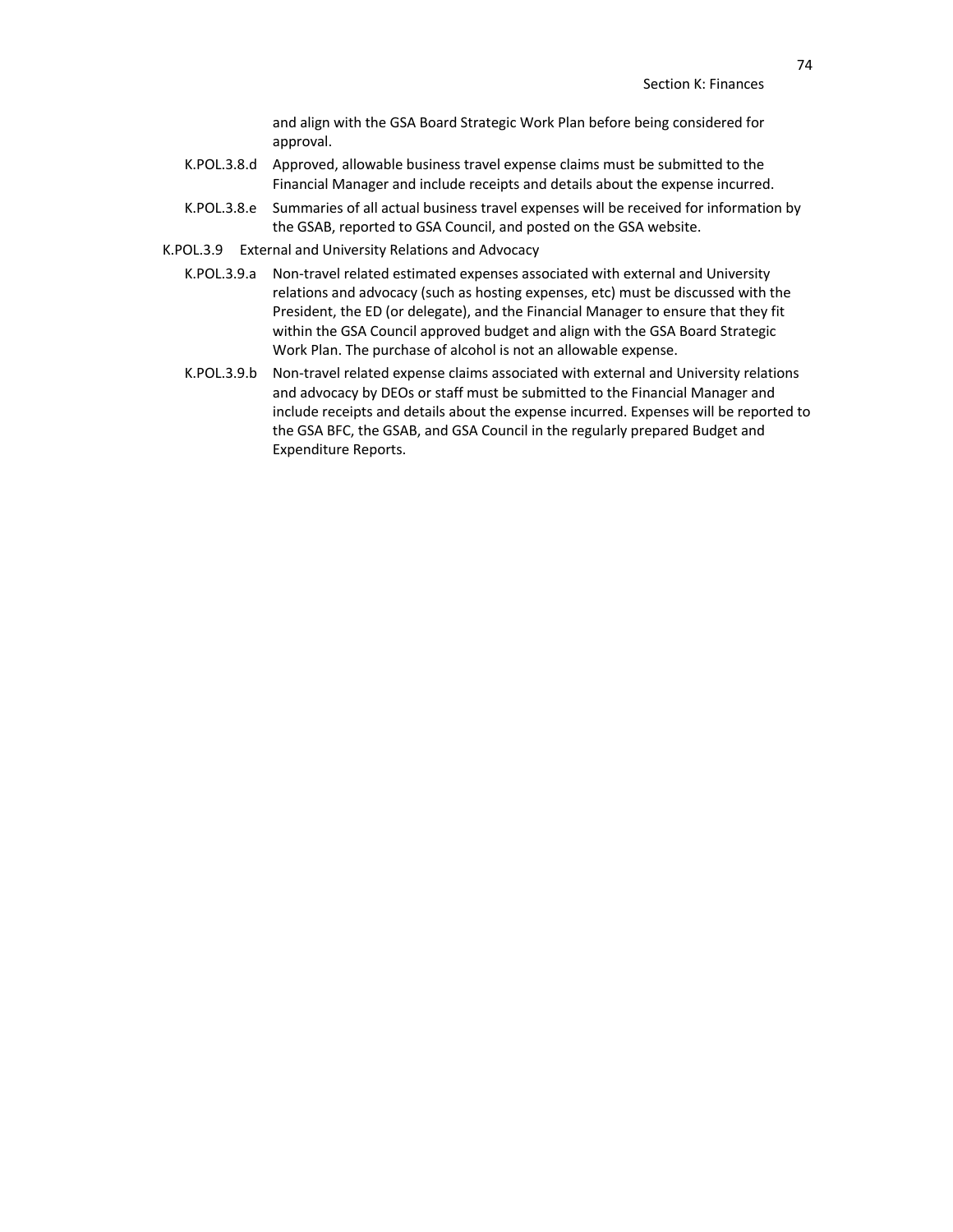and align with the GSA Board Strategic Work Plan before being considered for approval.

K.POL.3.8.d Approved, allowable business travel expense claims must be submitted to the Financial Manager and include receipts and details about the expense incurred.

K.POL.3.8.e Summaries of all actual business travel expenses will be received for information by the GSAB, reported to GSA Council, and posted on the GSA website.

K.POL.3.9 External and University Relations and Advocacy

K.POL.3.9.a Non-travel related estimated expenses associated with external and University relations and advocacy (such as hosting expenses, etc) must be discussed with the President, the ED (or delegate), and the Financial Manager to ensure that they fit within the GSA Council approved budget and align with the GSA Board Strategic Work Plan. The purchase of alcohol is not an allowable expense.

K.POL.3.9.b Non-travel related expense claims associated with external and University relations and advocacy by DEOs or staff must be submitted to the Financial Manager and include receipts and details about the expense incurred. Expenses will be reported to the GSA BFC, the GSAB, and GSA Council in the regularly prepared Budget and Expenditure Reports.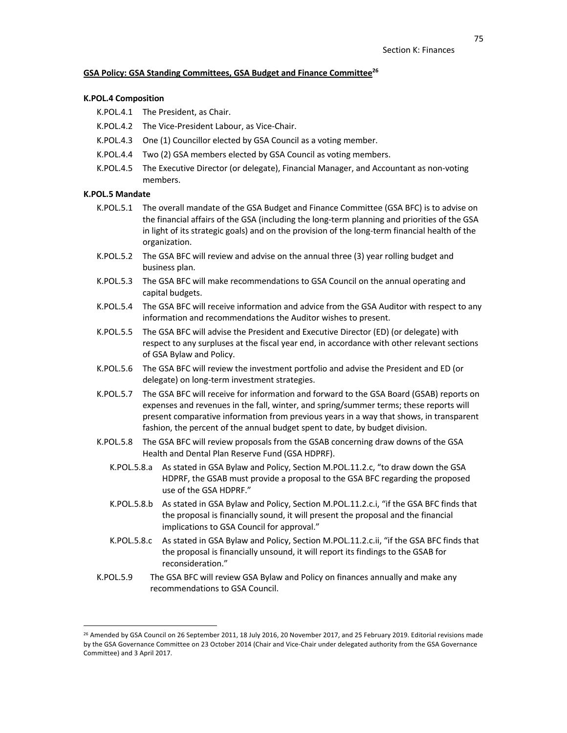**GSA Policy: GSA Standing Committees, GSA Budget and Finance Committee[26]**

**K.POL.4 Composition**

K.POL.4.1 The President, as Chair.

K.POL.4.2 The Vice-President Labour, as Vice-Chair.

K.POL.4.3 One (1) Councillor elected by GSA Council as a voting member.

K.POL.4.4 Two (2) GSA members elected by GSA Council as voting members.

K.POL.4.5 The Executive Director (or delegate), Financial Manager, and Accountant as non-voting members.

**K.POL.5 Mandate**

K.POL.5.1 The overall mandate of the GSA Budget and Finance Committee (GSA BFC) is to advise on the financial affairs of the GSA (including the long-term planning and priorities of the GSA in light of its strategic goals) and on the provision of the long-term financial health of the organization.

K.POL.5.2 The GSA BFC will review and advise on the annual three (3) year rolling budget and business plan.

K.POL.5.3 The GSA BFC will make recommendations to GSA Council on the annual operating and capital budgets.

K.POL.5.4 The GSA BFC will receive information and advice from the GSA Auditor with respect to any information and recommendations the Auditor wishes to present.

K.POL.5.5 The GSA BFC will advise the President and Executive Director (ED) (or delegate) with respect to any surpluses at the fiscal year end, in accordance with other relevant sections of GSA Bylaw and Policy.

K.POL.5.6 The GSA BFC will review the investment portfolio and advise the President and ED (or delegate) on long-term investment strategies.

K.POL.5.7 The GSA BFC will receive for information and forward to the GSA Board (GSAB) reports on expenses and revenues in the fall, winter, and spring/summer terms; these reports will present comparative information from previous years in a way that shows, in transparent fashion, the percent of the annual budget spent to date, by budget division.

K.POL.5.8 The GSA BFC will review proposals from the GSAB concerning draw downs of the GSA Health and Dental Plan Reserve Fund (GSA HDPRF).

K.POL.5.8.a As stated in GSA Bylaw and Policy, Section M.POL.11.2.c, "to draw down the GSA HDPRF, the GSAB must provide a proposal to the GSA BFC regarding the proposed use of the GSA HDPRF."

K.POL.5.8.b As stated in GSA Bylaw and Policy, Section M.POL.11.2.c.i, "if the GSA BFC finds that the proposal is financially sound, it will present the proposal and the financial implications to GSA Council for approval."

K.POL.5.8.c As stated in GSA Bylaw and Policy, Section M.POL.11.2.c.ii, "if the GSA BFC finds that the proposal is financially unsound, it will report its findings to the GSAB for reconsideration."

K.POL.5.9 The GSA BFC will review GSA Bylaw and Policy on finances annually and make any recommendations to GSA Council.

---

[26] Amended by GSA Council on 26 September 2011, 18 July 2016, 20 November 2017, and 25 February 2019. Editorial revisions made by the GSA Governance Committee on 23 October 2014 (Chair and Vice-Chair under delegated authority from the GSA Governance Committee) and 3 April 2017.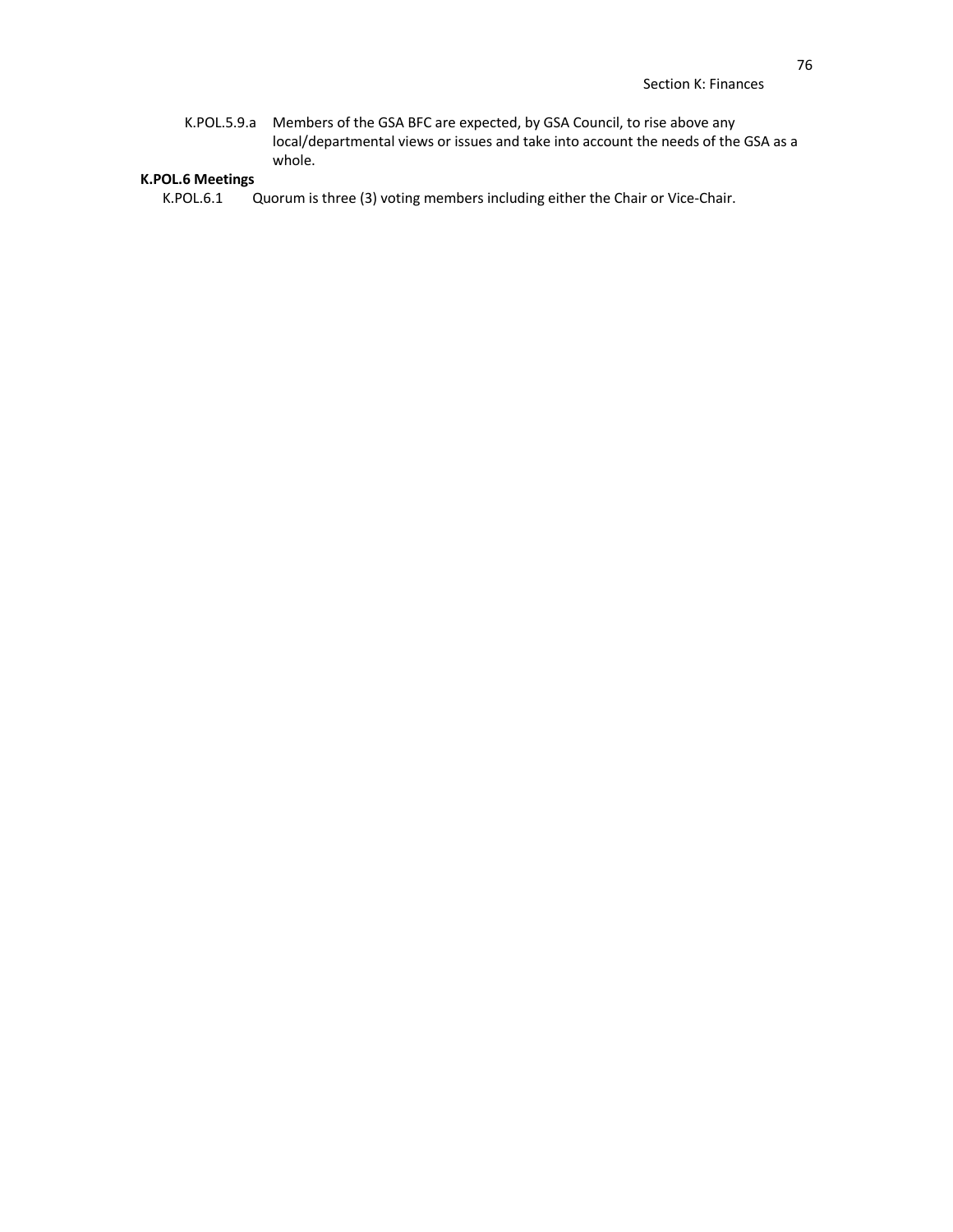K.POL.5.9.a Members of the GSA BFC are expected, by GSA Council, to rise above any local/departmental views or issues and take into account the needs of the GSA as a whole.

**K.POL.6 Meetings**

K.POL.6.1 Quorum is three (3) voting members including either the Chair or Vice-Chair.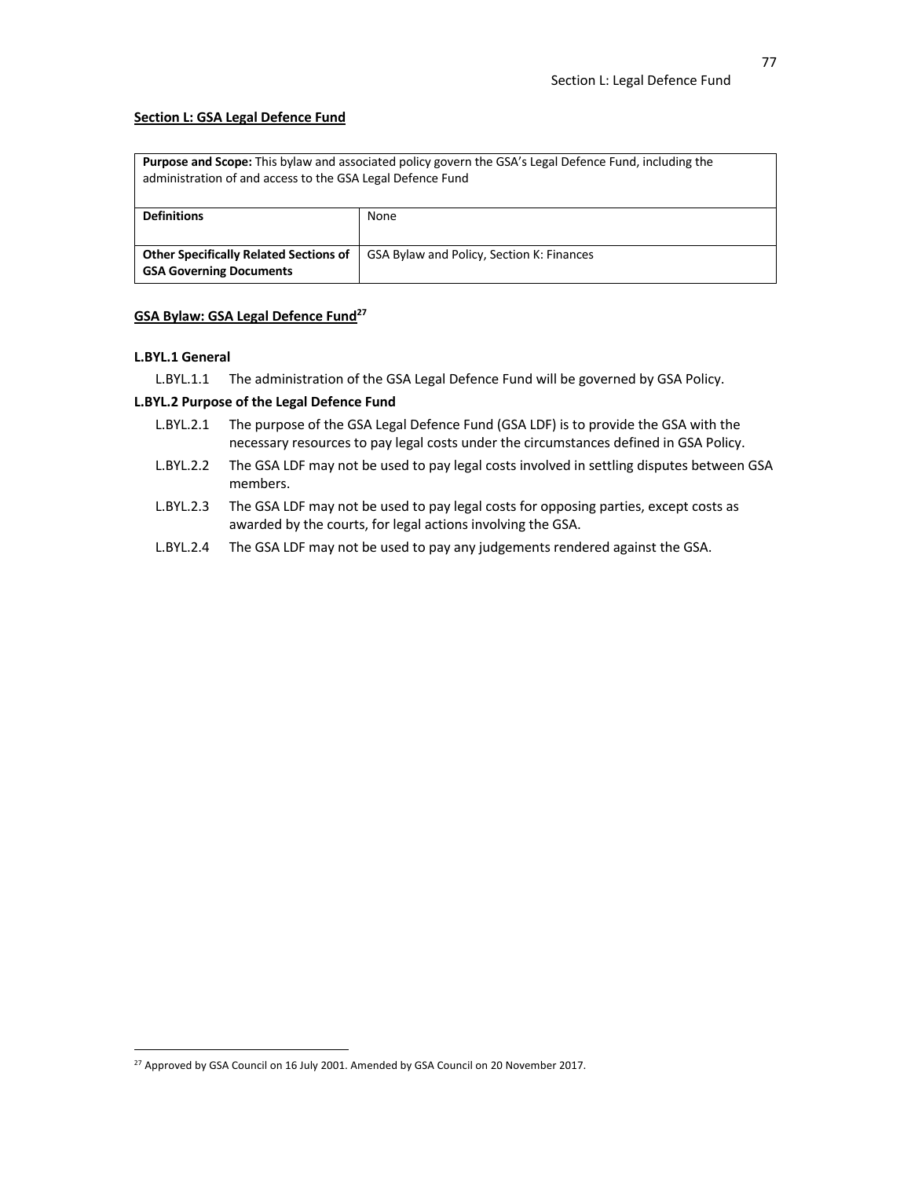## Section L: GSA Legal Defence Fund

| **Purpose and Scope:** This bylaw and associated policy govern the GSA's Legal Defence Fund, including the administration of and access to the GSA Legal Defence Fund | |
|---|---|
| **Definitions** | None |
| **Other Specifically Related Sections of GSA Governing Documents** | GSA Bylaw and Policy, Section K: Finances |

## GSA Bylaw: GSA Legal Defence Fund[27]

### L.BYL.1 General

L.BYL.1.1 The administration of the GSA Legal Defence Fund will be governed by GSA Policy.

### L.BYL.2 Purpose of the Legal Defence Fund

L.BYL.2.1 The purpose of the GSA Legal Defence Fund (GSA LDF) is to provide the GSA with the necessary resources to pay legal costs under the circumstances defined in GSA Policy.

L.BYL.2.2 The GSA LDF may not be used to pay legal costs involved in settling disputes between GSA members.

L.BYL.2.3 The GSA LDF may not be used to pay legal costs for opposing parties, except costs as awarded by the courts, for legal actions involving the GSA.

L.BYL.2.4 The GSA LDF may not be used to pay any judgements rendered against the GSA.

---

[27] Approved by GSA Council on 16 July 2001. Amended by GSA Council on 20 November 2017.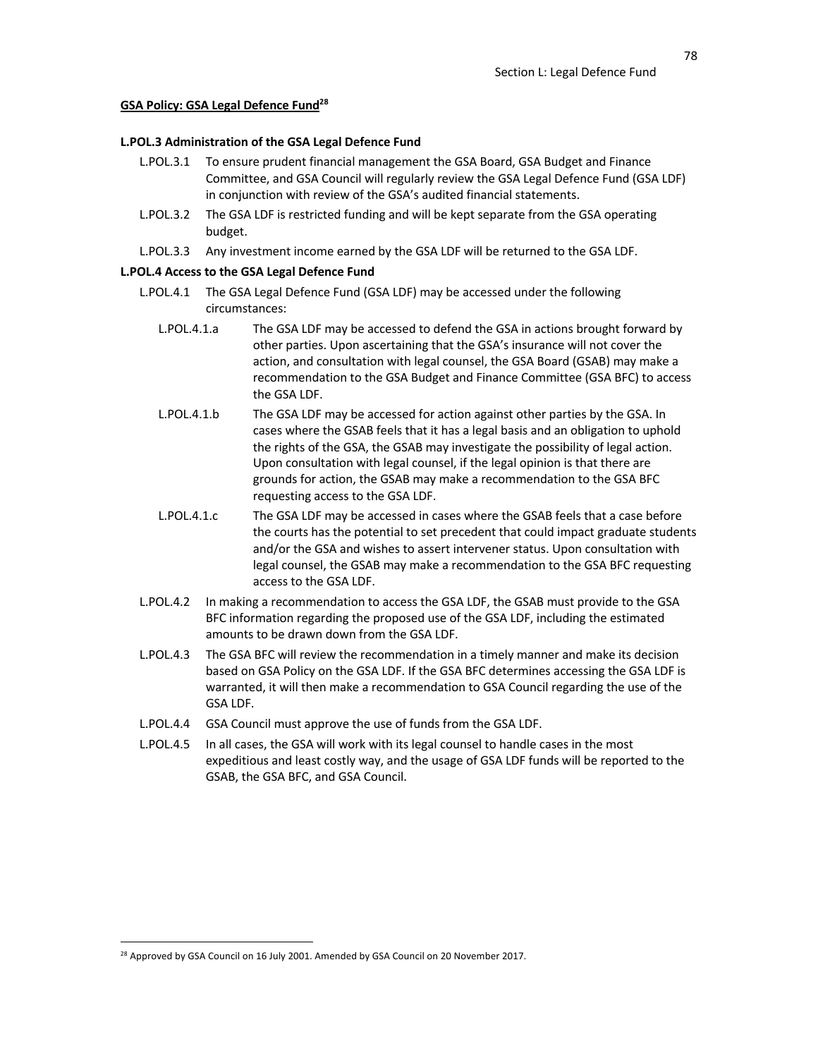**GSA Policy: GSA Legal Defence Fund**[28]

**L.POL.3 Administration of the GSA Legal Defence Fund**

L.POL.3.1 To ensure prudent financial management the GSA Board, GSA Budget and Finance Committee, and GSA Council will regularly review the GSA Legal Defence Fund (GSA LDF) in conjunction with review of the GSA's audited financial statements.

L.POL.3.2 The GSA LDF is restricted funding and will be kept separate from the GSA operating budget.

L.POL.3.3 Any investment income earned by the GSA LDF will be returned to the GSA LDF.

**L.POL.4 Access to the GSA Legal Defence Fund**

L.POL.4.1 The GSA Legal Defence Fund (GSA LDF) may be accessed under the following circumstances:

L.POL.4.1.a The GSA LDF may be accessed to defend the GSA in actions brought forward by other parties. Upon ascertaining that the GSA's insurance will not cover the action, and consultation with legal counsel, the GSA Board (GSAB) may make a recommendation to the GSA Budget and Finance Committee (GSA BFC) to access the GSA LDF.

L.POL.4.1.b The GSA LDF may be accessed for action against other parties by the GSA. In cases where the GSAB feels that it has a legal basis and an obligation to uphold the rights of the GSA, the GSAB may investigate the possibility of legal action. Upon consultation with legal counsel, if the legal opinion is that there are grounds for action, the GSAB may make a recommendation to the GSA BFC requesting access to the GSA LDF.

L.POL.4.1.c The GSA LDF may be accessed in cases where the GSAB feels that a case before the courts has the potential to set precedent that could impact graduate students and/or the GSA and wishes to assert intervener status. Upon consultation with legal counsel, the GSAB may make a recommendation to the GSA BFC requesting access to the GSA LDF.

L.POL.4.2 In making a recommendation to access the GSA LDF, the GSAB must provide to the GSA BFC information regarding the proposed use of the GSA LDF, including the estimated amounts to be drawn down from the GSA LDF.

L.POL.4.3 The GSA BFC will review the recommendation in a timely manner and make its decision based on GSA Policy on the GSA LDF. If the GSA BFC determines accessing the GSA LDF is warranted, it will then make a recommendation to GSA Council regarding the use of the GSA LDF.

L.POL.4.4 GSA Council must approve the use of funds from the GSA LDF.

L.POL.4.5 In all cases, the GSA will work with its legal counsel to handle cases in the most expeditious and least costly way, and the usage of GSA LDF funds will be reported to the GSAB, the GSA BFC, and GSA Council.

[28] Approved by GSA Council on 16 July 2001. Amended by GSA Council on 20 November 2017.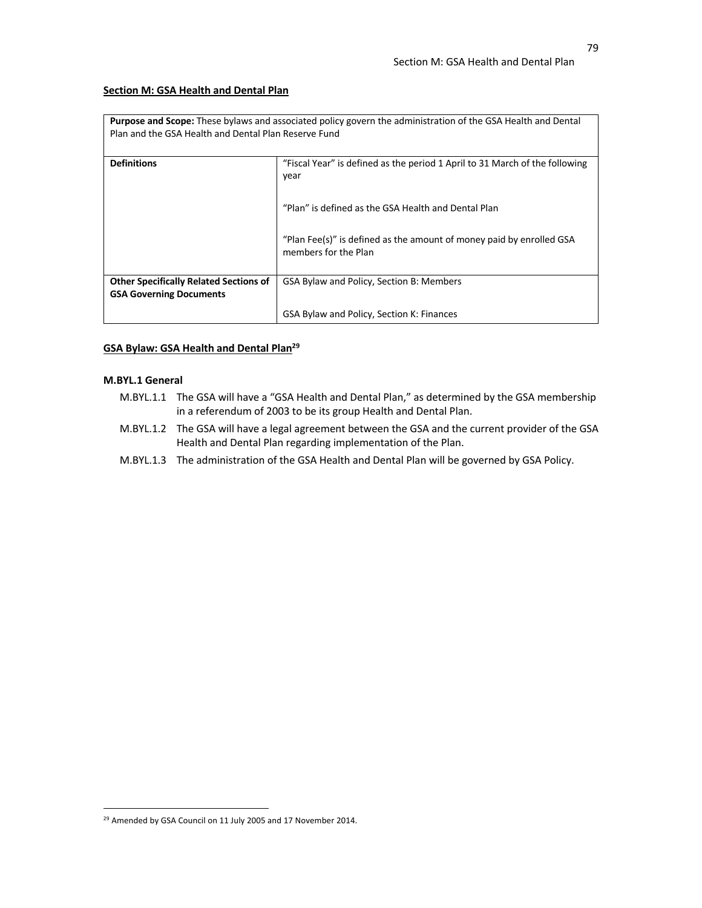## Section M: GSA Health and Dental Plan

| **Purpose and Scope:** These bylaws and associated policy govern the administration of the GSA Health and Dental Plan and the GSA Health and Dental Plan Reserve Fund | |
|---|---|
| **Definitions** | "Fiscal Year" is defined as the period 1 April to 31 March of the following year<br><br>"Plan" is defined as the GSA Health and Dental Plan<br><br>"Plan Fee(s)" is defined as the amount of money paid by enrolled GSA members for the Plan |
| **Other Specifically Related Sections of GSA Governing Documents** | GSA Bylaw and Policy, Section B: Members<br><br>GSA Bylaw and Policy, Section K: Finances |

### GSA Bylaw: GSA Health and Dental Plan[29]

#### M.BYL.1 General

- M.BYL.1.1 The GSA will have a "GSA Health and Dental Plan," as determined by the GSA membership in a referendum of 2003 to be its group Health and Dental Plan.
- M.BYL.1.2 The GSA will have a legal agreement between the GSA and the current provider of the GSA Health and Dental Plan regarding implementation of the Plan.
- M.BYL.1.3 The administration of the GSA Health and Dental Plan will be governed by GSA Policy.

[29] Amended by GSA Council on 11 July 2005 and 17 November 2014.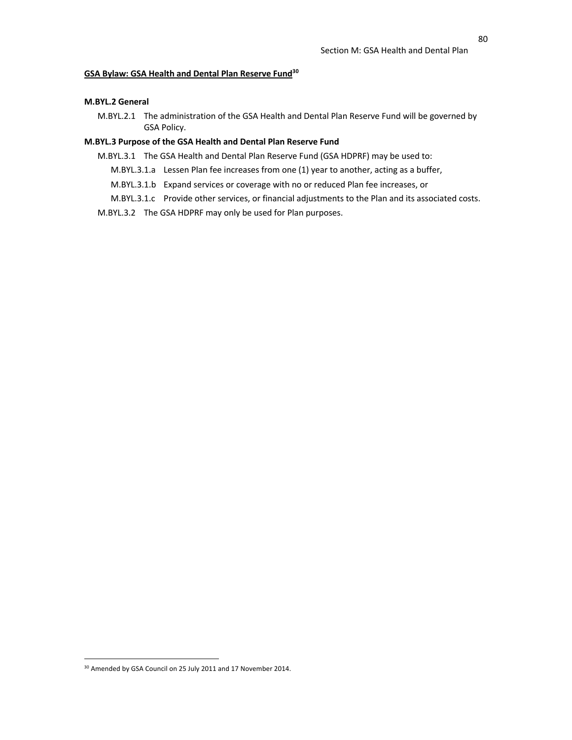**GSA Bylaw: GSA Health and Dental Plan Reserve Fund**[30]

**M.BYL.2 General**

M.BYL.2.1 The administration of the GSA Health and Dental Plan Reserve Fund will be governed by GSA Policy.

**M.BYL.3 Purpose of the GSA Health and Dental Plan Reserve Fund**

M.BYL.3.1 The GSA Health and Dental Plan Reserve Fund (GSA HDPRF) may be used to:

- M.BYL.3.1.a Lessen Plan fee increases from one (1) year to another, acting as a buffer,
- M.BYL.3.1.b Expand services or coverage with no or reduced Plan fee increases, or
- M.BYL.3.1.c Provide other services, or financial adjustments to the Plan and its associated costs.

M.BYL.3.2 The GSA HDPRF may only be used for Plan purposes.

---

[30] Amended by GSA Council on 25 July 2011 and 17 November 2014.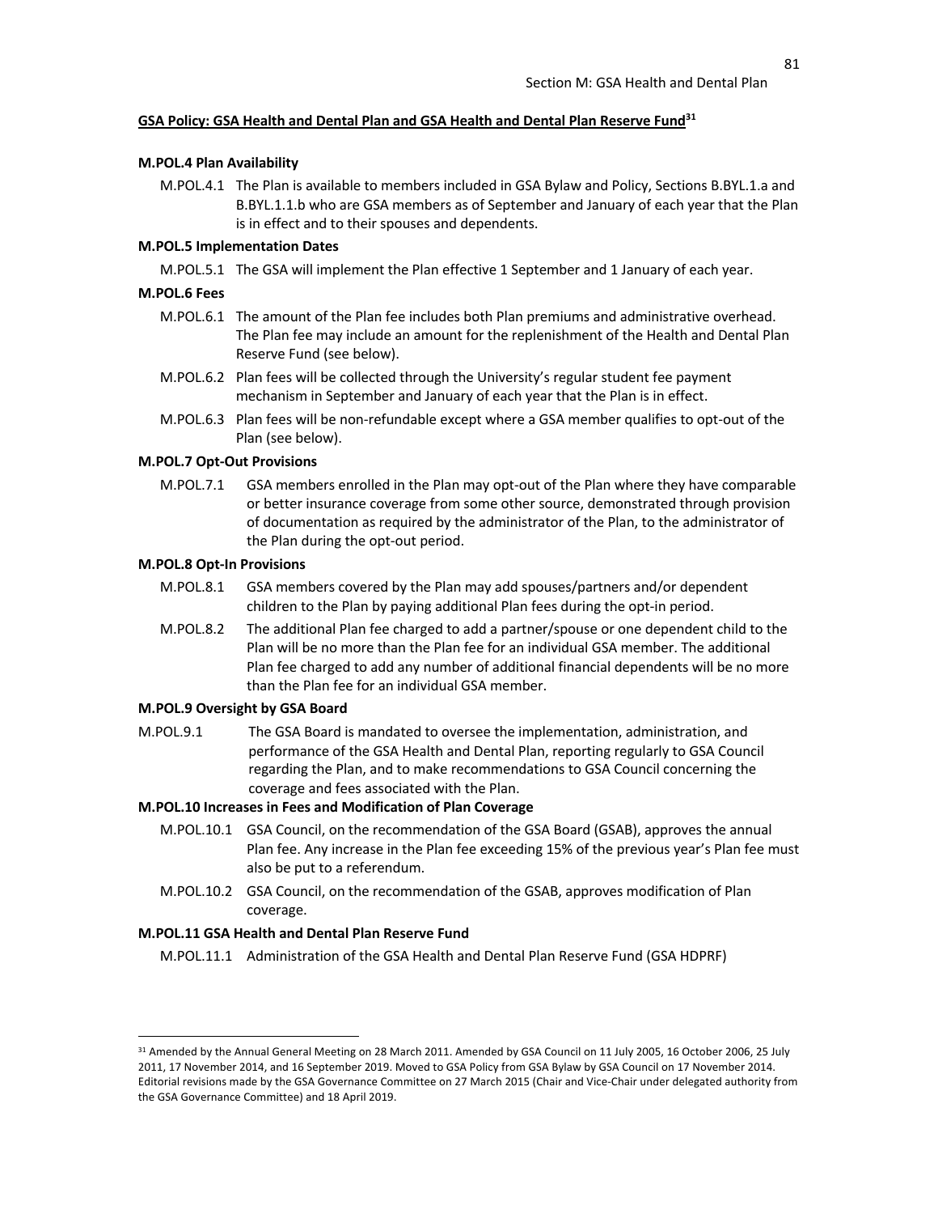**GSA Policy: GSA Health and Dental Plan and GSA Health and Dental Plan Reserve Fund**[31]

**M.POL.4 Plan Availability**

M.POL.4.1 The Plan is available to members included in GSA Bylaw and Policy, Sections B.BYL.1.a and B.BYL.1.1.b who are GSA members as of September and January of each year that the Plan is in effect and to their spouses and dependents.

**M.POL.5 Implementation Dates**

M.POL.5.1 The GSA will implement the Plan effective 1 September and 1 January of each year.

**M.POL.6 Fees**

M.POL.6.1 The amount of the Plan fee includes both Plan premiums and administrative overhead. The Plan fee may include an amount for the replenishment of the Health and Dental Plan Reserve Fund (see below).

M.POL.6.2 Plan fees will be collected through the University's regular student fee payment mechanism in September and January of each year that the Plan is in effect.

M.POL.6.3 Plan fees will be non-refundable except where a GSA member qualifies to opt-out of the Plan (see below).

**M.POL.7 Opt-Out Provisions**

M.POL.7.1 GSA members enrolled in the Plan may opt-out of the Plan where they have comparable or better insurance coverage from some other source, demonstrated through provision of documentation as required by the administrator of the Plan, to the administrator of the Plan during the opt-out period.

**M.POL.8 Opt-In Provisions**

M.POL.8.1 GSA members covered by the Plan may add spouses/partners and/or dependent children to the Plan by paying additional Plan fees during the opt-in period.

M.POL.8.2 The additional Plan fee charged to add a partner/spouse or one dependent child to the Plan will be no more than the Plan fee for an individual GSA member. The additional Plan fee charged to add any number of additional financial dependents will be no more than the Plan fee for an individual GSA member.

**M.POL.9 Oversight by GSA Board**

M.POL.9.1 The GSA Board is mandated to oversee the implementation, administration, and performance of the GSA Health and Dental Plan, reporting regularly to GSA Council regarding the Plan, and to make recommendations to GSA Council concerning the coverage and fees associated with the Plan.

**M.POL.10 Increases in Fees and Modification of Plan Coverage**

M.POL.10.1 GSA Council, on the recommendation of the GSA Board (GSAB), approves the annual Plan fee. Any increase in the Plan fee exceeding 15% of the previous year's Plan fee must also be put to a referendum.

M.POL.10.2 GSA Council, on the recommendation of the GSAB, approves modification of Plan coverage.

**M.POL.11 GSA Health and Dental Plan Reserve Fund**

M.POL.11.1 Administration of the GSA Health and Dental Plan Reserve Fund (GSA HDPRF)

---

[31] Amended by the Annual General Meeting on 28 March 2011. Amended by GSA Council on 11 July 2005, 16 October 2006, 25 July 2011, 17 November 2014, and 16 September 2019. Moved to GSA Policy from GSA Bylaw by GSA Council on 17 November 2014. Editorial revisions made by the GSA Governance Committee on 27 March 2015 (Chair and Vice-Chair under delegated authority from the GSA Governance Committee) and 18 April 2019.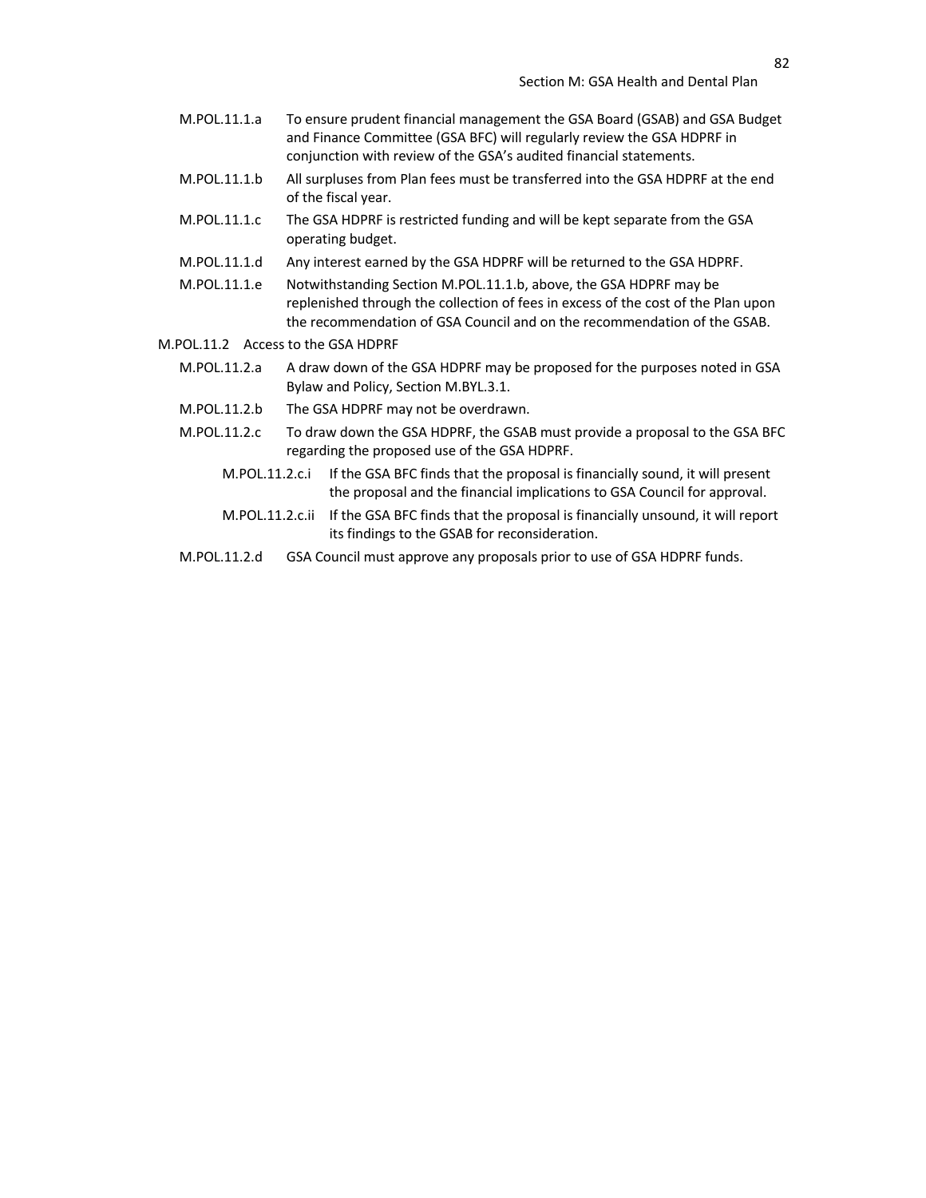M.POL.11.1.a To ensure prudent financial management the GSA Board (GSAB) and GSA Budget and Finance Committee (GSA BFC) will regularly review the GSA HDPRF in conjunction with review of the GSA's audited financial statements.

M.POL.11.1.b All surpluses from Plan fees must be transferred into the GSA HDPRF at the end of the fiscal year.

M.POL.11.1.c The GSA HDPRF is restricted funding and will be kept separate from the GSA operating budget.

M.POL.11.1.d Any interest earned by the GSA HDPRF will be returned to the GSA HDPRF.

M.POL.11.1.e Notwithstanding Section M.POL.11.1.b, above, the GSA HDPRF may be replenished through the collection of fees in excess of the cost of the Plan upon the recommendation of GSA Council and on the recommendation of the GSAB.

M.POL.11.2 Access to the GSA HDPRF

M.POL.11.2.a A draw down of the GSA HDPRF may be proposed for the purposes noted in GSA Bylaw and Policy, Section M.BYL.3.1.

M.POL.11.2.b The GSA HDPRF may not be overdrawn.

M.POL.11.2.c To draw down the GSA HDPRF, the GSAB must provide a proposal to the GSA BFC regarding the proposed use of the GSA HDPRF.

M.POL.11.2.c.i If the GSA BFC finds that the proposal is financially sound, it will present the proposal and the financial implications to GSA Council for approval.

M.POL.11.2.c.ii If the GSA BFC finds that the proposal is financially unsound, it will report its findings to the GSAB for reconsideration.

M.POL.11.2.d GSA Council must approve any proposals prior to use of GSA HDPRF funds.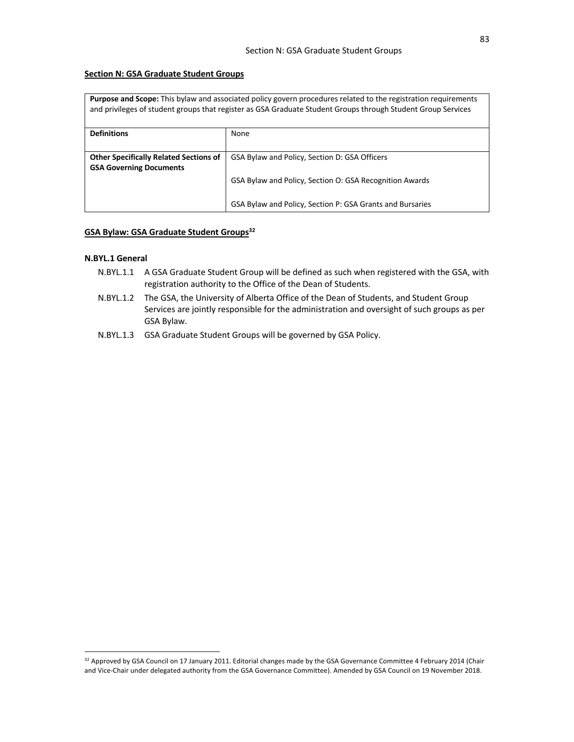## Section N: GSA Graduate Student Groups

| **Purpose and Scope:** This bylaw and associated policy govern procedures related to the registration requirements and privileges of student groups that register as GSA Graduate Student Groups through Student Group Services | |
|---|---|
| **Definitions** | None |
| **Other Specifically Related Sections of GSA Governing Documents** | GSA Bylaw and Policy, Section D: GSA Officers<br><br>GSA Bylaw and Policy, Section O: GSA Recognition Awards<br><br>GSA Bylaw and Policy, Section P: GSA Grants and Bursaries |

### GSA Bylaw: GSA Graduate Student Groups[32]

#### N.BYL.1 General

- N.BYL.1.1 A GSA Graduate Student Group will be defined as such when registered with the GSA, with registration authority to the Office of the Dean of Students.
- N.BYL.1.2 The GSA, the University of Alberta Office of the Dean of Students, and Student Group Services are jointly responsible for the administration and oversight of such groups as per GSA Bylaw.
- N.BYL.1.3 GSA Graduate Student Groups will be governed by GSA Policy.

[32] Approved by GSA Council on 17 January 2011. Editorial changes made by the GSA Governance Committee 4 February 2014 (Chair and Vice-Chair under delegated authority from the GSA Governance Committee). Amended by GSA Council on 19 November 2018.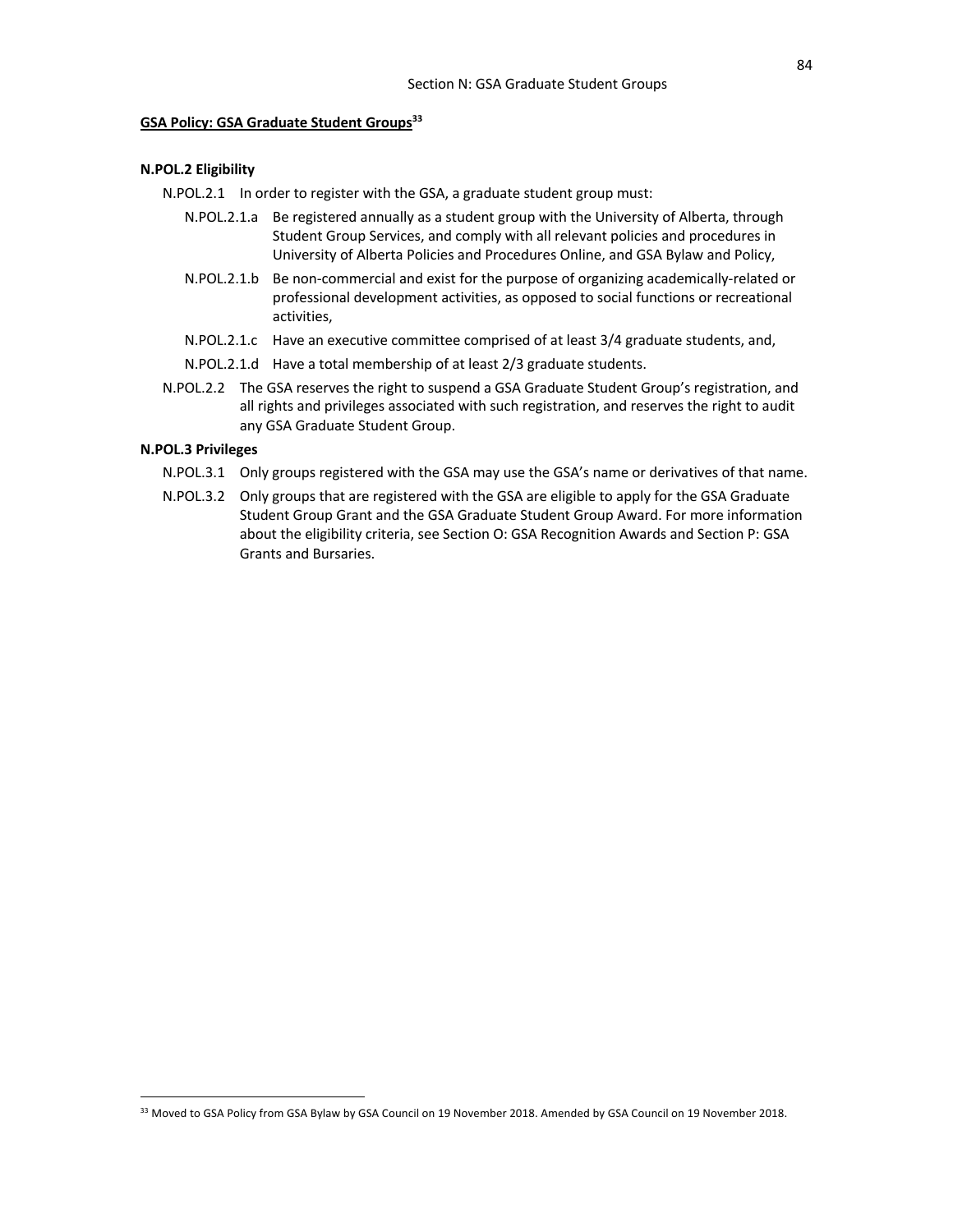## GSA Policy: GSA Graduate Student Groups[33]

### N.POL.2 Eligibility

N.POL.2.1 In order to register with the GSA, a graduate student group must:

- N.POL.2.1.a Be registered annually as a student group with the University of Alberta, through Student Group Services, and comply with all relevant policies and procedures in University of Alberta Policies and Procedures Online, and GSA Bylaw and Policy,
- N.POL.2.1.b Be non-commercial and exist for the purpose of organizing academically-related or professional development activities, as opposed to social functions or recreational activities,
- N.POL.2.1.c Have an executive committee comprised of at least 3/4 graduate students, and,
- N.POL.2.1.d Have a total membership of at least 2/3 graduate students.

N.POL.2.2 The GSA reserves the right to suspend a GSA Graduate Student Group's registration, and all rights and privileges associated with such registration, and reserves the right to audit any GSA Graduate Student Group.

### N.POL.3 Privileges

N.POL.3.1 Only groups registered with the GSA may use the GSA's name or derivatives of that name.

N.POL.3.2 Only groups that are registered with the GSA are eligible to apply for the GSA Graduate Student Group Grant and the GSA Graduate Student Group Award. For more information about the eligibility criteria, see Section O: GSA Recognition Awards and Section P: GSA Grants and Bursaries.

---

[33] Moved to GSA Policy from GSA Bylaw by GSA Council on 19 November 2018. Amended by GSA Council on 19 November 2018.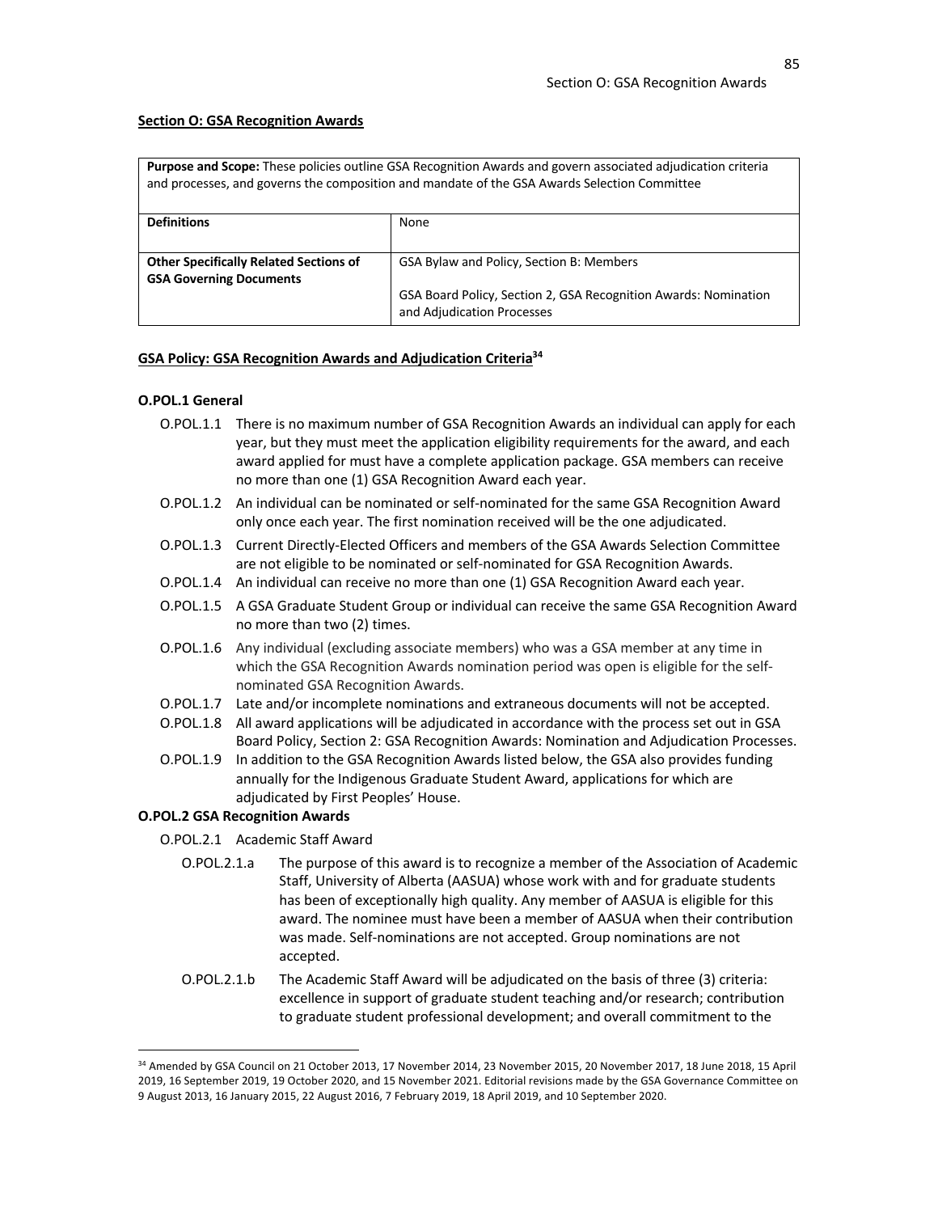## Section O: GSA Recognition Awards

| **Purpose and Scope:** These policies outline GSA Recognition Awards and govern associated adjudication criteria and processes, and governs the composition and mandate of the GSA Awards Selection Committee | |
|---|---|
| **Definitions** | None |
| **Other Specifically Related Sections of GSA Governing Documents** | GSA Bylaw and Policy, Section B: Members<br><br>GSA Board Policy, Section 2, GSA Recognition Awards: Nomination and Adjudication Processes |

### GSA Policy: GSA Recognition Awards and Adjudication Criteria[34]

**O.POL.1 General**

O.POL.1.1 There is no maximum number of GSA Recognition Awards an individual can apply for each year, but they must meet the application eligibility requirements for the award, and each award applied for must have a complete application package. GSA members can receive no more than one (1) GSA Recognition Award each year.

O.POL.1.2 An individual can be nominated or self-nominated for the same GSA Recognition Award only once each year. The first nomination received will be the one adjudicated.

O.POL.1.3 Current Directly-Elected Officers and members of the GSA Awards Selection Committee are not eligible to be nominated or self-nominated for GSA Recognition Awards.

O.POL.1.4 An individual can receive no more than one (1) GSA Recognition Award each year.

O.POL.1.5 A GSA Graduate Student Group or individual can receive the same GSA Recognition Award no more than two (2) times.

O.POL.1.6 Any individual (excluding associate members) who was a GSA member at any time in which the GSA Recognition Awards nomination period was open is eligible for the self-nominated GSA Recognition Awards.

O.POL.1.7 Late and/or incomplete nominations and extraneous documents will not be accepted.

O.POL.1.8 All award applications will be adjudicated in accordance with the process set out in GSA Board Policy, Section 2: GSA Recognition Awards: Nomination and Adjudication Processes.

O.POL.1.9 In addition to the GSA Recognition Awards listed below, the GSA also provides funding annually for the Indigenous Graduate Student Award, applications for which are adjudicated by First Peoples' House.

**O.POL.2 GSA Recognition Awards**

O.POL.2.1 Academic Staff Award

O.POL.2.1.a The purpose of this award is to recognize a member of the Association of Academic Staff, University of Alberta (AASUA) whose work with and for graduate students has been of exceptionally high quality. Any member of AASUA is eligible for this award. The nominee must have been a member of AASUA when their contribution was made. Self-nominations are not accepted. Group nominations are not accepted.

O.POL.2.1.b The Academic Staff Award will be adjudicated on the basis of three (3) criteria: excellence in support of graduate student teaching and/or research; contribution to graduate student professional development; and overall commitment to the

---

[34] Amended by GSA Council on 21 October 2013, 17 November 2014, 23 November 2015, 20 November 2017, 18 June 2018, 15 April 2019, 16 September 2019, 19 October 2020, and 15 November 2021. Editorial revisions made by the GSA Governance Committee on 9 August 2013, 16 January 2015, 22 August 2016, 7 February 2019, 18 April 2019, and 10 September 2020.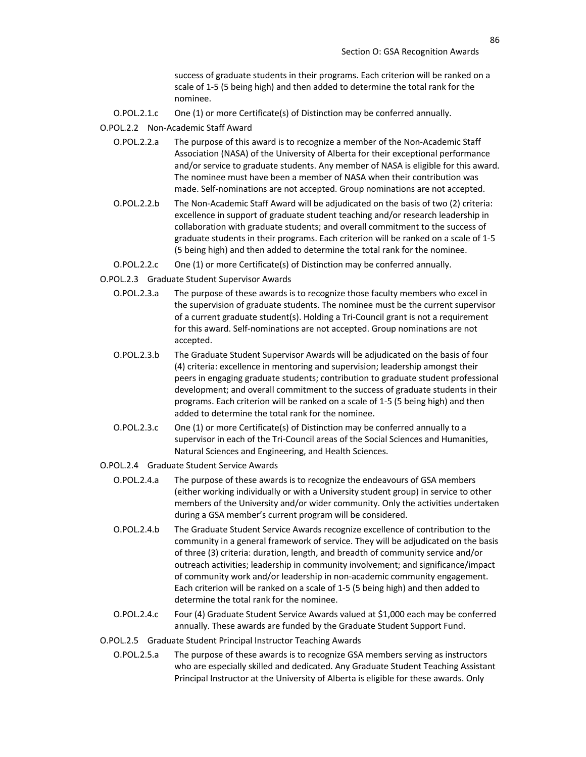success of graduate students in their programs. Each criterion will be ranked on a scale of 1-5 (5 being high) and then added to determine the total rank for the nominee.

O.POL.2.1.c One (1) or more Certificate(s) of Distinction may be conferred annually.

O.POL.2.2 Non-Academic Staff Award

O.POL.2.2.a The purpose of this award is to recognize a member of the Non-Academic Staff Association (NASA) of the University of Alberta for their exceptional performance and/or service to graduate students. Any member of NASA is eligible for this award. The nominee must have been a member of NASA when their contribution was made. Self-nominations are not accepted. Group nominations are not accepted.

O.POL.2.2.b The Non-Academic Staff Award will be adjudicated on the basis of two (2) criteria: excellence in support of graduate student teaching and/or research leadership in collaboration with graduate students; and overall commitment to the success of graduate students in their programs. Each criterion will be ranked on a scale of 1-5 (5 being high) and then added to determine the total rank for the nominee.

O.POL.2.2.c One (1) or more Certificate(s) of Distinction may be conferred annually.

O.POL.2.3 Graduate Student Supervisor Awards

O.POL.2.3.a The purpose of these awards is to recognize those faculty members who excel in the supervision of graduate students. The nominee must be the current supervisor of a current graduate student(s). Holding a Tri-Council grant is not a requirement for this award. Self-nominations are not accepted. Group nominations are not accepted.

O.POL.2.3.b The Graduate Student Supervisor Awards will be adjudicated on the basis of four (4) criteria: excellence in mentoring and supervision; leadership amongst their peers in engaging graduate students; contribution to graduate student professional development; and overall commitment to the success of graduate students in their programs. Each criterion will be ranked on a scale of 1-5 (5 being high) and then added to determine the total rank for the nominee.

O.POL.2.3.c One (1) or more Certificate(s) of Distinction may be conferred annually to a supervisor in each of the Tri-Council areas of the Social Sciences and Humanities, Natural Sciences and Engineering, and Health Sciences.

O.POL.2.4 Graduate Student Service Awards

O.POL.2.4.a The purpose of these awards is to recognize the endeavours of GSA members (either working individually or with a University student group) in service to other members of the University and/or wider community. Only the activities undertaken during a GSA member's current program will be considered.

O.POL.2.4.b The Graduate Student Service Awards recognize excellence of contribution to the community in a general framework of service. They will be adjudicated on the basis of three (3) criteria: duration, length, and breadth of community service and/or outreach activities; leadership in community involvement; and significance/impact of community work and/or leadership in non-academic community engagement. Each criterion will be ranked on a scale of 1-5 (5 being high) and then added to determine the total rank for the nominee.

O.POL.2.4.c Four (4) Graduate Student Service Awards valued at $1,000 each may be conferred annually. These awards are funded by the Graduate Student Support Fund.

O.POL.2.5 Graduate Student Principal Instructor Teaching Awards

O.POL.2.5.a The purpose of these awards is to recognize GSA members serving as instructors who are especially skilled and dedicated. Any Graduate Student Teaching Assistant Principal Instructor at the University of Alberta is eligible for these awards. Only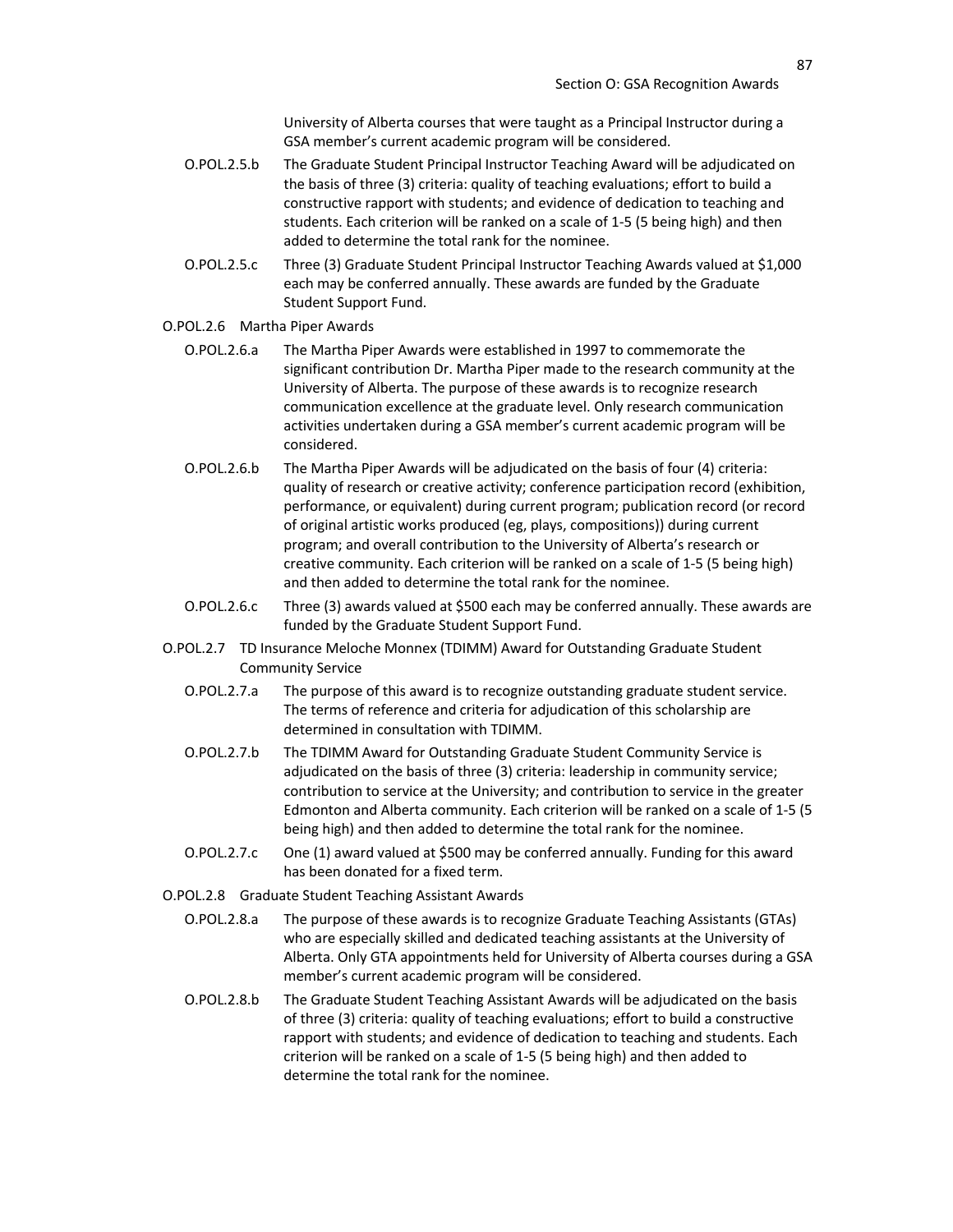University of Alberta courses that were taught as a Principal Instructor during a GSA member's current academic program will be considered.

O.POL.2.5.b The Graduate Student Principal Instructor Teaching Award will be adjudicated on the basis of three (3) criteria: quality of teaching evaluations; effort to build a constructive rapport with students; and evidence of dedication to teaching and students. Each criterion will be ranked on a scale of 1-5 (5 being high) and then added to determine the total rank for the nominee.

O.POL.2.5.c Three (3) Graduate Student Principal Instructor Teaching Awards valued at $1,000 each may be conferred annually. These awards are funded by the Graduate Student Support Fund.

O.POL.2.6 Martha Piper Awards

O.POL.2.6.a The Martha Piper Awards were established in 1997 to commemorate the significant contribution Dr. Martha Piper made to the research community at the University of Alberta. The purpose of these awards is to recognize research communication excellence at the graduate level. Only research communication activities undertaken during a GSA member's current academic program will be considered.

O.POL.2.6.b The Martha Piper Awards will be adjudicated on the basis of four (4) criteria: quality of research or creative activity; conference participation record (exhibition, performance, or equivalent) during current program; publication record (or record of original artistic works produced (eg, plays, compositions)) during current program; and overall contribution to the University of Alberta's research or creative community. Each criterion will be ranked on a scale of 1-5 (5 being high) and then added to determine the total rank for the nominee.

O.POL.2.6.c Three (3) awards valued at $500 each may be conferred annually. These awards are funded by the Graduate Student Support Fund.

O.POL.2.7 TD Insurance Meloche Monnex (TDIMM) Award for Outstanding Graduate Student Community Service

O.POL.2.7.a The purpose of this award is to recognize outstanding graduate student service. The terms of reference and criteria for adjudication of this scholarship are determined in consultation with TDIMM.

O.POL.2.7.b The TDIMM Award for Outstanding Graduate Student Community Service is adjudicated on the basis of three (3) criteria: leadership in community service; contribution to service at the University; and contribution to service in the greater Edmonton and Alberta community. Each criterion will be ranked on a scale of 1-5 (5 being high) and then added to determine the total rank for the nominee.

O.POL.2.7.c One (1) award valued at $500 may be conferred annually. Funding for this award has been donated for a fixed term.

O.POL.2.8 Graduate Student Teaching Assistant Awards

O.POL.2.8.a The purpose of these awards is to recognize Graduate Teaching Assistants (GTAs) who are especially skilled and dedicated teaching assistants at the University of Alberta. Only GTA appointments held for University of Alberta courses during a GSA member's current academic program will be considered.

O.POL.2.8.b The Graduate Student Teaching Assistant Awards will be adjudicated on the basis of three (3) criteria: quality of teaching evaluations; effort to build a constructive rapport with students; and evidence of dedication to teaching and students. Each criterion will be ranked on a scale of 1-5 (5 being high) and then added to determine the total rank for the nominee.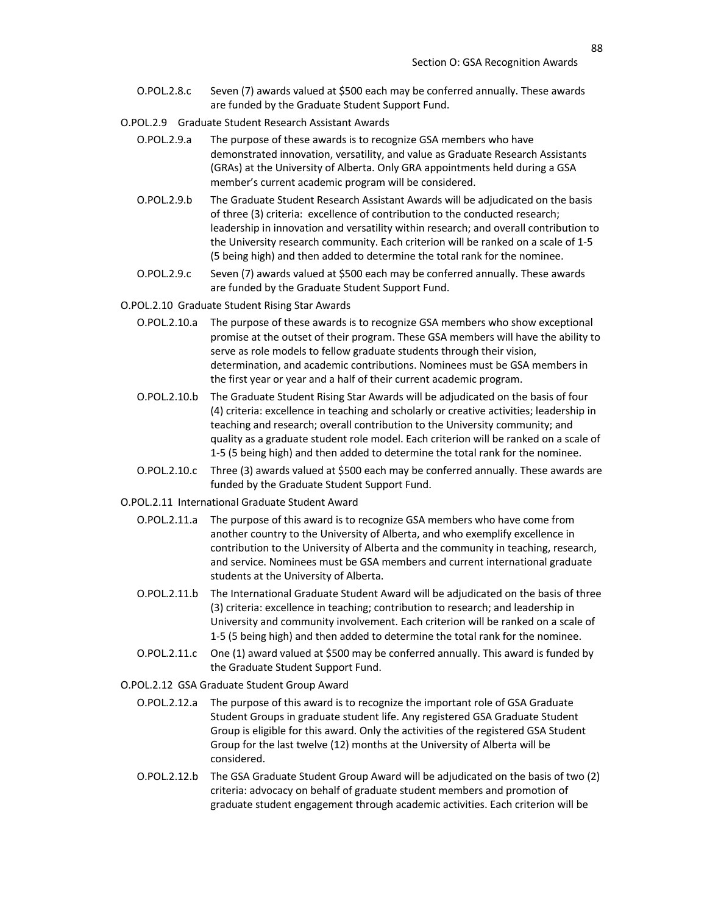O.POL.2.8.c Seven (7) awards valued at $500 each may be conferred annually. These awards are funded by the Graduate Student Support Fund.

O.POL.2.9 Graduate Student Research Assistant Awards

O.POL.2.9.a The purpose of these awards is to recognize GSA members who have demonstrated innovation, versatility, and value as Graduate Research Assistants (GRAs) at the University of Alberta. Only GRA appointments held during a GSA member's current academic program will be considered.

O.POL.2.9.b The Graduate Student Research Assistant Awards will be adjudicated on the basis of three (3) criteria: excellence of contribution to the conducted research; leadership in innovation and versatility within research; and overall contribution to the University research community. Each criterion will be ranked on a scale of 1-5 (5 being high) and then added to determine the total rank for the nominee.

O.POL.2.9.c Seven (7) awards valued at $500 each may be conferred annually. These awards are funded by the Graduate Student Support Fund.

O.POL.2.10 Graduate Student Rising Star Awards

O.POL.2.10.a The purpose of these awards is to recognize GSA members who show exceptional promise at the outset of their program. These GSA members will have the ability to serve as role models to fellow graduate students through their vision, determination, and academic contributions. Nominees must be GSA members in the first year or year and a half of their current academic program.

O.POL.2.10.b The Graduate Student Rising Star Awards will be adjudicated on the basis of four (4) criteria: excellence in teaching and scholarly or creative activities; leadership in teaching and research; overall contribution to the University community; and quality as a graduate student role model. Each criterion will be ranked on a scale of 1-5 (5 being high) and then added to determine the total rank for the nominee.

O.POL.2.10.c Three (3) awards valued at $500 each may be conferred annually. These awards are funded by the Graduate Student Support Fund.

O.POL.2.11 International Graduate Student Award

O.POL.2.11.a The purpose of this award is to recognize GSA members who have come from another country to the University of Alberta, and who exemplify excellence in contribution to the University of Alberta and the community in teaching, research, and service. Nominees must be GSA members and current international graduate students at the University of Alberta.

O.POL.2.11.b The International Graduate Student Award will be adjudicated on the basis of three (3) criteria: excellence in teaching; contribution to research; and leadership in University and community involvement. Each criterion will be ranked on a scale of 1-5 (5 being high) and then added to determine the total rank for the nominee.

O.POL.2.11.c One (1) award valued at $500 may be conferred annually. This award is funded by the Graduate Student Support Fund.

O.POL.2.12 GSA Graduate Student Group Award

O.POL.2.12.a The purpose of this award is to recognize the important role of GSA Graduate Student Groups in graduate student life. Any registered GSA Graduate Student Group is eligible for this award. Only the activities of the registered GSA Student Group for the last twelve (12) months at the University of Alberta will be considered.

O.POL.2.12.b The GSA Graduate Student Group Award will be adjudicated on the basis of two (2) criteria: advocacy on behalf of graduate student members and promotion of graduate student engagement through academic activities. Each criterion will be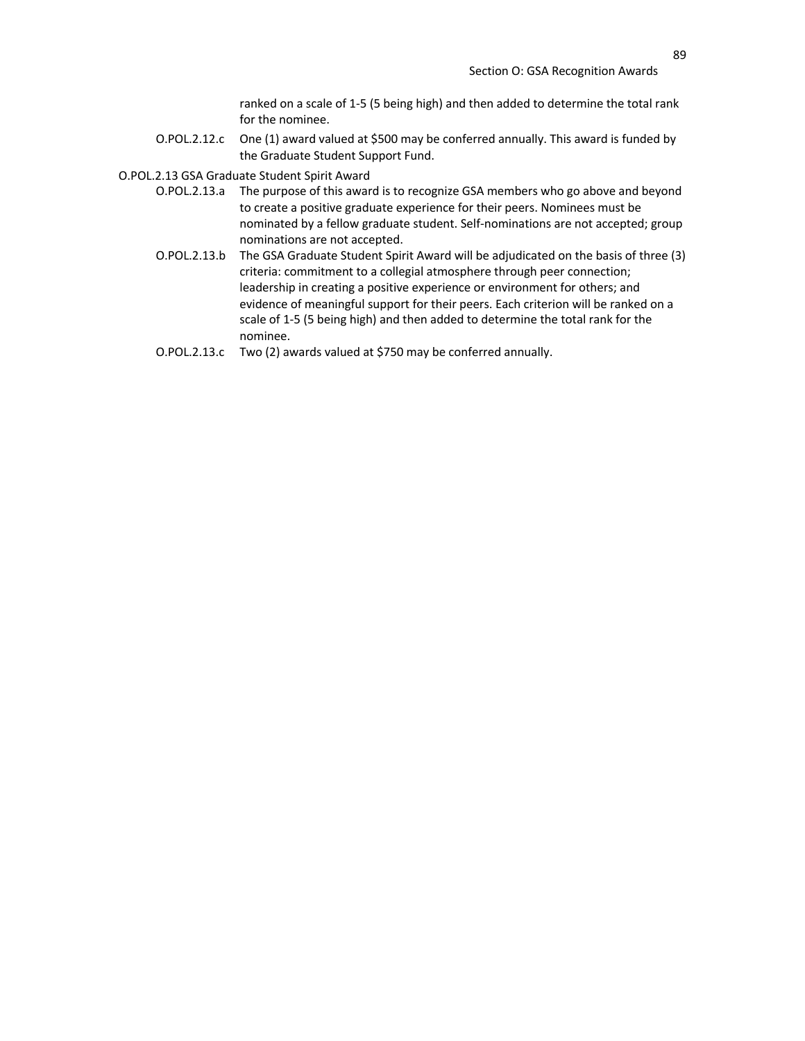ranked on a scale of 1-5 (5 being high) and then added to determine the total rank for the nominee.

O.POL.2.12.c One (1) award valued at $500 may be conferred annually. This award is funded by the Graduate Student Support Fund.

O.POL.2.13 GSA Graduate Student Spirit Award

O.POL.2.13.a The purpose of this award is to recognize GSA members who go above and beyond to create a positive graduate experience for their peers. Nominees must be nominated by a fellow graduate student. Self-nominations are not accepted; group nominations are not accepted.

O.POL.2.13.b The GSA Graduate Student Spirit Award will be adjudicated on the basis of three (3) criteria: commitment to a collegial atmosphere through peer connection; leadership in creating a positive experience or environment for others; and evidence of meaningful support for their peers. Each criterion will be ranked on a scale of 1-5 (5 being high) and then added to determine the total rank for the nominee.

O.POL.2.13.c Two (2) awards valued at $750 may be conferred annually.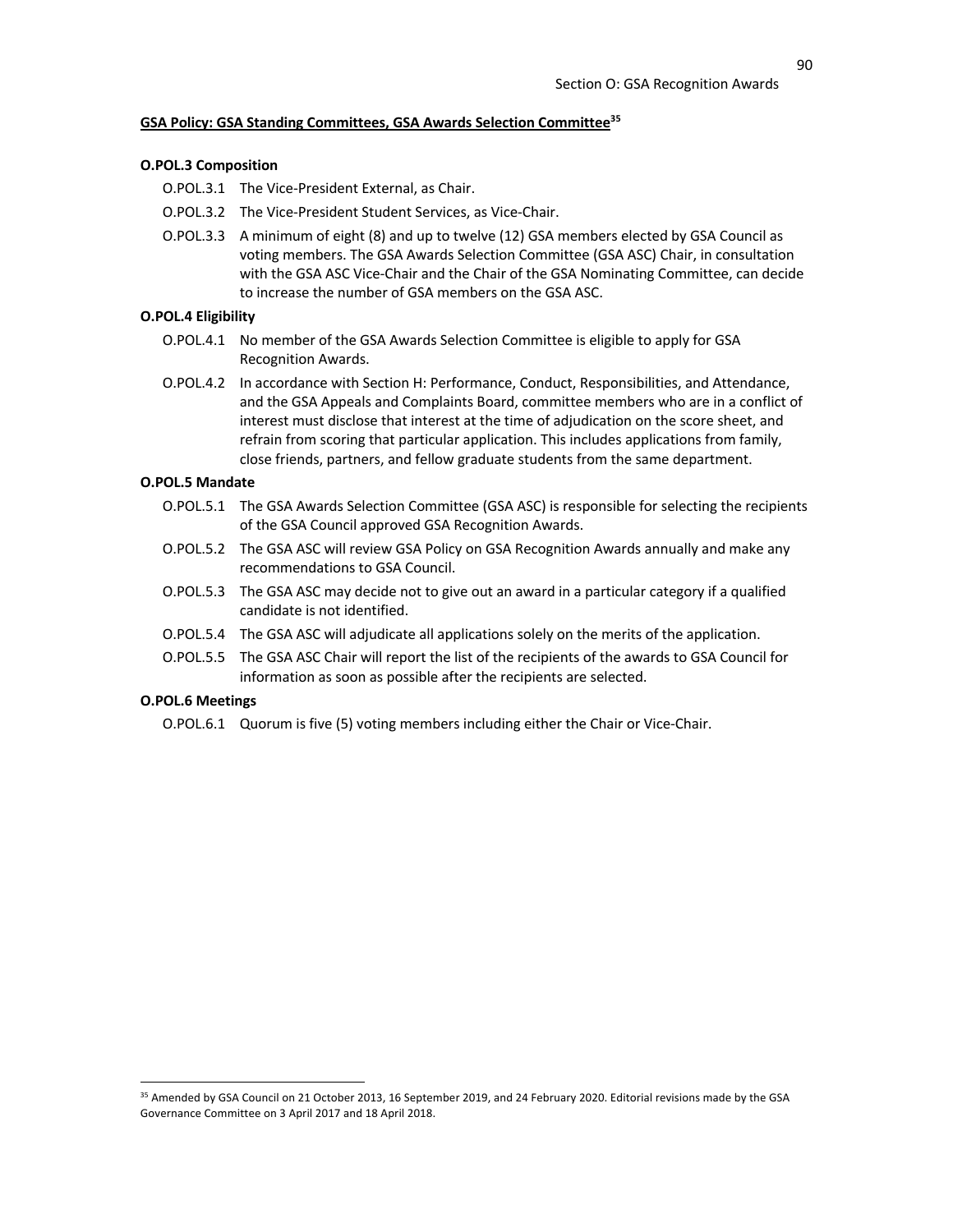## GSA Policy: GSA Standing Committees, GSA Awards Selection Committee[35]

### O.POL.3 Composition

O.POL.3.1 The Vice-President External, as Chair.

O.POL.3.2 The Vice-President Student Services, as Vice-Chair.

O.POL.3.3 A minimum of eight (8) and up to twelve (12) GSA members elected by GSA Council as voting members. The GSA Awards Selection Committee (GSA ASC) Chair, in consultation with the GSA ASC Vice-Chair and the Chair of the GSA Nominating Committee, can decide to increase the number of GSA members on the GSA ASC.

### O.POL.4 Eligibility

O.POL.4.1 No member of the GSA Awards Selection Committee is eligible to apply for GSA Recognition Awards.

O.POL.4.2 In accordance with Section H: Performance, Conduct, Responsibilities, and Attendance, and the GSA Appeals and Complaints Board, committee members who are in a conflict of interest must disclose that interest at the time of adjudication on the score sheet, and refrain from scoring that particular application. This includes applications from family, close friends, partners, and fellow graduate students from the same department.

### O.POL.5 Mandate

O.POL.5.1 The GSA Awards Selection Committee (GSA ASC) is responsible for selecting the recipients of the GSA Council approved GSA Recognition Awards.

O.POL.5.2 The GSA ASC will review GSA Policy on GSA Recognition Awards annually and make any recommendations to GSA Council.

O.POL.5.3 The GSA ASC may decide not to give out an award in a particular category if a qualified candidate is not identified.

O.POL.5.4 The GSA ASC will adjudicate all applications solely on the merits of the application.

O.POL.5.5 The GSA ASC Chair will report the list of the recipients of the awards to GSA Council for information as soon as possible after the recipients are selected.

### O.POL.6 Meetings

O.POL.6.1 Quorum is five (5) voting members including either the Chair or Vice-Chair.

---

[35] Amended by GSA Council on 21 October 2013, 16 September 2019, and 24 February 2020. Editorial revisions made by the GSA Governance Committee on 3 April 2017 and 18 April 2018.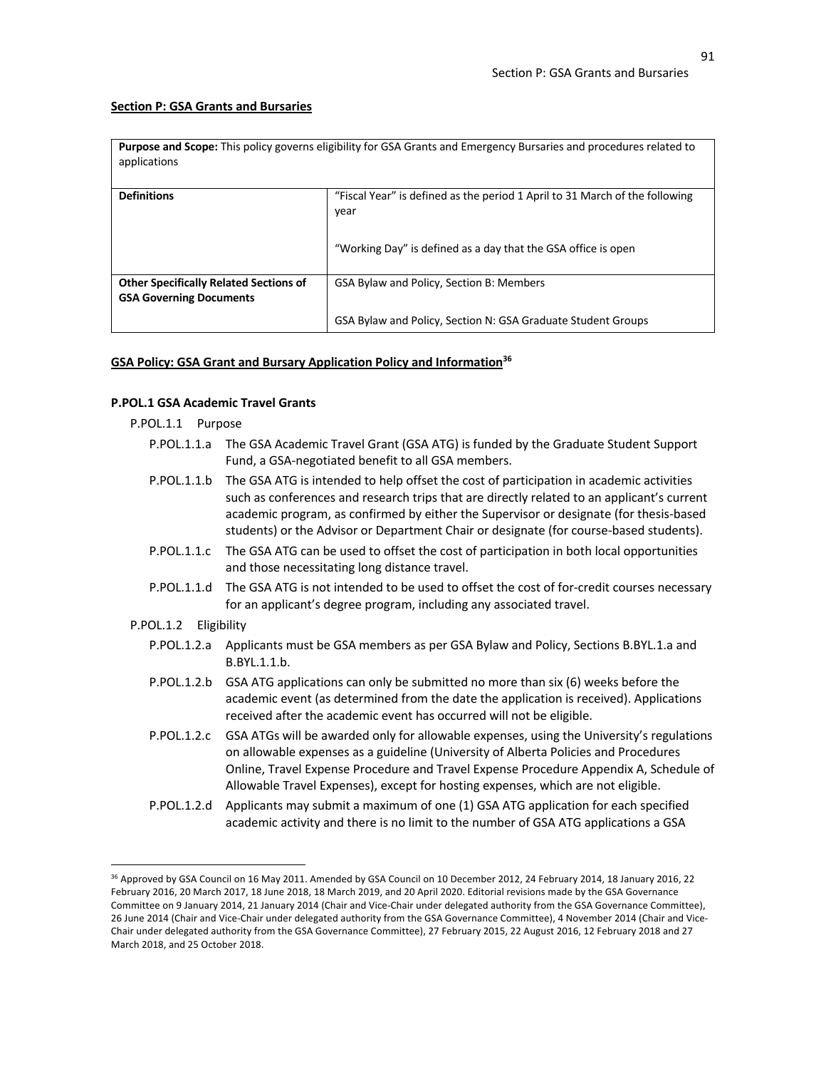**Section P: GSA Grants and Bursaries**

| **Purpose and Scope:** This policy governs eligibility for GSA Grants and Emergency Bursaries and procedures related to applications | |
|---|---|
| **Definitions** | "Fiscal Year" is defined as the period 1 April to 31 March of the following year<br><br>"Working Day" is defined as a day that the GSA office is open |
| **Other Specifically Related Sections of GSA Governing Documents** | GSA Bylaw and Policy, Section B: Members<br><br>GSA Bylaw and Policy, Section N: GSA Graduate Student Groups |

**GSA Policy: GSA Grant and Bursary Application Policy and Information**[36]

**P.POL.1 GSA Academic Travel Grants**

P.POL.1.1 Purpose

- P.POL.1.1.a The GSA Academic Travel Grant (GSA ATG) is funded by the Graduate Student Support Fund, a GSA-negotiated benefit to all GSA members.
- P.POL.1.1.b The GSA ATG is intended to help offset the cost of participation in academic activities such as conferences and research trips that are directly related to an applicant's current academic program, as confirmed by either the Supervisor or designate (for thesis-based students) or the Advisor or Department Chair or designate (for course-based students).
- P.POL.1.1.c The GSA ATG can be used to offset the cost of participation in both local opportunities and those necessitating long distance travel.
- P.POL.1.1.d The GSA ATG is not intended to be used to offset the cost of for-credit courses necessary for an applicant's degree program, including any associated travel.

P.POL.1.2 Eligibility

- P.POL.1.2.a Applicants must be GSA members as per GSA Bylaw and Policy, Sections B.BYL.1.a and B.BYL.1.1.b.
- P.POL.1.2.b GSA ATG applications can only be submitted no more than six (6) weeks before the academic event (as determined from the date the application is received). Applications received after the academic event has occurred will not be eligible.
- P.POL.1.2.c GSA ATGs will be awarded only for allowable expenses, using the University's regulations on allowable expenses as a guideline (University of Alberta Policies and Procedures Online, Travel Expense Procedure and Travel Expense Procedure Appendix A, Schedule of Allowable Travel Expenses), except for hosting expenses, which are not eligible.
- P.POL.1.2.d Applicants may submit a maximum of one (1) GSA ATG application for each specified academic activity and there is no limit to the number of GSA ATG applications a GSA

---

[36] Approved by GSA Council on 16 May 2011. Amended by GSA Council on 10 December 2012, 24 February 2014, 18 January 2016, 22 February 2016, 20 March 2017, 18 June 2018, 18 March 2019, and 20 April 2020. Editorial revisions made by the GSA Governance Committee on 9 January 2014, 21 January 2014 (Chair and Vice-Chair under delegated authority from the GSA Governance Committee), 26 June 2014 (Chair and Vice-Chair under delegated authority from the GSA Governance Committee), 4 November 2014 (Chair and Vice-Chair under delegated authority from the GSA Governance Committee), 27 February 2015, 22 August 2016, 12 February 2018 and 27 March 2018, and 25 October 2018.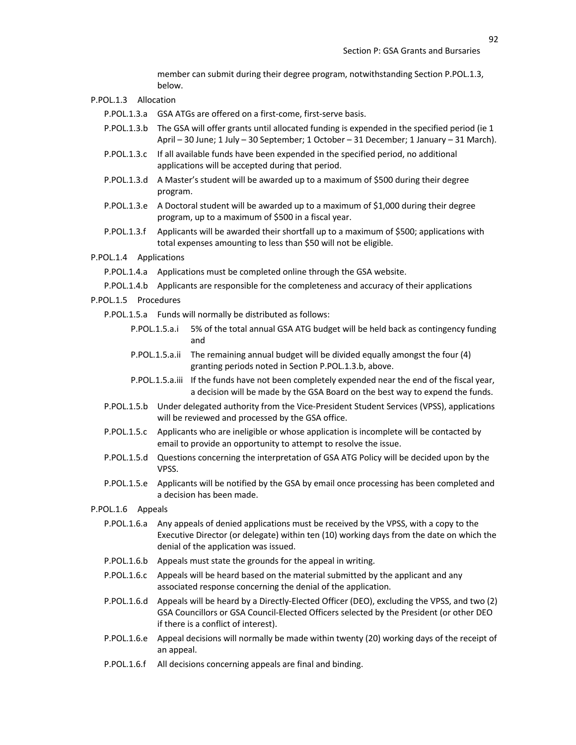member can submit during their degree program, notwithstanding Section P.POL.1.3, below.

P.POL.1.3 Allocation

- P.POL.1.3.a GSA ATGs are offered on a first-come, first-serve basis.
- P.POL.1.3.b The GSA will offer grants until allocated funding is expended in the specified period (ie 1 April – 30 June; 1 July – 30 September; 1 October – 31 December; 1 January – 31 March).
- P.POL.1.3.c If all available funds have been expended in the specified period, no additional applications will be accepted during that period.
- P.POL.1.3.d A Master's student will be awarded up to a maximum of $500 during their degree program.
- P.POL.1.3.e A Doctoral student will be awarded up to a maximum of $1,000 during their degree program, up to a maximum of $500 in a fiscal year.
- P.POL.1.3.f Applicants will be awarded their shortfall up to a maximum of $500; applications with total expenses amounting to less than $50 will not be eligible.

P.POL.1.4 Applications

- P.POL.1.4.a Applications must be completed online through the GSA website.
- P.POL.1.4.b Applicants are responsible for the completeness and accuracy of their applications

P.POL.1.5 Procedures

- P.POL.1.5.a Funds will normally be distributed as follows:
  - P.POL.1.5.a.i 5% of the total annual GSA ATG budget will be held back as contingency funding and
  - P.POL.1.5.a.ii The remaining annual budget will be divided equally amongst the four (4) granting periods noted in Section P.POL.1.3.b, above.
  - P.POL.1.5.a.iii If the funds have not been completely expended near the end of the fiscal year, a decision will be made by the GSA Board on the best way to expend the funds.
- P.POL.1.5.b Under delegated authority from the Vice-President Student Services (VPSS), applications will be reviewed and processed by the GSA office.
- P.POL.1.5.c Applicants who are ineligible or whose application is incomplete will be contacted by email to provide an opportunity to attempt to resolve the issue.
- P.POL.1.5.d Questions concerning the interpretation of GSA ATG Policy will be decided upon by the VPSS.
- P.POL.1.5.e Applicants will be notified by the GSA by email once processing has been completed and a decision has been made.

P.POL.1.6 Appeals

- P.POL.1.6.a Any appeals of denied applications must be received by the VPSS, with a copy to the Executive Director (or delegate) within ten (10) working days from the date on which the denial of the application was issued.
- P.POL.1.6.b Appeals must state the grounds for the appeal in writing.
- P.POL.1.6.c Appeals will be heard based on the material submitted by the applicant and any associated response concerning the denial of the application.
- P.POL.1.6.d Appeals will be heard by a Directly-Elected Officer (DEO), excluding the VPSS, and two (2) GSA Councillors or GSA Council-Elected Officers selected by the President (or other DEO if there is a conflict of interest).
- P.POL.1.6.e Appeal decisions will normally be made within twenty (20) working days of the receipt of an appeal.
- P.POL.1.6.f All decisions concerning appeals are final and binding.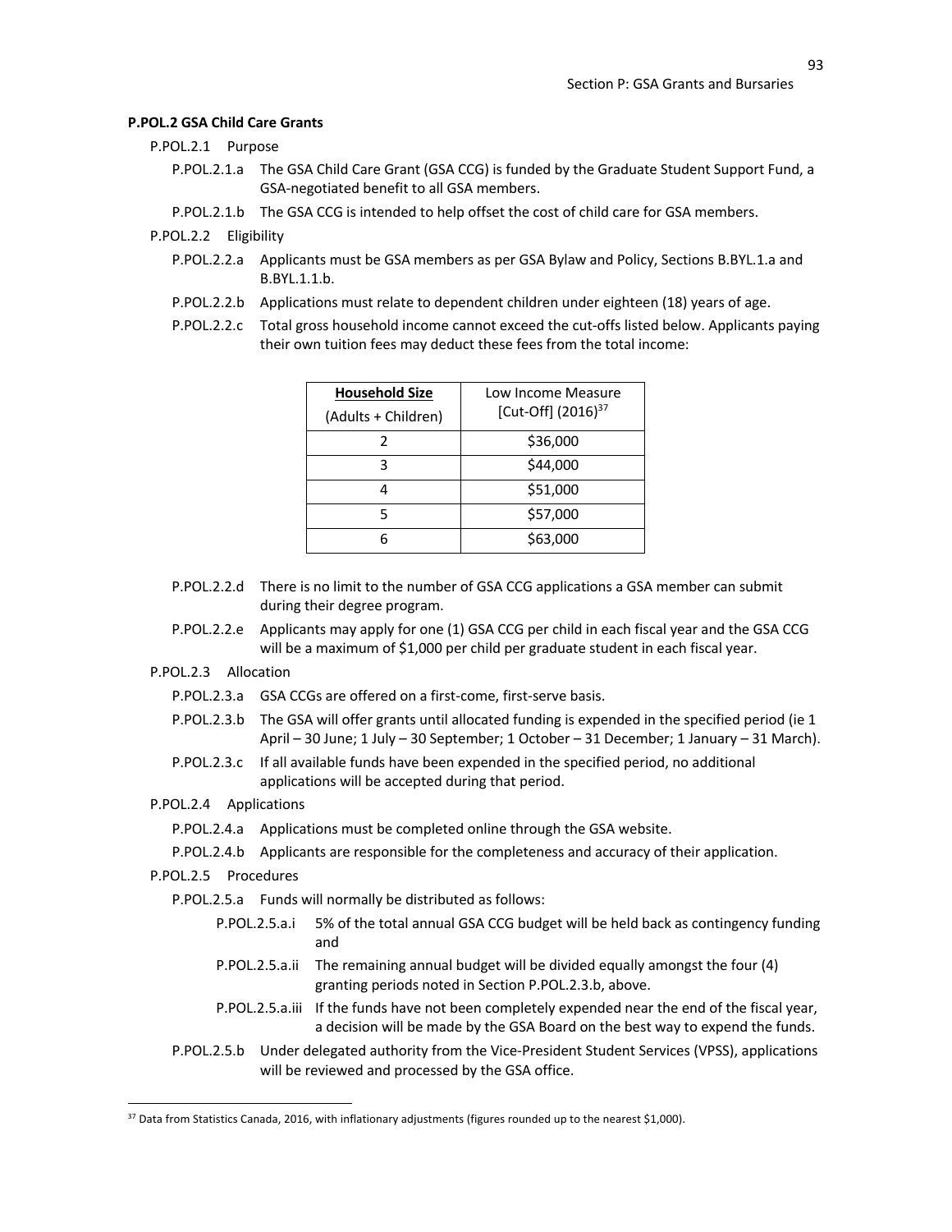**P.POL.2 GSA Child Care Grants**

P.POL.2.1 Purpose

P.POL.2.1.a The GSA Child Care Grant (GSA CCG) is funded by the Graduate Student Support Fund, a GSA-negotiated benefit to all GSA members.

P.POL.2.1.b The GSA CCG is intended to help offset the cost of child care for GSA members.

P.POL.2.2 Eligibility

P.POL.2.2.a Applicants must be GSA members as per GSA Bylaw and Policy, Sections B.BYL.1.a and B.BYL.1.1.b.

P.POL.2.2.b Applications must relate to dependent children under eighteen (18) years of age.

P.POL.2.2.c Total gross household income cannot exceed the cut-offs listed below. Applicants paying their own tuition fees may deduct these fees from the total income:

| Household Size (Adults + Children) | Low Income Measure [Cut-Off] (2016)[37] |
|---|---|
| 2 | $36,000 |
| 3 | $44,000 |
| 4 | $51,000 |
| 5 | $57,000 |
| 6 | $63,000 |

P.POL.2.2.d There is no limit to the number of GSA CCG applications a GSA member can submit during their degree program.

P.POL.2.2.e Applicants may apply for one (1) GSA CCG per child in each fiscal year and the GSA CCG will be a maximum of $1,000 per child per graduate student in each fiscal year.

P.POL.2.3 Allocation

P.POL.2.3.a GSA CCGs are offered on a first-come, first-serve basis.

P.POL.2.3.b The GSA will offer grants until allocated funding is expended in the specified period (ie 1 April – 30 June; 1 July – 30 September; 1 October – 31 December; 1 January – 31 March).

P.POL.2.3.c If all available funds have been expended in the specified period, no additional applications will be accepted during that period.

P.POL.2.4 Applications

P.POL.2.4.a Applications must be completed online through the GSA website.

P.POL.2.4.b Applicants are responsible for the completeness and accuracy of their application.

P.POL.2.5 Procedures

P.POL.2.5.a Funds will normally be distributed as follows:

P.POL.2.5.a.i 5% of the total annual GSA CCG budget will be held back as contingency funding and

P.POL.2.5.a.ii The remaining annual budget will be divided equally amongst the four (4) granting periods noted in Section P.POL.2.3.b, above.

P.POL.2.5.a.iii If the funds have not been completely expended near the end of the fiscal year, a decision will be made by the GSA Board on the best way to expend the funds.

P.POL.2.5.b Under delegated authority from the Vice-President Student Services (VPSS), applications will be reviewed and processed by the GSA office.

[37] Data from Statistics Canada, 2016, with inflationary adjustments (figures rounded up to the nearest $1,000).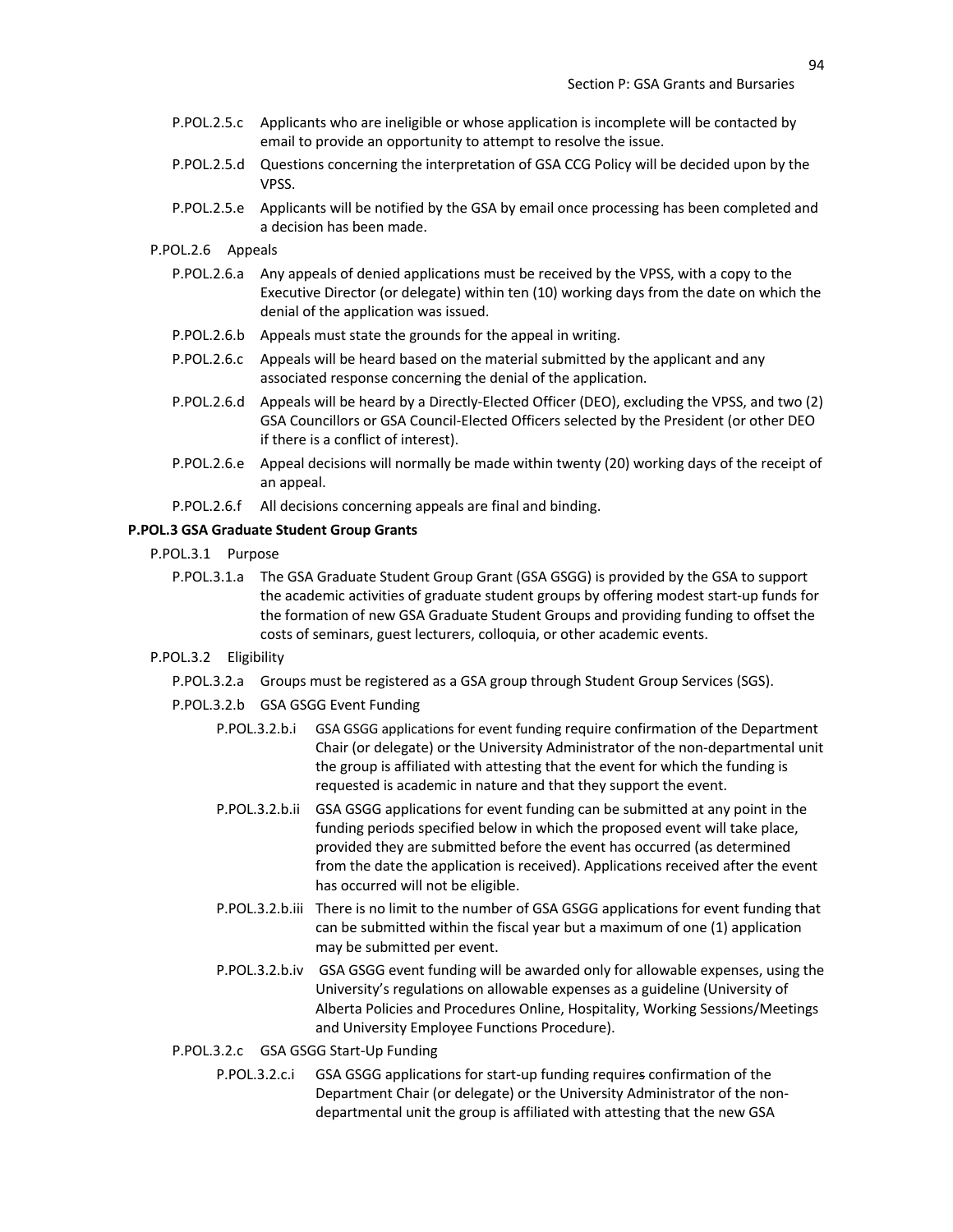P.POL.2.5.c Applicants who are ineligible or whose application is incomplete will be contacted by email to provide an opportunity to attempt to resolve the issue.

P.POL.2.5.d Questions concerning the interpretation of GSA CCG Policy will be decided upon by the VPSS.

P.POL.2.5.e Applicants will be notified by the GSA by email once processing has been completed and a decision has been made.

P.POL.2.6 Appeals

P.POL.2.6.a Any appeals of denied applications must be received by the VPSS, with a copy to the Executive Director (or delegate) within ten (10) working days from the date on which the denial of the application was issued.

P.POL.2.6.b Appeals must state the grounds for the appeal in writing.

P.POL.2.6.c Appeals will be heard based on the material submitted by the applicant and any associated response concerning the denial of the application.

P.POL.2.6.d Appeals will be heard by a Directly-Elected Officer (DEO), excluding the VPSS, and two (2) GSA Councillors or GSA Council-Elected Officers selected by the President (or other DEO if there is a conflict of interest).

P.POL.2.6.e Appeal decisions will normally be made within twenty (20) working days of the receipt of an appeal.

P.POL.2.6.f All decisions concerning appeals are final and binding.

**P.POL.3 GSA Graduate Student Group Grants**

P.POL.3.1 Purpose

P.POL.3.1.a The GSA Graduate Student Group Grant (GSA GSGG) is provided by the GSA to support the academic activities of graduate student groups by offering modest start-up funds for the formation of new GSA Graduate Student Groups and providing funding to offset the costs of seminars, guest lecturers, colloquia, or other academic events.

P.POL.3.2 Eligibility

P.POL.3.2.a Groups must be registered as a GSA group through Student Group Services (SGS).

P.POL.3.2.b GSA GSGG Event Funding

P.POL.3.2.b.i GSA GSGG applications for event funding require confirmation of the Department Chair (or delegate) or the University Administrator of the non-departmental unit the group is affiliated with attesting that the event for which the funding is requested is academic in nature and that they support the event.

P.POL.3.2.b.ii GSA GSGG applications for event funding can be submitted at any point in the funding periods specified below in which the proposed event will take place, provided they are submitted before the event has occurred (as determined from the date the application is received). Applications received after the event has occurred will not be eligible.

P.POL.3.2.b.iii There is no limit to the number of GSA GSGG applications for event funding that can be submitted within the fiscal year but a maximum of one (1) application may be submitted per event.

P.POL.3.2.b.iv GSA GSGG event funding will be awarded only for allowable expenses, using the University's regulations on allowable expenses as a guideline (University of Alberta Policies and Procedures Online, Hospitality, Working Sessions/Meetings and University Employee Functions Procedure).

P.POL.3.2.c GSA GSGG Start-Up Funding

P.POL.3.2.c.i GSA GSGG applications for start-up funding requires confirmation of the Department Chair (or delegate) or the University Administrator of the non-departmental unit the group is affiliated with attesting that the new GSA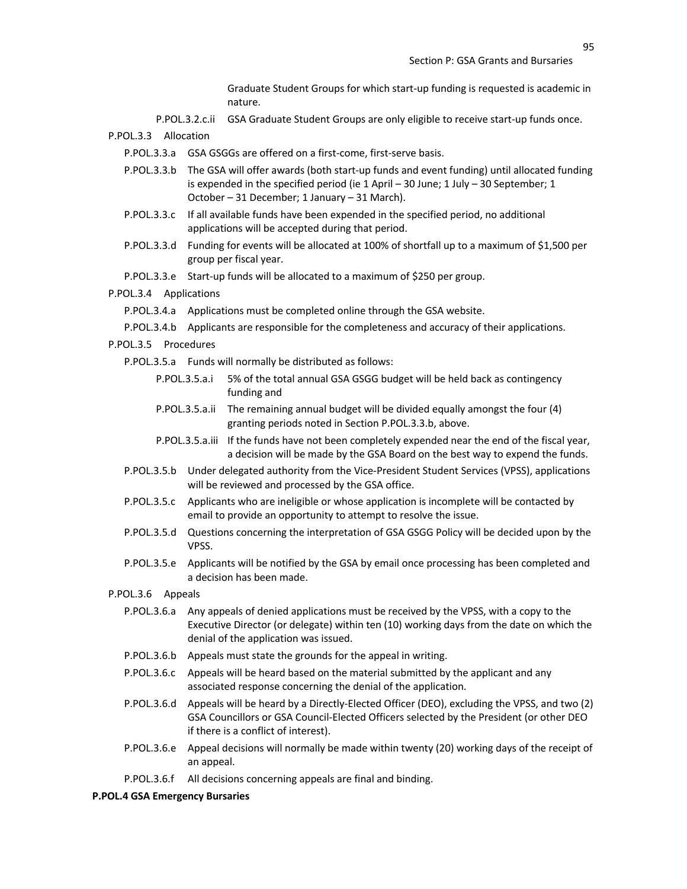Graduate Student Groups for which start-up funding is requested is academic in nature.

P.POL.3.2.c.ii GSA Graduate Student Groups are only eligible to receive start-up funds once.

P.POL.3.3 Allocation

P.POL.3.3.a GSA GSGGs are offered on a first-come, first-serve basis.

P.POL.3.3.b The GSA will offer awards (both start-up funds and event funding) until allocated funding is expended in the specified period (ie 1 April – 30 June; 1 July – 30 September; 1 October – 31 December; 1 January – 31 March).

P.POL.3.3.c If all available funds have been expended in the specified period, no additional applications will be accepted during that period.

P.POL.3.3.d Funding for events will be allocated at 100% of shortfall up to a maximum of $1,500 per group per fiscal year.

P.POL.3.3.e Start-up funds will be allocated to a maximum of $250 per group.

P.POL.3.4 Applications

P.POL.3.4.a Applications must be completed online through the GSA website.

P.POL.3.4.b Applicants are responsible for the completeness and accuracy of their applications.

P.POL.3.5 Procedures

P.POL.3.5.a Funds will normally be distributed as follows:

P.POL.3.5.a.i 5% of the total annual GSA GSGG budget will be held back as contingency funding and

P.POL.3.5.a.ii The remaining annual budget will be divided equally amongst the four (4) granting periods noted in Section P.POL.3.3.b, above.

P.POL.3.5.a.iii If the funds have not been completely expended near the end of the fiscal year, a decision will be made by the GSA Board on the best way to expend the funds.

P.POL.3.5.b Under delegated authority from the Vice-President Student Services (VPSS), applications will be reviewed and processed by the GSA office.

P.POL.3.5.c Applicants who are ineligible or whose application is incomplete will be contacted by email to provide an opportunity to attempt to resolve the issue.

P.POL.3.5.d Questions concerning the interpretation of GSA GSGG Policy will be decided upon by the VPSS.

P.POL.3.5.e Applicants will be notified by the GSA by email once processing has been completed and a decision has been made.

P.POL.3.6 Appeals

P.POL.3.6.a Any appeals of denied applications must be received by the VPSS, with a copy to the Executive Director (or delegate) within ten (10) working days from the date on which the denial of the application was issued.

P.POL.3.6.b Appeals must state the grounds for the appeal in writing.

P.POL.3.6.c Appeals will be heard based on the material submitted by the applicant and any associated response concerning the denial of the application.

P.POL.3.6.d Appeals will be heard by a Directly-Elected Officer (DEO), excluding the VPSS, and two (2) GSA Councillors or GSA Council-Elected Officers selected by the President (or other DEO if there is a conflict of interest).

P.POL.3.6.e Appeal decisions will normally be made within twenty (20) working days of the receipt of an appeal.

P.POL.3.6.f All decisions concerning appeals are final and binding.

**P.POL.4 GSA Emergency Bursaries**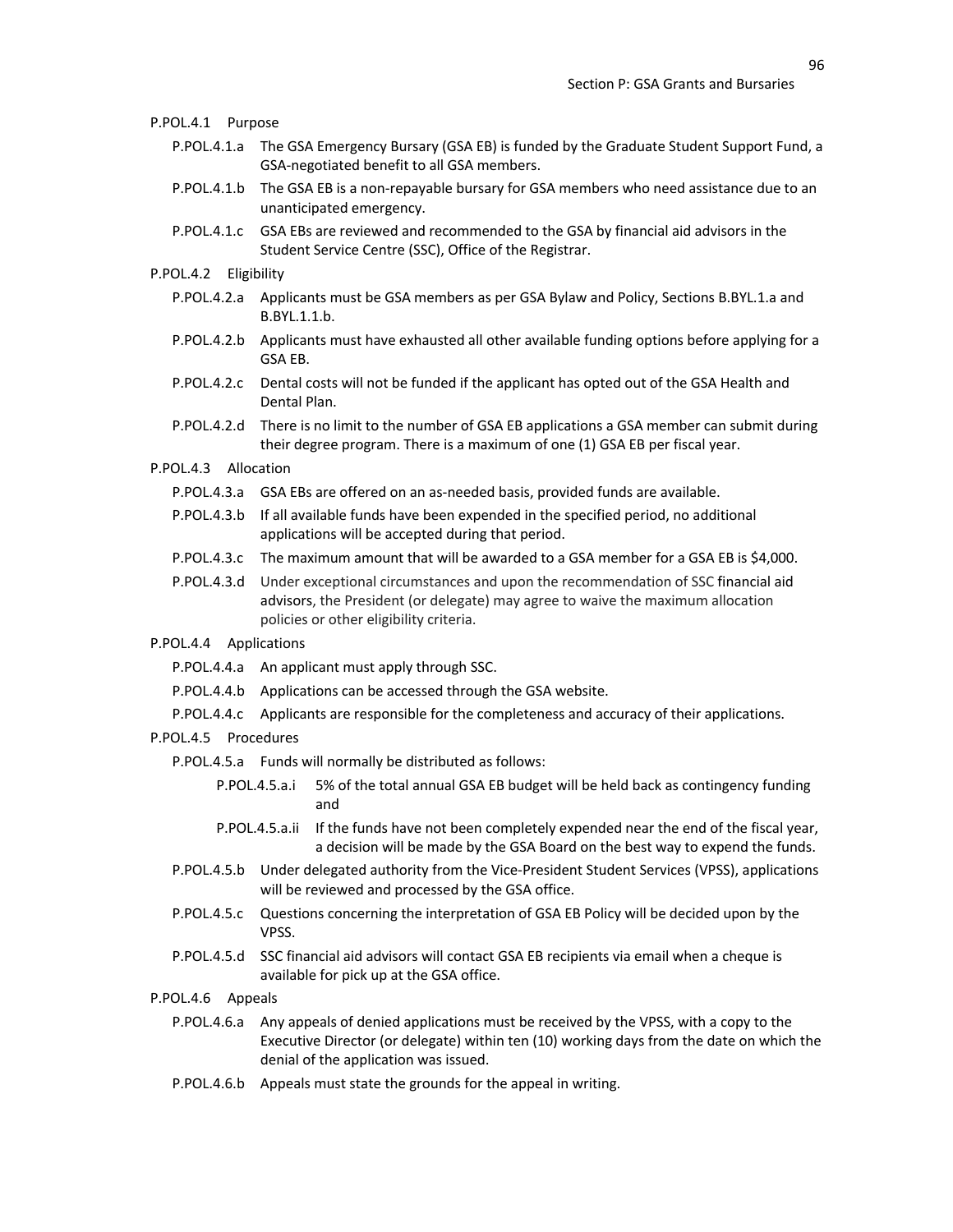P.POL.4.1 Purpose

- P.POL.4.1.a The GSA Emergency Bursary (GSA EB) is funded by the Graduate Student Support Fund, a GSA-negotiated benefit to all GSA members.
- P.POL.4.1.b The GSA EB is a non-repayable bursary for GSA members who need assistance due to an unanticipated emergency.
- P.POL.4.1.c GSA EBs are reviewed and recommended to the GSA by financial aid advisors in the Student Service Centre (SSC), Office of the Registrar.

P.POL.4.2 Eligibility

- P.POL.4.2.a Applicants must be GSA members as per GSA Bylaw and Policy, Sections B.BYL.1.a and B.BYL.1.1.b.
- P.POL.4.2.b Applicants must have exhausted all other available funding options before applying for a GSA EB.
- P.POL.4.2.c Dental costs will not be funded if the applicant has opted out of the GSA Health and Dental Plan.
- P.POL.4.2.d There is no limit to the number of GSA EB applications a GSA member can submit during their degree program. There is a maximum of one (1) GSA EB per fiscal year.

P.POL.4.3 Allocation

- P.POL.4.3.a GSA EBs are offered on an as-needed basis, provided funds are available.
- P.POL.4.3.b If all available funds have been expended in the specified period, no additional applications will be accepted during that period.
- P.POL.4.3.c The maximum amount that will be awarded to a GSA member for a GSA EB is $4,000.
- P.POL.4.3.d Under exceptional circumstances and upon the recommendation of SSC financial aid advisors, the President (or delegate) may agree to waive the maximum allocation policies or other eligibility criteria.

P.POL.4.4 Applications

- P.POL.4.4.a An applicant must apply through SSC.
- P.POL.4.4.b Applications can be accessed through the GSA website.
- P.POL.4.4.c Applicants are responsible for the completeness and accuracy of their applications.

P.POL.4.5 Procedures

- P.POL.4.5.a Funds will normally be distributed as follows:
  - P.POL.4.5.a.i 5% of the total annual GSA EB budget will be held back as contingency funding and
  - P.POL.4.5.a.ii If the funds have not been completely expended near the end of the fiscal year, a decision will be made by the GSA Board on the best way to expend the funds.
- P.POL.4.5.b Under delegated authority from the Vice-President Student Services (VPSS), applications will be reviewed and processed by the GSA office.
- P.POL.4.5.c Questions concerning the interpretation of GSA EB Policy will be decided upon by the VPSS.
- P.POL.4.5.d SSC financial aid advisors will contact GSA EB recipients via email when a cheque is available for pick up at the GSA office.

P.POL.4.6 Appeals

- P.POL.4.6.a Any appeals of denied applications must be received by the VPSS, with a copy to the Executive Director (or delegate) within ten (10) working days from the date on which the denial of the application was issued.
- P.POL.4.6.b Appeals must state the grounds for the appeal in writing.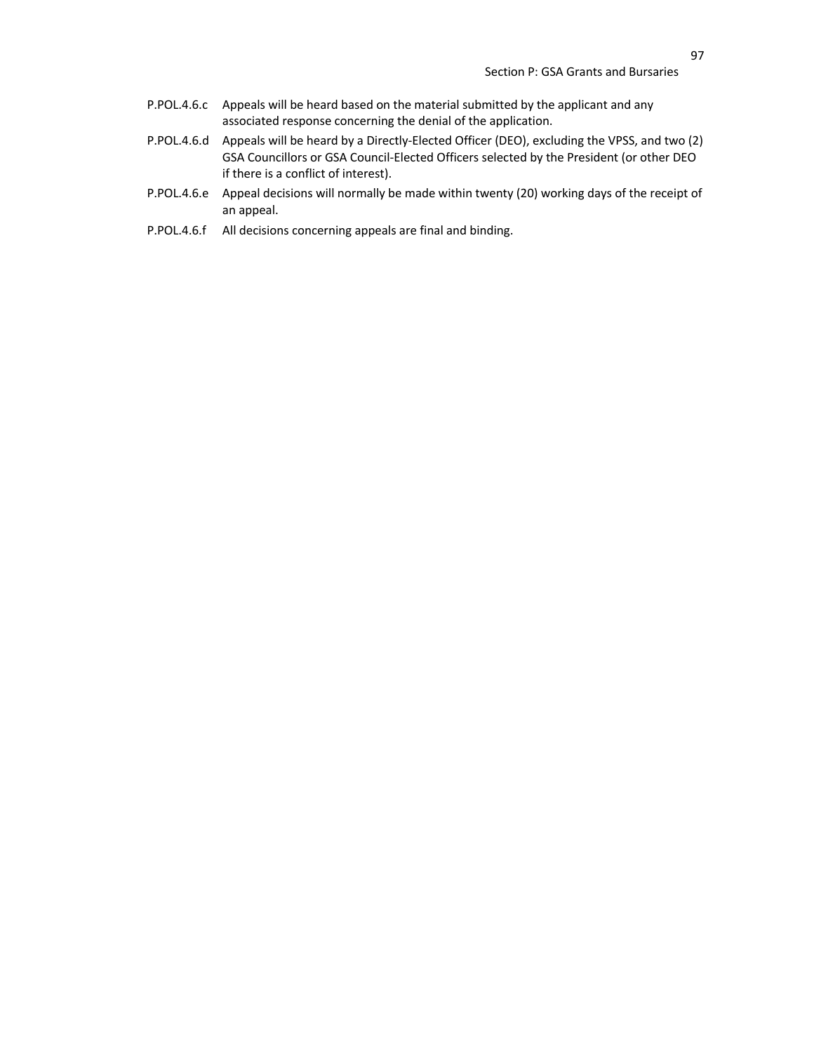P.POL.4.6.c Appeals will be heard based on the material submitted by the applicant and any associated response concerning the denial of the application.

P.POL.4.6.d Appeals will be heard by a Directly-Elected Officer (DEO), excluding the VPSS, and two (2) GSA Councillors or GSA Council-Elected Officers selected by the President (or other DEO if there is a conflict of interest).

P.POL.4.6.e Appeal decisions will normally be made within twenty (20) working days of the receipt of an appeal.

P.POL.4.6.f All decisions concerning appeals are final and binding.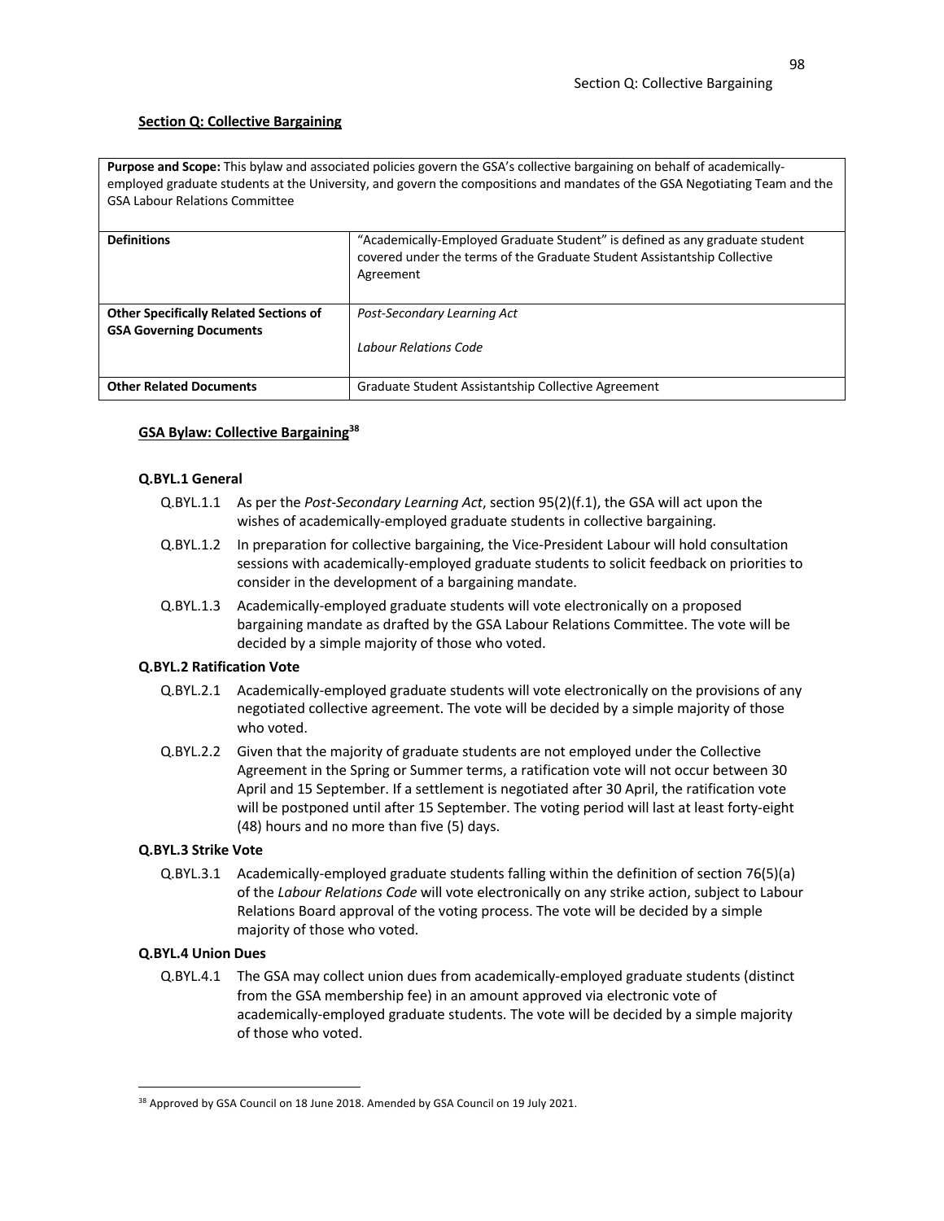## Section Q: Collective Bargaining

| **Purpose and Scope:** This bylaw and associated policies govern the GSA's collective bargaining on behalf of academically-employed graduate students at the University, and govern the compositions and mandates of the GSA Negotiating Team and the GSA Labour Relations Committee | |
|---|---|
| **Definitions** | "Academically-Employed Graduate Student" is defined as any graduate student covered under the terms of the Graduate Student Assistantship Collective Agreement |
| **Other Specifically Related Sections of GSA Governing Documents** | *Post-Secondary Learning Act*<br><br>*Labour Relations Code* |
| **Other Related Documents** | Graduate Student Assistantship Collective Agreement |

### GSA Bylaw: Collective Bargaining[38]

#### Q.BYL.1 General

Q.BYL.1.1 As per the *Post-Secondary Learning Act*, section 95(2)(f.1), the GSA will act upon the wishes of academically-employed graduate students in collective bargaining.

Q.BYL.1.2 In preparation for collective bargaining, the Vice-President Labour will hold consultation sessions with academically-employed graduate students to solicit feedback on priorities to consider in the development of a bargaining mandate.

Q.BYL.1.3 Academically-employed graduate students will vote electronically on a proposed bargaining mandate as drafted by the GSA Labour Relations Committee. The vote will be decided by a simple majority of those who voted.

#### Q.BYL.2 Ratification Vote

Q.BYL.2.1 Academically-employed graduate students will vote electronically on the provisions of any negotiated collective agreement. The vote will be decided by a simple majority of those who voted.

Q.BYL.2.2 Given that the majority of graduate students are not employed under the Collective Agreement in the Spring or Summer terms, a ratification vote will not occur between 30 April and 15 September. If a settlement is negotiated after 30 April, the ratification vote will be postponed until after 15 September. The voting period will last at least forty-eight (48) hours and no more than five (5) days.

#### Q.BYL.3 Strike Vote

Q.BYL.3.1 Academically-employed graduate students falling within the definition of section 76(5)(a) of the *Labour Relations Code* will vote electronically on any strike action, subject to Labour Relations Board approval of the voting process. The vote will be decided by a simple majority of those who voted.

#### Q.BYL.4 Union Dues

Q.BYL.4.1 The GSA may collect union dues from academically-employed graduate students (distinct from the GSA membership fee) in an amount approved via electronic vote of academically-employed graduate students. The vote will be decided by a simple majority of those who voted.

---

[38] Approved by GSA Council on 18 June 2018. Amended by GSA Council on 19 July 2021.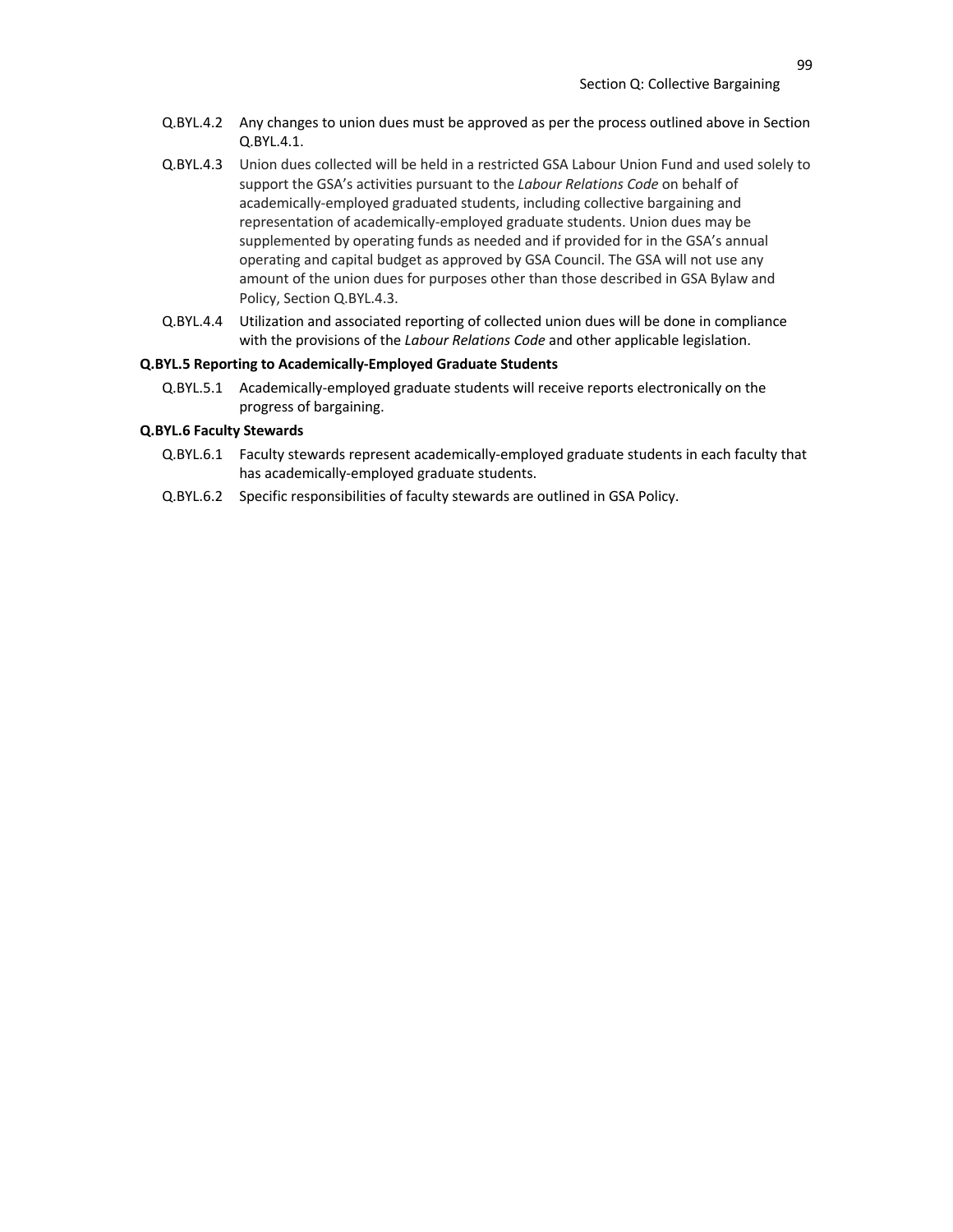Q.BYL.4.2 Any changes to union dues must be approved as per the process outlined above in Section Q.BYL.4.1.

Q.BYL.4.3 Union dues collected will be held in a restricted GSA Labour Union Fund and used solely to support the GSA's activities pursuant to the *Labour Relations Code* on behalf of academically-employed graduated students, including collective bargaining and representation of academically-employed graduate students. Union dues may be supplemented by operating funds as needed and if provided for in the GSA's annual operating and capital budget as approved by GSA Council. The GSA will not use any amount of the union dues for purposes other than those described in GSA Bylaw and Policy, Section Q.BYL.4.3.

Q.BYL.4.4 Utilization and associated reporting of collected union dues will be done in compliance with the provisions of the *Labour Relations Code* and other applicable legislation.

**Q.BYL.5 Reporting to Academically-Employed Graduate Students**

Q.BYL.5.1 Academically-employed graduate students will receive reports electronically on the progress of bargaining.

**Q.BYL.6 Faculty Stewards**

Q.BYL.6.1 Faculty stewards represent academically-employed graduate students in each faculty that has academically-employed graduate students.

Q.BYL.6.2 Specific responsibilities of faculty stewards are outlined in GSA Policy.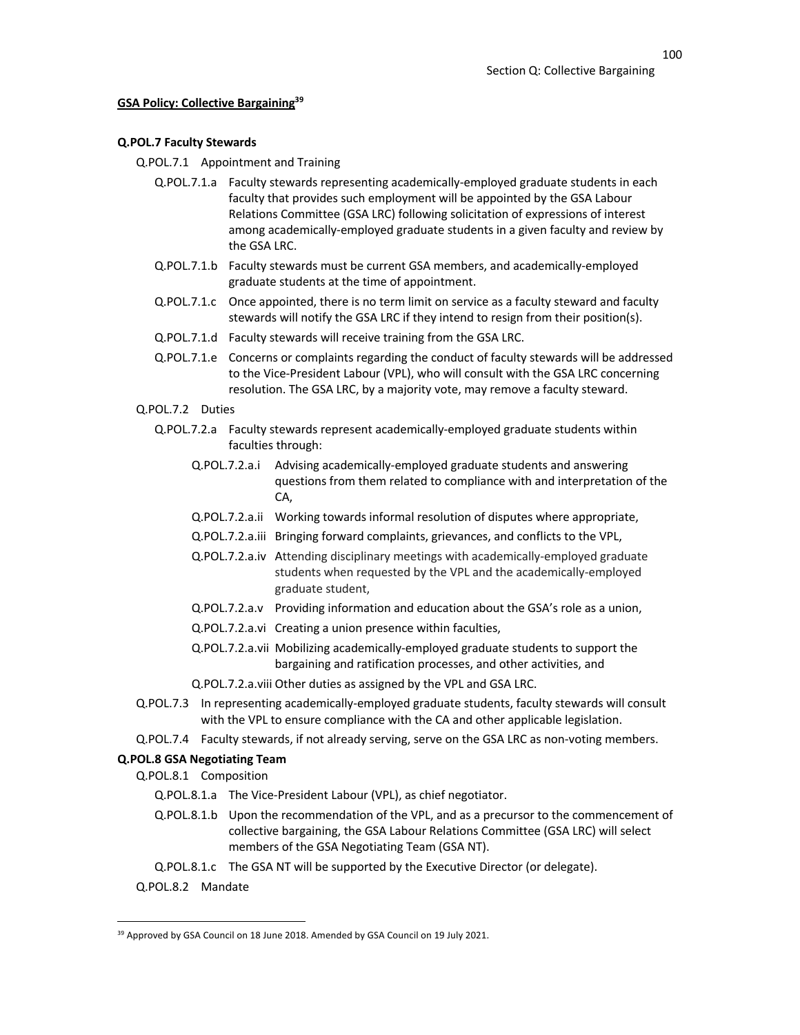## GSA Policy: Collective Bargaining[39]

### Q.POL.7 Faculty Stewards

Q.POL.7.1 Appointment and Training

Q.POL.7.1.a Faculty stewards representing academically-employed graduate students in each faculty that provides such employment will be appointed by the GSA Labour Relations Committee (GSA LRC) following solicitation of expressions of interest among academically-employed graduate students in a given faculty and review by the GSA LRC.

Q.POL.7.1.b Faculty stewards must be current GSA members, and academically-employed graduate students at the time of appointment.

Q.POL.7.1.c Once appointed, there is no term limit on service as a faculty steward and faculty stewards will notify the GSA LRC if they intend to resign from their position(s).

Q.POL.7.1.d Faculty stewards will receive training from the GSA LRC.

Q.POL.7.1.e Concerns or complaints regarding the conduct of faculty stewards will be addressed to the Vice-President Labour (VPL), who will consult with the GSA LRC concerning resolution. The GSA LRC, by a majority vote, may remove a faculty steward.

Q.POL.7.2 Duties

Q.POL.7.2.a Faculty stewards represent academically-employed graduate students within faculties through:

Q.POL.7.2.a.i Advising academically-employed graduate students and answering questions from them related to compliance with and interpretation of the CA,

Q.POL.7.2.a.ii Working towards informal resolution of disputes where appropriate,

Q.POL.7.2.a.iii Bringing forward complaints, grievances, and conflicts to the VPL,

Q.POL.7.2.a.iv Attending disciplinary meetings with academically-employed graduate students when requested by the VPL and the academically-employed graduate student,

Q.POL.7.2.a.v Providing information and education about the GSA's role as a union,

Q.POL.7.2.a.vi Creating a union presence within faculties,

Q.POL.7.2.a.vii Mobilizing academically-employed graduate students to support the bargaining and ratification processes, and other activities, and

Q.POL.7.2.a.viii Other duties as assigned by the VPL and GSA LRC.

Q.POL.7.3 In representing academically-employed graduate students, faculty stewards will consult with the VPL to ensure compliance with the CA and other applicable legislation.

Q.POL.7.4 Faculty stewards, if not already serving, serve on the GSA LRC as non-voting members.

### Q.POL.8 GSA Negotiating Team

Q.POL.8.1 Composition

Q.POL.8.1.a The Vice-President Labour (VPL), as chief negotiator.

Q.POL.8.1.b Upon the recommendation of the VPL, and as a precursor to the commencement of collective bargaining, the GSA Labour Relations Committee (GSA LRC) will select members of the GSA Negotiating Team (GSA NT).

Q.POL.8.1.c The GSA NT will be supported by the Executive Director (or delegate).

Q.POL.8.2 Mandate

---

[39] Approved by GSA Council on 18 June 2018. Amended by GSA Council on 19 July 2021.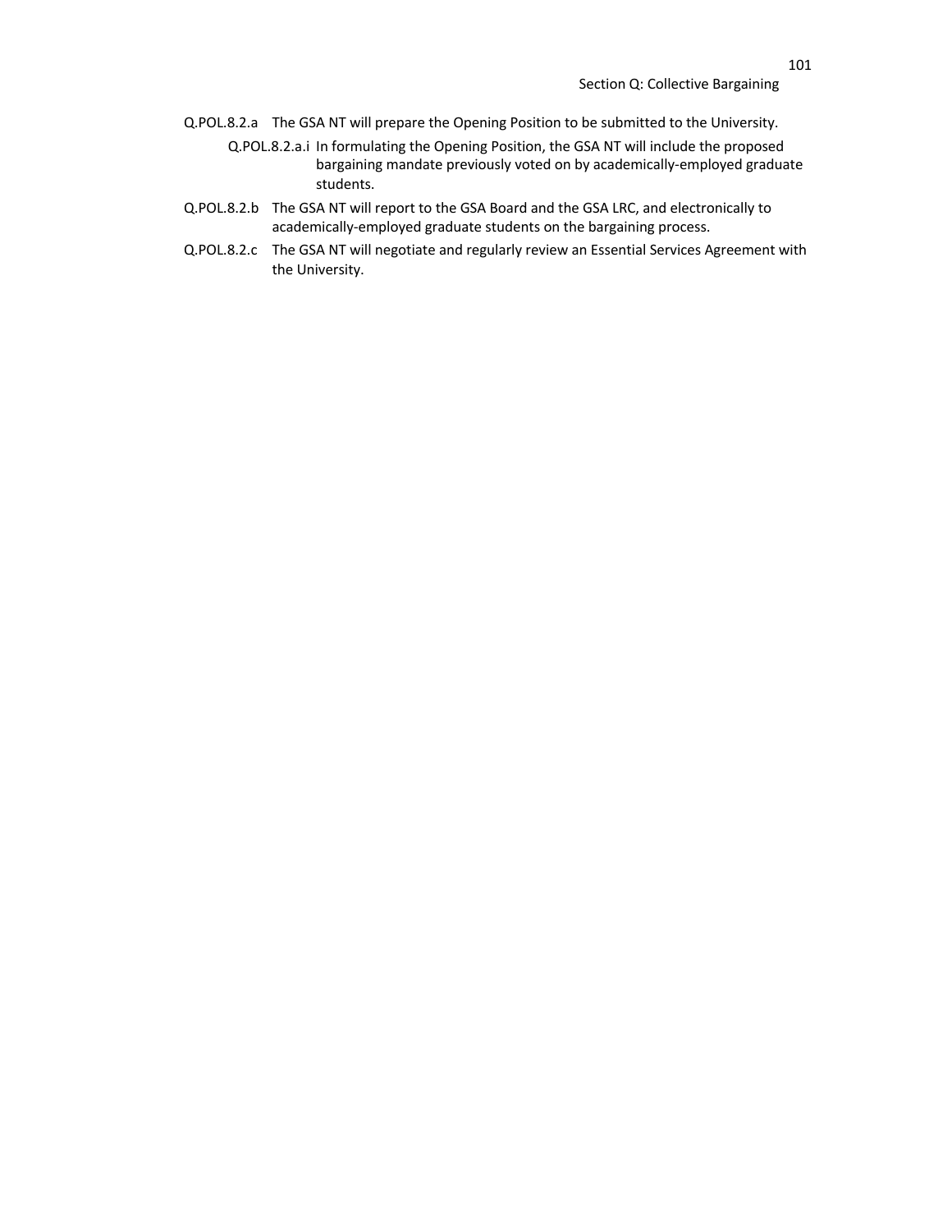Q.POL.8.2.a The GSA NT will prepare the Opening Position to be submitted to the University.

- Q.POL.8.2.a.i In formulating the Opening Position, the GSA NT will include the proposed bargaining mandate previously voted on by academically-employed graduate students.

Q.POL.8.2.b The GSA NT will report to the GSA Board and the GSA LRC, and electronically to academically-employed graduate students on the bargaining process.

Q.POL.8.2.c The GSA NT will negotiate and regularly review an Essential Services Agreement with the University.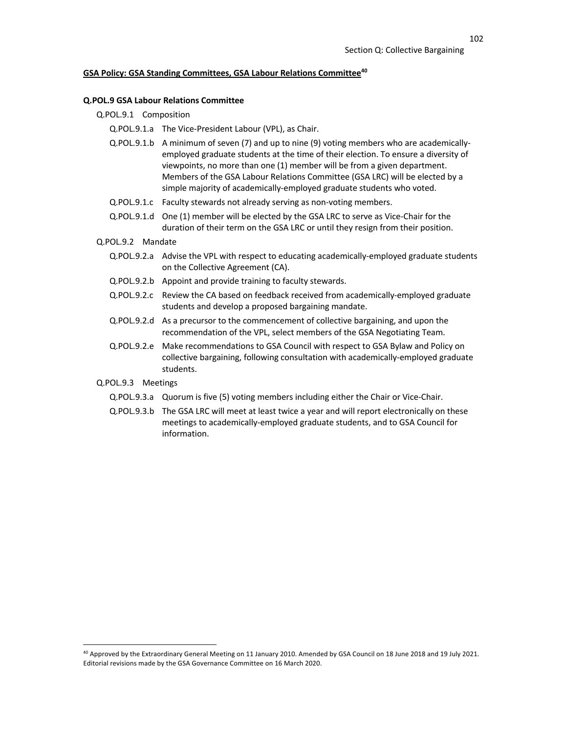**GSA Policy: GSA Standing Committees, GSA Labour Relations Committee**[40]

**Q.POL.9 GSA Labour Relations Committee**

Q.POL.9.1 Composition

- Q.POL.9.1.a The Vice-President Labour (VPL), as Chair.
- Q.POL.9.1.b A minimum of seven (7) and up to nine (9) voting members who are academically-employed graduate students at the time of their election. To ensure a diversity of viewpoints, no more than one (1) member will be from a given department. Members of the GSA Labour Relations Committee (GSA LRC) will be elected by a simple majority of academically-employed graduate students who voted.
- Q.POL.9.1.c Faculty stewards not already serving as non-voting members.
- Q.POL.9.1.d One (1) member will be elected by the GSA LRC to serve as Vice-Chair for the duration of their term on the GSA LRC or until they resign from their position.

Q.POL.9.2 Mandate

- Q.POL.9.2.a Advise the VPL with respect to educating academically-employed graduate students on the Collective Agreement (CA).
- Q.POL.9.2.b Appoint and provide training to faculty stewards.
- Q.POL.9.2.c Review the CA based on feedback received from academically-employed graduate students and develop a proposed bargaining mandate.
- Q.POL.9.2.d As a precursor to the commencement of collective bargaining, and upon the recommendation of the VPL, select members of the GSA Negotiating Team.
- Q.POL.9.2.e Make recommendations to GSA Council with respect to GSA Bylaw and Policy on collective bargaining, following consultation with academically-employed graduate students.

Q.POL.9.3 Meetings

- Q.POL.9.3.a Quorum is five (5) voting members including either the Chair or Vice-Chair.
- Q.POL.9.3.b The GSA LRC will meet at least twice a year and will report electronically on these meetings to academically-employed graduate students, and to GSA Council for information.

---

[40] Approved by the Extraordinary General Meeting on 11 January 2010. Amended by GSA Council on 18 June 2018 and 19 July 2021. Editorial revisions made by the GSA Governance Committee on 16 March 2020.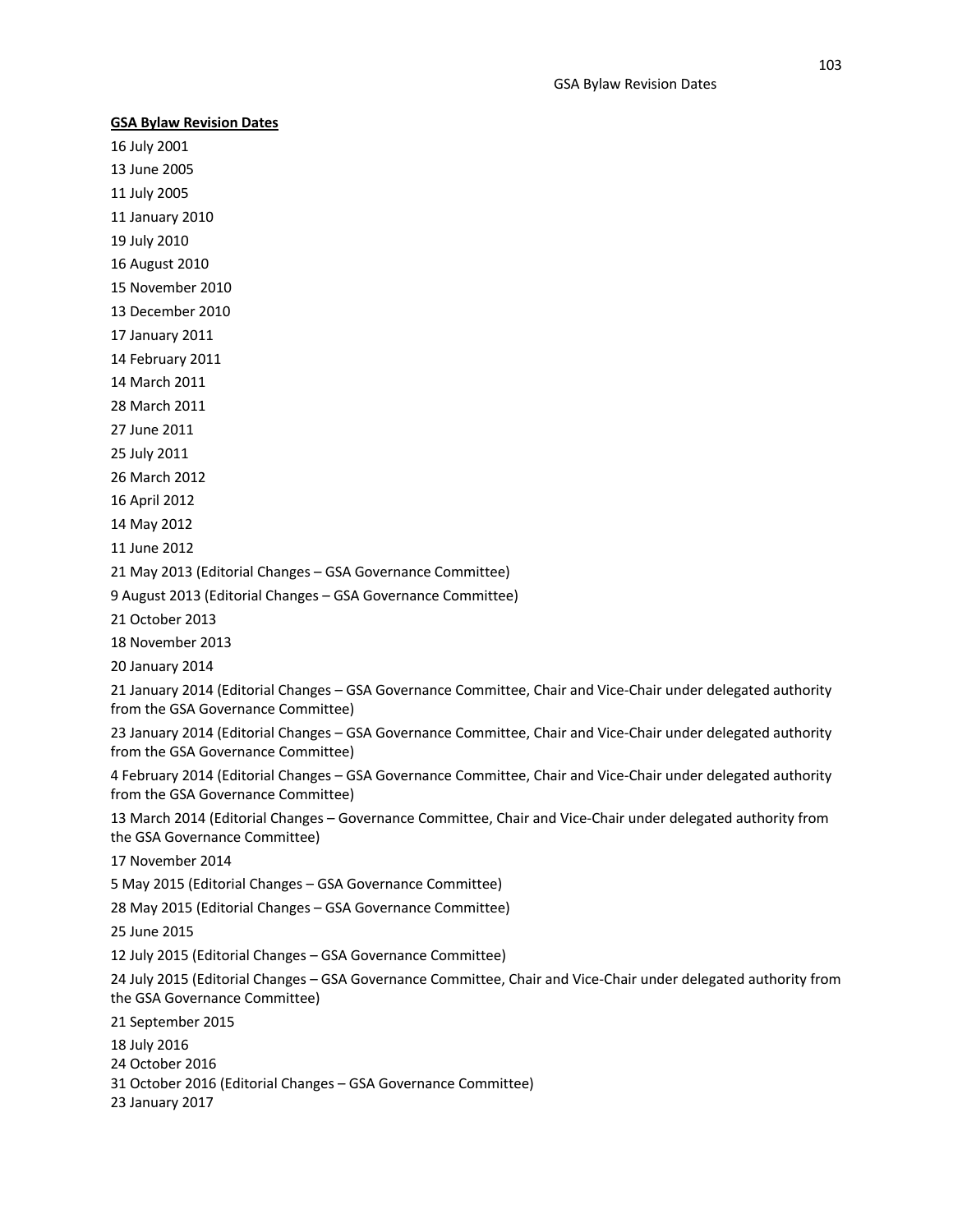**GSA Bylaw Revision Dates**

16 July 2001

13 June 2005

11 July 2005

11 January 2010

19 July 2010

16 August 2010

15 November 2010

13 December 2010

17 January 2011

14 February 2011

14 March 2011

28 March 2011

27 June 2011

25 July 2011

26 March 2012

16 April 2012

14 May 2012

11 June 2012

21 May 2013 (Editorial Changes – GSA Governance Committee)

9 August 2013 (Editorial Changes – GSA Governance Committee)

21 October 2013

18 November 2013

20 January 2014

21 January 2014 (Editorial Changes – GSA Governance Committee, Chair and Vice-Chair under delegated authority from the GSA Governance Committee)

23 January 2014 (Editorial Changes – GSA Governance Committee, Chair and Vice-Chair under delegated authority from the GSA Governance Committee)

4 February 2014 (Editorial Changes – GSA Governance Committee, Chair and Vice-Chair under delegated authority from the GSA Governance Committee)

13 March 2014 (Editorial Changes – Governance Committee, Chair and Vice-Chair under delegated authority from the GSA Governance Committee)

17 November 2014

5 May 2015 (Editorial Changes – GSA Governance Committee)

28 May 2015 (Editorial Changes – GSA Governance Committee)

25 June 2015

12 July 2015 (Editorial Changes – GSA Governance Committee)

24 July 2015 (Editorial Changes – GSA Governance Committee, Chair and Vice-Chair under delegated authority from the GSA Governance Committee)

21 September 2015

18 July 2016

24 October 2016

31 October 2016 (Editorial Changes – GSA Governance Committee)

23 January 2017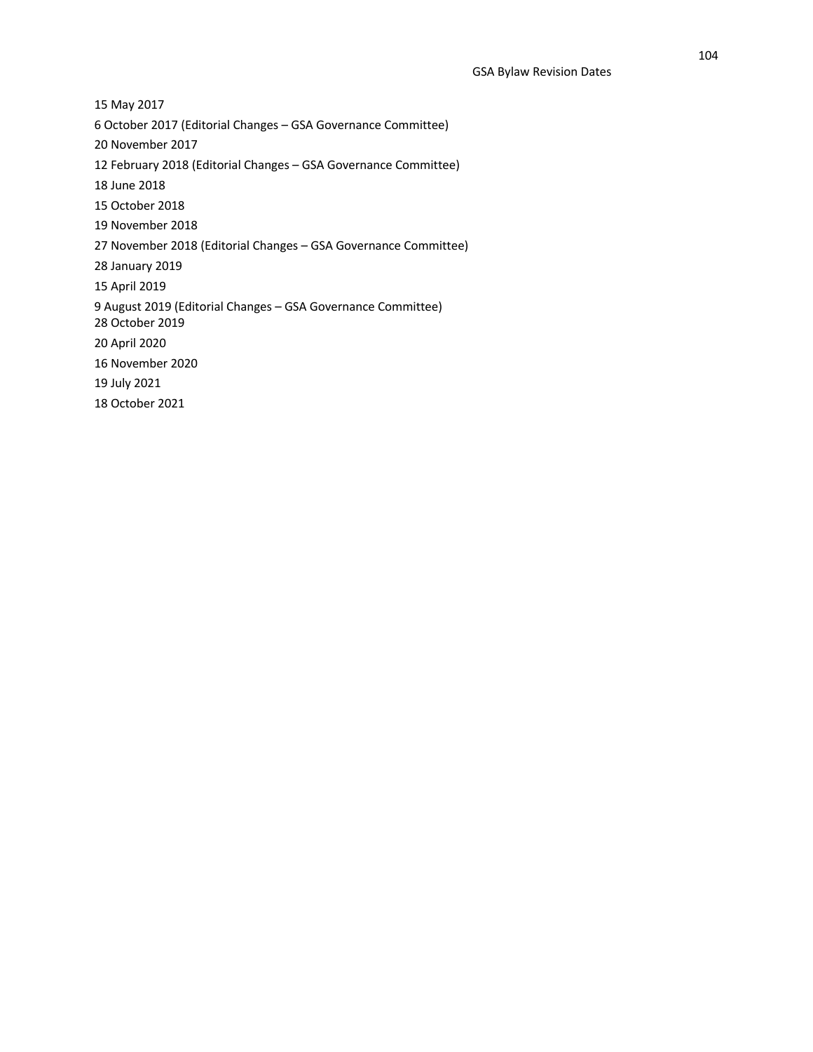15 May 2017

6 October 2017 (Editorial Changes – GSA Governance Committee)

20 November 2017

12 February 2018 (Editorial Changes – GSA Governance Committee)

18 June 2018

15 October 2018

19 November 2018

27 November 2018 (Editorial Changes – GSA Governance Committee)

28 January 2019

15 April 2019

9 August 2019 (Editorial Changes – GSA Governance Committee)

28 October 2019

20 April 2020

16 November 2020

19 July 2021

18 October 2021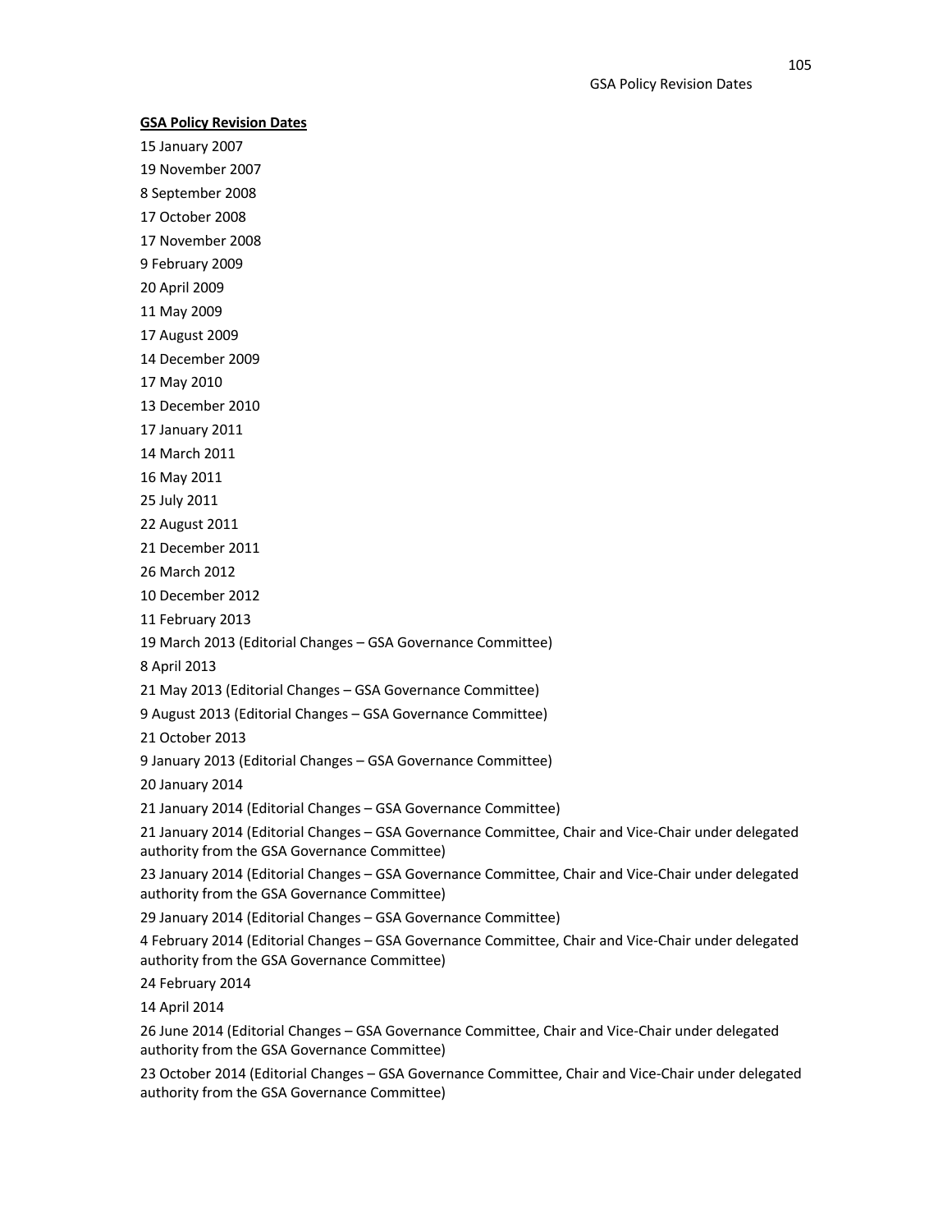**GSA Policy Revision Dates**

15 January 2007

19 November 2007

8 September 2008

17 October 2008

17 November 2008

9 February 2009

20 April 2009

11 May 2009

17 August 2009

14 December 2009

17 May 2010

13 December 2010

17 January 2011

14 March 2011

16 May 2011

25 July 2011

22 August 2011

21 December 2011

26 March 2012

10 December 2012

11 February 2013

19 March 2013 (Editorial Changes – GSA Governance Committee)

8 April 2013

21 May 2013 (Editorial Changes – GSA Governance Committee)

9 August 2013 (Editorial Changes – GSA Governance Committee)

21 October 2013

9 January 2013 (Editorial Changes – GSA Governance Committee)

20 January 2014

21 January 2014 (Editorial Changes – GSA Governance Committee)

21 January 2014 (Editorial Changes – GSA Governance Committee, Chair and Vice-Chair under delegated authority from the GSA Governance Committee)

23 January 2014 (Editorial Changes – GSA Governance Committee, Chair and Vice-Chair under delegated authority from the GSA Governance Committee)

29 January 2014 (Editorial Changes – GSA Governance Committee)

4 February 2014 (Editorial Changes – GSA Governance Committee, Chair and Vice-Chair under delegated authority from the GSA Governance Committee)

24 February 2014

14 April 2014

26 June 2014 (Editorial Changes – GSA Governance Committee, Chair and Vice-Chair under delegated authority from the GSA Governance Committee)

23 October 2014 (Editorial Changes – GSA Governance Committee, Chair and Vice-Chair under delegated authority from the GSA Governance Committee)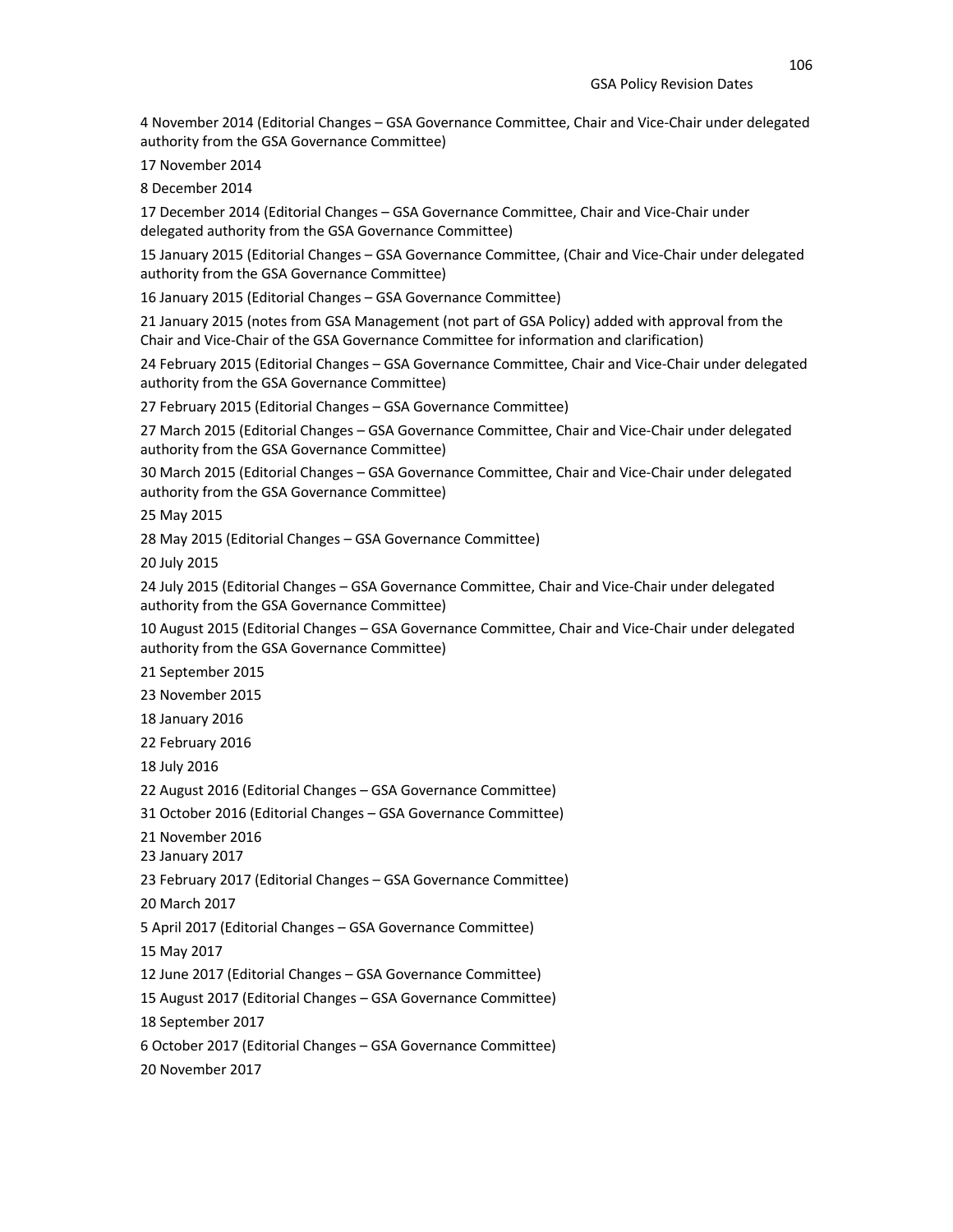4 November 2014 (Editorial Changes – GSA Governance Committee, Chair and Vice-Chair under delegated authority from the GSA Governance Committee)

17 November 2014

8 December 2014

17 December 2014 (Editorial Changes – GSA Governance Committee, Chair and Vice-Chair under delegated authority from the GSA Governance Committee)

15 January 2015 (Editorial Changes – GSA Governance Committee, (Chair and Vice-Chair under delegated authority from the GSA Governance Committee)

16 January 2015 (Editorial Changes – GSA Governance Committee)

21 January 2015 (notes from GSA Management (not part of GSA Policy) added with approval from the Chair and Vice-Chair of the GSA Governance Committee for information and clarification)

24 February 2015 (Editorial Changes – GSA Governance Committee, Chair and Vice-Chair under delegated authority from the GSA Governance Committee)

27 February 2015 (Editorial Changes – GSA Governance Committee)

27 March 2015 (Editorial Changes – GSA Governance Committee, Chair and Vice-Chair under delegated authority from the GSA Governance Committee)

30 March 2015 (Editorial Changes – GSA Governance Committee, Chair and Vice-Chair under delegated authority from the GSA Governance Committee)

25 May 2015

28 May 2015 (Editorial Changes – GSA Governance Committee)

20 July 2015

24 July 2015 (Editorial Changes – GSA Governance Committee, Chair and Vice-Chair under delegated authority from the GSA Governance Committee)

10 August 2015 (Editorial Changes – GSA Governance Committee, Chair and Vice-Chair under delegated authority from the GSA Governance Committee)

21 September 2015

23 November 2015

18 January 2016

22 February 2016

18 July 2016

22 August 2016 (Editorial Changes – GSA Governance Committee)

31 October 2016 (Editorial Changes – GSA Governance Committee)

21 November 2016

23 January 2017

23 February 2017 (Editorial Changes – GSA Governance Committee)

20 March 2017

5 April 2017 (Editorial Changes – GSA Governance Committee)

15 May 2017

12 June 2017 (Editorial Changes – GSA Governance Committee)

15 August 2017 (Editorial Changes – GSA Governance Committee)

18 September 2017

6 October 2017 (Editorial Changes – GSA Governance Committee)

20 November 2017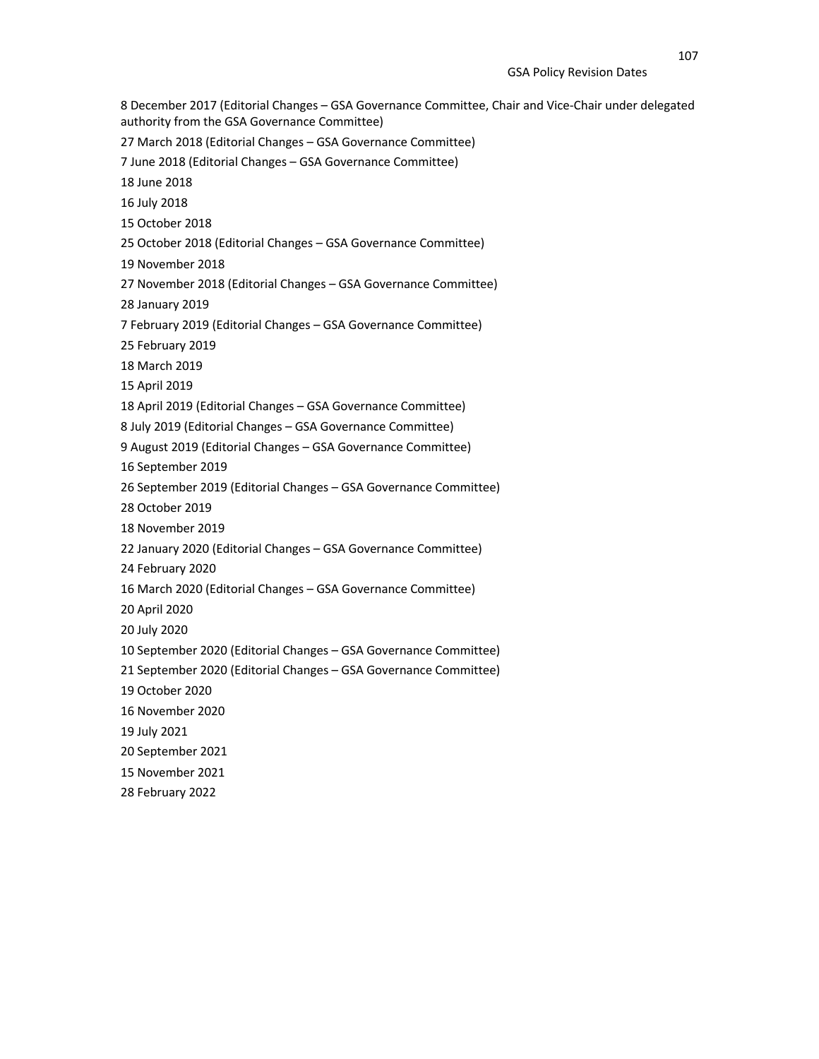8 December 2017 (Editorial Changes – GSA Governance Committee, Chair and Vice-Chair under delegated authority from the GSA Governance Committee)

27 March 2018 (Editorial Changes – GSA Governance Committee)

7 June 2018 (Editorial Changes – GSA Governance Committee)

18 June 2018

16 July 2018

15 October 2018

25 October 2018 (Editorial Changes – GSA Governance Committee)

19 November 2018

27 November 2018 (Editorial Changes – GSA Governance Committee)

28 January 2019

7 February 2019 (Editorial Changes – GSA Governance Committee)

25 February 2019

18 March 2019

15 April 2019

18 April 2019 (Editorial Changes – GSA Governance Committee)

8 July 2019 (Editorial Changes – GSA Governance Committee)

9 August 2019 (Editorial Changes – GSA Governance Committee)

16 September 2019

26 September 2019 (Editorial Changes – GSA Governance Committee)

28 October 2019

18 November 2019

22 January 2020 (Editorial Changes – GSA Governance Committee)

24 February 2020

16 March 2020 (Editorial Changes – GSA Governance Committee)

20 April 2020

20 July 2020

10 September 2020 (Editorial Changes – GSA Governance Committee)

21 September 2020 (Editorial Changes – GSA Governance Committee)

19 October 2020

16 November 2020

19 July 2021

20 September 2021

15 November 2021

28 February 2022